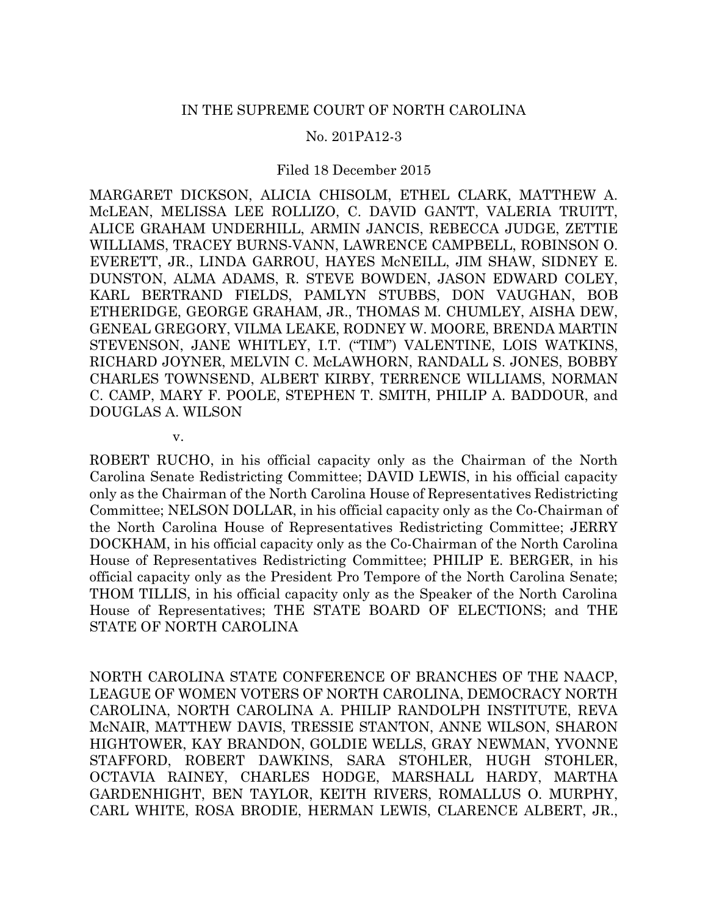IN THE SUPREME COURT OF NORTH CAROLINA

No. 201PA12-3

Filed 18 December 2015

MARGARET DICKSON, ALICIA CHISOLM, ETHEL CLARK, MATTHEW A. McLEAN, MELISSA LEE ROLLIZO, C. DAVID GANTT, VALERIA TRUITT, ALICE GRAHAM UNDERHILL, ARMIN JANCIS, REBECCA JUDGE, ZETTIE WILLIAMS, TRACEY BURNS-VANN, LAWRENCE CAMPBELL, ROBINSON O. EVERETT, JR., LINDA GARROU, HAYES McNEILL, JIM SHAW, SIDNEY E. DUNSTON, ALMA ADAMS, R. STEVE BOWDEN, JASON EDWARD COLEY, KARL BERTRAND FIELDS, PAMLYN STUBBS, DON VAUGHAN, BOB ETHERIDGE, GEORGE GRAHAM, JR., THOMAS M. CHUMLEY, AISHA DEW, GENEAL GREGORY, VILMA LEAKE, RODNEY W. MOORE, BRENDA MARTIN STEVENSON, JANE WHITLEY, I.T. ("TIM") VALENTINE, LOIS WATKINS, RICHARD JOYNER, MELVIN C. McLAWHORN, RANDALL S. JONES, BOBBY CHARLES TOWNSEND, ALBERT KIRBY, TERRENCE WILLIAMS, NORMAN C. CAMP, MARY F. POOLE, STEPHEN T. SMITH, PHILIP A. BADDOUR, and DOUGLAS A. WILSON

v.

ROBERT RUCHO, in his official capacity only as the Chairman of the North Carolina Senate Redistricting Committee; DAVID LEWIS, in his official capacity only as the Chairman of the North Carolina House of Representatives Redistricting Committee; NELSON DOLLAR, in his official capacity only as the Co-Chairman of the North Carolina House of Representatives Redistricting Committee; JERRY DOCKHAM, in his official capacity only as the Co-Chairman of the North Carolina House of Representatives Redistricting Committee; PHILIP E. BERGER, in his official capacity only as the President Pro Tempore of the North Carolina Senate; THOM TILLIS, in his official capacity only as the Speaker of the North Carolina House of Representatives; THE STATE BOARD OF ELECTIONS; and THE STATE OF NORTH CAROLINA

NORTH CAROLINA STATE CONFERENCE OF BRANCHES OF THE NAACP, LEAGUE OF WOMEN VOTERS OF NORTH CAROLINA, DEMOCRACY NORTH CAROLINA, NORTH CAROLINA A. PHILIP RANDOLPH INSTITUTE, REVA McNAIR, MATTHEW DAVIS, TRESSIE STANTON, ANNE WILSON, SHARON HIGHTOWER, KAY BRANDON, GOLDIE WELLS, GRAY NEWMAN, YVONNE STAFFORD, ROBERT DAWKINS, SARA STOHLER, HUGH STOHLER, OCTAVIA RAINEY, CHARLES HODGE, MARSHALL HARDY, MARTHA GARDENHIGHT, BEN TAYLOR, KEITH RIVERS, ROMALLUS O. MURPHY, CARL WHITE, ROSA BRODIE, HERMAN LEWIS, CLARENCE ALBERT, JR.,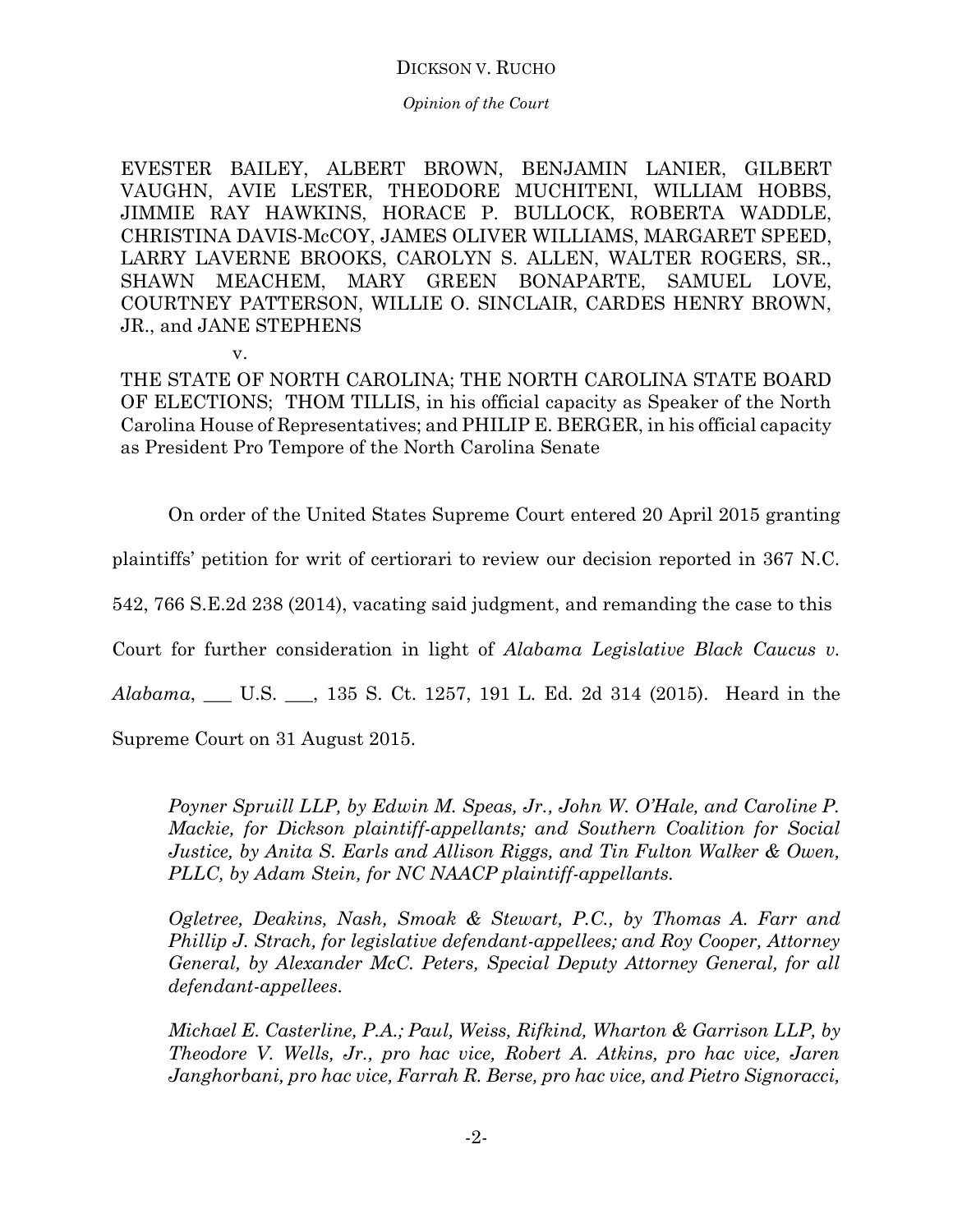EVESTER BAILEY, ALBERT BROWN, BENJAMIN LANIER, GILBERT VAUGHN, AVIE LESTER, THEODORE MUCHITENI, WILLIAM HOBBS, JIMMIE RAY HAWKINS, HORACE P. BULLOCK, ROBERTA WADDLE, CHRISTINA DAVIS-McCOY, JAMES OLIVER WILLIAMS, MARGARET SPEED, LARRY LAVERNE BROOKS, CAROLYN S. ALLEN, WALTER ROGERS, SR., SHAWN MEACHEM, MARY GREEN BONAPARTE, SAMUEL LOVE, COURTNEY PATTERSON, WILLIE O. SINCLAIR, CARDES HENRY BROWN, JR., and JANE STEPHENS

v.

THE STATE OF NORTH CAROLINA; THE NORTH CAROLINA STATE BOARD OF ELECTIONS; THOM TILLIS, in his official capacity as Speaker of the North Carolina House of Representatives; and PHILIP E. BERGER, in his official capacity as President Pro Tempore of the North Carolina Senate

On order of the United States Supreme Court entered 20 April 2015 granting plaintiffs' petition for writ of certiorari to review our decision reported in 367 N.C. 542, 766 S.E.2d 238 (2014), vacating said judgment, and remanding the case to this Court for further consideration in light of *Alabama Legislative Black Caucus v. Alabama*, ___ U.S. ___, 135 S. Ct. 1257, 191 L. Ed. 2d 314 (2015). Heard in the Supreme Court on 31 August 2015.

*Poyner Spruill LLP, by Edwin M. Speas, Jr., John W. O'Hale, and Caroline P. Mackie, for Dickson plaintiff-appellants; and Southern Coalition for Social Justice, by Anita S. Earls and Allison Riggs, and Tin Fulton Walker & Owen, PLLC, by Adam Stein, for NC NAACP plaintiff-appellants.*

*Ogletree, Deakins, Nash, Smoak & Stewart, P.C., by Thomas A. Farr and Phillip J. Strach, for legislative defendant-appellees; and Roy Cooper, Attorney General, by Alexander McC. Peters, Special Deputy Attorney General, for all defendant-appellees.*

*Michael E. Casterline, P.A.; Paul, Weiss, Rifkind, Wharton & Garrison LLP, by Theodore V. Wells, Jr., pro hac vice, Robert A. Atkins, pro hac vice, Jaren Janghorbani, pro hac vice, Farrah R. Berse, pro hac vice, and Pietro Signoracci,*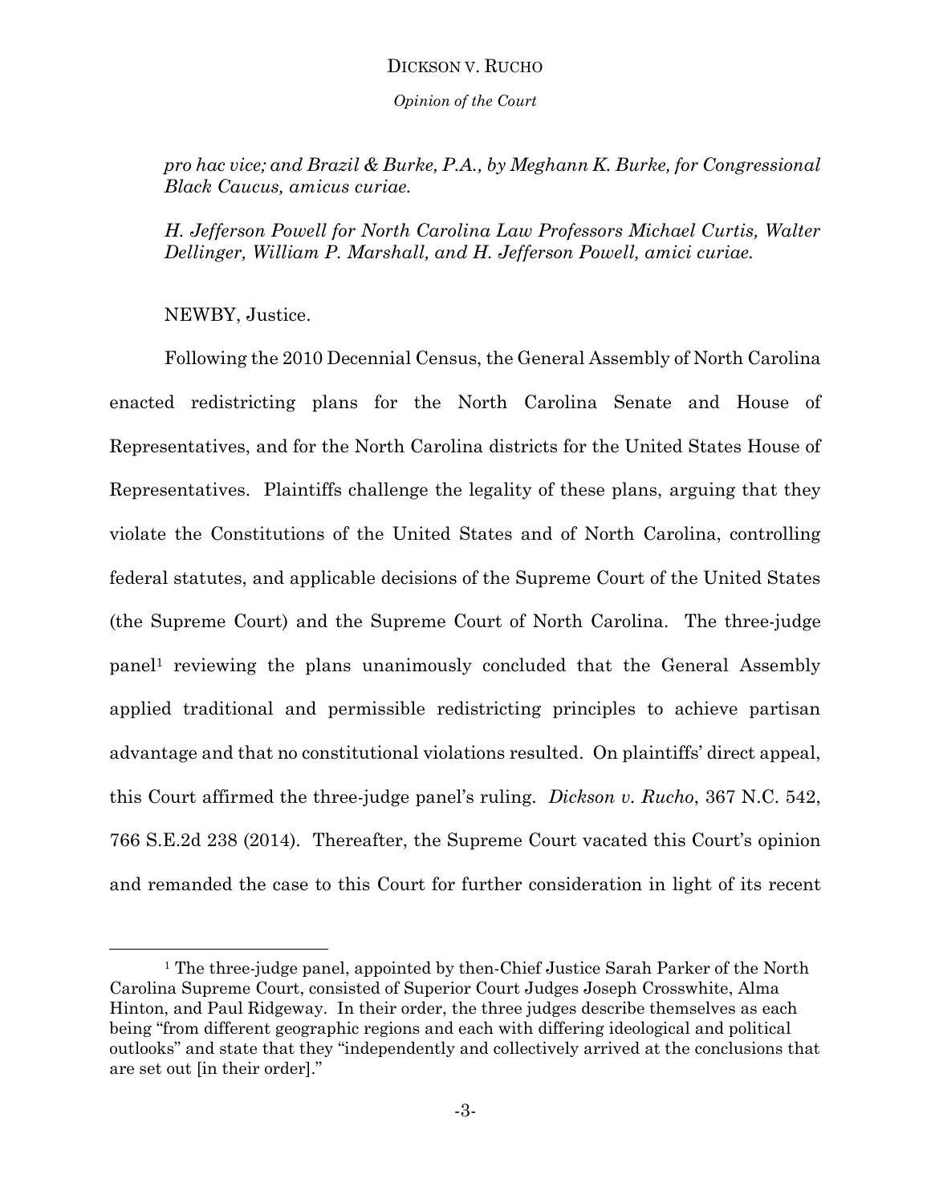*pro hac vice; and Brazil & Burke, P.A., by Meghann K. Burke, for Congressional Black Caucus, amicus curiae.*

*H. Jefferson Powell for North Carolina Law Professors Michael Curtis, Walter Dellinger, William P. Marshall, and H. Jefferson Powell, amici curiae.*

NEWBY, Justice.

Following the 2010 Decennial Census, the General Assembly of North Carolina enacted redistricting plans for the North Carolina Senate and House of Representatives, and for the North Carolina districts for the United States House of Representatives. Plaintiffs challenge the legality of these plans, arguing that they violate the Constitutions of the United States and of North Carolina, controlling federal statutes, and applicable decisions of the Supreme Court of the United States (the Supreme Court) and the Supreme Court of North Carolina. The three-judge panel[1] reviewing the plans unanimously concluded that the General Assembly applied traditional and permissible redistricting principles to achieve partisan advantage and that no constitutional violations resulted. On plaintiffs' direct appeal, this Court affirmed the three-judge panel's ruling. *Dickson v. Rucho*, 367 N.C. 542, 766 S.E.2d 238 (2014). Thereafter, the Supreme Court vacated this Court's opinion and remanded the case to this Court for further consideration in light of its recent

[1] The three-judge panel, appointed by then-Chief Justice Sarah Parker of the North Carolina Supreme Court, consisted of Superior Court Judges Joseph Crosswhite, Alma Hinton, and Paul Ridgeway. In their order, the three judges describe themselves as each being "from different geographic regions and each with differing ideological and political outlooks" and state that they "independently and collectively arrived at the conclusions that are set out [in their order]."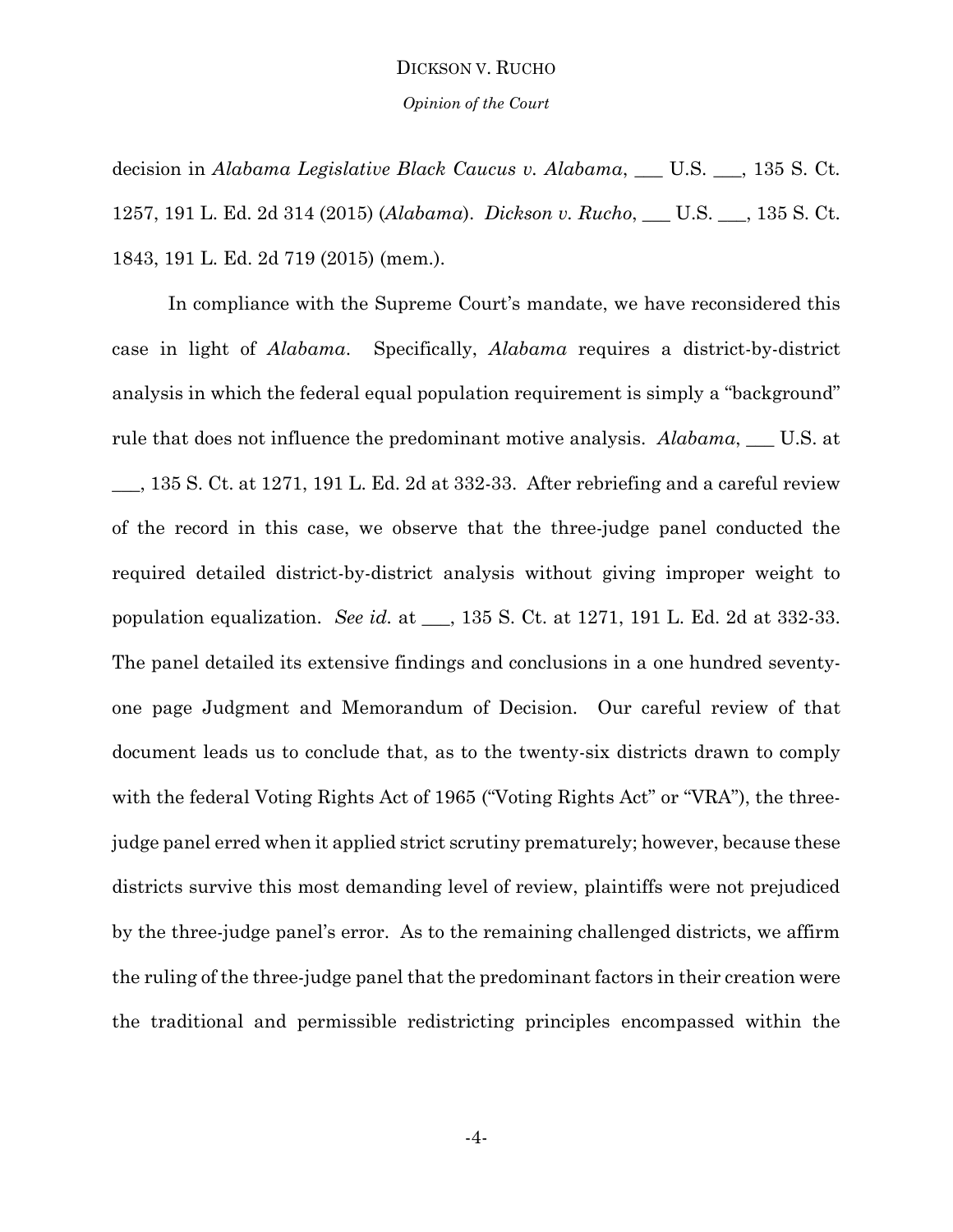decision in *Alabama Legislative Black Caucus v. Alabama*, ___ U.S. ___, 135 S. Ct. 1257, 191 L. Ed. 2d 314 (2015) (*Alabama*). *Dickson v. Rucho*, ___ U.S. ___, 135 S. Ct. 1843, 191 L. Ed. 2d 719 (2015) (mem.).

In compliance with the Supreme Court's mandate, we have reconsidered this case in light of *Alabama*. Specifically, *Alabama* requires a district-by-district analysis in which the federal equal population requirement is simply a "background" rule that does not influence the predominant motive analysis. *Alabama*, ___ U.S. at ___, 135 S. Ct. at 1271, 191 L. Ed. 2d at 332-33. After rebriefing and a careful review of the record in this case, we observe that the three-judge panel conducted the required detailed district-by-district analysis without giving improper weight to population equalization. *See id.* at ___, 135 S. Ct. at 1271, 191 L. Ed. 2d at 332-33. The panel detailed its extensive findings and conclusions in a one hundred seventy-one page Judgment and Memorandum of Decision. Our careful review of that document leads us to conclude that, as to the twenty-six districts drawn to comply with the federal Voting Rights Act of 1965 ("Voting Rights Act" or "VRA"), the three-judge panel erred when it applied strict scrutiny prematurely; however, because these districts survive this most demanding level of review, plaintiffs were not prejudiced by the three-judge panel's error. As to the remaining challenged districts, we affirm the ruling of the three-judge panel that the predominant factors in their creation were the traditional and permissible redistricting principles encompassed within the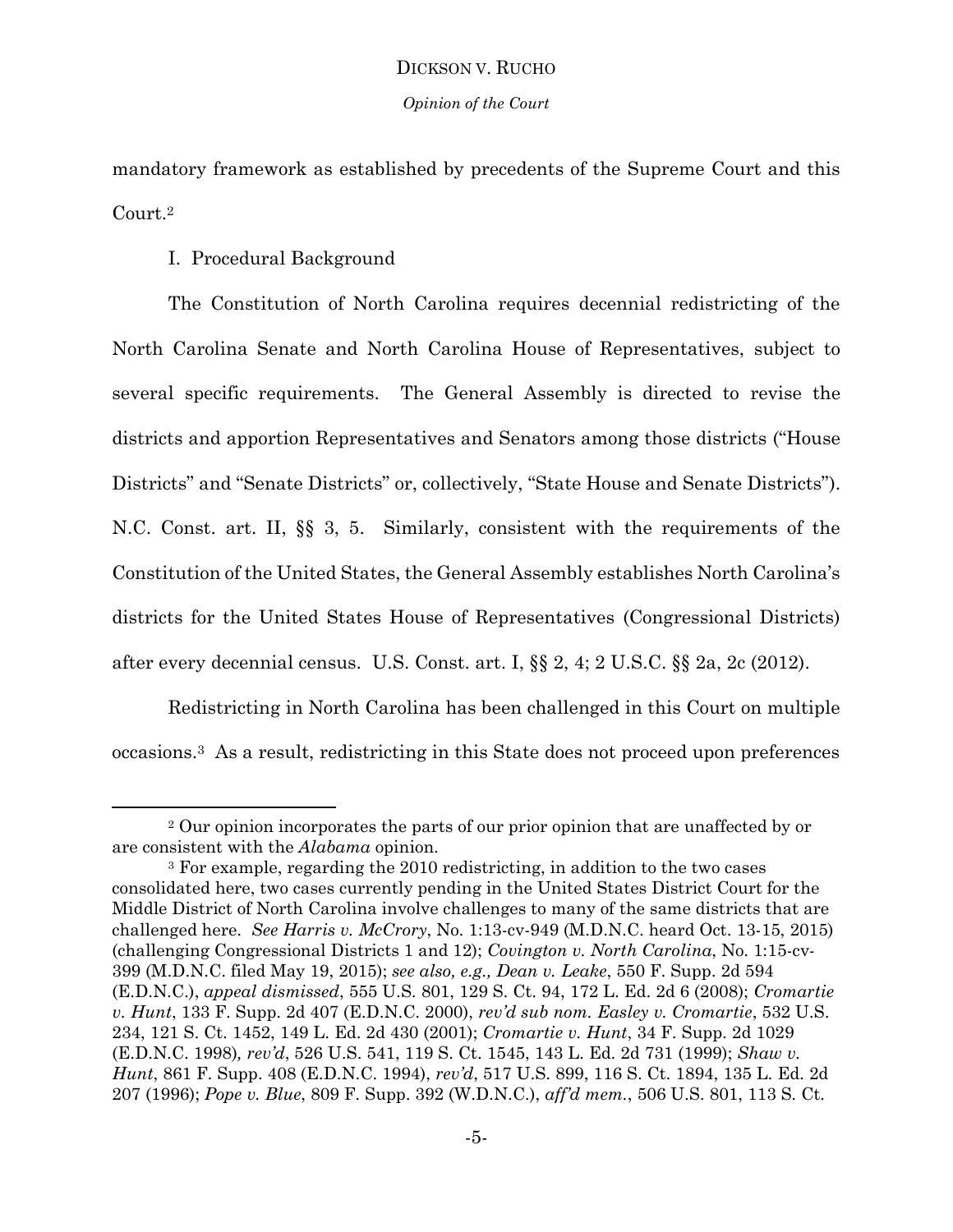mandatory framework as established by precedents of the Supreme Court and this Court.[2]

I. Procedural Background

The Constitution of North Carolina requires decennial redistricting of the North Carolina Senate and North Carolina House of Representatives, subject to several specific requirements. The General Assembly is directed to revise the districts and apportion Representatives and Senators among those districts ("House Districts" and "Senate Districts" or, collectively, "State House and Senate Districts"). N.C. Const. art. II, §§ 3, 5. Similarly, consistent with the requirements of the Constitution of the United States, the General Assembly establishes North Carolina's districts for the United States House of Representatives (Congressional Districts) after every decennial census. U.S. Const. art. I, §§ 2, 4; 2 U.S.C. §§ 2a, 2c (2012).

Redistricting in North Carolina has been challenged in this Court on multiple occasions.[3] As a result, redistricting in this State does not proceed upon preferences

---

[2] Our opinion incorporates the parts of our prior opinion that are unaffected by or are consistent with the *Alabama* opinion.

[3] For example, regarding the 2010 redistricting, in addition to the two cases consolidated here, two cases currently pending in the United States District Court for the Middle District of North Carolina involve challenges to many of the same districts that are challenged here. *See Harris v. McCrory*, No. 1:13-cv-949 (M.D.N.C. heard Oct. 13-15, 2015) (challenging Congressional Districts 1 and 12); *Covington v. North Carolina*, No. 1:15-cv-399 (M.D.N.C. filed May 19, 2015); *see also, e.g., Dean v. Leake*, 550 F. Supp. 2d 594 (E.D.N.C.), *appeal dismissed*, 555 U.S. 801, 129 S. Ct. 94, 172 L. Ed. 2d 6 (2008); *Cromartie v. Hunt*, 133 F. Supp. 2d 407 (E.D.N.C. 2000), *rev'd sub nom. Easley v. Cromartie*, 532 U.S. 234, 121 S. Ct. 1452, 149 L. Ed. 2d 430 (2001); *Cromartie v. Hunt*, 34 F. Supp. 2d 1029 (E.D.N.C. 1998), *rev'd*, 526 U.S. 541, 119 S. Ct. 1545, 143 L. Ed. 2d 731 (1999); *Shaw v. Hunt*, 861 F. Supp. 408 (E.D.N.C. 1994), *rev'd*, 517 U.S. 899, 116 S. Ct. 1894, 135 L. Ed. 2d 207 (1996); *Pope v. Blue*, 809 F. Supp. 392 (W.D.N.C.), *aff'd mem.*, 506 U.S. 801, 113 S. Ct.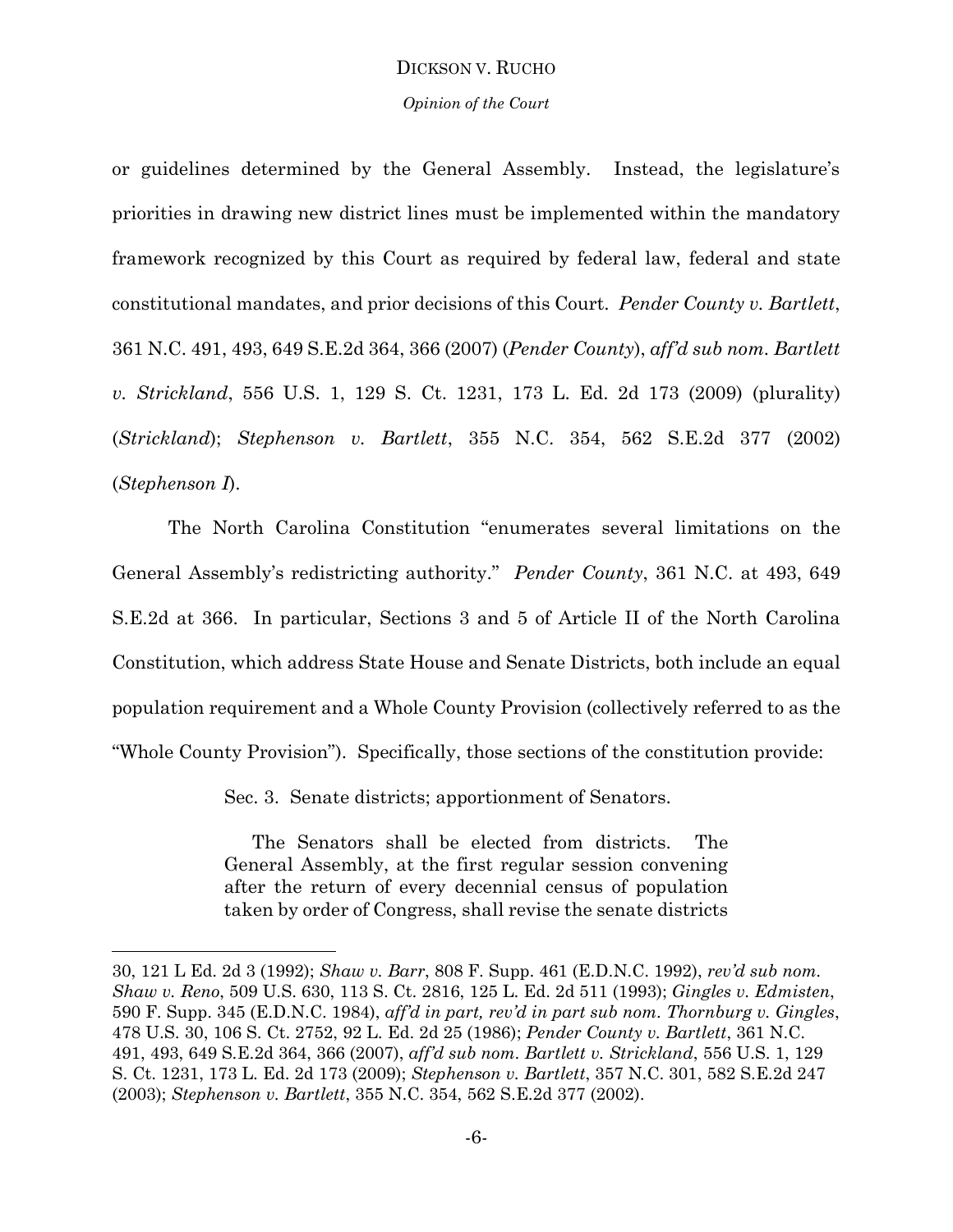or guidelines determined by the General Assembly. Instead, the legislature's priorities in drawing new district lines must be implemented within the mandatory framework recognized by this Court as required by federal law, federal and state constitutional mandates, and prior decisions of this Court. *Pender County v. Bartlett*, 361 N.C. 491, 493, 649 S.E.2d 364, 366 (2007) (*Pender County*), *aff'd sub nom. Bartlett v. Strickland*, 556 U.S. 1, 129 S. Ct. 1231, 173 L. Ed. 2d 173 (2009) (plurality) (*Strickland*); *Stephenson v. Bartlett*, 355 N.C. 354, 562 S.E.2d 377 (2002) (*Stephenson I*).

The North Carolina Constitution "enumerates several limitations on the General Assembly's redistricting authority." *Pender County*, 361 N.C. at 493, 649 S.E.2d at 366. In particular, Sections 3 and 5 of Article II of the North Carolina Constitution, which address State House and Senate Districts, both include an equal population requirement and a Whole County Provision (collectively referred to as the "Whole County Provision"). Specifically, those sections of the constitution provide:

> Sec. 3. Senate districts; apportionment of Senators.
>
> The Senators shall be elected from districts. The General Assembly, at the first regular session convening after the return of every decennial census of population taken by order of Congress, shall revise the senate districts

---

30, 121 L Ed. 2d 3 (1992); *Shaw v. Barr*, 808 F. Supp. 461 (E.D.N.C. 1992), *rev'd sub nom. Shaw v. Reno*, 509 U.S. 630, 113 S. Ct. 2816, 125 L. Ed. 2d 511 (1993); *Gingles v. Edmisten*, 590 F. Supp. 345 (E.D.N.C. 1984), *aff'd in part, rev'd in part sub nom. Thornburg v. Gingles*, 478 U.S. 30, 106 S. Ct. 2752, 92 L. Ed. 2d 25 (1986); *Pender County v. Bartlett*, 361 N.C. 491, 493, 649 S.E.2d 364, 366 (2007), *aff'd sub nom. Bartlett v. Strickland*, 556 U.S. 1, 129 S. Ct. 1231, 173 L. Ed. 2d 173 (2009); *Stephenson v. Bartlett*, 357 N.C. 301, 582 S.E.2d 247 (2003); *Stephenson v. Bartlett*, 355 N.C. 354, 562 S.E.2d 377 (2002).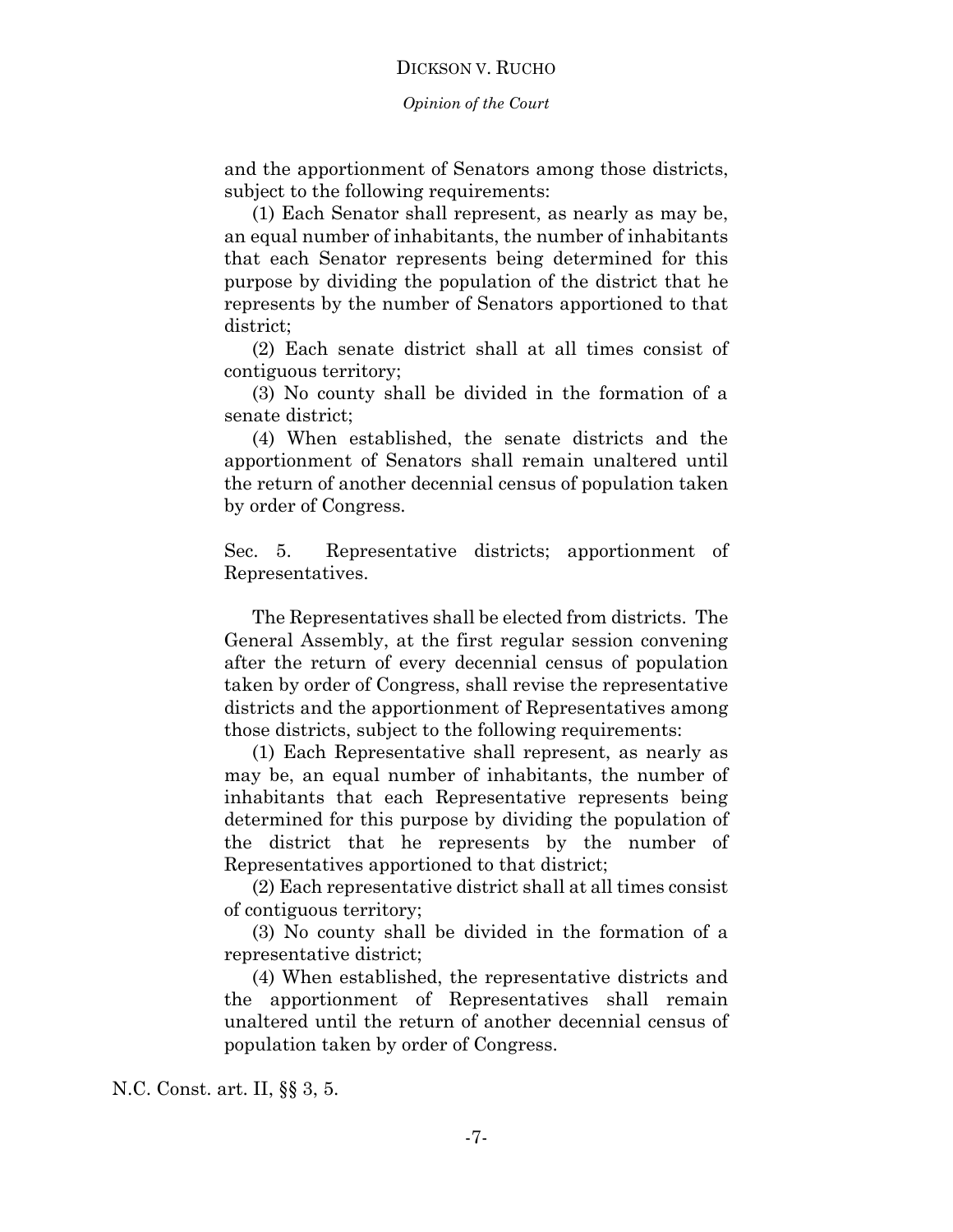> and the apportionment of Senators among those districts, subject to the following requirements:
>
> (1) Each Senator shall represent, as nearly as may be, an equal number of inhabitants, the number of inhabitants that each Senator represents being determined for this purpose by dividing the population of the district that he represents by the number of Senators apportioned to that district;
>
> (2) Each senate district shall at all times consist of contiguous territory;
>
> (3) No county shall be divided in the formation of a senate district;
>
> (4) When established, the senate districts and the apportionment of Senators shall remain unaltered until the return of another decennial census of population taken by order of Congress.
>
> Sec. 5. Representative districts; apportionment of Representatives.
>
> The Representatives shall be elected from districts. The General Assembly, at the first regular session convening after the return of every decennial census of population taken by order of Congress, shall revise the representative districts and the apportionment of Representatives among those districts, subject to the following requirements:
>
> (1) Each Representative shall represent, as nearly as may be, an equal number of inhabitants, the number of inhabitants that each Representative represents being determined for this purpose by dividing the population of the district that he represents by the number of Representatives apportioned to that district;
>
> (2) Each representative district shall at all times consist of contiguous territory;
>
> (3) No county shall be divided in the formation of a representative district;
>
> (4) When established, the representative districts and the apportionment of Representatives shall remain unaltered until the return of another decennial census of population taken by order of Congress.

N.C. Const. art. II, §§ 3, 5.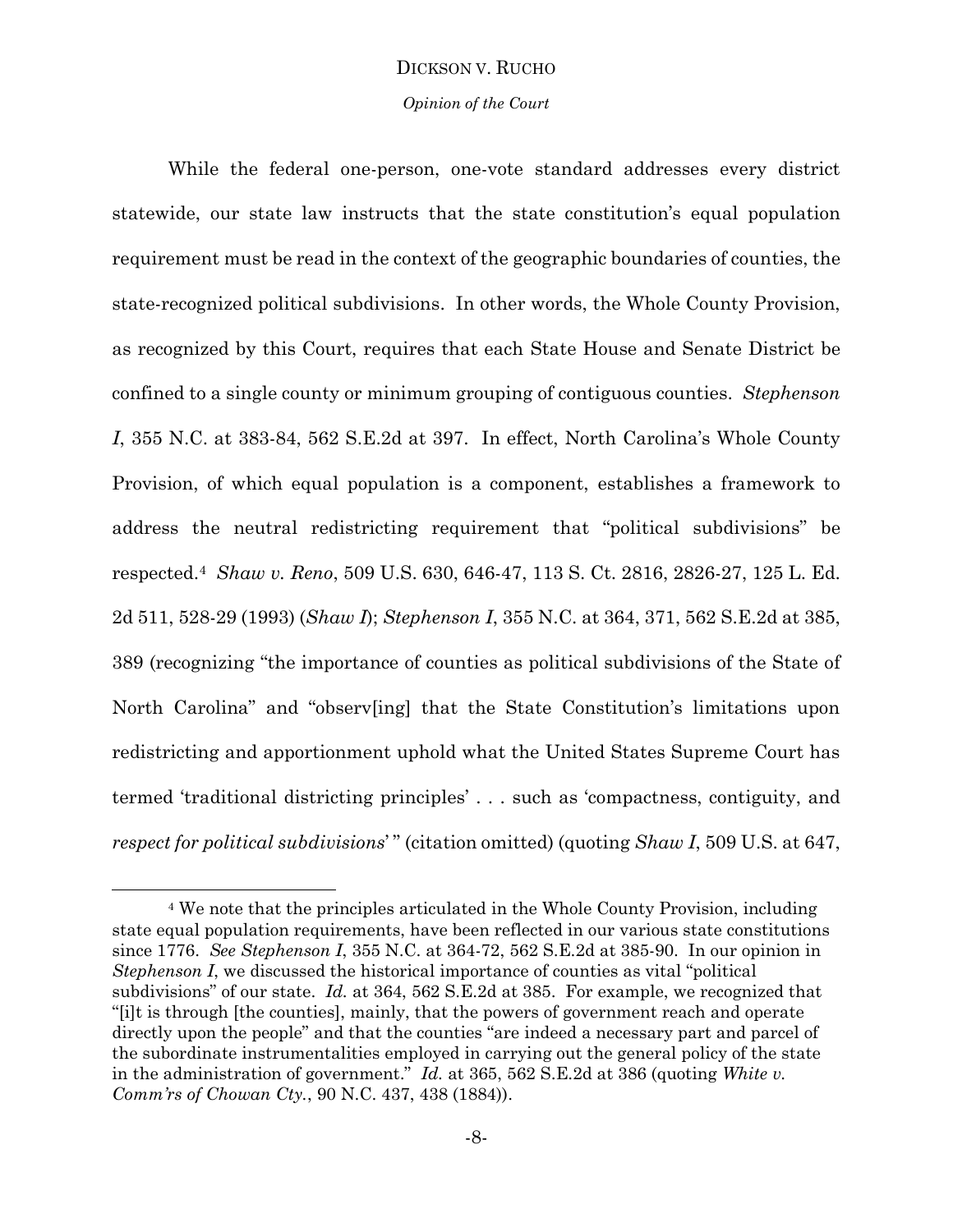While the federal one-person, one-vote standard addresses every district statewide, our state law instructs that the state constitution's equal population requirement must be read in the context of the geographic boundaries of counties, the state-recognized political subdivisions. In other words, the Whole County Provision, as recognized by this Court, requires that each State House and Senate District be confined to a single county or minimum grouping of contiguous counties. *Stephenson I*, 355 N.C. at 383-84, 562 S.E.2d at 397. In effect, North Carolina's Whole County Provision, of which equal population is a component, establishes a framework to address the neutral redistricting requirement that "political subdivisions" be respected.[4] *Shaw v. Reno*, 509 U.S. 630, 646-47, 113 S. Ct. 2816, 2826-27, 125 L. Ed. 2d 511, 528-29 (1993) (*Shaw I*); *Stephenson I*, 355 N.C. at 364, 371, 562 S.E.2d at 385, 389 (recognizing "the importance of counties as political subdivisions of the State of North Carolina" and "observ[ing] that the State Constitution's limitations upon redistricting and apportionment uphold what the United States Supreme Court has termed 'traditional districting principles' . . . such as 'compactness, contiguity, and *respect for political subdivisions*' " (citation omitted) (quoting *Shaw I*, 509 U.S. at 647,

---

[4] We note that the principles articulated in the Whole County Provision, including state equal population requirements, have been reflected in our various state constitutions since 1776. *See Stephenson I*, 355 N.C. at 364-72, 562 S.E.2d at 385-90. In our opinion in *Stephenson I*, we discussed the historical importance of counties as vital "political subdivisions" of our state. *Id.* at 364, 562 S.E.2d at 385. For example, we recognized that "[i]t is through [the counties], mainly, that the powers of government reach and operate directly upon the people" and that the counties "are indeed a necessary part and parcel of the subordinate instrumentalities employed in carrying out the general policy of the state in the administration of government." *Id.* at 365, 562 S.E.2d at 386 (quoting *White v. Comm'rs of Chowan Cty.*, 90 N.C. 437, 438 (1884)).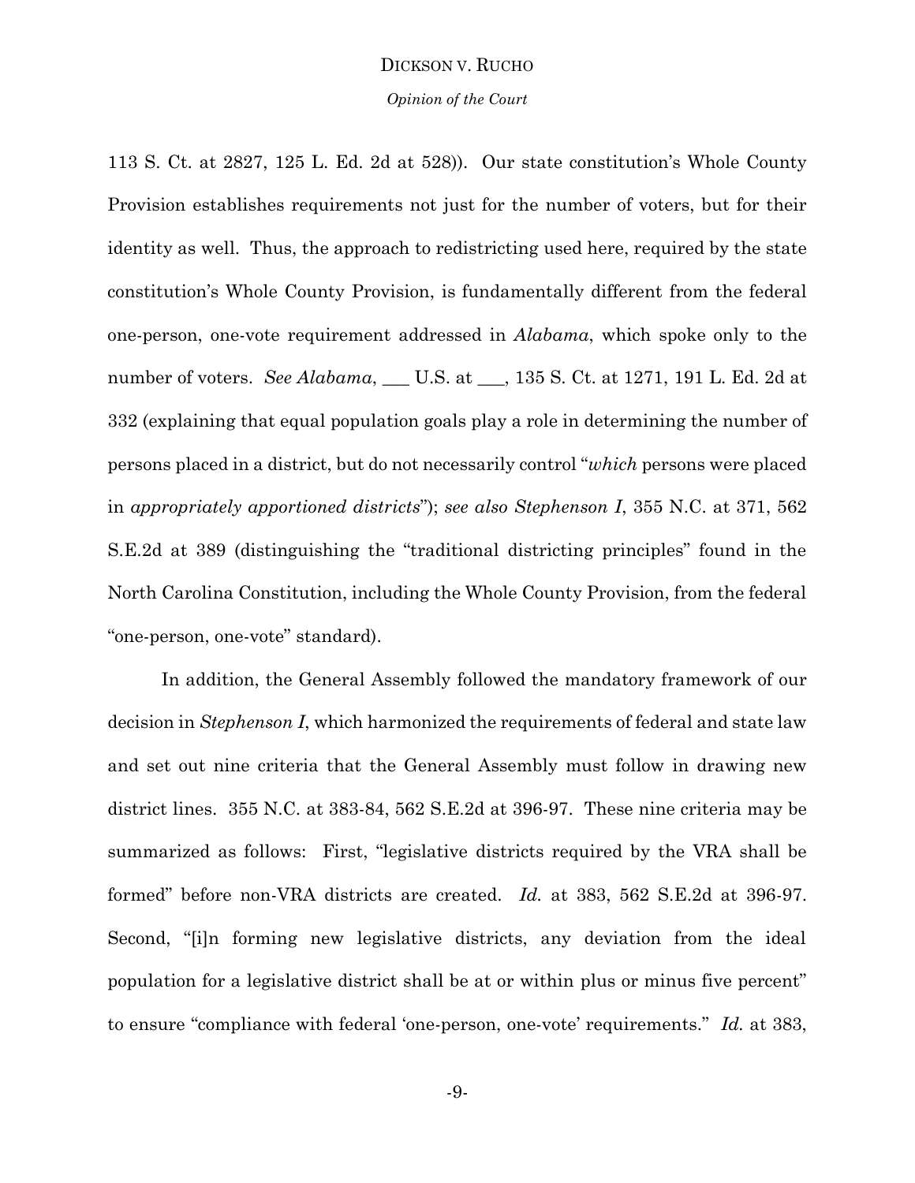113 S. Ct. at 2827, 125 L. Ed. 2d at 528)). Our state constitution's Whole County Provision establishes requirements not just for the number of voters, but for their identity as well. Thus, the approach to redistricting used here, required by the state constitution's Whole County Provision, is fundamentally different from the federal one-person, one-vote requirement addressed in *Alabama*, which spoke only to the number of voters. *See Alabama*, ___ U.S. at ___, 135 S. Ct. at 1271, 191 L. Ed. 2d at 332 (explaining that equal population goals play a role in determining the number of persons placed in a district, but do not necessarily control "*which* persons were placed in *appropriately apportioned districts*"); *see also Stephenson I*, 355 N.C. at 371, 562 S.E.2d at 389 (distinguishing the "traditional districting principles" found in the North Carolina Constitution, including the Whole County Provision, from the federal "one-person, one-vote" standard).

In addition, the General Assembly followed the mandatory framework of our decision in *Stephenson I*, which harmonized the requirements of federal and state law and set out nine criteria that the General Assembly must follow in drawing new district lines. 355 N.C. at 383-84, 562 S.E.2d at 396-97. These nine criteria may be summarized as follows: First, "legislative districts required by the VRA shall be formed" before non-VRA districts are created. *Id.* at 383, 562 S.E.2d at 396-97. Second, "[i]n forming new legislative districts, any deviation from the ideal population for a legislative district shall be at or within plus or minus five percent" to ensure "compliance with federal 'one-person, one-vote' requirements." *Id.* at 383,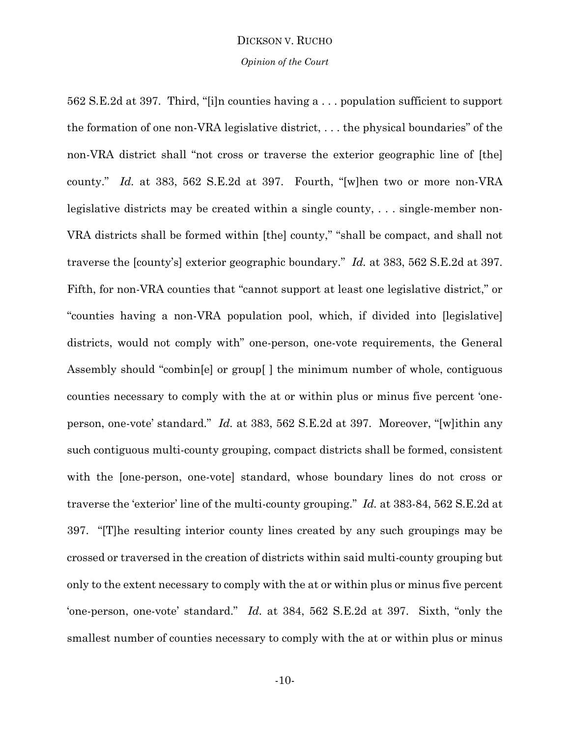562 S.E.2d at 397. Third, "[i]n counties having a . . . population sufficient to support the formation of one non-VRA legislative district, . . . the physical boundaries" of the non-VRA district shall "not cross or traverse the exterior geographic line of [the] county." *Id.* at 383, 562 S.E.2d at 397. Fourth, "[w]hen two or more non-VRA legislative districts may be created within a single county, . . . single-member non-VRA districts shall be formed within [the] county," "shall be compact, and shall not traverse the [county's] exterior geographic boundary." *Id.* at 383, 562 S.E.2d at 397. Fifth, for non-VRA counties that "cannot support at least one legislative district," or "counties having a non-VRA population pool, which, if divided into [legislative] districts, would not comply with" one-person, one-vote requirements, the General Assembly should "combin[e] or group[ ] the minimum number of whole, contiguous counties necessary to comply with the at or within plus or minus five percent 'one-person, one-vote' standard." *Id.* at 383, 562 S.E.2d at 397. Moreover, "[w]ithin any such contiguous multi-county grouping, compact districts shall be formed, consistent with the [one-person, one-vote] standard, whose boundary lines do not cross or traverse the 'exterior' line of the multi-county grouping." *Id.* at 383-84, 562 S.E.2d at 397. "[T]he resulting interior county lines created by any such groupings may be crossed or traversed in the creation of districts within said multi-county grouping but only to the extent necessary to comply with the at or within plus or minus five percent 'one-person, one-vote' standard." *Id.* at 384, 562 S.E.2d at 397. Sixth, "only the smallest number of counties necessary to comply with the at or within plus or minus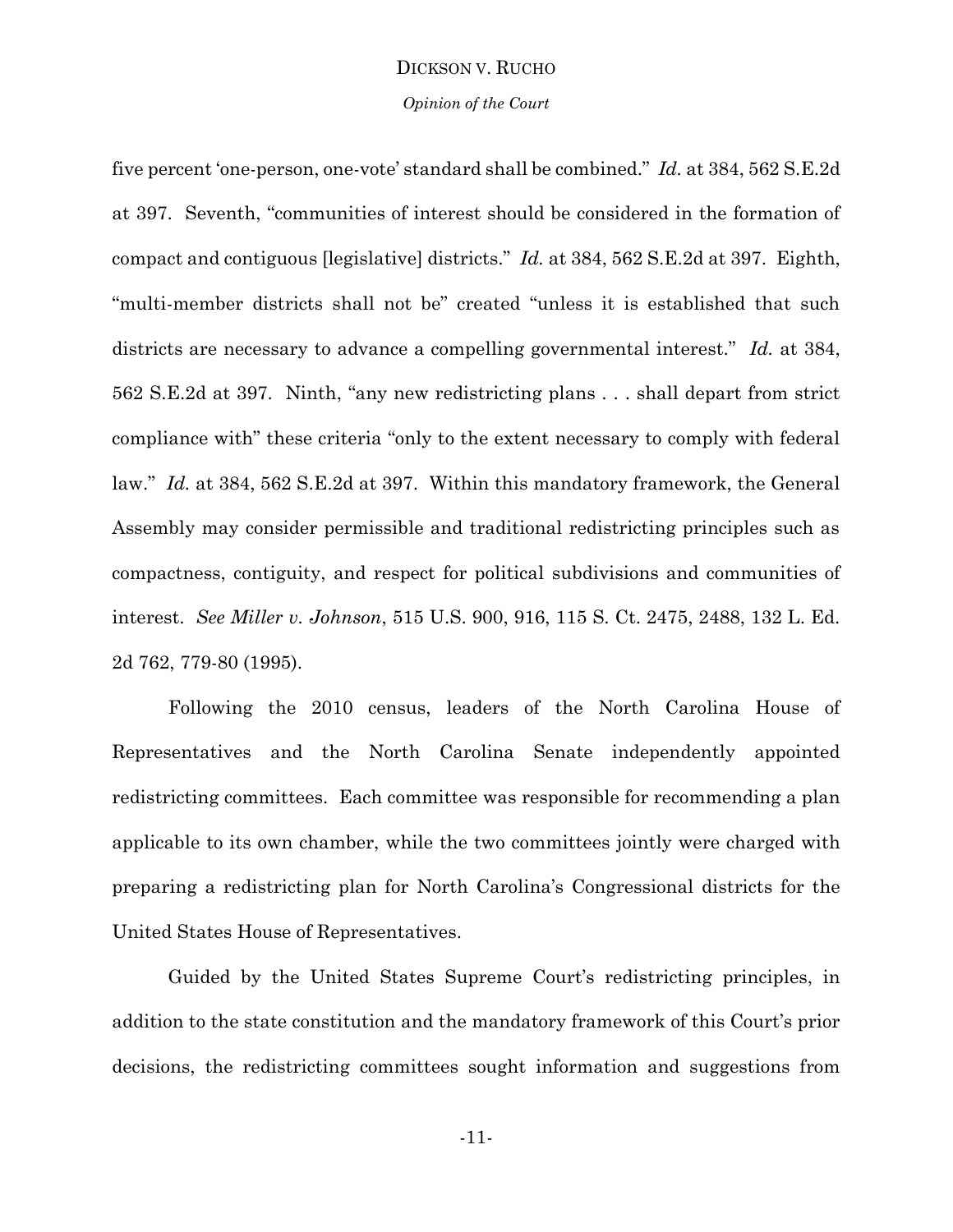five percent 'one-person, one-vote' standard shall be combined." *Id.* at 384, 562 S.E.2d at 397. Seventh, "communities of interest should be considered in the formation of compact and contiguous [legislative] districts." *Id.* at 384, 562 S.E.2d at 397. Eighth, "multi-member districts shall not be" created "unless it is established that such districts are necessary to advance a compelling governmental interest." *Id.* at 384, 562 S.E.2d at 397. Ninth, "any new redistricting plans . . . shall depart from strict compliance with" these criteria "only to the extent necessary to comply with federal law." *Id.* at 384, 562 S.E.2d at 397. Within this mandatory framework, the General Assembly may consider permissible and traditional redistricting principles such as compactness, contiguity, and respect for political subdivisions and communities of interest. *See Miller v. Johnson*, 515 U.S. 900, 916, 115 S. Ct. 2475, 2488, 132 L. Ed. 2d 762, 779-80 (1995).

Following the 2010 census, leaders of the North Carolina House of Representatives and the North Carolina Senate independently appointed redistricting committees. Each committee was responsible for recommending a plan applicable to its own chamber, while the two committees jointly were charged with preparing a redistricting plan for North Carolina's Congressional districts for the United States House of Representatives.

Guided by the United States Supreme Court's redistricting principles, in addition to the state constitution and the mandatory framework of this Court's prior decisions, the redistricting committees sought information and suggestions from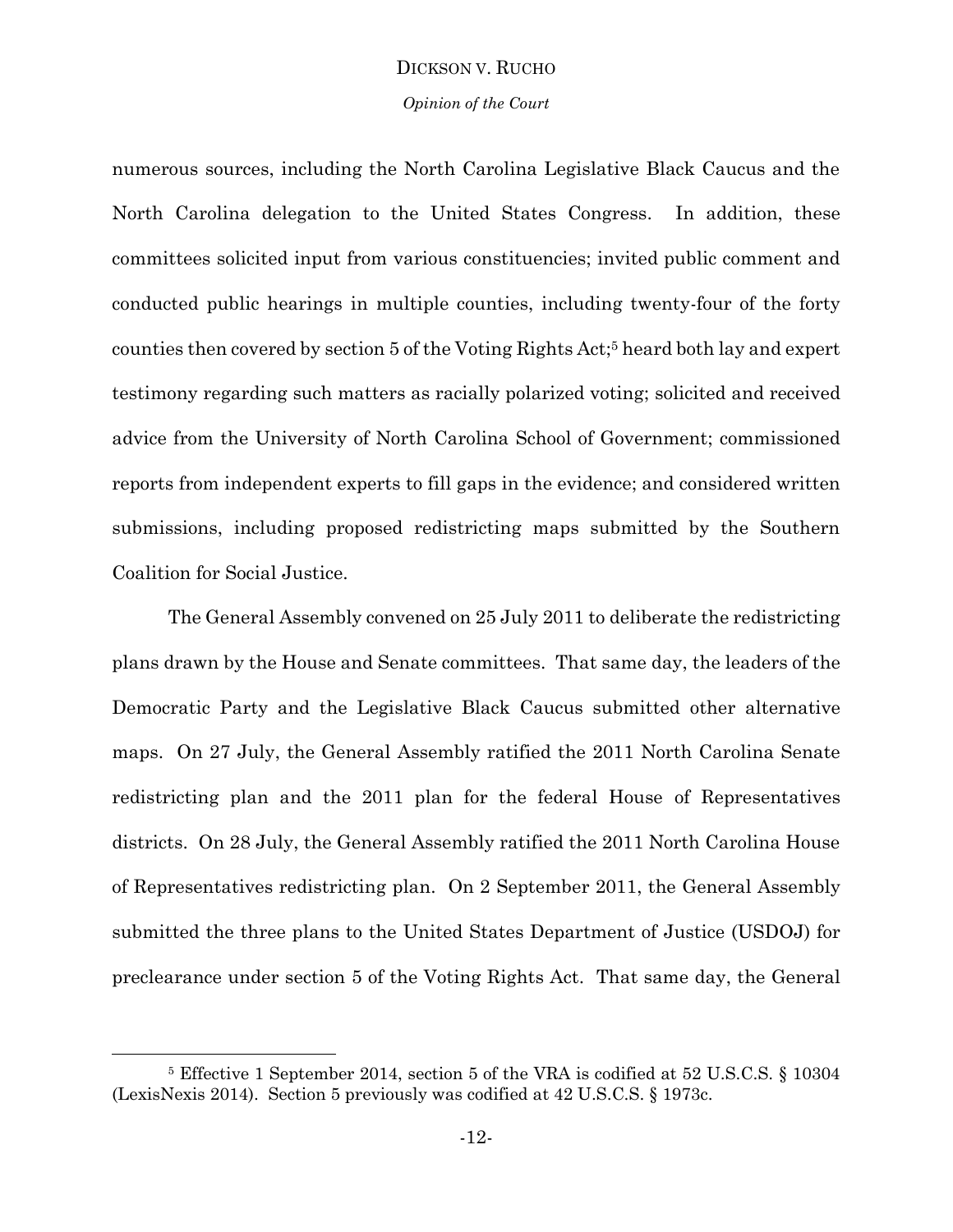numerous sources, including the North Carolina Legislative Black Caucus and the North Carolina delegation to the United States Congress. In addition, these committees solicited input from various constituencies; invited public comment and conducted public hearings in multiple counties, including twenty-four of the forty counties then covered by section 5 of the Voting Rights Act;[5] heard both lay and expert testimony regarding such matters as racially polarized voting; solicited and received advice from the University of North Carolina School of Government; commissioned reports from independent experts to fill gaps in the evidence; and considered written submissions, including proposed redistricting maps submitted by the Southern Coalition for Social Justice.

The General Assembly convened on 25 July 2011 to deliberate the redistricting plans drawn by the House and Senate committees. That same day, the leaders of the Democratic Party and the Legislative Black Caucus submitted other alternative maps. On 27 July, the General Assembly ratified the 2011 North Carolina Senate redistricting plan and the 2011 plan for the federal House of Representatives districts. On 28 July, the General Assembly ratified the 2011 North Carolina House of Representatives redistricting plan. On 2 September 2011, the General Assembly submitted the three plans to the United States Department of Justice (USDOJ) for preclearance under section 5 of the Voting Rights Act. That same day, the General

[5] Effective 1 September 2014, section 5 of the VRA is codified at 52 U.S.C.S. § 10304 (LexisNexis 2014). Section 5 previously was codified at 42 U.S.C.S. § 1973c.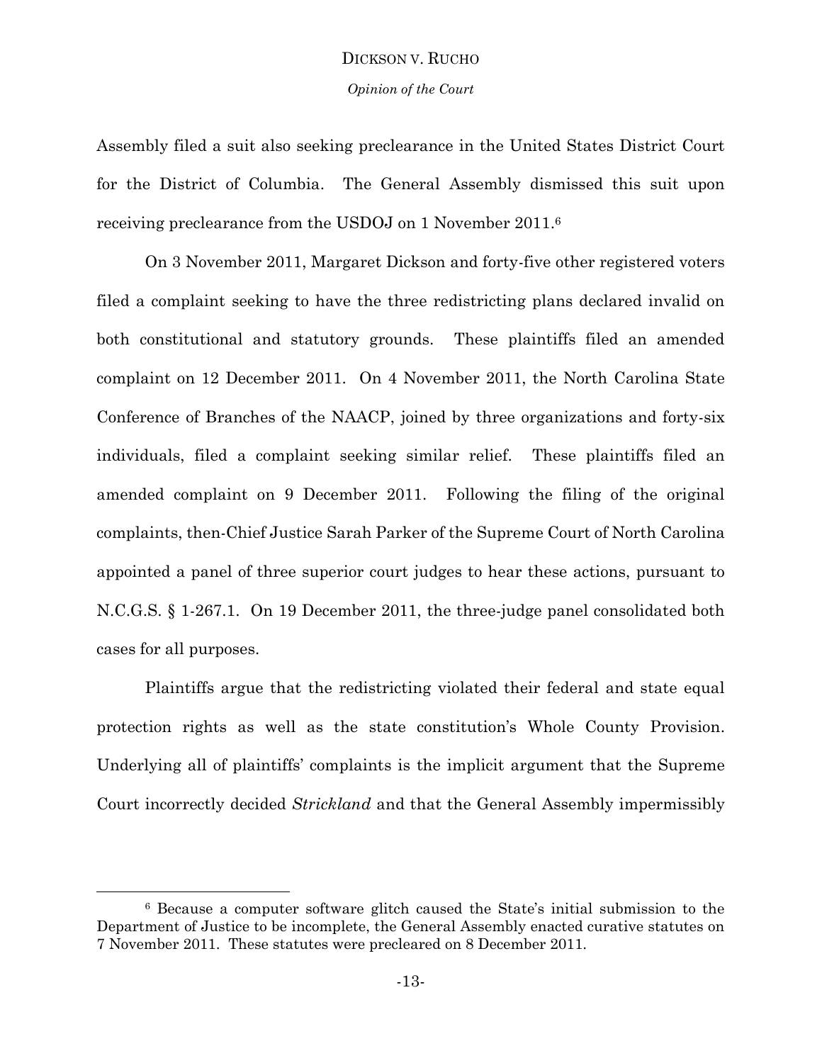Assembly filed a suit also seeking preclearance in the United States District Court for the District of Columbia. The General Assembly dismissed this suit upon receiving preclearance from the USDOJ on 1 November 2011.[6]

On 3 November 2011, Margaret Dickson and forty-five other registered voters filed a complaint seeking to have the three redistricting plans declared invalid on both constitutional and statutory grounds. These plaintiffs filed an amended complaint on 12 December 2011. On 4 November 2011, the North Carolina State Conference of Branches of the NAACP, joined by three organizations and forty-six individuals, filed a complaint seeking similar relief. These plaintiffs filed an amended complaint on 9 December 2011. Following the filing of the original complaints, then-Chief Justice Sarah Parker of the Supreme Court of North Carolina appointed a panel of three superior court judges to hear these actions, pursuant to N.C.G.S. § 1-267.1. On 19 December 2011, the three-judge panel consolidated both cases for all purposes.

Plaintiffs argue that the redistricting violated their federal and state equal protection rights as well as the state constitution's Whole County Provision. Underlying all of plaintiffs' complaints is the implicit argument that the Supreme Court incorrectly decided *Strickland* and that the General Assembly impermissibly

---

[6] Because a computer software glitch caused the State's initial submission to the Department of Justice to be incomplete, the General Assembly enacted curative statutes on 7 November 2011. These statutes were precleared on 8 December 2011.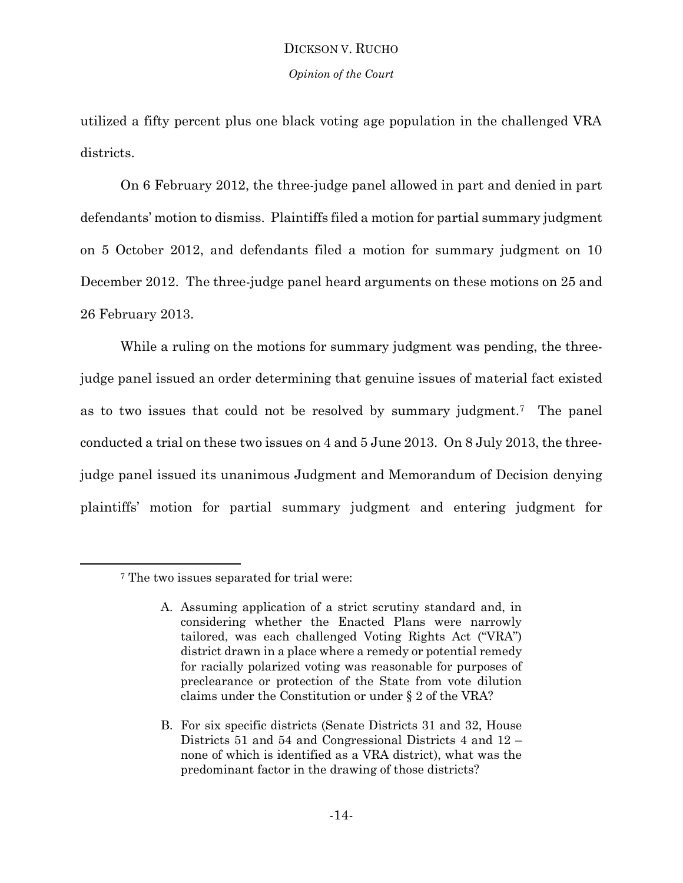utilized a fifty percent plus one black voting age population in the challenged VRA districts.

On 6 February 2012, the three-judge panel allowed in part and denied in part defendants' motion to dismiss. Plaintiffs filed a motion for partial summary judgment on 5 October 2012, and defendants filed a motion for summary judgment on 10 December 2012. The three-judge panel heard arguments on these motions on 25 and 26 February 2013.

While a ruling on the motions for summary judgment was pending, the three-judge panel issued an order determining that genuine issues of material fact existed as to two issues that could not be resolved by summary judgment.[7] The panel conducted a trial on these two issues on 4 and 5 June 2013. On 8 July 2013, the three-judge panel issued its unanimous Judgment and Memorandum of Decision denying plaintiffs' motion for partial summary judgment and entering judgment for

---

[7] The two issues separated for trial were:

> A. Assuming application of a strict scrutiny standard and, in considering whether the Enacted Plans were narrowly tailored, was each challenged Voting Rights Act ("VRA") district drawn in a place where a remedy or potential remedy for racially polarized voting was reasonable for purposes of preclearance or protection of the State from vote dilution claims under the Constitution or under § 2 of the VRA?
>
> B. For six specific districts (Senate Districts 31 and 32, House Districts 51 and 54 and Congressional Districts 4 and 12 – none of which is identified as a VRA district), what was the predominant factor in the drawing of those districts?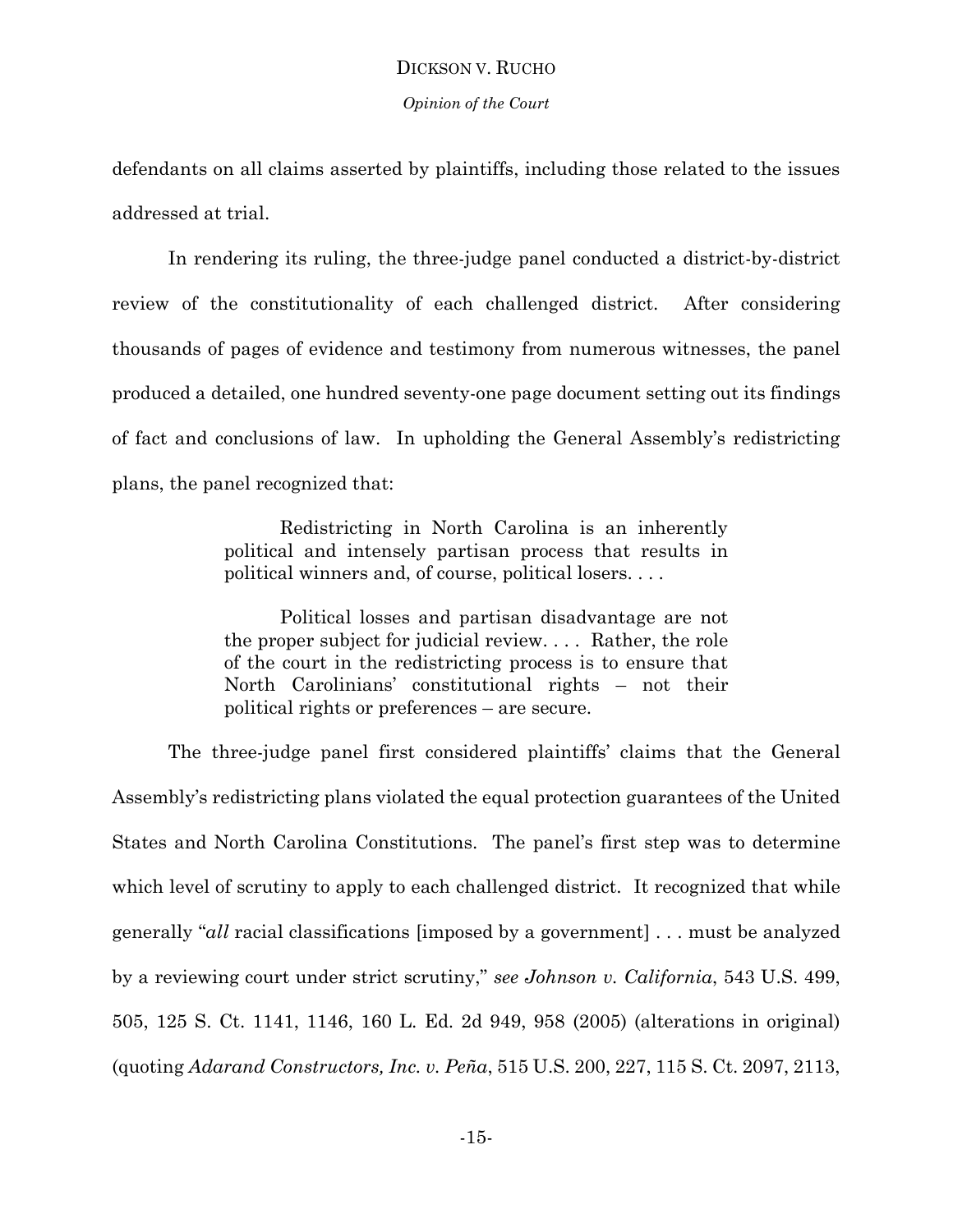defendants on all claims asserted by plaintiffs, including those related to the issues addressed at trial.

In rendering its ruling, the three-judge panel conducted a district-by-district review of the constitutionality of each challenged district. After considering thousands of pages of evidence and testimony from numerous witnesses, the panel produced a detailed, one hundred seventy-one page document setting out its findings of fact and conclusions of law. In upholding the General Assembly's redistricting plans, the panel recognized that:

> Redistricting in North Carolina is an inherently political and intensely partisan process that results in political winners and, of course, political losers. . . .
>
> Political losses and partisan disadvantage are not the proper subject for judicial review. . . . Rather, the role of the court in the redistricting process is to ensure that North Carolinians' constitutional rights – not their political rights or preferences – are secure.

The three-judge panel first considered plaintiffs' claims that the General Assembly's redistricting plans violated the equal protection guarantees of the United States and North Carolina Constitutions. The panel's first step was to determine which level of scrutiny to apply to each challenged district. It recognized that while generally "*all* racial classifications [imposed by a government] . . . must be analyzed by a reviewing court under strict scrutiny," *see Johnson v. California*, 543 U.S. 499, 505, 125 S. Ct. 1141, 1146, 160 L. Ed. 2d 949, 958 (2005) (alterations in original) (quoting *Adarand Constructors, Inc. v. Peña*, 515 U.S. 200, 227, 115 S. Ct. 2097, 2113,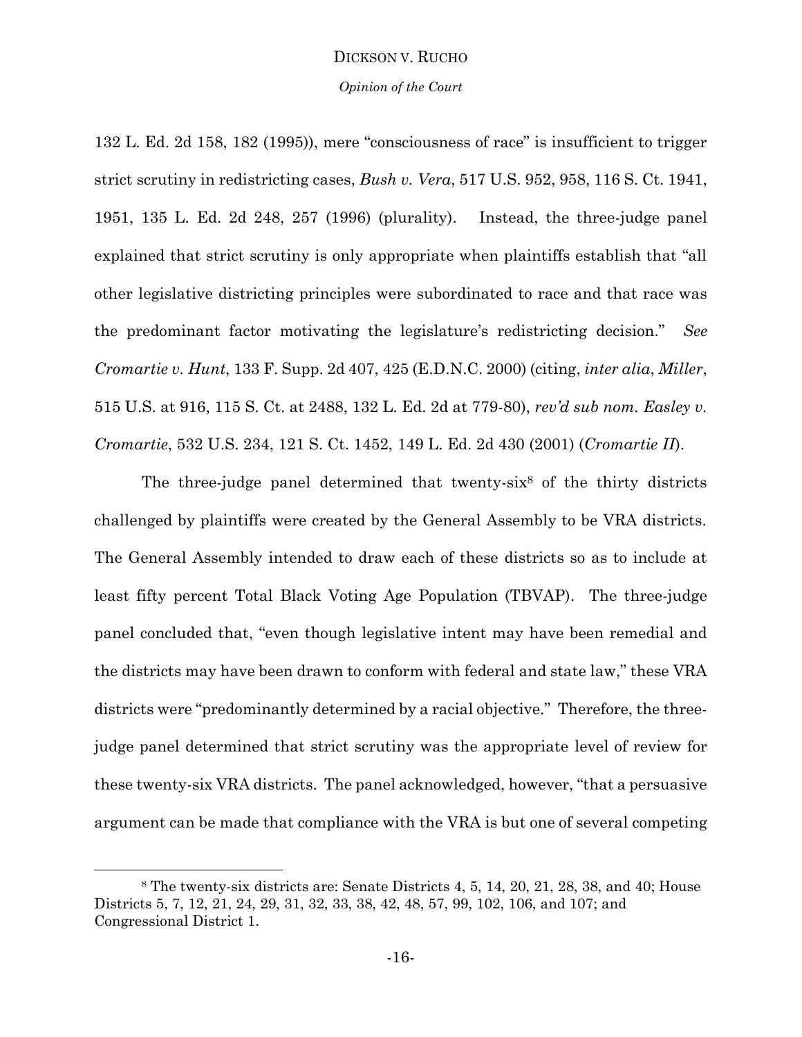132 L. Ed. 2d 158, 182 (1995)), mere "consciousness of race" is insufficient to trigger strict scrutiny in redistricting cases, *Bush v. Vera*, 517 U.S. 952, 958, 116 S. Ct. 1941, 1951, 135 L. Ed. 2d 248, 257 (1996) (plurality). Instead, the three-judge panel explained that strict scrutiny is only appropriate when plaintiffs establish that "all other legislative districting principles were subordinated to race and that race was the predominant factor motivating the legislature's redistricting decision." *See Cromartie v. Hunt*, 133 F. Supp. 2d 407, 425 (E.D.N.C. 2000) (citing, *inter alia*, *Miller*, 515 U.S. at 916, 115 S. Ct. at 2488, 132 L. Ed. 2d at 779-80), *rev'd sub nom. Easley v. Cromartie*, 532 U.S. 234, 121 S. Ct. 1452, 149 L. Ed. 2d 430 (2001) (*Cromartie II*).

The three-judge panel determined that twenty-six[8] of the thirty districts challenged by plaintiffs were created by the General Assembly to be VRA districts. The General Assembly intended to draw each of these districts so as to include at least fifty percent Total Black Voting Age Population (TBVAP). The three-judge panel concluded that, "even though legislative intent may have been remedial and the districts may have been drawn to conform with federal and state law," these VRA districts were "predominantly determined by a racial objective." Therefore, the three-judge panel determined that strict scrutiny was the appropriate level of review for these twenty-six VRA districts. The panel acknowledged, however, "that a persuasive argument can be made that compliance with the VRA is but one of several competing

[8] The twenty-six districts are: Senate Districts 4, 5, 14, 20, 21, 28, 38, and 40; House Districts 5, 7, 12, 21, 24, 29, 31, 32, 33, 38, 42, 48, 57, 99, 102, 106, and 107; and Congressional District 1.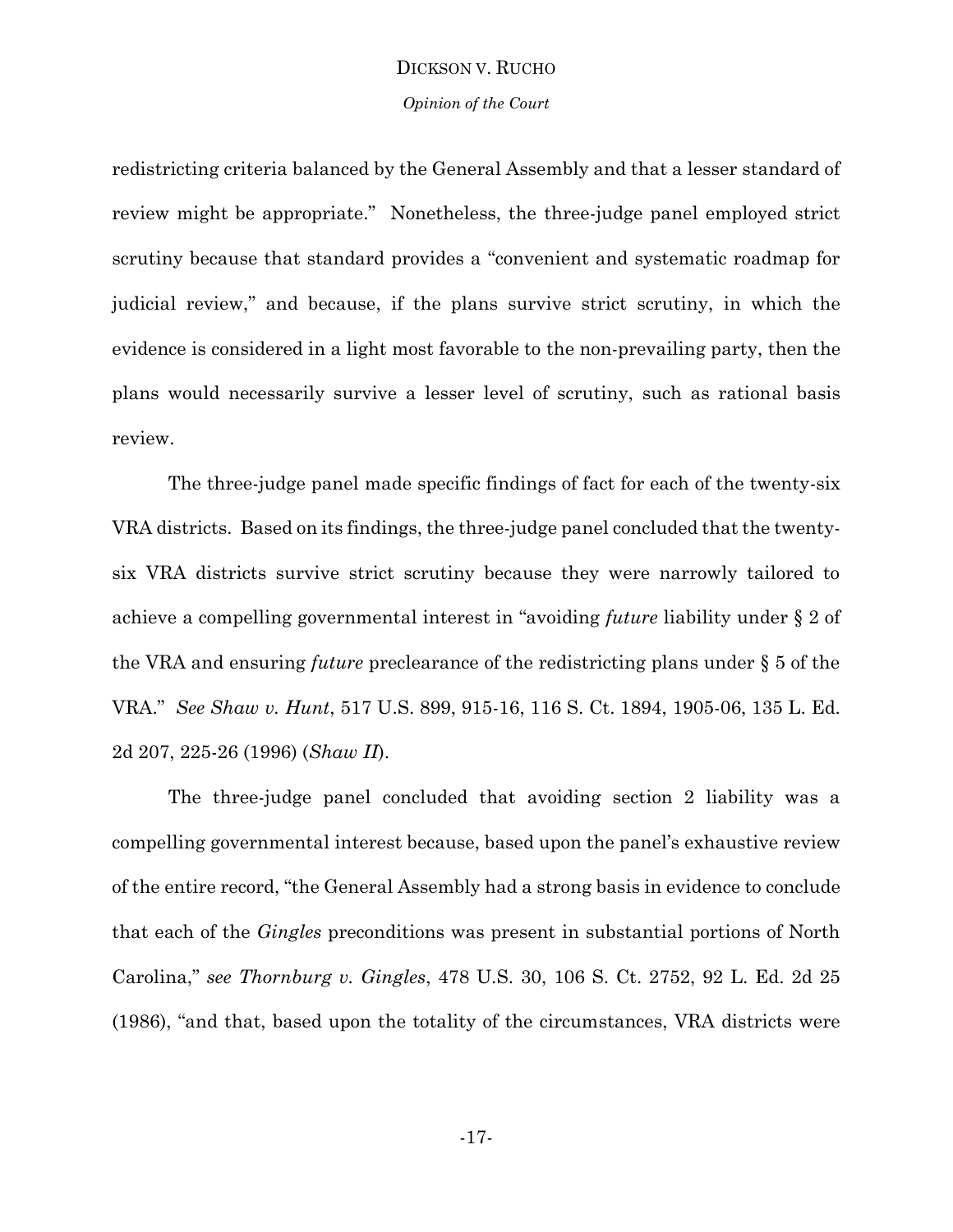redistricting criteria balanced by the General Assembly and that a lesser standard of review might be appropriate." Nonetheless, the three-judge panel employed strict scrutiny because that standard provides a "convenient and systematic roadmap for judicial review," and because, if the plans survive strict scrutiny, in which the evidence is considered in a light most favorable to the non-prevailing party, then the plans would necessarily survive a lesser level of scrutiny, such as rational basis review.

The three-judge panel made specific findings of fact for each of the twenty-six VRA districts. Based on its findings, the three-judge panel concluded that the twenty-six VRA districts survive strict scrutiny because they were narrowly tailored to achieve a compelling governmental interest in "avoiding *future* liability under § 2 of the VRA and ensuring *future* preclearance of the redistricting plans under § 5 of the VRA." *See Shaw v. Hunt*, 517 U.S. 899, 915-16, 116 S. Ct. 1894, 1905-06, 135 L. Ed. 2d 207, 225-26 (1996) (*Shaw II*).

The three-judge panel concluded that avoiding section 2 liability was a compelling governmental interest because, based upon the panel's exhaustive review of the entire record, "the General Assembly had a strong basis in evidence to conclude that each of the *Gingles* preconditions was present in substantial portions of North Carolina," *see Thornburg v. Gingles*, 478 U.S. 30, 106 S. Ct. 2752, 92 L. Ed. 2d 25 (1986), "and that, based upon the totality of the circumstances, VRA districts were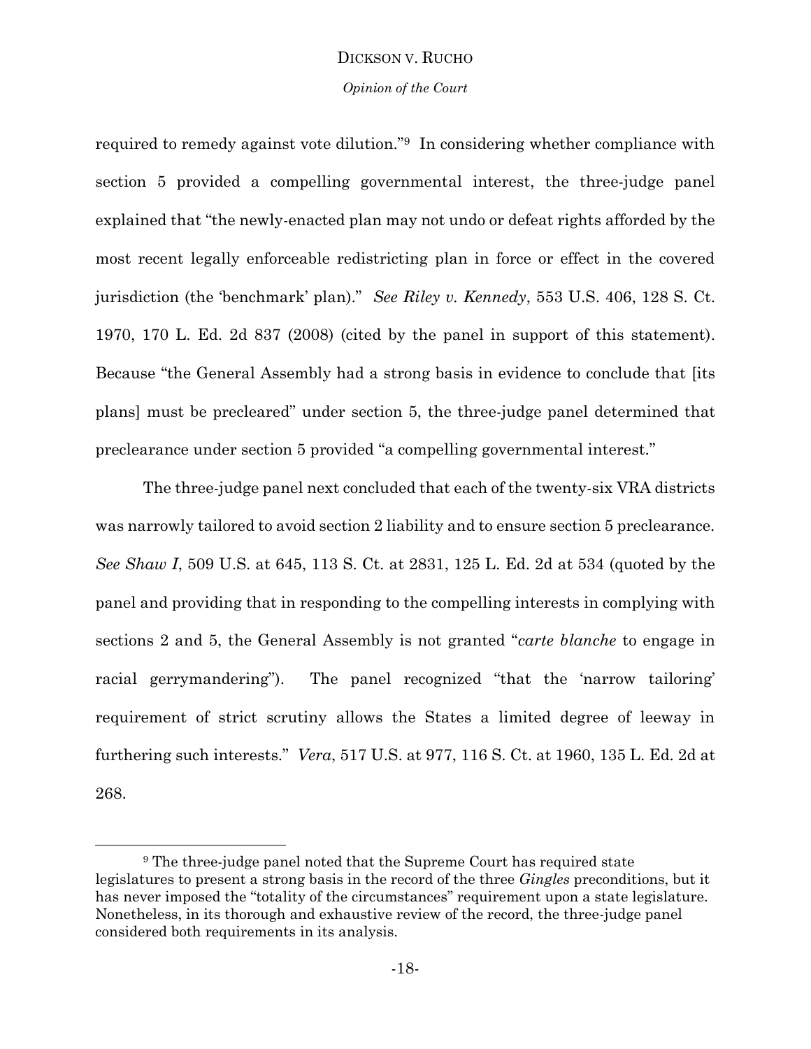required to remedy against vote dilution."[9] In considering whether compliance with section 5 provided a compelling governmental interest, the three-judge panel explained that "the newly-enacted plan may not undo or defeat rights afforded by the most recent legally enforceable redistricting plan in force or effect in the covered jurisdiction (the 'benchmark' plan)." *See Riley v. Kennedy*, 553 U.S. 406, 128 S. Ct. 1970, 170 L. Ed. 2d 837 (2008) (cited by the panel in support of this statement). Because "the General Assembly had a strong basis in evidence to conclude that [its plans] must be precleared" under section 5, the three-judge panel determined that preclearance under section 5 provided "a compelling governmental interest."

The three-judge panel next concluded that each of the twenty-six VRA districts was narrowly tailored to avoid section 2 liability and to ensure section 5 preclearance. *See Shaw I*, 509 U.S. at 645, 113 S. Ct. at 2831, 125 L. Ed. 2d at 534 (quoted by the panel and providing that in responding to the compelling interests in complying with sections 2 and 5, the General Assembly is not granted "*carte blanche* to engage in racial gerrymandering"). The panel recognized "that the 'narrow tailoring' requirement of strict scrutiny allows the States a limited degree of leeway in furthering such interests." *Vera*, 517 U.S. at 977, 116 S. Ct. at 1960, 135 L. Ed. 2d at 268.

---

[9] The three-judge panel noted that the Supreme Court has required state legislatures to present a strong basis in the record of the three *Gingles* preconditions, but it has never imposed the "totality of the circumstances" requirement upon a state legislature. Nonetheless, in its thorough and exhaustive review of the record, the three-judge panel considered both requirements in its analysis.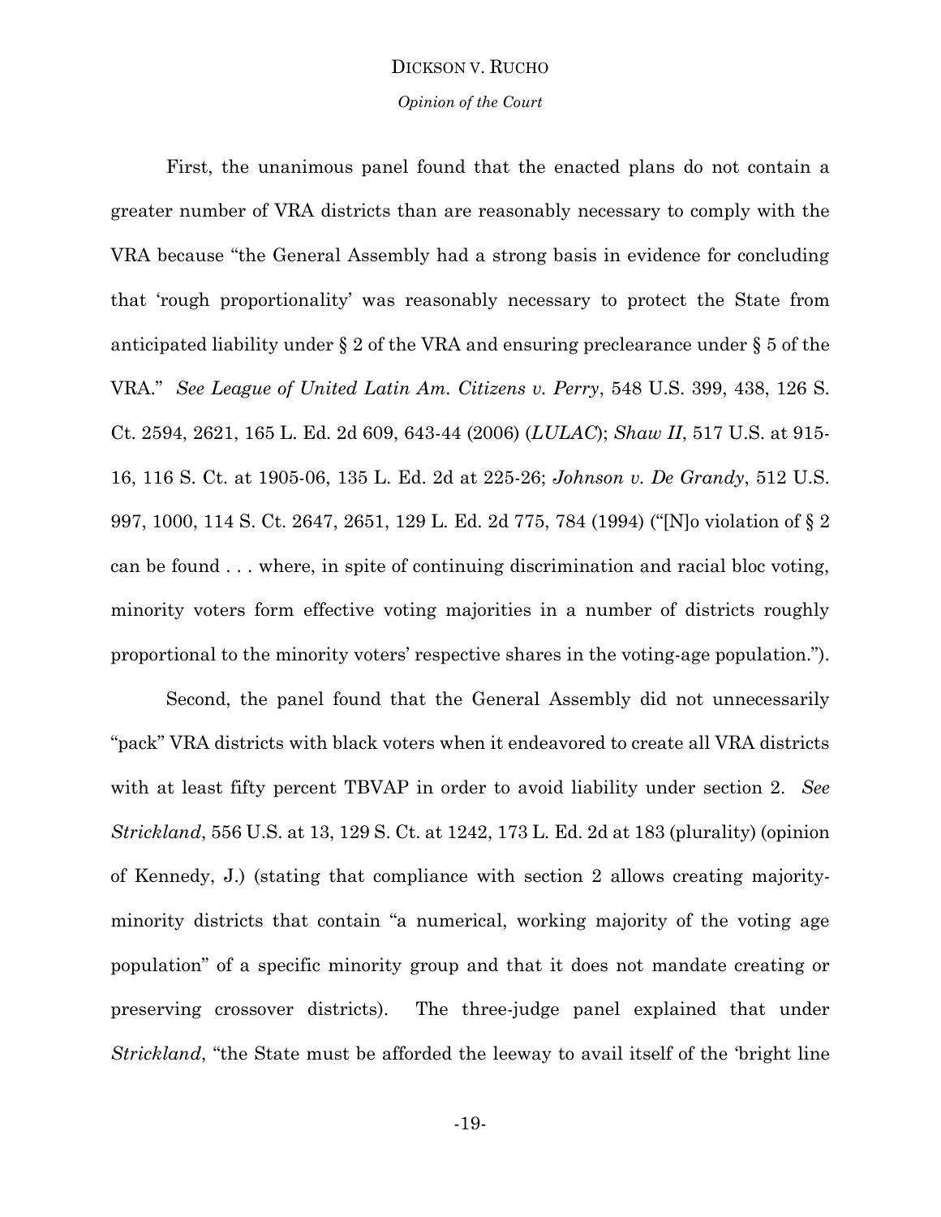First, the unanimous panel found that the enacted plans do not contain a greater number of VRA districts than are reasonably necessary to comply with the VRA because "the General Assembly had a strong basis in evidence for concluding that 'rough proportionality' was reasonably necessary to protect the State from anticipated liability under § 2 of the VRA and ensuring preclearance under § 5 of the VRA." *See League of United Latin Am. Citizens v. Perry*, 548 U.S. 399, 438, 126 S. Ct. 2594, 2621, 165 L. Ed. 2d 609, 643-44 (2006) (*LULAC*); *Shaw II*, 517 U.S. at 915-16, 116 S. Ct. at 1905-06, 135 L. Ed. 2d at 225-26; *Johnson v. De Grandy*, 512 U.S. 997, 1000, 114 S. Ct. 2647, 2651, 129 L. Ed. 2d 775, 784 (1994) ("[N]o violation of § 2 can be found . . . where, in spite of continuing discrimination and racial bloc voting, minority voters form effective voting majorities in a number of districts roughly proportional to the minority voters' respective shares in the voting-age population.").

Second, the panel found that the General Assembly did not unnecessarily "pack" VRA districts with black voters when it endeavored to create all VRA districts with at least fifty percent TBVAP in order to avoid liability under section 2. *See Strickland*, 556 U.S. at 13, 129 S. Ct. at 1242, 173 L. Ed. 2d at 183 (plurality) (opinion of Kennedy, J.) (stating that compliance with section 2 allows creating majority-minority districts that contain "a numerical, working majority of the voting age population" of a specific minority group and that it does not mandate creating or preserving crossover districts). The three-judge panel explained that under *Strickland*, "the State must be afforded the leeway to avail itself of the 'bright line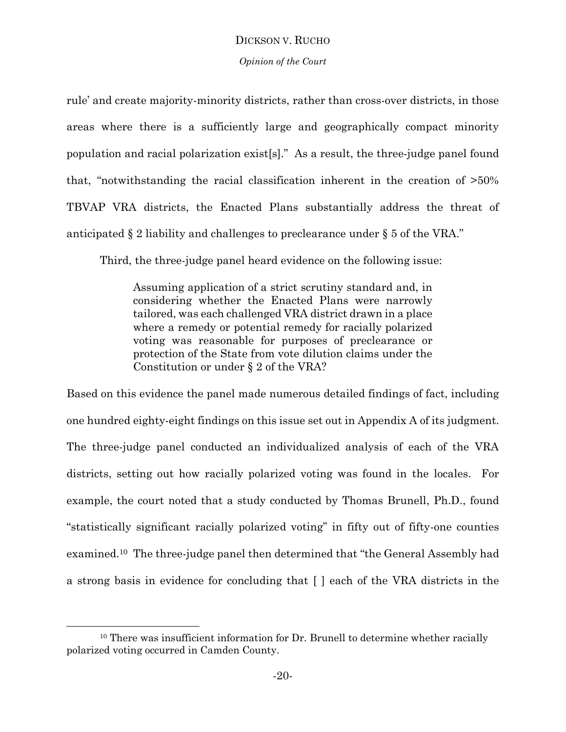rule' and create majority-minority districts, rather than cross-over districts, in those areas where there is a sufficiently large and geographically compact minority population and racial polarization exist[s]." As a result, the three-judge panel found that, "notwithstanding the racial classification inherent in the creation of >50% TBVAP VRA districts, the Enacted Plans substantially address the threat of anticipated § 2 liability and challenges to preclearance under § 5 of the VRA."

Third, the three-judge panel heard evidence on the following issue:

> Assuming application of a strict scrutiny standard and, in considering whether the Enacted Plans were narrowly tailored, was each challenged VRA district drawn in a place where a remedy or potential remedy for racially polarized voting was reasonable for purposes of preclearance or protection of the State from vote dilution claims under the Constitution or under § 2 of the VRA?

Based on this evidence the panel made numerous detailed findings of fact, including one hundred eighty-eight findings on this issue set out in Appendix A of its judgment. The three-judge panel conducted an individualized analysis of each of the VRA districts, setting out how racially polarized voting was found in the locales. For example, the court noted that a study conducted by Thomas Brunell, Ph.D., found "statistically significant racially polarized voting" in fifty out of fifty-one counties examined.[10] The three-judge panel then determined that "the General Assembly had a strong basis in evidence for concluding that [ ] each of the VRA districts in the

[10] There was insufficient information for Dr. Brunell to determine whether racially polarized voting occurred in Camden County.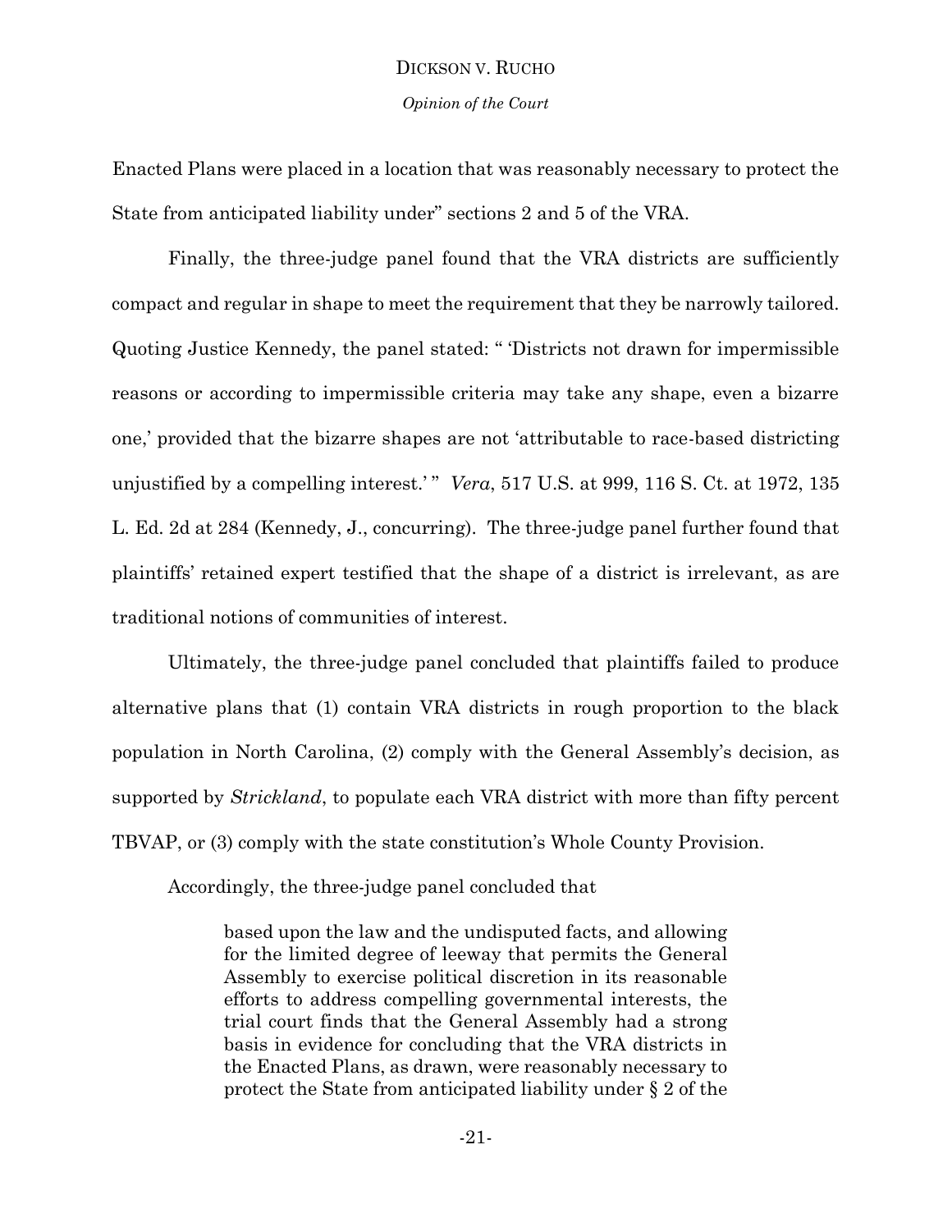Enacted Plans were placed in a location that was reasonably necessary to protect the State from anticipated liability under" sections 2 and 5 of the VRA.

Finally, the three-judge panel found that the VRA districts are sufficiently compact and regular in shape to meet the requirement that they be narrowly tailored. Quoting Justice Kennedy, the panel stated: " 'Districts not drawn for impermissible reasons or according to impermissible criteria may take any shape, even a bizarre one,' provided that the bizarre shapes are not 'attributable to race-based districting unjustified by a compelling interest.' " *Vera*, 517 U.S. at 999, 116 S. Ct. at 1972, 135 L. Ed. 2d at 284 (Kennedy, J., concurring). The three-judge panel further found that plaintiffs' retained expert testified that the shape of a district is irrelevant, as are traditional notions of communities of interest.

Ultimately, the three-judge panel concluded that plaintiffs failed to produce alternative plans that (1) contain VRA districts in rough proportion to the black population in North Carolina, (2) comply with the General Assembly's decision, as supported by *Strickland*, to populate each VRA district with more than fifty percent TBVAP, or (3) comply with the state constitution's Whole County Provision.

Accordingly, the three-judge panel concluded that

> based upon the law and the undisputed facts, and allowing for the limited degree of leeway that permits the General Assembly to exercise political discretion in its reasonable efforts to address compelling governmental interests, the trial court finds that the General Assembly had a strong basis in evidence for concluding that the VRA districts in the Enacted Plans, as drawn, were reasonably necessary to protect the State from anticipated liability under § 2 of the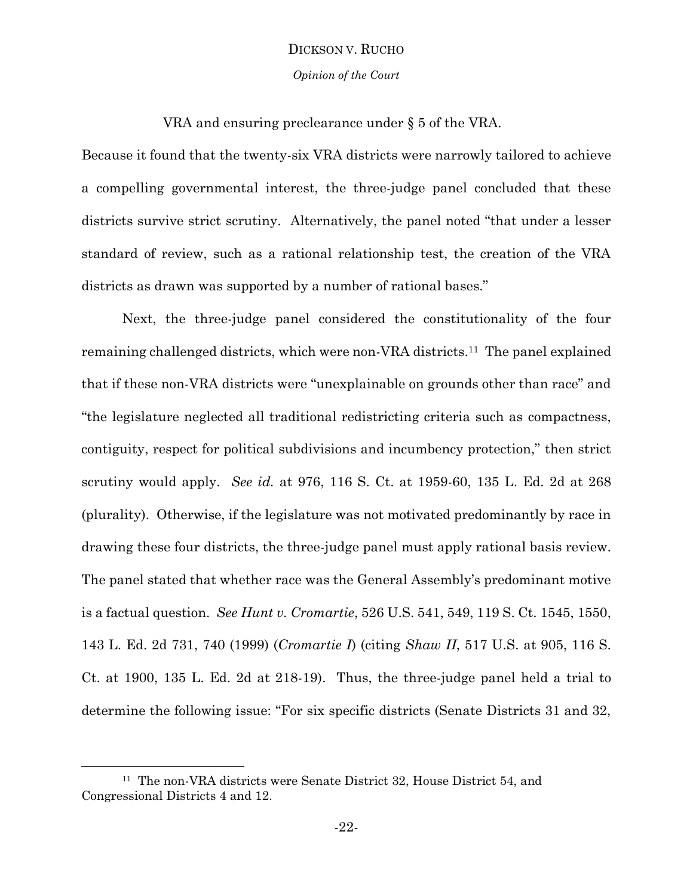VRA and ensuring preclearance under § 5 of the VRA.

Because it found that the twenty-six VRA districts were narrowly tailored to achieve a compelling governmental interest, the three-judge panel concluded that these districts survive strict scrutiny. Alternatively, the panel noted "that under a lesser standard of review, such as a rational relationship test, the creation of the VRA districts as drawn was supported by a number of rational bases."

Next, the three-judge panel considered the constitutionality of the four remaining challenged districts, which were non-VRA districts.[11] The panel explained that if these non-VRA districts were "unexplainable on grounds other than race" and "the legislature neglected all traditional redistricting criteria such as compactness, contiguity, respect for political subdivisions and incumbency protection," then strict scrutiny would apply. *See id.* at 976, 116 S. Ct. at 1959-60, 135 L. Ed. 2d at 268 (plurality). Otherwise, if the legislature was not motivated predominantly by race in drawing these four districts, the three-judge panel must apply rational basis review. The panel stated that whether race was the General Assembly's predominant motive is a factual question. *See Hunt v. Cromartie*, 526 U.S. 541, 549, 119 S. Ct. 1545, 1550, 143 L. Ed. 2d 731, 740 (1999) (*Cromartie I*) (citing *Shaw II*, 517 U.S. at 905, 116 S. Ct. at 1900, 135 L. Ed. 2d at 218-19). Thus, the three-judge panel held a trial to determine the following issue: "For six specific districts (Senate Districts 31 and 32,

[11] The non-VRA districts were Senate District 32, House District 54, and Congressional Districts 4 and 12.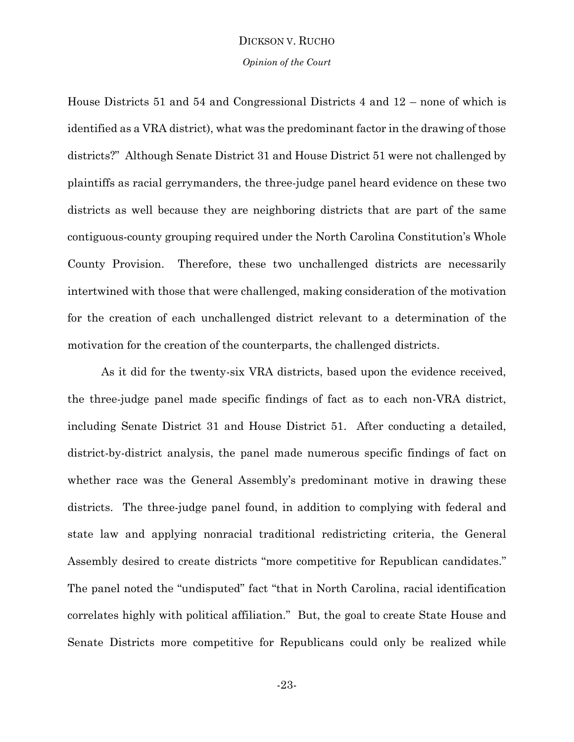House Districts 51 and 54 and Congressional Districts 4 and 12 – none of which is identified as a VRA district), what was the predominant factor in the drawing of those districts?" Although Senate District 31 and House District 51 were not challenged by plaintiffs as racial gerrymanders, the three-judge panel heard evidence on these two districts as well because they are neighboring districts that are part of the same contiguous-county grouping required under the North Carolina Constitution's Whole County Provision. Therefore, these two unchallenged districts are necessarily intertwined with those that were challenged, making consideration of the motivation for the creation of each unchallenged district relevant to a determination of the motivation for the creation of the counterparts, the challenged districts.

As it did for the twenty-six VRA districts, based upon the evidence received, the three-judge panel made specific findings of fact as to each non-VRA district, including Senate District 31 and House District 51. After conducting a detailed, district-by-district analysis, the panel made numerous specific findings of fact on whether race was the General Assembly's predominant motive in drawing these districts. The three-judge panel found, in addition to complying with federal and state law and applying nonracial traditional redistricting criteria, the General Assembly desired to create districts "more competitive for Republican candidates." The panel noted the "undisputed" fact "that in North Carolina, racial identification correlates highly with political affiliation." But, the goal to create State House and Senate Districts more competitive for Republicans could only be realized while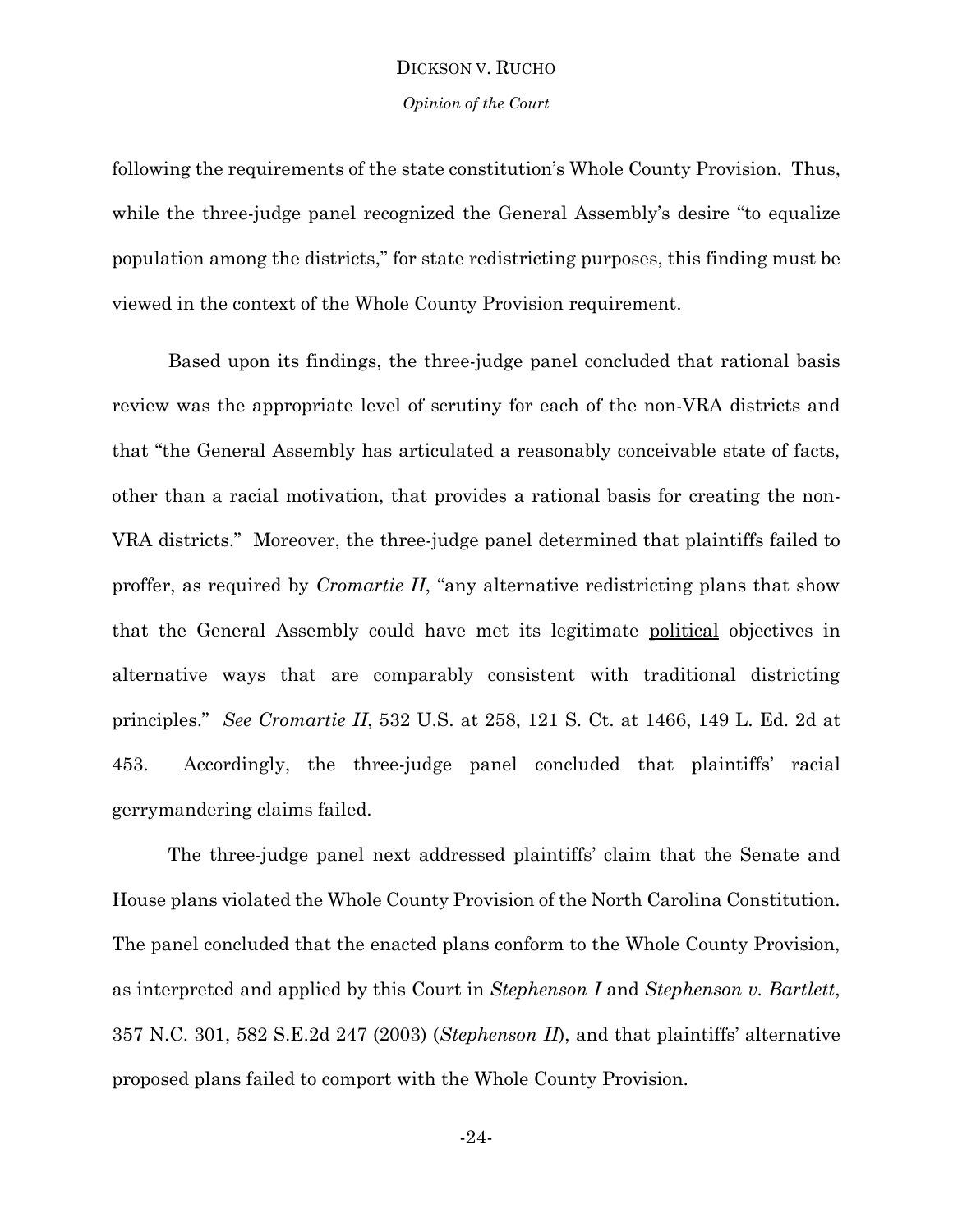following the requirements of the state constitution's Whole County Provision. Thus, while the three-judge panel recognized the General Assembly's desire "to equalize population among the districts," for state redistricting purposes, this finding must be viewed in the context of the Whole County Provision requirement.

Based upon its findings, the three-judge panel concluded that rational basis review was the appropriate level of scrutiny for each of the non-VRA districts and that "the General Assembly has articulated a reasonably conceivable state of facts, other than a racial motivation, that provides a rational basis for creating the non-VRA districts." Moreover, the three-judge panel determined that plaintiffs failed to proffer, as required by *Cromartie II*, "any alternative redistricting plans that show that the General Assembly could have met its legitimate <u>political</u> objectives in alternative ways that are comparably consistent with traditional districting principles." *See Cromartie II*, 532 U.S. at 258, 121 S. Ct. at 1466, 149 L. Ed. 2d at 453. Accordingly, the three-judge panel concluded that plaintiffs' racial gerrymandering claims failed.

The three-judge panel next addressed plaintiffs' claim that the Senate and House plans violated the Whole County Provision of the North Carolina Constitution. The panel concluded that the enacted plans conform to the Whole County Provision, as interpreted and applied by this Court in *Stephenson I* and *Stephenson v. Bartlett*, 357 N.C. 301, 582 S.E.2d 247 (2003) (*Stephenson II*), and that plaintiffs' alternative proposed plans failed to comport with the Whole County Provision.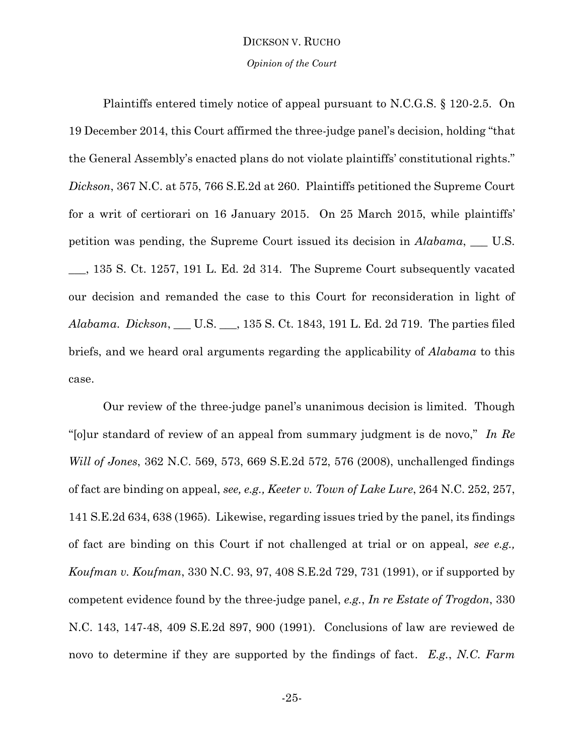Plaintiffs entered timely notice of appeal pursuant to N.C.G.S. § 120-2.5. On 19 December 2014, this Court affirmed the three-judge panel's decision, holding "that the General Assembly's enacted plans do not violate plaintiffs' constitutional rights." *Dickson*, 367 N.C. at 575, 766 S.E.2d at 260. Plaintiffs petitioned the Supreme Court for a writ of certiorari on 16 January 2015. On 25 March 2015, while plaintiffs' petition was pending, the Supreme Court issued its decision in *Alabama*, ___ U.S. ___, 135 S. Ct. 1257, 191 L. Ed. 2d 314. The Supreme Court subsequently vacated our decision and remanded the case to this Court for reconsideration in light of *Alabama*. *Dickson*, ___ U.S. ___, 135 S. Ct. 1843, 191 L. Ed. 2d 719. The parties filed briefs, and we heard oral arguments regarding the applicability of *Alabama* to this case.

Our review of the three-judge panel's unanimous decision is limited. Though "[o]ur standard of review of an appeal from summary judgment is de novo," *In Re Will of Jones*, 362 N.C. 569, 573, 669 S.E.2d 572, 576 (2008), unchallenged findings of fact are binding on appeal, *see, e.g., Keeter v. Town of Lake Lure*, 264 N.C. 252, 257, 141 S.E.2d 634, 638 (1965). Likewise, regarding issues tried by the panel, its findings of fact are binding on this Court if not challenged at trial or on appeal, *see e.g., Koufman v. Koufman*, 330 N.C. 93, 97, 408 S.E.2d 729, 731 (1991), or if supported by competent evidence found by the three-judge panel, *e.g.*, *In re Estate of Trogdon*, 330 N.C. 143, 147-48, 409 S.E.2d 897, 900 (1991). Conclusions of law are reviewed de novo to determine if they are supported by the findings of fact. *E.g.*, *N.C. Farm*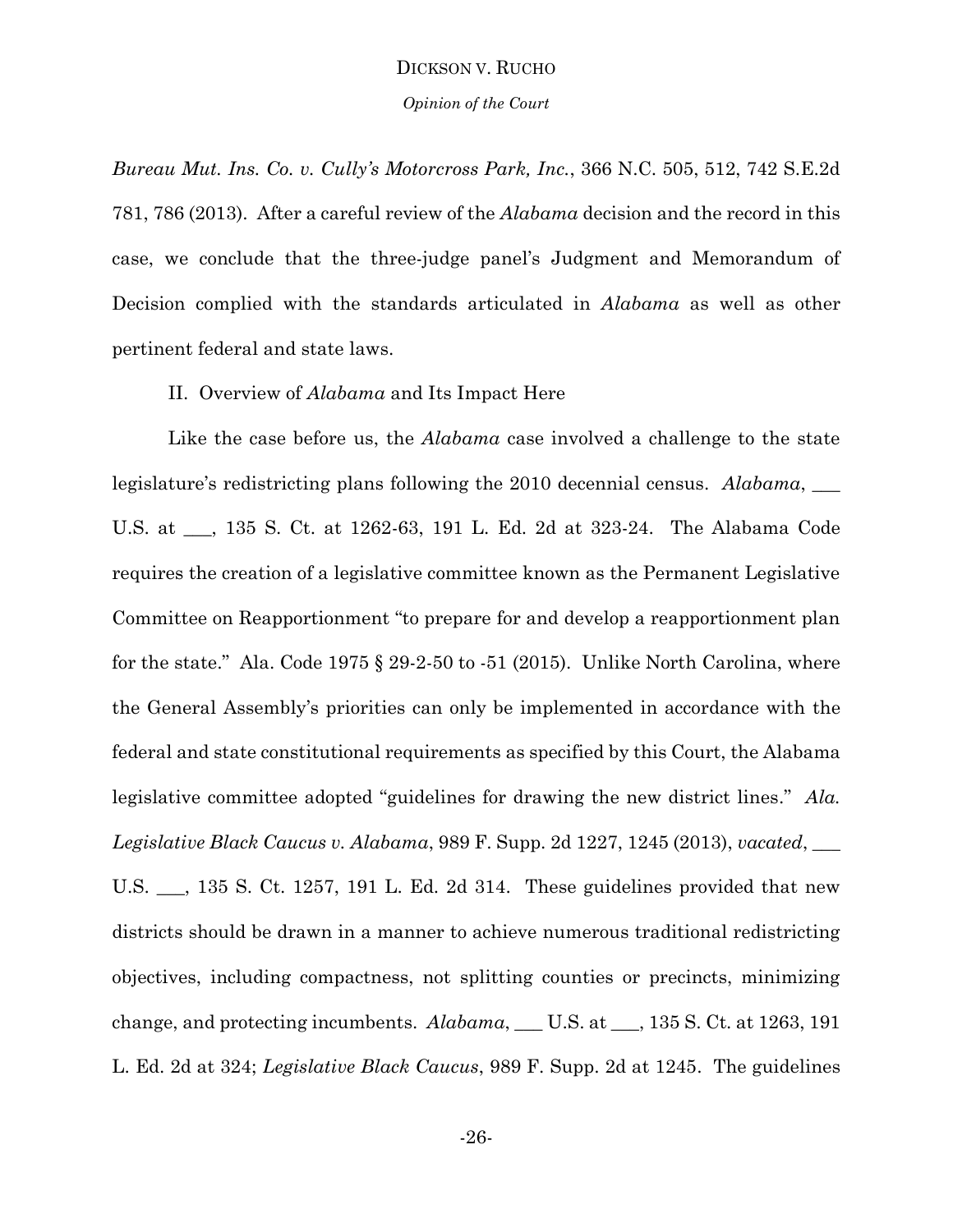*Bureau Mut. Ins. Co. v. Cully's Motorcross Park, Inc.*, 366 N.C. 505, 512, 742 S.E.2d 781, 786 (2013). After a careful review of the *Alabama* decision and the record in this case, we conclude that the three-judge panel's Judgment and Memorandum of Decision complied with the standards articulated in *Alabama* as well as other pertinent federal and state laws.

II. Overview of *Alabama* and Its Impact Here

Like the case before us, the *Alabama* case involved a challenge to the state legislature's redistricting plans following the 2010 decennial census. *Alabama*, ___ U.S. at ___, 135 S. Ct. at 1262-63, 191 L. Ed. 2d at 323-24. The Alabama Code requires the creation of a legislative committee known as the Permanent Legislative Committee on Reapportionment "to prepare for and develop a reapportionment plan for the state." Ala. Code 1975 § 29-2-50 to -51 (2015). Unlike North Carolina, where the General Assembly's priorities can only be implemented in accordance with the federal and state constitutional requirements as specified by this Court, the Alabama legislative committee adopted "guidelines for drawing the new district lines." *Ala. Legislative Black Caucus v. Alabama*, 989 F. Supp. 2d 1227, 1245 (2013), *vacated*, ___ U.S. ___, 135 S. Ct. 1257, 191 L. Ed. 2d 314. These guidelines provided that new districts should be drawn in a manner to achieve numerous traditional redistricting objectives, including compactness, not splitting counties or precincts, minimizing change, and protecting incumbents. *Alabama*, ___ U.S. at ___, 135 S. Ct. at 1263, 191 L. Ed. 2d at 324; *Legislative Black Caucus*, 989 F. Supp. 2d at 1245. The guidelines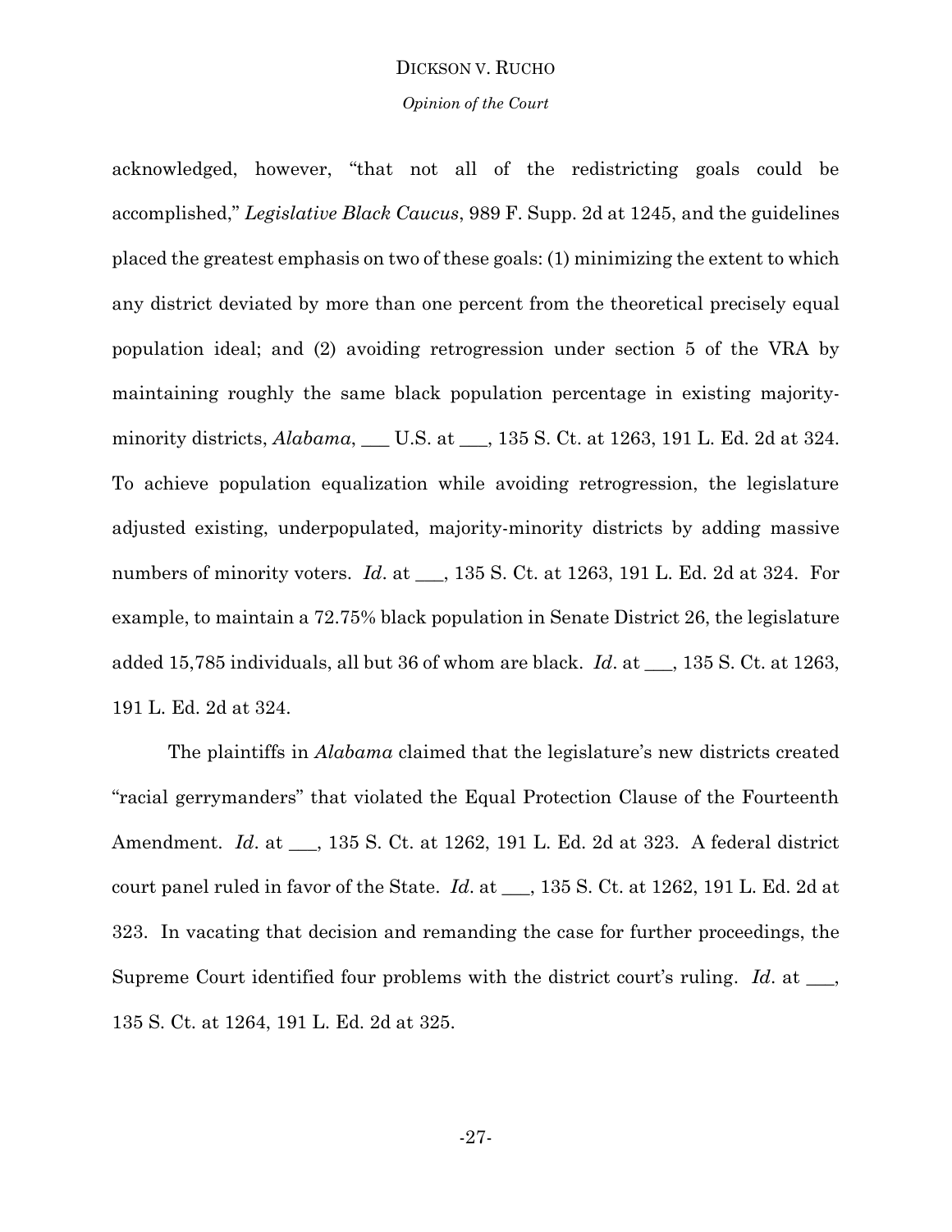acknowledged, however, "that not all of the redistricting goals could be accomplished," *Legislative Black Caucus*, 989 F. Supp. 2d at 1245, and the guidelines placed the greatest emphasis on two of these goals: (1) minimizing the extent to which any district deviated by more than one percent from the theoretical precisely equal population ideal; and (2) avoiding retrogression under section 5 of the VRA by maintaining roughly the same black population percentage in existing majority-minority districts, *Alabama*, ___ U.S. at ___, 135 S. Ct. at 1263, 191 L. Ed. 2d at 324. To achieve population equalization while avoiding retrogression, the legislature adjusted existing, underpopulated, majority-minority districts by adding massive numbers of minority voters. *Id*. at ___, 135 S. Ct. at 1263, 191 L. Ed. 2d at 324. For example, to maintain a 72.75% black population in Senate District 26, the legislature added 15,785 individuals, all but 36 of whom are black. *Id*. at ___, 135 S. Ct. at 1263, 191 L. Ed. 2d at 324.

The plaintiffs in *Alabama* claimed that the legislature's new districts created "racial gerrymanders" that violated the Equal Protection Clause of the Fourteenth Amendment. *Id*. at ___, 135 S. Ct. at 1262, 191 L. Ed. 2d at 323. A federal district court panel ruled in favor of the State. *Id*. at ___, 135 S. Ct. at 1262, 191 L. Ed. 2d at 323. In vacating that decision and remanding the case for further proceedings, the Supreme Court identified four problems with the district court's ruling. *Id*. at ___, 135 S. Ct. at 1264, 191 L. Ed. 2d at 325.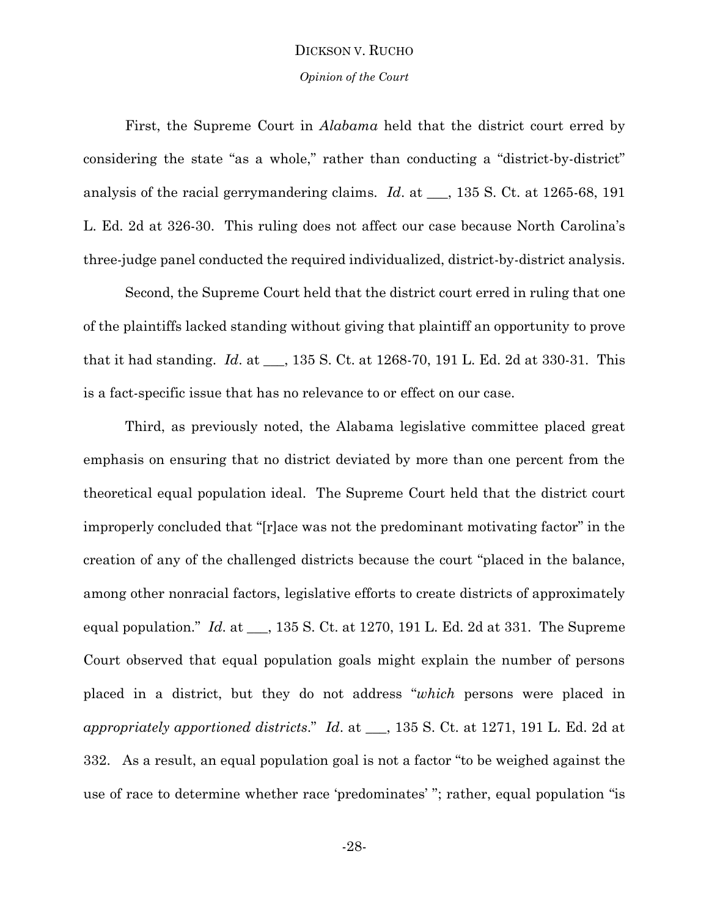First, the Supreme Court in *Alabama* held that the district court erred by considering the state "as a whole," rather than conducting a "district-by-district" analysis of the racial gerrymandering claims. *Id*. at ___, 135 S. Ct. at 1265-68, 191 L. Ed. 2d at 326-30. This ruling does not affect our case because North Carolina's three-judge panel conducted the required individualized, district-by-district analysis.

Second, the Supreme Court held that the district court erred in ruling that one of the plaintiffs lacked standing without giving that plaintiff an opportunity to prove that it had standing. *Id*. at ___, 135 S. Ct. at 1268-70, 191 L. Ed. 2d at 330-31. This is a fact-specific issue that has no relevance to or effect on our case.

Third, as previously noted, the Alabama legislative committee placed great emphasis on ensuring that no district deviated by more than one percent from the theoretical equal population ideal. The Supreme Court held that the district court improperly concluded that "[r]ace was not the predominant motivating factor" in the creation of any of the challenged districts because the court "placed in the balance, among other nonracial factors, legislative efforts to create districts of approximately equal population." *Id*. at ___, 135 S. Ct. at 1270, 191 L. Ed. 2d at 331. The Supreme Court observed that equal population goals might explain the number of persons placed in a district, but they do not address "*which* persons were placed in *appropriately apportioned districts*." *Id*. at ___, 135 S. Ct. at 1271, 191 L. Ed. 2d at 332. As a result, an equal population goal is not a factor "to be weighed against the use of race to determine whether race 'predominates' "; rather, equal population "is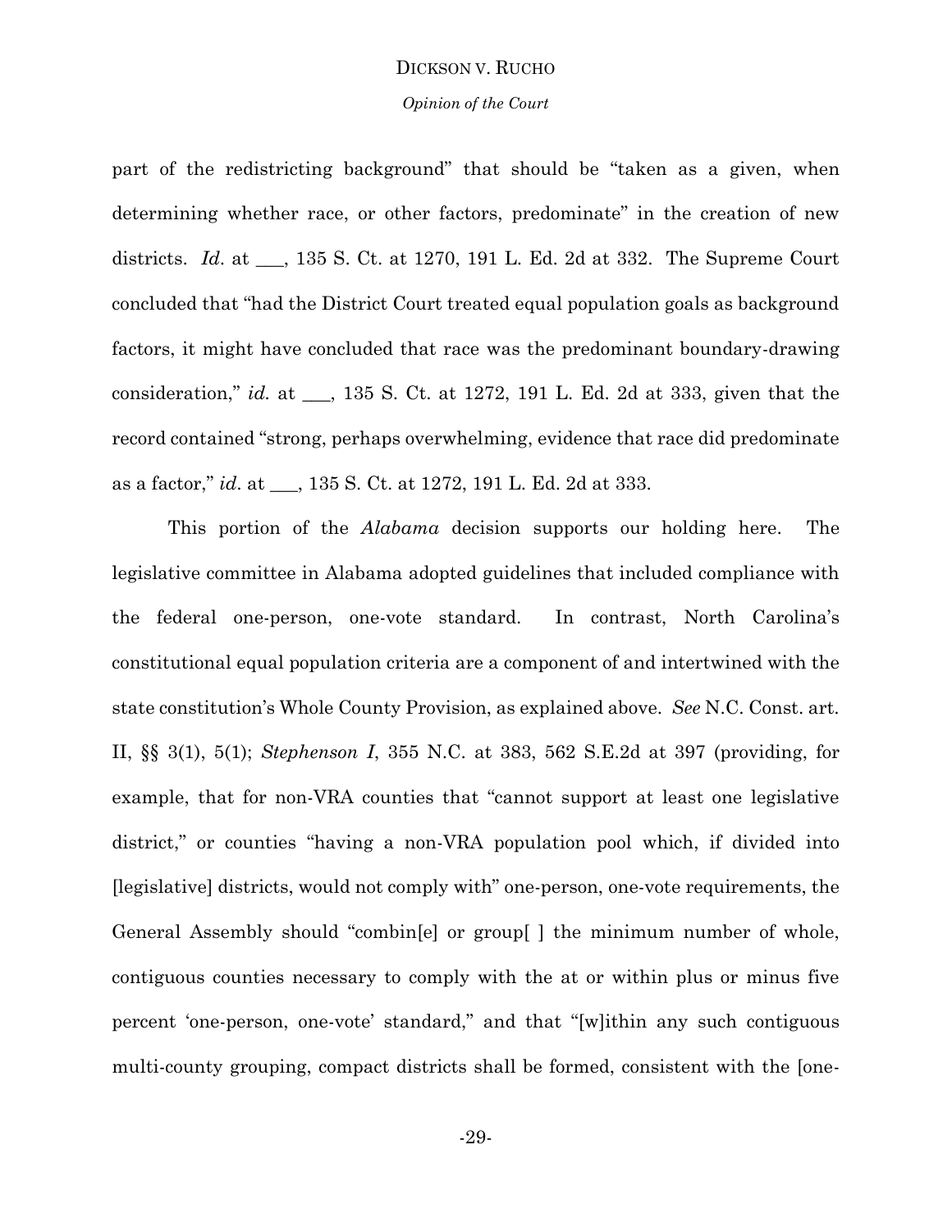part of the redistricting background" that should be "taken as a given, when determining whether race, or other factors, predominate" in the creation of new districts. *Id.* at ___, 135 S. Ct. at 1270, 191 L. Ed. 2d at 332. The Supreme Court concluded that "had the District Court treated equal population goals as background factors, it might have concluded that race was the predominant boundary-drawing consideration," *id.* at ___, 135 S. Ct. at 1272, 191 L. Ed. 2d at 333, given that the record contained "strong, perhaps overwhelming, evidence that race did predominate as a factor," *id.* at ___, 135 S. Ct. at 1272, 191 L. Ed. 2d at 333.

This portion of the *Alabama* decision supports our holding here. The legislative committee in Alabama adopted guidelines that included compliance with the federal one-person, one-vote standard. In contrast, North Carolina's constitutional equal population criteria are a component of and intertwined with the state constitution's Whole County Provision, as explained above. *See* N.C. Const. art. II, §§ 3(1), 5(1); *Stephenson I*, 355 N.C. at 383, 562 S.E.2d at 397 (providing, for example, that for non-VRA counties that "cannot support at least one legislative district," or counties "having a non-VRA population pool which, if divided into [legislative] districts, would not comply with" one-person, one-vote requirements, the General Assembly should "combin[e] or group[ ] the minimum number of whole, contiguous counties necessary to comply with the at or within plus or minus five percent 'one-person, one-vote' standard," and that "[w]ithin any such contiguous multi-county grouping, compact districts shall be formed, consistent with the [one-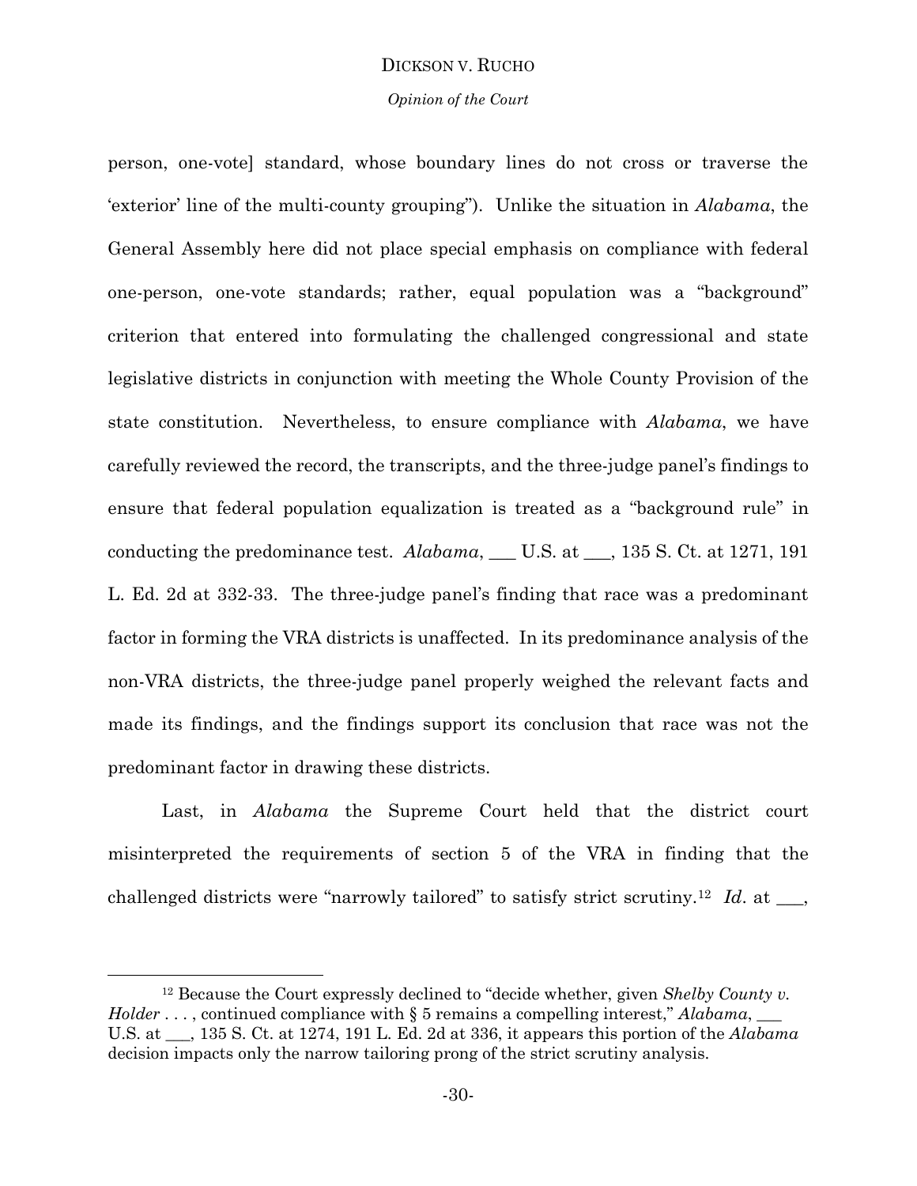person, one-vote] standard, whose boundary lines do not cross or traverse the 'exterior' line of the multi-county grouping"). Unlike the situation in *Alabama*, the General Assembly here did not place special emphasis on compliance with federal one-person, one-vote standards; rather, equal population was a "background" criterion that entered into formulating the challenged congressional and state legislative districts in conjunction with meeting the Whole County Provision of the state constitution. Nevertheless, to ensure compliance with *Alabama*, we have carefully reviewed the record, the transcripts, and the three-judge panel's findings to ensure that federal population equalization is treated as a "background rule" in conducting the predominance test. *Alabama*, ___ U.S. at ___, 135 S. Ct. at 1271, 191 L. Ed. 2d at 332-33. The three-judge panel's finding that race was a predominant factor in forming the VRA districts is unaffected. In its predominance analysis of the non-VRA districts, the three-judge panel properly weighed the relevant facts and made its findings, and the findings support its conclusion that race was not the predominant factor in drawing these districts.

Last, in *Alabama* the Supreme Court held that the district court misinterpreted the requirements of section 5 of the VRA in finding that the challenged districts were "narrowly tailored" to satisfy strict scrutiny.[12] *Id.* at ___,

---

[12] Because the Court expressly declined to "decide whether, given *Shelby County v. Holder* . . . , continued compliance with § 5 remains a compelling interest," *Alabama*, ___ U.S. at ___, 135 S. Ct. at 1274, 191 L. Ed. 2d at 336, it appears this portion of the *Alabama* decision impacts only the narrow tailoring prong of the strict scrutiny analysis.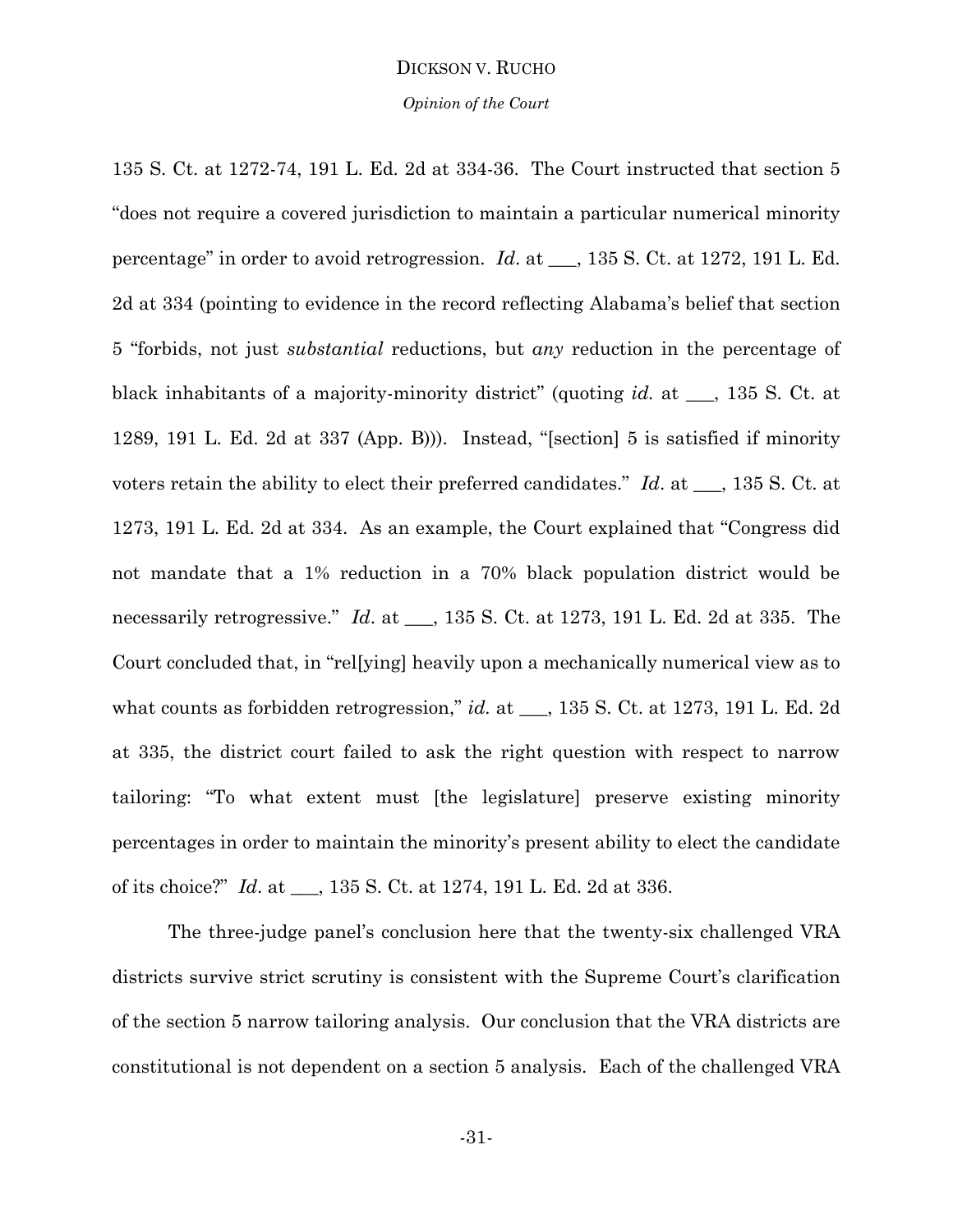135 S. Ct. at 1272-74, 191 L. Ed. 2d at 334-36. The Court instructed that section 5 "does not require a covered jurisdiction to maintain a particular numerical minority percentage" in order to avoid retrogression. *Id*. at ___, 135 S. Ct. at 1272, 191 L. Ed. 2d at 334 (pointing to evidence in the record reflecting Alabama's belief that section 5 "forbids, not just *substantial* reductions, but *any* reduction in the percentage of black inhabitants of a majority-minority district" (quoting *id.* at ___, 135 S. Ct. at 1289, 191 L. Ed. 2d at 337 (App. B))). Instead, "[section] 5 is satisfied if minority voters retain the ability to elect their preferred candidates." *Id*. at ___, 135 S. Ct. at 1273, 191 L. Ed. 2d at 334. As an example, the Court explained that "Congress did not mandate that a 1% reduction in a 70% black population district would be necessarily retrogressive." *Id*. at ___, 135 S. Ct. at 1273, 191 L. Ed. 2d at 335. The Court concluded that, in "rel[ying] heavily upon a mechanically numerical view as to what counts as forbidden retrogression," *id.* at ___, 135 S. Ct. at 1273, 191 L. Ed. 2d at 335, the district court failed to ask the right question with respect to narrow tailoring: "To what extent must [the legislature] preserve existing minority percentages in order to maintain the minority's present ability to elect the candidate of its choice?" *Id*. at ___, 135 S. Ct. at 1274, 191 L. Ed. 2d at 336.

The three-judge panel's conclusion here that the twenty-six challenged VRA districts survive strict scrutiny is consistent with the Supreme Court's clarification of the section 5 narrow tailoring analysis. Our conclusion that the VRA districts are constitutional is not dependent on a section 5 analysis. Each of the challenged VRA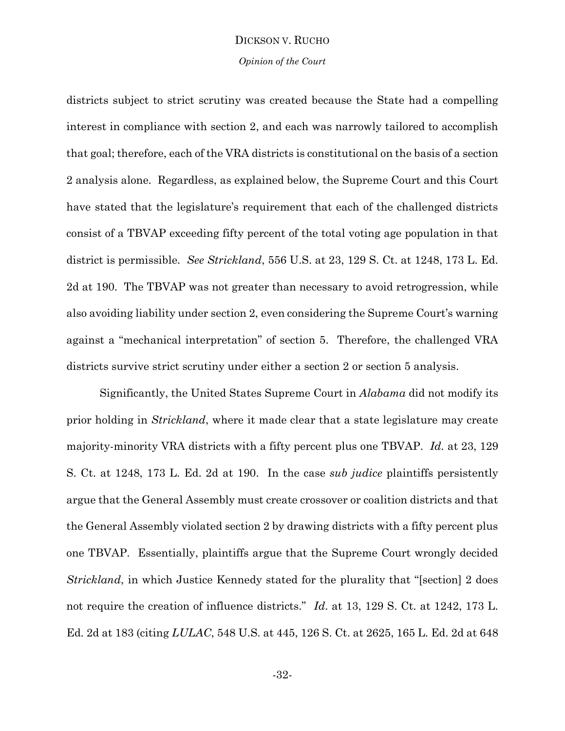districts subject to strict scrutiny was created because the State had a compelling interest in compliance with section 2, and each was narrowly tailored to accomplish that goal; therefore, each of the VRA districts is constitutional on the basis of a section 2 analysis alone. Regardless, as explained below, the Supreme Court and this Court have stated that the legislature's requirement that each of the challenged districts consist of a TBVAP exceeding fifty percent of the total voting age population in that district is permissible. *See Strickland*, 556 U.S. at 23, 129 S. Ct. at 1248, 173 L. Ed. 2d at 190. The TBVAP was not greater than necessary to avoid retrogression, while also avoiding liability under section 2, even considering the Supreme Court's warning against a "mechanical interpretation" of section 5. Therefore, the challenged VRA districts survive strict scrutiny under either a section 2 or section 5 analysis.

Significantly, the United States Supreme Court in *Alabama* did not modify its prior holding in *Strickland*, where it made clear that a state legislature may create majority-minority VRA districts with a fifty percent plus one TBVAP. *Id.* at 23, 129 S. Ct. at 1248, 173 L. Ed. 2d at 190. In the case *sub judice* plaintiffs persistently argue that the General Assembly must create crossover or coalition districts and that the General Assembly violated section 2 by drawing districts with a fifty percent plus one TBVAP. Essentially, plaintiffs argue that the Supreme Court wrongly decided *Strickland*, in which Justice Kennedy stated for the plurality that "[section] 2 does not require the creation of influence districts." *Id.* at 13, 129 S. Ct. at 1242, 173 L. Ed. 2d at 183 (citing *LULAC*, 548 U.S. at 445, 126 S. Ct. at 2625, 165 L. Ed. 2d at 648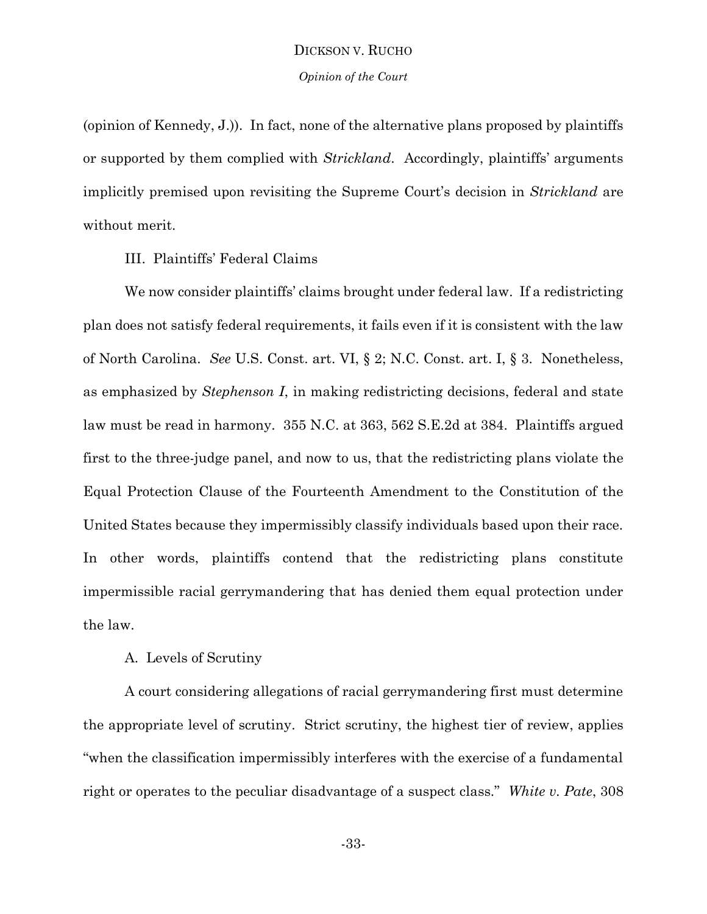(opinion of Kennedy, J.)). In fact, none of the alternative plans proposed by plaintiffs or supported by them complied with *Strickland*. Accordingly, plaintiffs' arguments implicitly premised upon revisiting the Supreme Court's decision in *Strickland* are without merit.

### III. Plaintiffs' Federal Claims

We now consider plaintiffs' claims brought under federal law. If a redistricting plan does not satisfy federal requirements, it fails even if it is consistent with the law of North Carolina. *See* U.S. Const. art. VI, § 2; N.C. Const. art. I, § 3. Nonetheless, as emphasized by *Stephenson I*, in making redistricting decisions, federal and state law must be read in harmony. 355 N.C. at 363, 562 S.E.2d at 384. Plaintiffs argued first to the three-judge panel, and now to us, that the redistricting plans violate the Equal Protection Clause of the Fourteenth Amendment to the Constitution of the United States because they impermissibly classify individuals based upon their race. In other words, plaintiffs contend that the redistricting plans constitute impermissible racial gerrymandering that has denied them equal protection under the law.

#### A. Levels of Scrutiny

A court considering allegations of racial gerrymandering first must determine the appropriate level of scrutiny. Strict scrutiny, the highest tier of review, applies "when the classification impermissibly interferes with the exercise of a fundamental right or operates to the peculiar disadvantage of a suspect class." *White v. Pate*, 308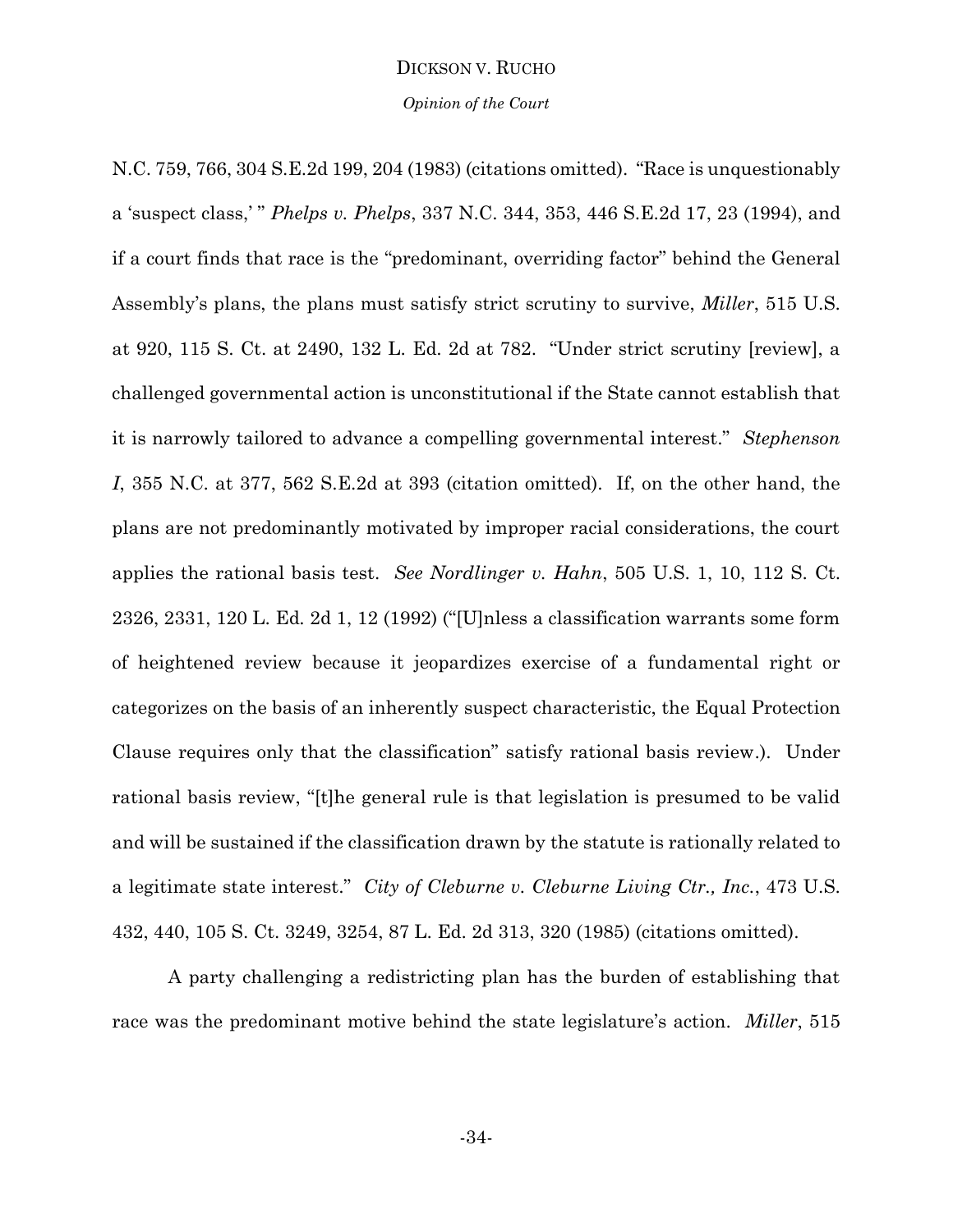N.C. 759, 766, 304 S.E.2d 199, 204 (1983) (citations omitted). "Race is unquestionably a 'suspect class,' " *Phelps v. Phelps*, 337 N.C. 344, 353, 446 S.E.2d 17, 23 (1994), and if a court finds that race is the "predominant, overriding factor" behind the General Assembly's plans, the plans must satisfy strict scrutiny to survive, *Miller*, 515 U.S. at 920, 115 S. Ct. at 2490, 132 L. Ed. 2d at 782. "Under strict scrutiny [review], a challenged governmental action is unconstitutional if the State cannot establish that it is narrowly tailored to advance a compelling governmental interest." *Stephenson I*, 355 N.C. at 377, 562 S.E.2d at 393 (citation omitted). If, on the other hand, the plans are not predominantly motivated by improper racial considerations, the court applies the rational basis test. *See Nordlinger v. Hahn*, 505 U.S. 1, 10, 112 S. Ct. 2326, 2331, 120 L. Ed. 2d 1, 12 (1992) ("[U]nless a classification warrants some form of heightened review because it jeopardizes exercise of a fundamental right or categorizes on the basis of an inherently suspect characteristic, the Equal Protection Clause requires only that the classification" satisfy rational basis review.). Under rational basis review, "[t]he general rule is that legislation is presumed to be valid and will be sustained if the classification drawn by the statute is rationally related to a legitimate state interest." *City of Cleburne v. Cleburne Living Ctr., Inc.*, 473 U.S. 432, 440, 105 S. Ct. 3249, 3254, 87 L. Ed. 2d 313, 320 (1985) (citations omitted).

A party challenging a redistricting plan has the burden of establishing that race was the predominant motive behind the state legislature's action. *Miller*, 515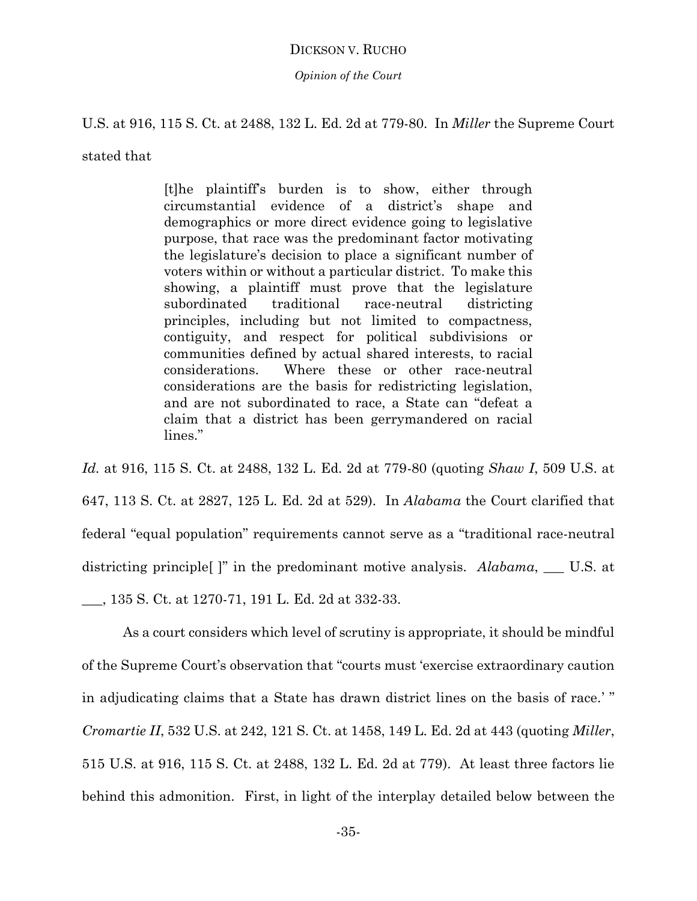U.S. at 916, 115 S. Ct. at 2488, 132 L. Ed. 2d at 779-80. In *Miller* the Supreme Court stated that

> [t]he plaintiff's burden is to show, either through circumstantial evidence of a district's shape and demographics or more direct evidence going to legislative purpose, that race was the predominant factor motivating the legislature's decision to place a significant number of voters within or without a particular district. To make this showing, a plaintiff must prove that the legislature subordinated traditional race-neutral districting principles, including but not limited to compactness, contiguity, and respect for political subdivisions or communities defined by actual shared interests, to racial considerations. Where these or other race-neutral considerations are the basis for redistricting legislation, and are not subordinated to race, a State can "defeat a claim that a district has been gerrymandered on racial lines."

*Id.* at 916, 115 S. Ct. at 2488, 132 L. Ed. 2d at 779-80 (quoting *Shaw I*, 509 U.S. at 647, 113 S. Ct. at 2827, 125 L. Ed. 2d at 529). In *Alabama* the Court clarified that federal "equal population" requirements cannot serve as a "traditional race-neutral districting principle[ ]" in the predominant motive analysis. *Alabama*, ___ U.S. at ___, 135 S. Ct. at 1270-71, 191 L. Ed. 2d at 332-33.

As a court considers which level of scrutiny is appropriate, it should be mindful of the Supreme Court's observation that "courts must 'exercise extraordinary caution in adjudicating claims that a State has drawn district lines on the basis of race.' " *Cromartie II*, 532 U.S. at 242, 121 S. Ct. at 1458, 149 L. Ed. 2d at 443 (quoting *Miller*, 515 U.S. at 916, 115 S. Ct. at 2488, 132 L. Ed. 2d at 779). At least three factors lie behind this admonition. First, in light of the interplay detailed below between the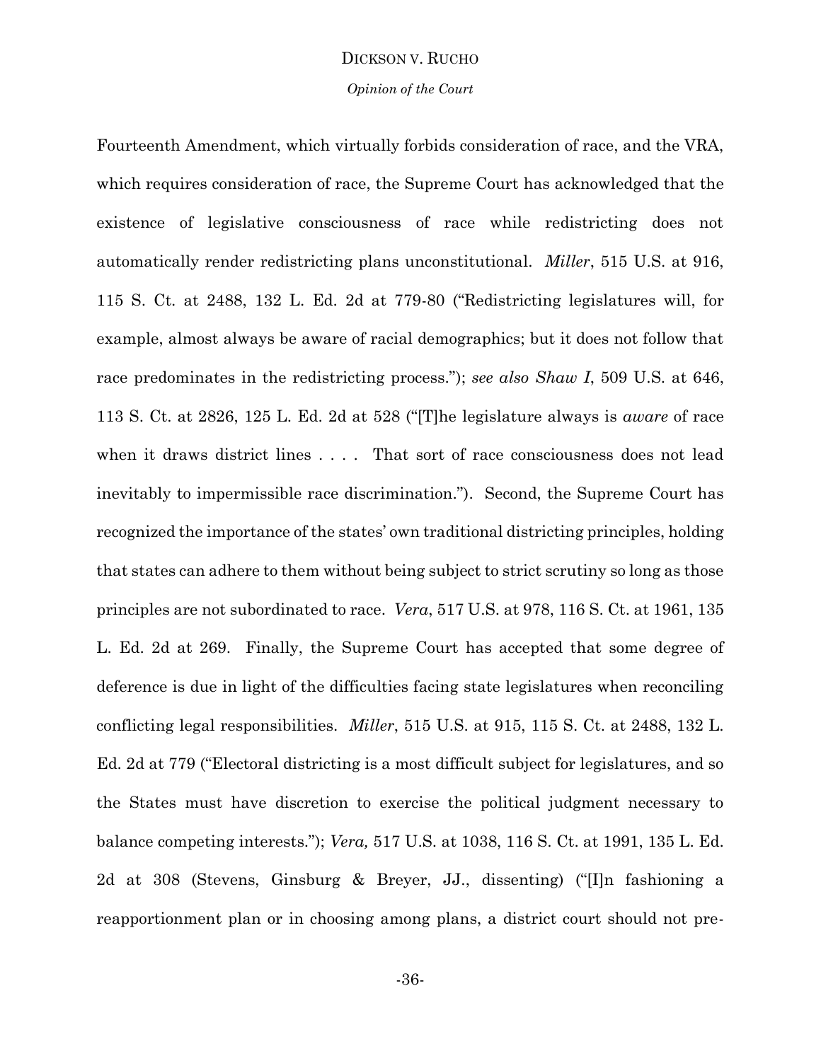Fourteenth Amendment, which virtually forbids consideration of race, and the VRA, which requires consideration of race, the Supreme Court has acknowledged that the existence of legislative consciousness of race while redistricting does not automatically render redistricting plans unconstitutional. *Miller*, 515 U.S. at 916, 115 S. Ct. at 2488, 132 L. Ed. 2d at 779-80 ("Redistricting legislatures will, for example, almost always be aware of racial demographics; but it does not follow that race predominates in the redistricting process."); *see also Shaw I*, 509 U.S. at 646, 113 S. Ct. at 2826, 125 L. Ed. 2d at 528 ("[T]he legislature always is *aware* of race when it draws district lines . . . . That sort of race consciousness does not lead inevitably to impermissible race discrimination."). Second, the Supreme Court has recognized the importance of the states' own traditional districting principles, holding that states can adhere to them without being subject to strict scrutiny so long as those principles are not subordinated to race. *Vera*, 517 U.S. at 978, 116 S. Ct. at 1961, 135 L. Ed. 2d at 269. Finally, the Supreme Court has accepted that some degree of deference is due in light of the difficulties facing state legislatures when reconciling conflicting legal responsibilities. *Miller*, 515 U.S. at 915, 115 S. Ct. at 2488, 132 L. Ed. 2d at 779 ("Electoral districting is a most difficult subject for legislatures, and so the States must have discretion to exercise the political judgment necessary to balance competing interests."); *Vera,* 517 U.S. at 1038, 116 S. Ct. at 1991, 135 L. Ed. 2d at 308 (Stevens, Ginsburg & Breyer, JJ., dissenting) ("[I]n fashioning a reapportionment plan or in choosing among plans, a district court should not pre-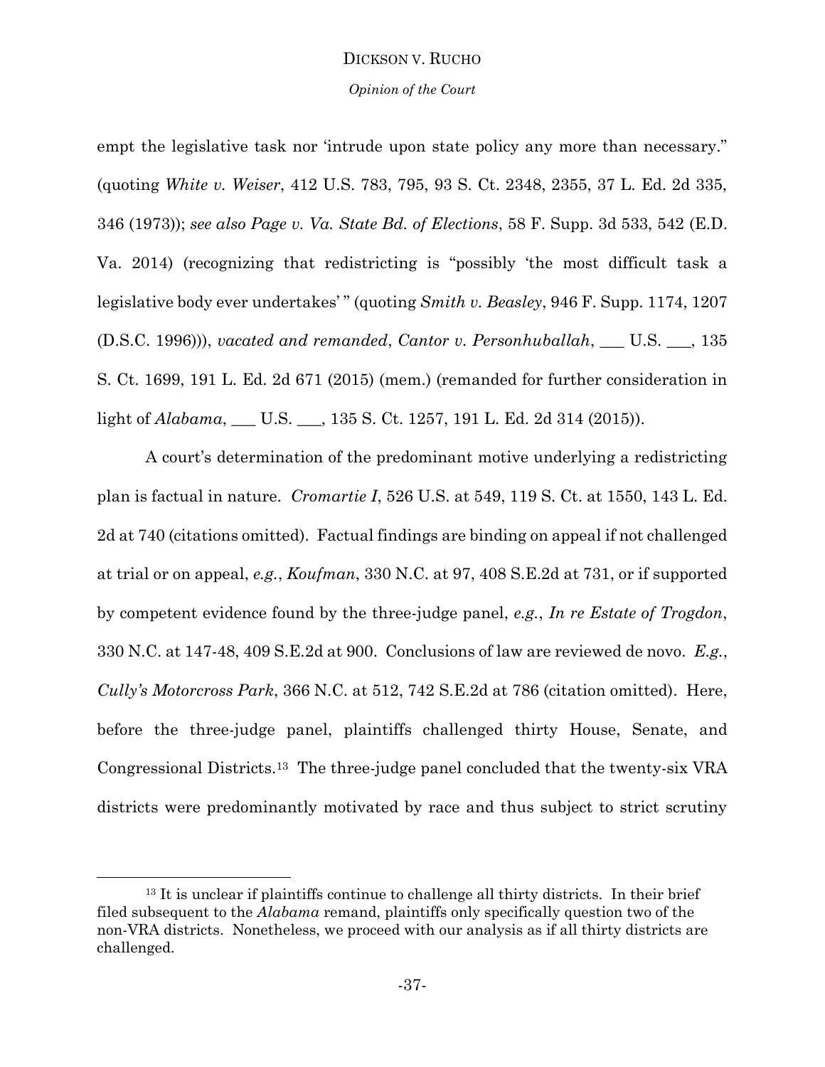empt the legislative task nor 'intrude upon state policy any more than necessary." (quoting *White v. Weiser*, 412 U.S. 783, 795, 93 S. Ct. 2348, 2355, 37 L. Ed. 2d 335, 346 (1973)); *see also Page v. Va. State Bd. of Elections*, 58 F. Supp. 3d 533, 542 (E.D. Va. 2014) (recognizing that redistricting is "possibly 'the most difficult task a legislative body ever undertakes' " (quoting *Smith v. Beasley*, 946 F. Supp. 1174, 1207 (D.S.C. 1996))), *vacated and remanded*, *Cantor v. Personhuballah*, ___ U.S. ___, 135 S. Ct. 1699, 191 L. Ed. 2d 671 (2015) (mem.) (remanded for further consideration in light of *Alabama*, ___ U.S. ___, 135 S. Ct. 1257, 191 L. Ed. 2d 314 (2015)).

A court's determination of the predominant motive underlying a redistricting plan is factual in nature. *Cromartie I*, 526 U.S. at 549, 119 S. Ct. at 1550, 143 L. Ed. 2d at 740 (citations omitted). Factual findings are binding on appeal if not challenged at trial or on appeal, *e.g.*, *Koufman*, 330 N.C. at 97, 408 S.E.2d at 731, or if supported by competent evidence found by the three-judge panel, *e.g.*, *In re Estate of Trogdon*, 330 N.C. at 147-48, 409 S.E.2d at 900. Conclusions of law are reviewed de novo. *E.g.*, *Cully's Motorcross Park*, 366 N.C. at 512, 742 S.E.2d at 786 (citation omitted). Here, before the three-judge panel, plaintiffs challenged thirty House, Senate, and Congressional Districts.[13] The three-judge panel concluded that the twenty-six VRA districts were predominantly motivated by race and thus subject to strict scrutiny

[13] It is unclear if plaintiffs continue to challenge all thirty districts. In their brief filed subsequent to the *Alabama* remand, plaintiffs only specifically question two of the non-VRA districts. Nonetheless, we proceed with our analysis as if all thirty districts are challenged.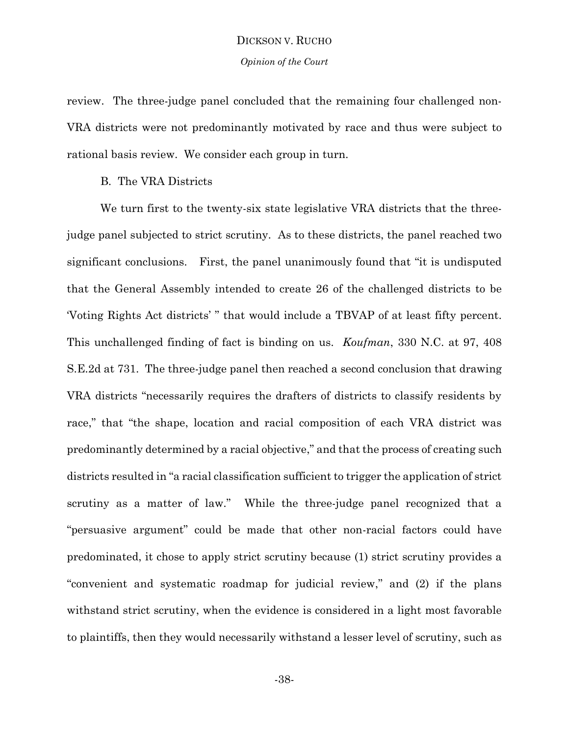review. The three-judge panel concluded that the remaining four challenged non-VRA districts were not predominantly motivated by race and thus were subject to rational basis review. We consider each group in turn.

B. The VRA Districts

We turn first to the twenty-six state legislative VRA districts that the three-judge panel subjected to strict scrutiny. As to these districts, the panel reached two significant conclusions. First, the panel unanimously found that "it is undisputed that the General Assembly intended to create 26 of the challenged districts to be 'Voting Rights Act districts' " that would include a TBVAP of at least fifty percent. This unchallenged finding of fact is binding on us. *Koufman*, 330 N.C. at 97, 408 S.E.2d at 731. The three-judge panel then reached a second conclusion that drawing VRA districts "necessarily requires the drafters of districts to classify residents by race," that "the shape, location and racial composition of each VRA district was predominantly determined by a racial objective," and that the process of creating such districts resulted in "a racial classification sufficient to trigger the application of strict scrutiny as a matter of law." While the three-judge panel recognized that a "persuasive argument" could be made that other non-racial factors could have predominated, it chose to apply strict scrutiny because (1) strict scrutiny provides a "convenient and systematic roadmap for judicial review," and (2) if the plans withstand strict scrutiny, when the evidence is considered in a light most favorable to plaintiffs, then they would necessarily withstand a lesser level of scrutiny, such as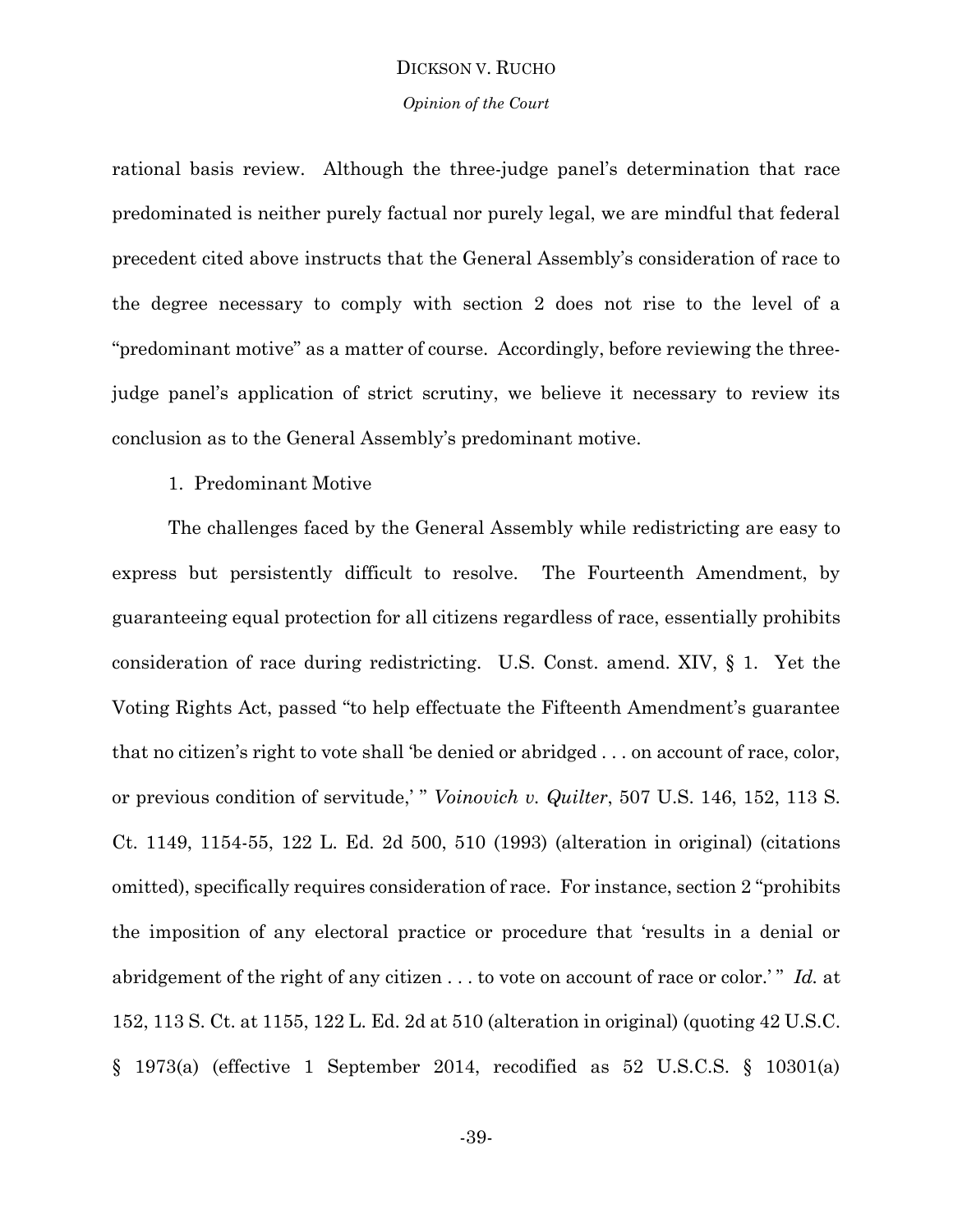rational basis review. Although the three-judge panel's determination that race predominated is neither purely factual nor purely legal, we are mindful that federal precedent cited above instructs that the General Assembly's consideration of race to the degree necessary to comply with section 2 does not rise to the level of a "predominant motive" as a matter of course. Accordingly, before reviewing the three-judge panel's application of strict scrutiny, we believe it necessary to review its conclusion as to the General Assembly's predominant motive.

1. Predominant Motive

The challenges faced by the General Assembly while redistricting are easy to express but persistently difficult to resolve. The Fourteenth Amendment, by guaranteeing equal protection for all citizens regardless of race, essentially prohibits consideration of race during redistricting. U.S. Const. amend. XIV, § 1. Yet the Voting Rights Act, passed "to help effectuate the Fifteenth Amendment's guarantee that no citizen's right to vote shall 'be denied or abridged . . . on account of race, color, or previous condition of servitude,' " *Voinovich v. Quilter*, 507 U.S. 146, 152, 113 S. Ct. 1149, 1154-55, 122 L. Ed. 2d 500, 510 (1993) (alteration in original) (citations omitted), specifically requires consideration of race. For instance, section 2 "prohibits the imposition of any electoral practice or procedure that 'results in a denial or abridgement of the right of any citizen . . . to vote on account of race or color.' " *Id.* at 152, 113 S. Ct. at 1155, 122 L. Ed. 2d at 510 (alteration in original) (quoting 42 U.S.C. § 1973(a) (effective 1 September 2014, recodified as 52 U.S.C.S. § 10301(a)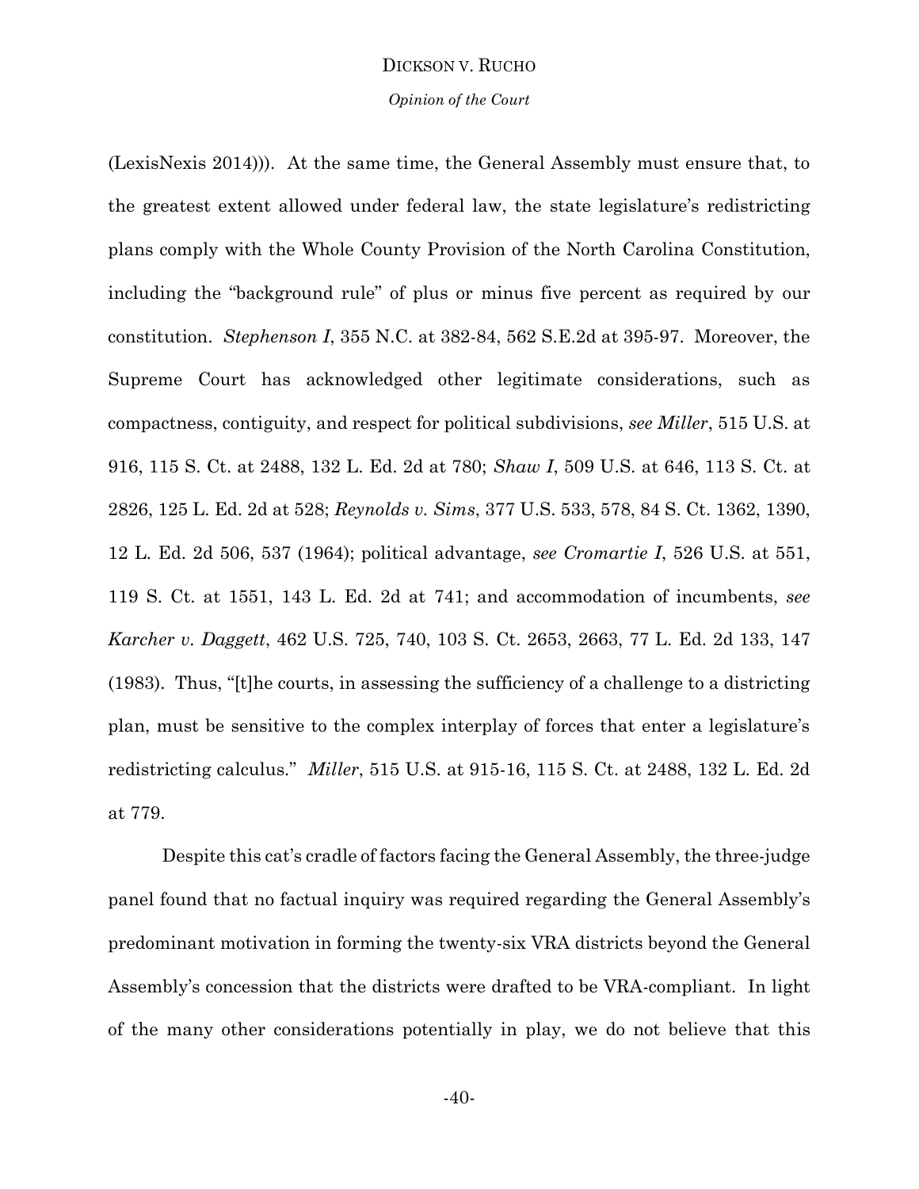(LexisNexis 2014))). At the same time, the General Assembly must ensure that, to the greatest extent allowed under federal law, the state legislature's redistricting plans comply with the Whole County Provision of the North Carolina Constitution, including the "background rule" of plus or minus five percent as required by our constitution. *Stephenson I*, 355 N.C. at 382-84, 562 S.E.2d at 395-97. Moreover, the Supreme Court has acknowledged other legitimate considerations, such as compactness, contiguity, and respect for political subdivisions, *see Miller*, 515 U.S. at 916, 115 S. Ct. at 2488, 132 L. Ed. 2d at 780; *Shaw I*, 509 U.S. at 646, 113 S. Ct. at 2826, 125 L. Ed. 2d at 528; *Reynolds v. Sims*, 377 U.S. 533, 578, 84 S. Ct. 1362, 1390, 12 L. Ed. 2d 506, 537 (1964); political advantage, *see Cromartie I*, 526 U.S. at 551, 119 S. Ct. at 1551, 143 L. Ed. 2d at 741; and accommodation of incumbents, *see Karcher v. Daggett*, 462 U.S. 725, 740, 103 S. Ct. 2653, 2663, 77 L. Ed. 2d 133, 147 (1983). Thus, "[t]he courts, in assessing the sufficiency of a challenge to a districting plan, must be sensitive to the complex interplay of forces that enter a legislature's redistricting calculus." *Miller*, 515 U.S. at 915-16, 115 S. Ct. at 2488, 132 L. Ed. 2d at 779.

Despite this cat's cradle of factors facing the General Assembly, the three-judge panel found that no factual inquiry was required regarding the General Assembly's predominant motivation in forming the twenty-six VRA districts beyond the General Assembly's concession that the districts were drafted to be VRA-compliant. In light of the many other considerations potentially in play, we do not believe that this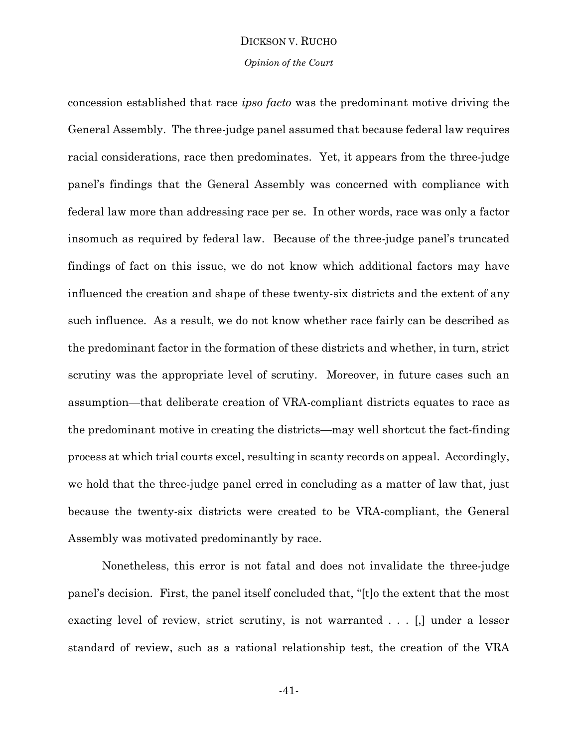concession established that race *ipso facto* was the predominant motive driving the General Assembly. The three-judge panel assumed that because federal law requires racial considerations, race then predominates. Yet, it appears from the three-judge panel's findings that the General Assembly was concerned with compliance with federal law more than addressing race per se. In other words, race was only a factor insomuch as required by federal law. Because of the three-judge panel's truncated findings of fact on this issue, we do not know which additional factors may have influenced the creation and shape of these twenty-six districts and the extent of any such influence. As a result, we do not know whether race fairly can be described as the predominant factor in the formation of these districts and whether, in turn, strict scrutiny was the appropriate level of scrutiny. Moreover, in future cases such an assumption—that deliberate creation of VRA-compliant districts equates to race as the predominant motive in creating the districts—may well shortcut the fact-finding process at which trial courts excel, resulting in scanty records on appeal. Accordingly, we hold that the three-judge panel erred in concluding as a matter of law that, just because the twenty-six districts were created to be VRA-compliant, the General Assembly was motivated predominantly by race.

Nonetheless, this error is not fatal and does not invalidate the three-judge panel's decision. First, the panel itself concluded that, "[t]o the extent that the most exacting level of review, strict scrutiny, is not warranted . . . [,] under a lesser standard of review, such as a rational relationship test, the creation of the VRA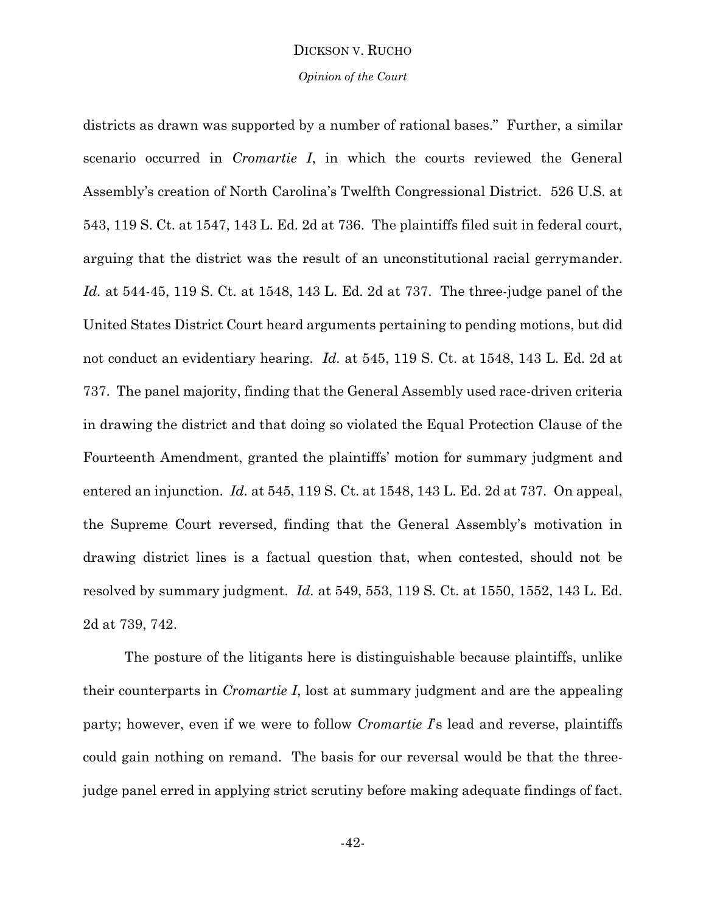districts as drawn was supported by a number of rational bases." Further, a similar scenario occurred in *Cromartie I*, in which the courts reviewed the General Assembly's creation of North Carolina's Twelfth Congressional District. 526 U.S. at 543, 119 S. Ct. at 1547, 143 L. Ed. 2d at 736. The plaintiffs filed suit in federal court, arguing that the district was the result of an unconstitutional racial gerrymander. *Id.* at 544-45, 119 S. Ct. at 1548, 143 L. Ed. 2d at 737. The three-judge panel of the United States District Court heard arguments pertaining to pending motions, but did not conduct an evidentiary hearing. *Id.* at 545, 119 S. Ct. at 1548, 143 L. Ed. 2d at 737. The panel majority, finding that the General Assembly used race-driven criteria in drawing the district and that doing so violated the Equal Protection Clause of the Fourteenth Amendment, granted the plaintiffs' motion for summary judgment and entered an injunction. *Id.* at 545, 119 S. Ct. at 1548, 143 L. Ed. 2d at 737. On appeal, the Supreme Court reversed, finding that the General Assembly's motivation in drawing district lines is a factual question that, when contested, should not be resolved by summary judgment. *Id.* at 549, 553, 119 S. Ct. at 1550, 1552, 143 L. Ed. 2d at 739, 742.

The posture of the litigants here is distinguishable because plaintiffs, unlike their counterparts in *Cromartie I*, lost at summary judgment and are the appealing party; however, even if we were to follow *Cromartie I*'s lead and reverse, plaintiffs could gain nothing on remand. The basis for our reversal would be that the three-judge panel erred in applying strict scrutiny before making adequate findings of fact.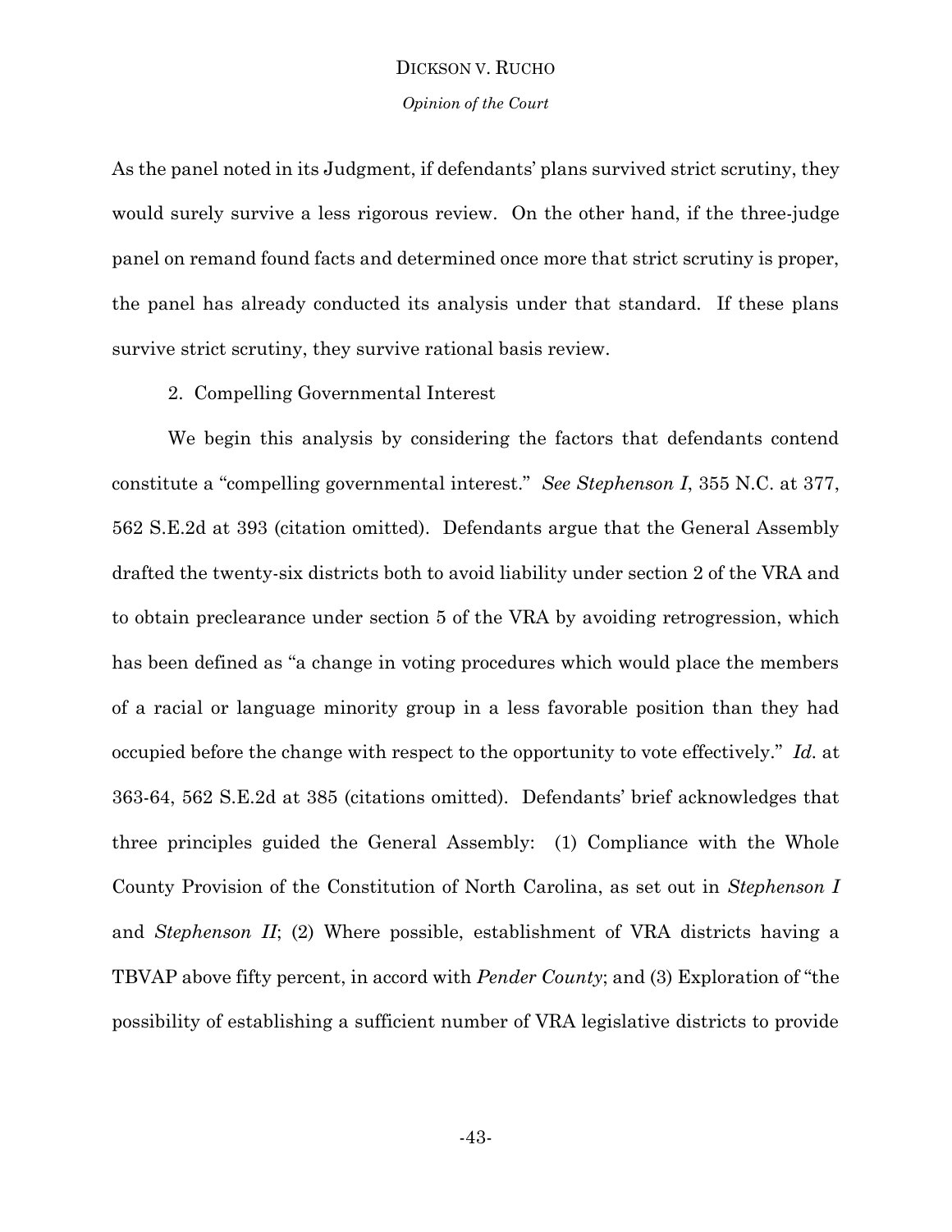As the panel noted in its Judgment, if defendants' plans survived strict scrutiny, they would surely survive a less rigorous review. On the other hand, if the three-judge panel on remand found facts and determined once more that strict scrutiny is proper, the panel has already conducted its analysis under that standard. If these plans survive strict scrutiny, they survive rational basis review.

2. Compelling Governmental Interest

We begin this analysis by considering the factors that defendants contend constitute a "compelling governmental interest." *See Stephenson I*, 355 N.C. at 377, 562 S.E.2d at 393 (citation omitted). Defendants argue that the General Assembly drafted the twenty-six districts both to avoid liability under section 2 of the VRA and to obtain preclearance under section 5 of the VRA by avoiding retrogression, which has been defined as "a change in voting procedures which would place the members of a racial or language minority group in a less favorable position than they had occupied before the change with respect to the opportunity to vote effectively." *Id.* at 363-64, 562 S.E.2d at 385 (citations omitted). Defendants' brief acknowledges that three principles guided the General Assembly: (1) Compliance with the Whole County Provision of the Constitution of North Carolina, as set out in *Stephenson I* and *Stephenson II*; (2) Where possible, establishment of VRA districts having a TBVAP above fifty percent, in accord with *Pender County*; and (3) Exploration of "the possibility of establishing a sufficient number of VRA legislative districts to provide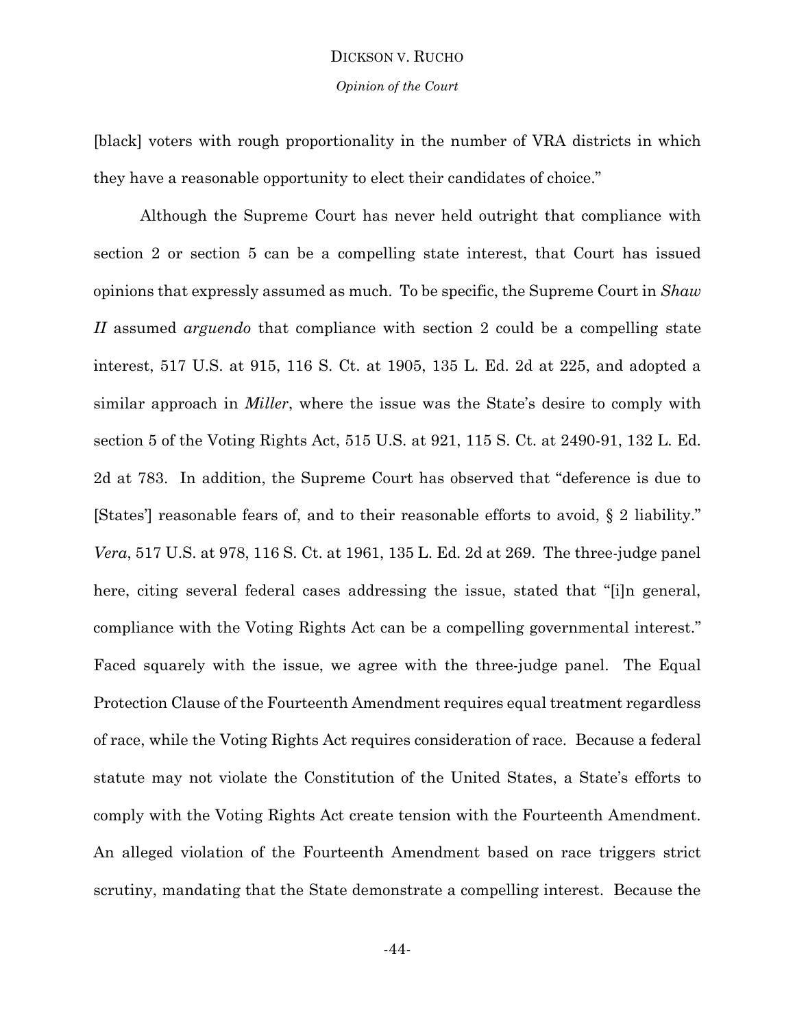[black] voters with rough proportionality in the number of VRA districts in which they have a reasonable opportunity to elect their candidates of choice."

Although the Supreme Court has never held outright that compliance with section 2 or section 5 can be a compelling state interest, that Court has issued opinions that expressly assumed as much. To be specific, the Supreme Court in *Shaw II* assumed *arguendo* that compliance with section 2 could be a compelling state interest, 517 U.S. at 915, 116 S. Ct. at 1905, 135 L. Ed. 2d at 225, and adopted a similar approach in *Miller*, where the issue was the State's desire to comply with section 5 of the Voting Rights Act, 515 U.S. at 921, 115 S. Ct. at 2490-91, 132 L. Ed. 2d at 783. In addition, the Supreme Court has observed that "deference is due to [States'] reasonable fears of, and to their reasonable efforts to avoid, § 2 liability." *Vera*, 517 U.S. at 978, 116 S. Ct. at 1961, 135 L. Ed. 2d at 269. The three-judge panel here, citing several federal cases addressing the issue, stated that "[i]n general, compliance with the Voting Rights Act can be a compelling governmental interest." Faced squarely with the issue, we agree with the three-judge panel. The Equal Protection Clause of the Fourteenth Amendment requires equal treatment regardless of race, while the Voting Rights Act requires consideration of race. Because a federal statute may not violate the Constitution of the United States, a State's efforts to comply with the Voting Rights Act create tension with the Fourteenth Amendment. An alleged violation of the Fourteenth Amendment based on race triggers strict scrutiny, mandating that the State demonstrate a compelling interest. Because the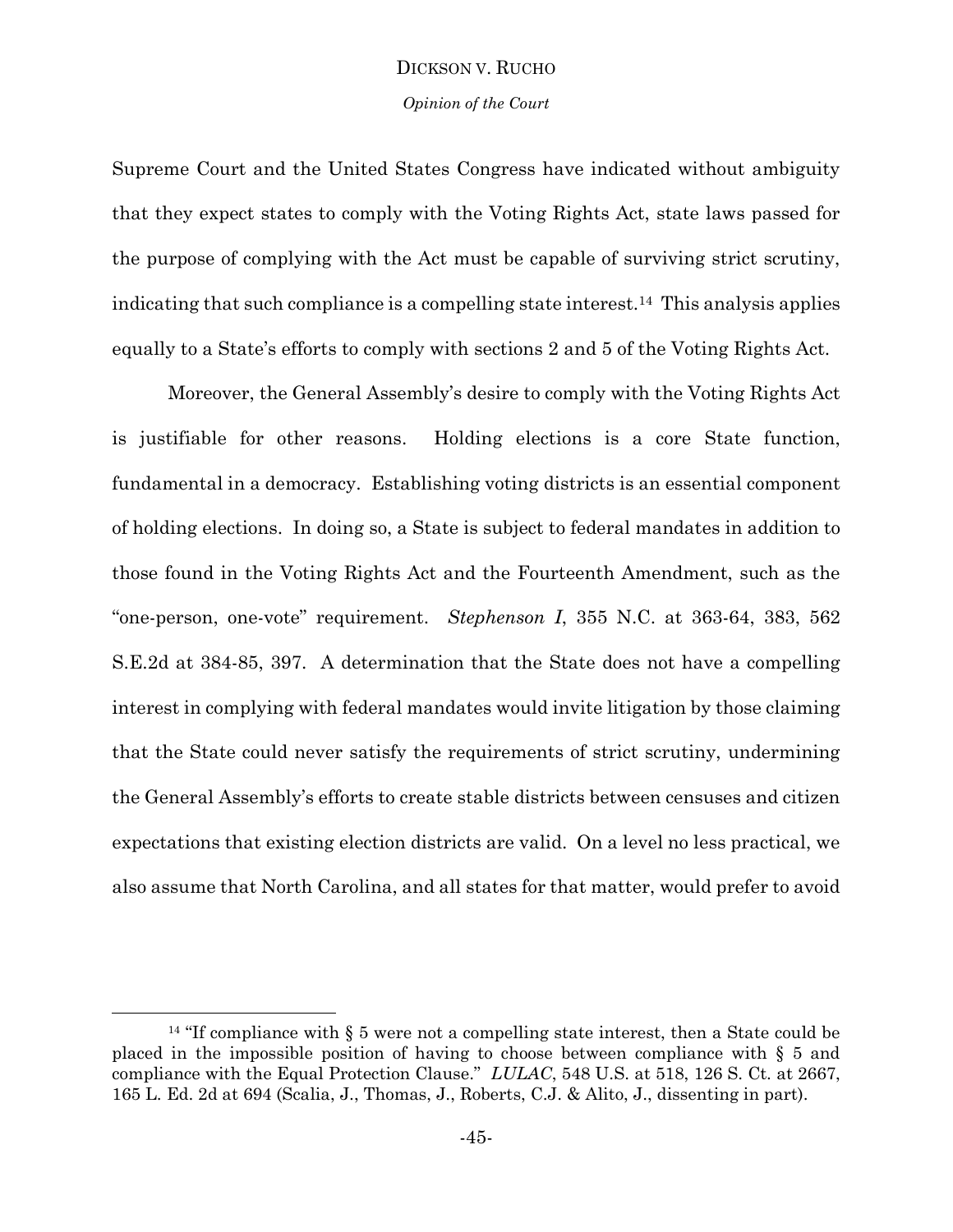Supreme Court and the United States Congress have indicated without ambiguity that they expect states to comply with the Voting Rights Act, state laws passed for the purpose of complying with the Act must be capable of surviving strict scrutiny, indicating that such compliance is a compelling state interest.[14] This analysis applies equally to a State's efforts to comply with sections 2 and 5 of the Voting Rights Act.

Moreover, the General Assembly's desire to comply with the Voting Rights Act is justifiable for other reasons. Holding elections is a core State function, fundamental in a democracy. Establishing voting districts is an essential component of holding elections. In doing so, a State is subject to federal mandates in addition to those found in the Voting Rights Act and the Fourteenth Amendment, such as the "one-person, one-vote" requirement. *Stephenson I*, 355 N.C. at 363-64, 383, 562 S.E.2d at 384-85, 397. A determination that the State does not have a compelling interest in complying with federal mandates would invite litigation by those claiming that the State could never satisfy the requirements of strict scrutiny, undermining the General Assembly's efforts to create stable districts between censuses and citizen expectations that existing election districts are valid. On a level no less practical, we also assume that North Carolina, and all states for that matter, would prefer to avoid

---

[14] "If compliance with § 5 were not a compelling state interest, then a State could be placed in the impossible position of having to choose between compliance with § 5 and compliance with the Equal Protection Clause." *LULAC*, 548 U.S. at 518, 126 S. Ct. at 2667, 165 L. Ed. 2d at 694 (Scalia, J., Thomas, J., Roberts, C.J. & Alito, J., dissenting in part).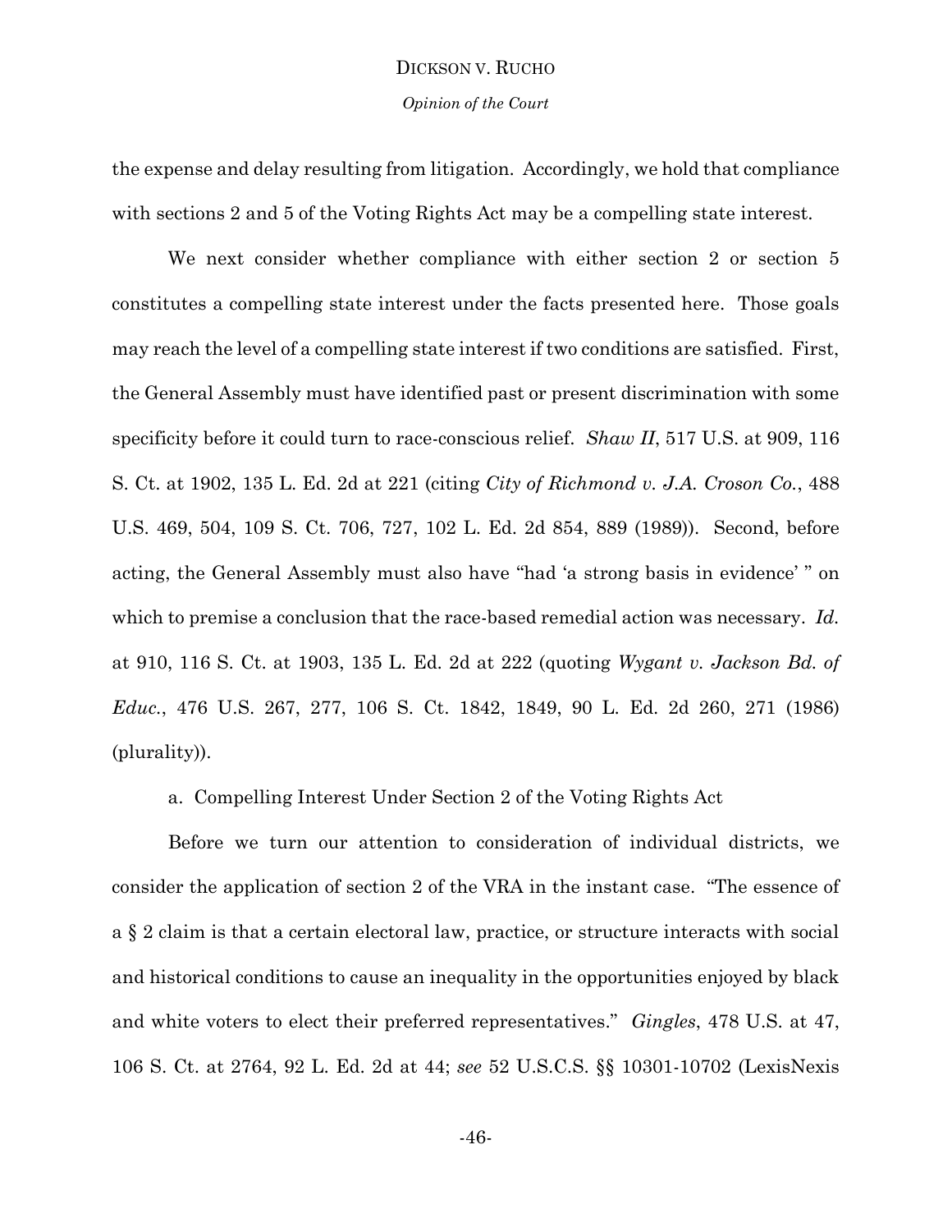the expense and delay resulting from litigation. Accordingly, we hold that compliance with sections 2 and 5 of the Voting Rights Act may be a compelling state interest.

We next consider whether compliance with either section 2 or section 5 constitutes a compelling state interest under the facts presented here. Those goals may reach the level of a compelling state interest if two conditions are satisfied. First, the General Assembly must have identified past or present discrimination with some specificity before it could turn to race-conscious relief. *Shaw II*, 517 U.S. at 909, 116 S. Ct. at 1902, 135 L. Ed. 2d at 221 (citing *City of Richmond v. J.A. Croson Co.*, 488 U.S. 469, 504, 109 S. Ct. 706, 727, 102 L. Ed. 2d 854, 889 (1989)). Second, before acting, the General Assembly must also have "had 'a strong basis in evidence' " on which to premise a conclusion that the race-based remedial action was necessary. *Id.* at 910, 116 S. Ct. at 1903, 135 L. Ed. 2d at 222 (quoting *Wygant v. Jackson Bd. of Educ.*, 476 U.S. 267, 277, 106 S. Ct. 1842, 1849, 90 L. Ed. 2d 260, 271 (1986) (plurality)).

a. Compelling Interest Under Section 2 of the Voting Rights Act

Before we turn our attention to consideration of individual districts, we consider the application of section 2 of the VRA in the instant case. "The essence of a § 2 claim is that a certain electoral law, practice, or structure interacts with social and historical conditions to cause an inequality in the opportunities enjoyed by black and white voters to elect their preferred representatives." *Gingles*, 478 U.S. at 47, 106 S. Ct. at 2764, 92 L. Ed. 2d at 44; *see* 52 U.S.C.S. §§ 10301-10702 (LexisNexis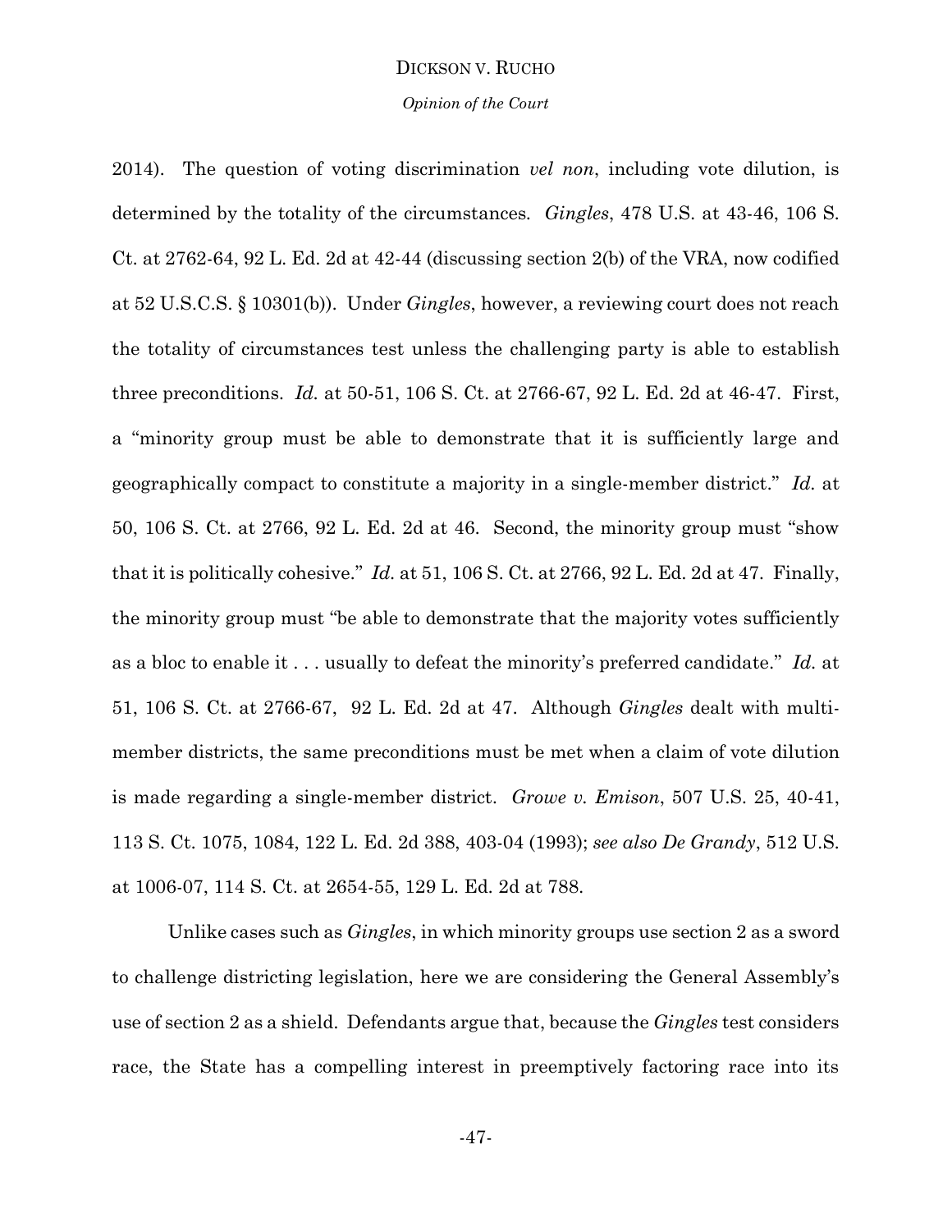2014). The question of voting discrimination *vel non*, including vote dilution, is determined by the totality of the circumstances. *Gingles*, 478 U.S. at 43-46, 106 S. Ct. at 2762-64, 92 L. Ed. 2d at 42-44 (discussing section 2(b) of the VRA, now codified at 52 U.S.C.S. § 10301(b)). Under *Gingles*, however, a reviewing court does not reach the totality of circumstances test unless the challenging party is able to establish three preconditions. *Id.* at 50-51, 106 S. Ct. at 2766-67, 92 L. Ed. 2d at 46-47. First, a "minority group must be able to demonstrate that it is sufficiently large and geographically compact to constitute a majority in a single-member district." *Id.* at 50, 106 S. Ct. at 2766, 92 L. Ed. 2d at 46. Second, the minority group must "show that it is politically cohesive." *Id.* at 51, 106 S. Ct. at 2766, 92 L. Ed. 2d at 47. Finally, the minority group must "be able to demonstrate that the majority votes sufficiently as a bloc to enable it . . . usually to defeat the minority's preferred candidate." *Id.* at 51, 106 S. Ct. at 2766-67, 92 L. Ed. 2d at 47. Although *Gingles* dealt with multi-member districts, the same preconditions must be met when a claim of vote dilution is made regarding a single-member district. *Growe v. Emison*, 507 U.S. 25, 40-41, 113 S. Ct. 1075, 1084, 122 L. Ed. 2d 388, 403-04 (1993); *see also De Grandy*, 512 U.S. at 1006-07, 114 S. Ct. at 2654-55, 129 L. Ed. 2d at 788.

Unlike cases such as *Gingles*, in which minority groups use section 2 as a sword to challenge districting legislation, here we are considering the General Assembly's use of section 2 as a shield. Defendants argue that, because the *Gingles* test considers race, the State has a compelling interest in preemptively factoring race into its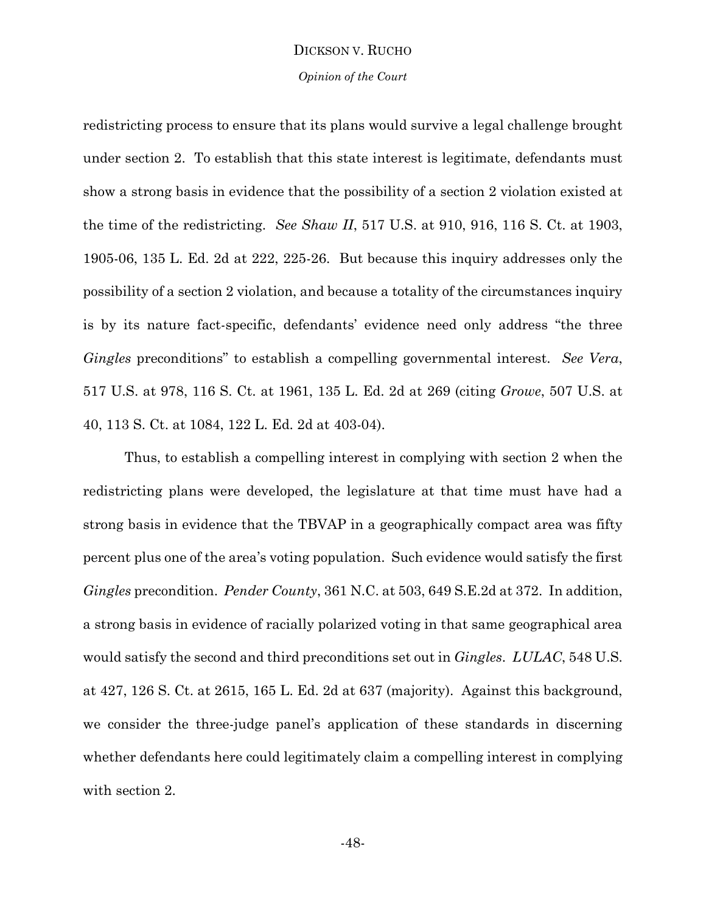redistricting process to ensure that its plans would survive a legal challenge brought under section 2. To establish that this state interest is legitimate, defendants must show a strong basis in evidence that the possibility of a section 2 violation existed at the time of the redistricting. *See Shaw II*, 517 U.S. at 910, 916, 116 S. Ct. at 1903, 1905-06, 135 L. Ed. 2d at 222, 225-26. But because this inquiry addresses only the possibility of a section 2 violation, and because a totality of the circumstances inquiry is by its nature fact-specific, defendants' evidence need only address "the three *Gingles* preconditions" to establish a compelling governmental interest. *See Vera*, 517 U.S. at 978, 116 S. Ct. at 1961, 135 L. Ed. 2d at 269 (citing *Growe*, 507 U.S. at 40, 113 S. Ct. at 1084, 122 L. Ed. 2d at 403-04).

Thus, to establish a compelling interest in complying with section 2 when the redistricting plans were developed, the legislature at that time must have had a strong basis in evidence that the TBVAP in a geographically compact area was fifty percent plus one of the area's voting population. Such evidence would satisfy the first *Gingles* precondition. *Pender County*, 361 N.C. at 503, 649 S.E.2d at 372. In addition, a strong basis in evidence of racially polarized voting in that same geographical area would satisfy the second and third preconditions set out in *Gingles*. *LULAC*, 548 U.S. at 427, 126 S. Ct. at 2615, 165 L. Ed. 2d at 637 (majority). Against this background, we consider the three-judge panel's application of these standards in discerning whether defendants here could legitimately claim a compelling interest in complying with section 2.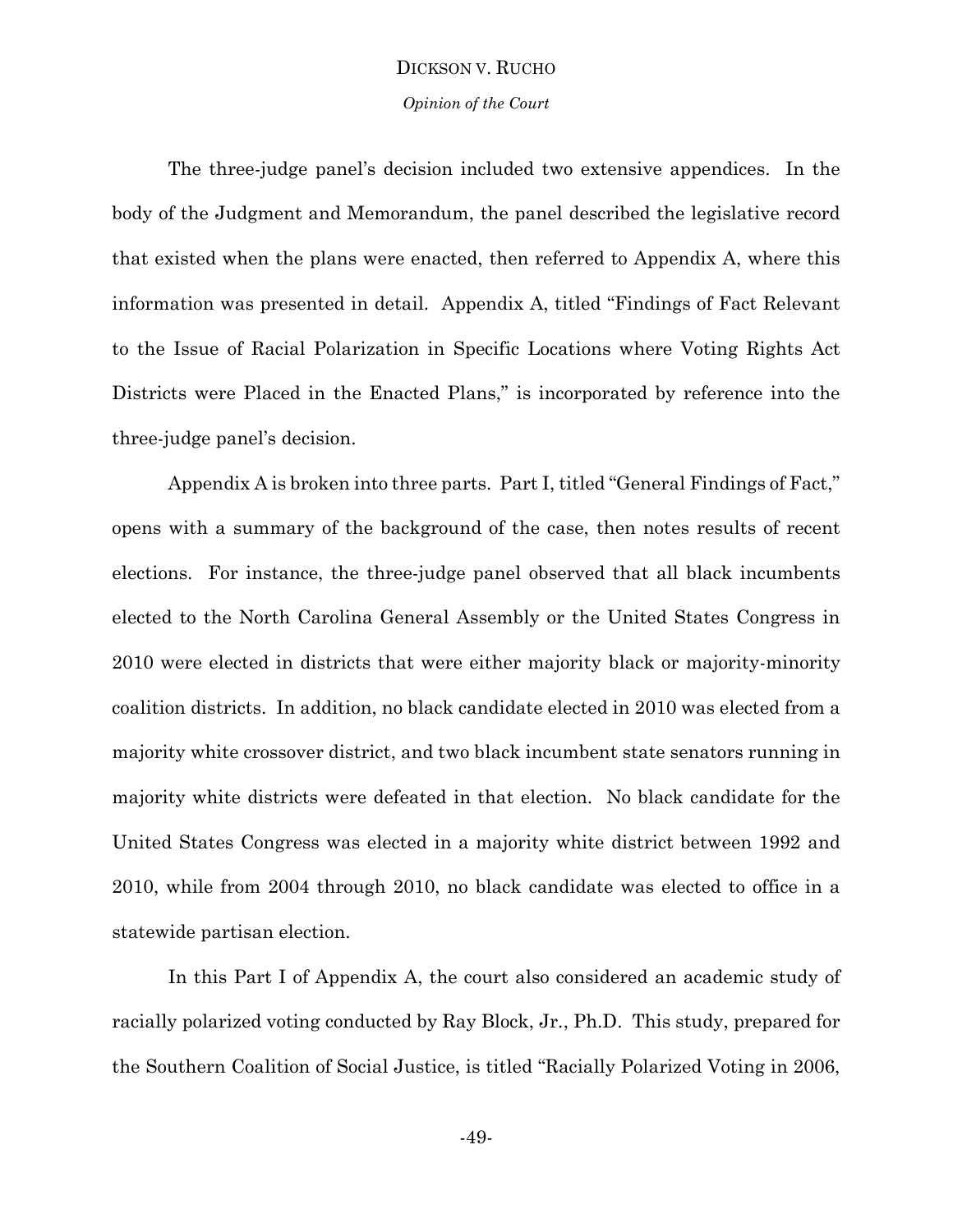The three-judge panel's decision included two extensive appendices. In the body of the Judgment and Memorandum, the panel described the legislative record that existed when the plans were enacted, then referred to Appendix A, where this information was presented in detail. Appendix A, titled "Findings of Fact Relevant to the Issue of Racial Polarization in Specific Locations where Voting Rights Act Districts were Placed in the Enacted Plans," is incorporated by reference into the three-judge panel's decision.

Appendix A is broken into three parts. Part I, titled "General Findings of Fact," opens with a summary of the background of the case, then notes results of recent elections. For instance, the three-judge panel observed that all black incumbents elected to the North Carolina General Assembly or the United States Congress in 2010 were elected in districts that were either majority black or majority-minority coalition districts. In addition, no black candidate elected in 2010 was elected from a majority white crossover district, and two black incumbent state senators running in majority white districts were defeated in that election. No black candidate for the United States Congress was elected in a majority white district between 1992 and 2010, while from 2004 through 2010, no black candidate was elected to office in a statewide partisan election.

In this Part I of Appendix A, the court also considered an academic study of racially polarized voting conducted by Ray Block, Jr., Ph.D. This study, prepared for the Southern Coalition of Social Justice, is titled "Racially Polarized Voting in 2006,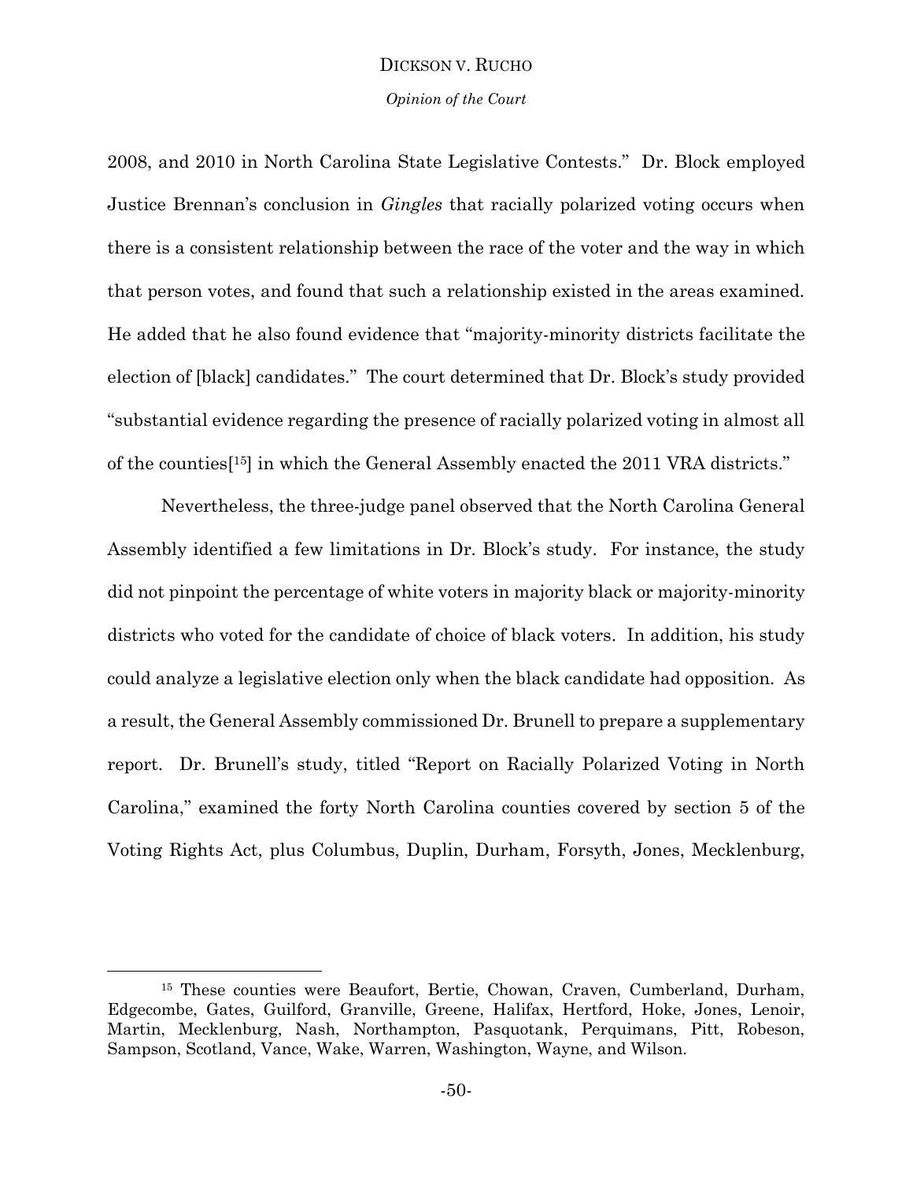2008, and 2010 in North Carolina State Legislative Contests." Dr. Block employed Justice Brennan's conclusion in *Gingles* that racially polarized voting occurs when there is a consistent relationship between the race of the voter and the way in which that person votes, and found that such a relationship existed in the areas examined. He added that he also found evidence that "majority-minority districts facilitate the election of [black] candidates." The court determined that Dr. Block's study provided "substantial evidence regarding the presence of racially polarized voting in almost all of the counties[15] in which the General Assembly enacted the 2011 VRA districts."

Nevertheless, the three-judge panel observed that the North Carolina General Assembly identified a few limitations in Dr. Block's study. For instance, the study did not pinpoint the percentage of white voters in majority black or majority-minority districts who voted for the candidate of choice of black voters. In addition, his study could analyze a legislative election only when the black candidate had opposition. As a result, the General Assembly commissioned Dr. Brunell to prepare a supplementary report. Dr. Brunell's study, titled "Report on Racially Polarized Voting in North Carolina," examined the forty North Carolina counties covered by section 5 of the Voting Rights Act, plus Columbus, Duplin, Durham, Forsyth, Jones, Mecklenburg,

---

[15] These counties were Beaufort, Bertie, Chowan, Craven, Cumberland, Durham, Edgecombe, Gates, Guilford, Granville, Greene, Halifax, Hertford, Hoke, Jones, Lenoir, Martin, Mecklenburg, Nash, Northampton, Pasquotank, Perquimans, Pitt, Robeson, Sampson, Scotland, Vance, Wake, Warren, Washington, Wayne, and Wilson.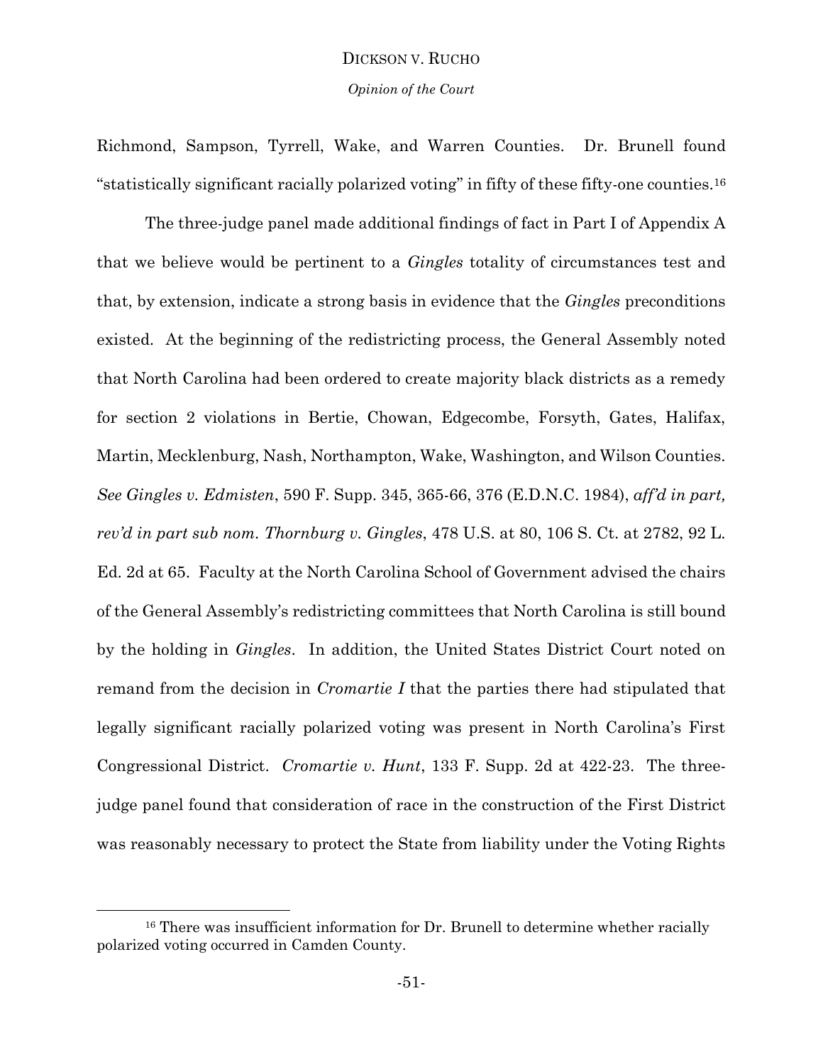Richmond, Sampson, Tyrrell, Wake, and Warren Counties. Dr. Brunell found "statistically significant racially polarized voting" in fifty of these fifty-one counties.[16]

The three-judge panel made additional findings of fact in Part I of Appendix A that we believe would be pertinent to a *Gingles* totality of circumstances test and that, by extension, indicate a strong basis in evidence that the *Gingles* preconditions existed. At the beginning of the redistricting process, the General Assembly noted that North Carolina had been ordered to create majority black districts as a remedy for section 2 violations in Bertie, Chowan, Edgecombe, Forsyth, Gates, Halifax, Martin, Mecklenburg, Nash, Northampton, Wake, Washington, and Wilson Counties. *See Gingles v. Edmisten*, 590 F. Supp. 345, 365-66, 376 (E.D.N.C. 1984), *aff'd in part, rev'd in part sub nom. Thornburg v. Gingles*, 478 U.S. at 80, 106 S. Ct. at 2782, 92 L. Ed. 2d at 65. Faculty at the North Carolina School of Government advised the chairs of the General Assembly's redistricting committees that North Carolina is still bound by the holding in *Gingles*. In addition, the United States District Court noted on remand from the decision in *Cromartie I* that the parties there had stipulated that legally significant racially polarized voting was present in North Carolina's First Congressional District. *Cromartie v. Hunt*, 133 F. Supp. 2d at 422-23. The three-judge panel found that consideration of race in the construction of the First District was reasonably necessary to protect the State from liability under the Voting Rights

---

[16] There was insufficient information for Dr. Brunell to determine whether racially polarized voting occurred in Camden County.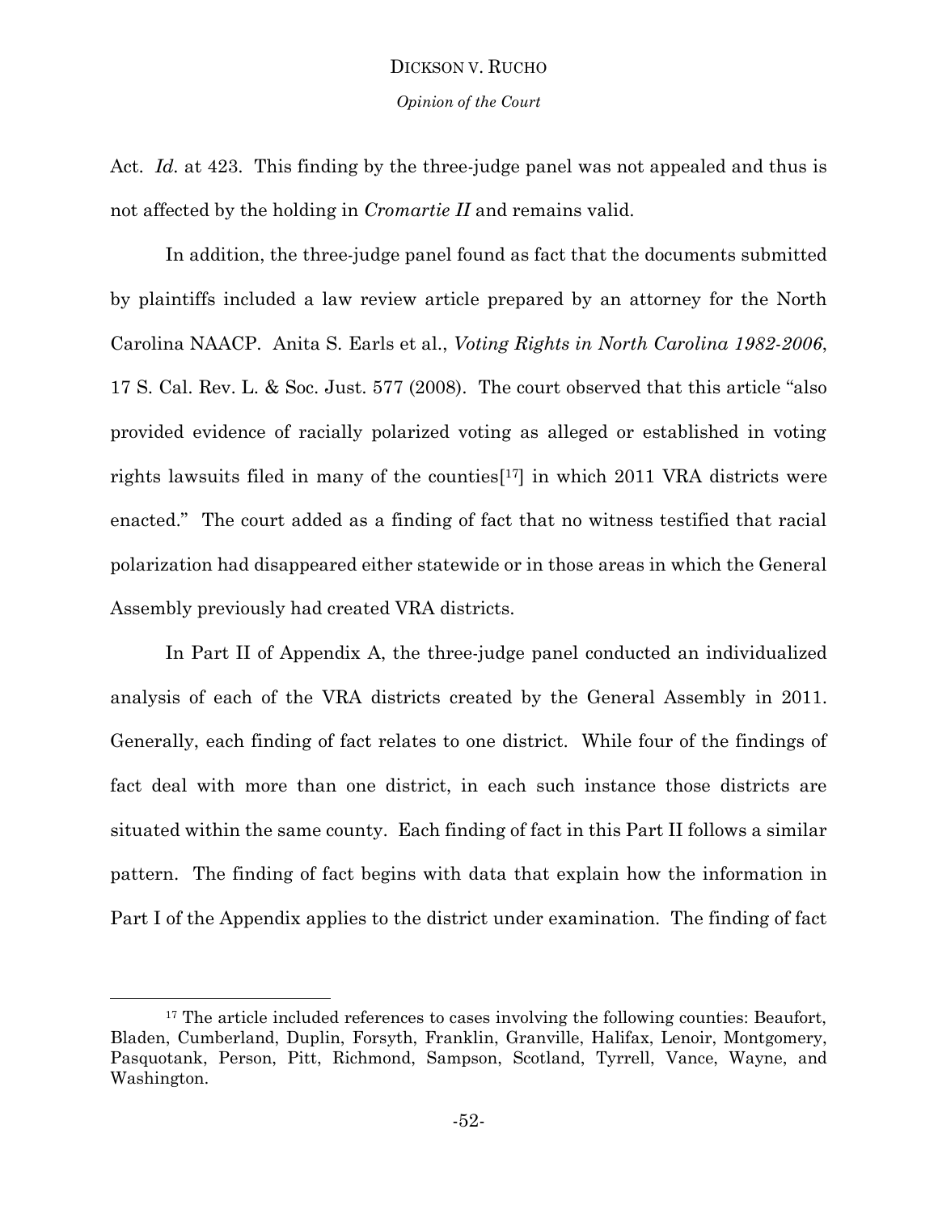Act. *Id.* at 423. This finding by the three-judge panel was not appealed and thus is not affected by the holding in *Cromartie II* and remains valid.

In addition, the three-judge panel found as fact that the documents submitted by plaintiffs included a law review article prepared by an attorney for the North Carolina NAACP. Anita S. Earls et al., *Voting Rights in North Carolina 1982-2006*, 17 S. Cal. Rev. L. & Soc. Just. 577 (2008). The court observed that this article "also provided evidence of racially polarized voting as alleged or established in voting rights lawsuits filed in many of the counties[17] in which 2011 VRA districts were enacted." The court added as a finding of fact that no witness testified that racial polarization had disappeared either statewide or in those areas in which the General Assembly previously had created VRA districts.

In Part II of Appendix A, the three-judge panel conducted an individualized analysis of each of the VRA districts created by the General Assembly in 2011. Generally, each finding of fact relates to one district. While four of the findings of fact deal with more than one district, in each such instance those districts are situated within the same county. Each finding of fact in this Part II follows a similar pattern. The finding of fact begins with data that explain how the information in Part I of the Appendix applies to the district under examination. The finding of fact

[17] The article included references to cases involving the following counties: Beaufort, Bladen, Cumberland, Duplin, Forsyth, Franklin, Granville, Halifax, Lenoir, Montgomery, Pasquotank, Person, Pitt, Richmond, Sampson, Scotland, Tyrrell, Vance, Wayne, and Washington.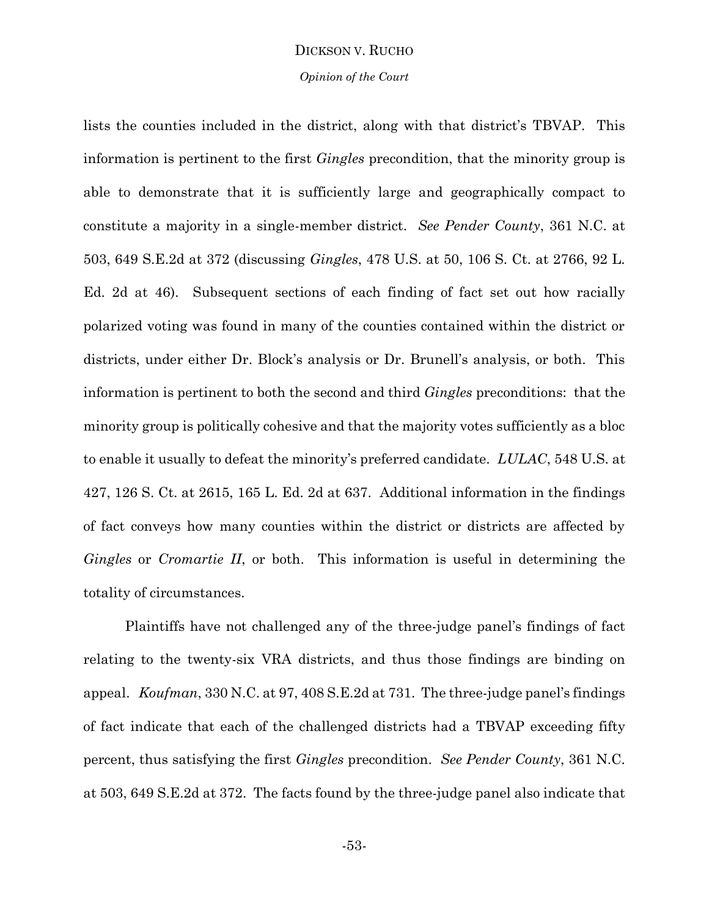lists the counties included in the district, along with that district's TBVAP. This information is pertinent to the first *Gingles* precondition, that the minority group is able to demonstrate that it is sufficiently large and geographically compact to constitute a majority in a single-member district. *See Pender County*, 361 N.C. at 503, 649 S.E.2d at 372 (discussing *Gingles*, 478 U.S. at 50, 106 S. Ct. at 2766, 92 L. Ed. 2d at 46). Subsequent sections of each finding of fact set out how racially polarized voting was found in many of the counties contained within the district or districts, under either Dr. Block's analysis or Dr. Brunell's analysis, or both. This information is pertinent to both the second and third *Gingles* preconditions: that the minority group is politically cohesive and that the majority votes sufficiently as a bloc to enable it usually to defeat the minority's preferred candidate. *LULAC*, 548 U.S. at 427, 126 S. Ct. at 2615, 165 L. Ed. 2d at 637. Additional information in the findings of fact conveys how many counties within the district or districts are affected by *Gingles* or *Cromartie II*, or both. This information is useful in determining the totality of circumstances.

Plaintiffs have not challenged any of the three-judge panel's findings of fact relating to the twenty-six VRA districts, and thus those findings are binding on appeal. *Koufman*, 330 N.C. at 97, 408 S.E.2d at 731. The three-judge panel's findings of fact indicate that each of the challenged districts had a TBVAP exceeding fifty percent, thus satisfying the first *Gingles* precondition. *See Pender County*, 361 N.C. at 503, 649 S.E.2d at 372. The facts found by the three-judge panel also indicate that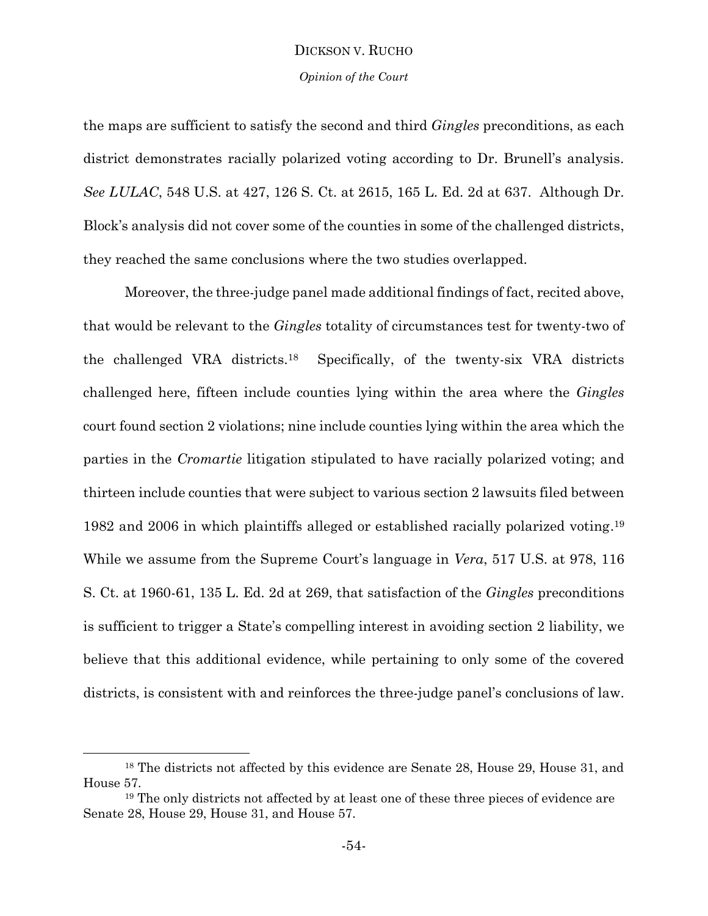the maps are sufficient to satisfy the second and third *Gingles* preconditions, as each district demonstrates racially polarized voting according to Dr. Brunell's analysis. *See LULAC*, 548 U.S. at 427, 126 S. Ct. at 2615, 165 L. Ed. 2d at 637. Although Dr. Block's analysis did not cover some of the counties in some of the challenged districts, they reached the same conclusions where the two studies overlapped.

Moreover, the three-judge panel made additional findings of fact, recited above, that would be relevant to the *Gingles* totality of circumstances test for twenty-two of the challenged VRA districts.[18] Specifically, of the twenty-six VRA districts challenged here, fifteen include counties lying within the area where the *Gingles* court found section 2 violations; nine include counties lying within the area which the parties in the *Cromartie* litigation stipulated to have racially polarized voting; and thirteen include counties that were subject to various section 2 lawsuits filed between 1982 and 2006 in which plaintiffs alleged or established racially polarized voting.[19] While we assume from the Supreme Court's language in *Vera*, 517 U.S. at 978, 116 S. Ct. at 1960-61, 135 L. Ed. 2d at 269, that satisfaction of the *Gingles* preconditions is sufficient to trigger a State's compelling interest in avoiding section 2 liability, we believe that this additional evidence, while pertaining to only some of the covered districts, is consistent with and reinforces the three-judge panel's conclusions of law.

---

[18] The districts not affected by this evidence are Senate 28, House 29, House 31, and House 57.

[19] The only districts not affected by at least one of these three pieces of evidence are Senate 28, House 29, House 31, and House 57.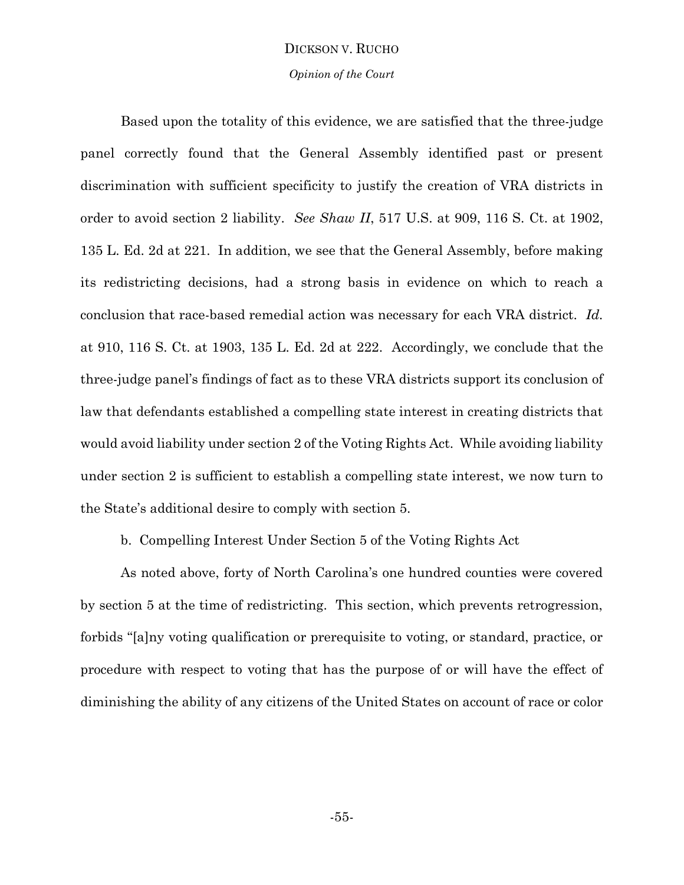Based upon the totality of this evidence, we are satisfied that the three-judge panel correctly found that the General Assembly identified past or present discrimination with sufficient specificity to justify the creation of VRA districts in order to avoid section 2 liability. *See Shaw II*, 517 U.S. at 909, 116 S. Ct. at 1902, 135 L. Ed. 2d at 221. In addition, we see that the General Assembly, before making its redistricting decisions, had a strong basis in evidence on which to reach a conclusion that race-based remedial action was necessary for each VRA district. *Id.* at 910, 116 S. Ct. at 1903, 135 L. Ed. 2d at 222. Accordingly, we conclude that the three-judge panel's findings of fact as to these VRA districts support its conclusion of law that defendants established a compelling state interest in creating districts that would avoid liability under section 2 of the Voting Rights Act. While avoiding liability under section 2 is sufficient to establish a compelling state interest, we now turn to the State's additional desire to comply with section 5.

b. Compelling Interest Under Section 5 of the Voting Rights Act

As noted above, forty of North Carolina's one hundred counties were covered by section 5 at the time of redistricting. This section, which prevents retrogression, forbids "[a]ny voting qualification or prerequisite to voting, or standard, practice, or procedure with respect to voting that has the purpose of or will have the effect of diminishing the ability of any citizens of the United States on account of race or color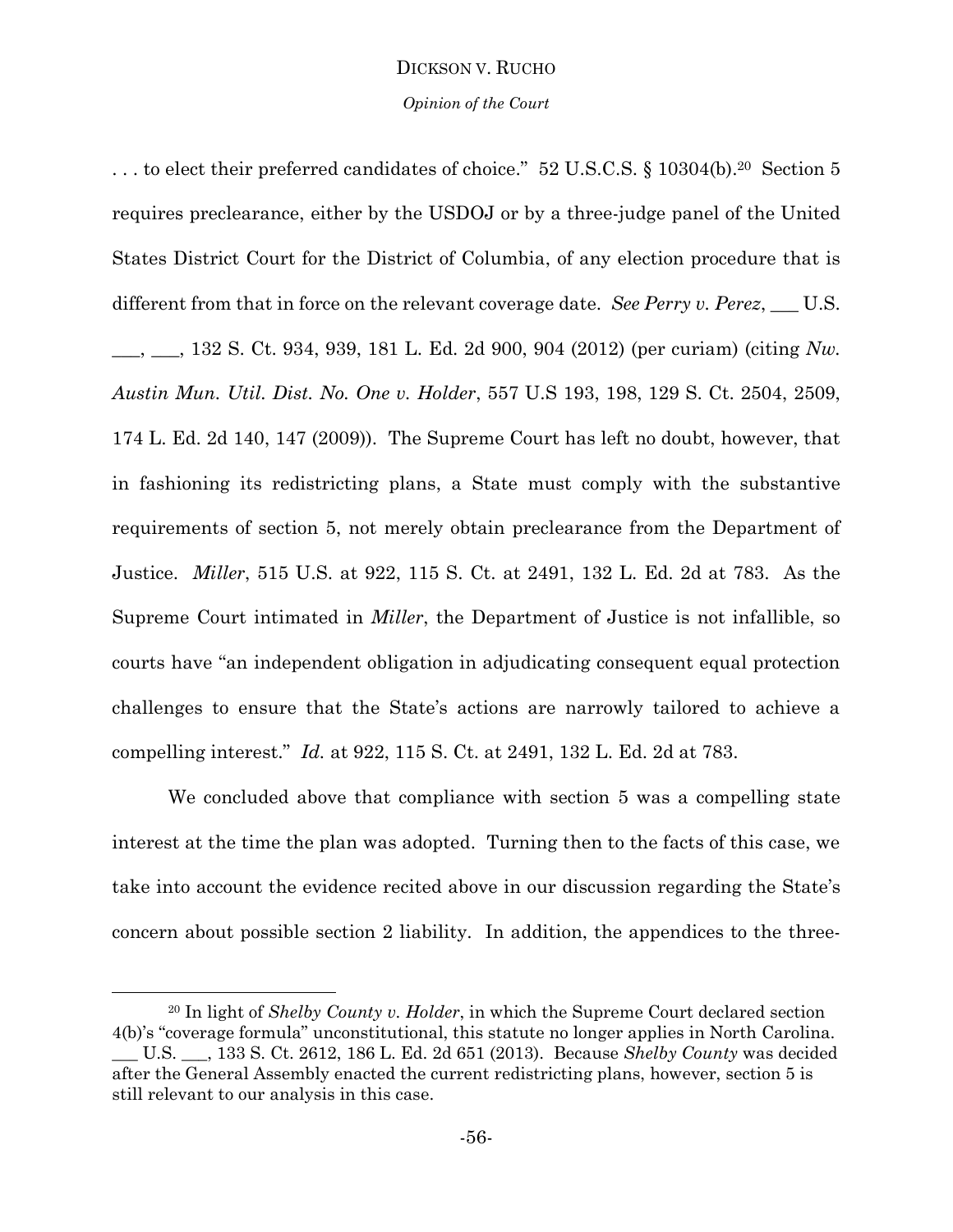. . . to elect their preferred candidates of choice." 52 U.S.C.S. § 10304(b).[20] Section 5 requires preclearance, either by the USDOJ or by a three-judge panel of the United States District Court for the District of Columbia, of any election procedure that is different from that in force on the relevant coverage date. *See Perry v. Perez*, ___ U.S. ___, ___, 132 S. Ct. 934, 939, 181 L. Ed. 2d 900, 904 (2012) (per curiam) (citing *Nw. Austin Mun. Util. Dist. No. One v. Holder*, 557 U.S 193, 198, 129 S. Ct. 2504, 2509, 174 L. Ed. 2d 140, 147 (2009)). The Supreme Court has left no doubt, however, that in fashioning its redistricting plans, a State must comply with the substantive requirements of section 5, not merely obtain preclearance from the Department of Justice. *Miller*, 515 U.S. at 922, 115 S. Ct. at 2491, 132 L. Ed. 2d at 783. As the Supreme Court intimated in *Miller*, the Department of Justice is not infallible, so courts have "an independent obligation in adjudicating consequent equal protection challenges to ensure that the State's actions are narrowly tailored to achieve a compelling interest." *Id.* at 922, 115 S. Ct. at 2491, 132 L. Ed. 2d at 783.

We concluded above that compliance with section 5 was a compelling state interest at the time the plan was adopted. Turning then to the facts of this case, we take into account the evidence recited above in our discussion regarding the State's concern about possible section 2 liability. In addition, the appendices to the three-

[20] In light of *Shelby County v. Holder*, in which the Supreme Court declared section 4(b)'s "coverage formula" unconstitutional, this statute no longer applies in North Carolina. ___ U.S. ___, 133 S. Ct. 2612, 186 L. Ed. 2d 651 (2013). Because *Shelby County* was decided after the General Assembly enacted the current redistricting plans, however, section 5 is still relevant to our analysis in this case.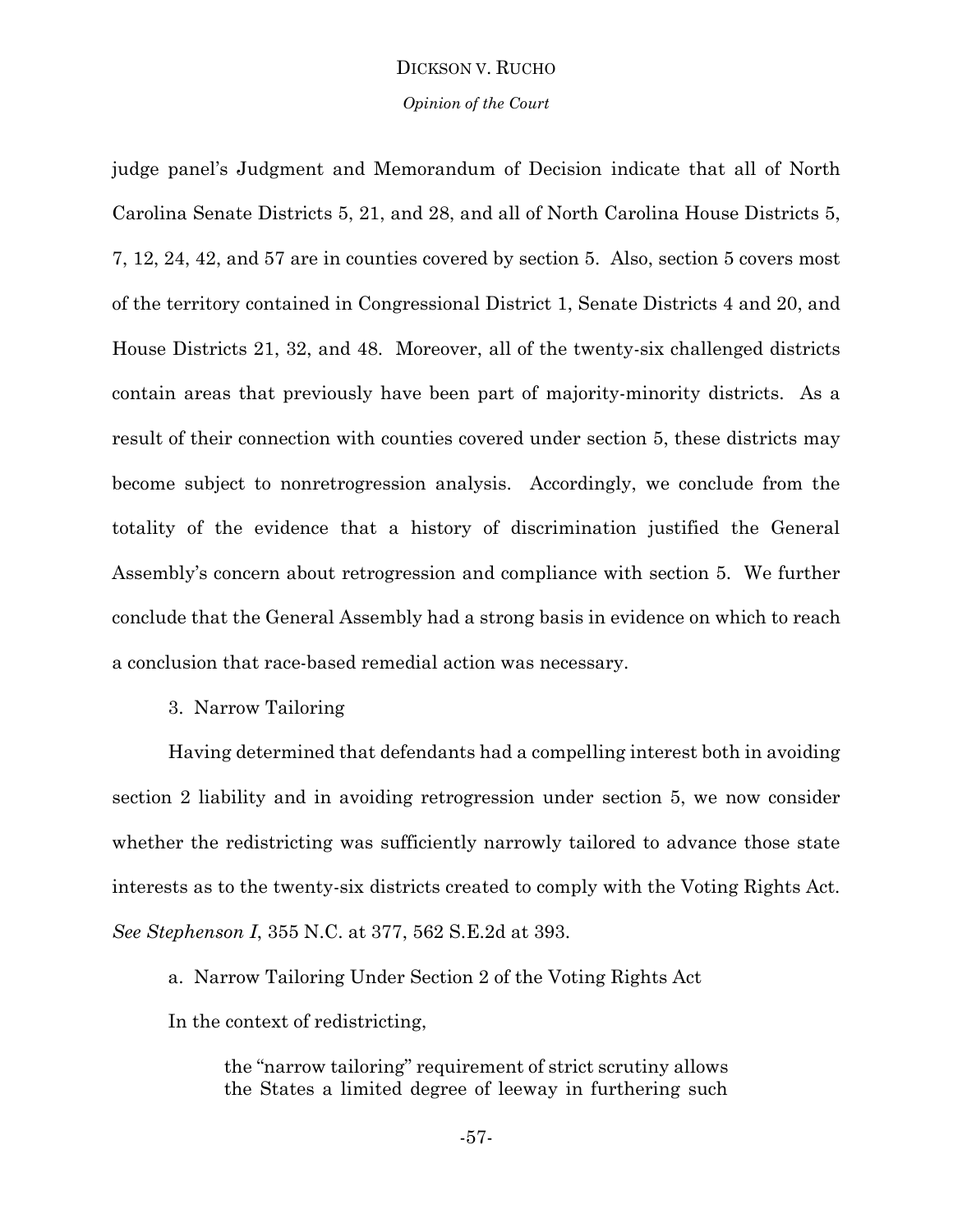judge panel's Judgment and Memorandum of Decision indicate that all of North Carolina Senate Districts 5, 21, and 28, and all of North Carolina House Districts 5, 7, 12, 24, 42, and 57 are in counties covered by section 5. Also, section 5 covers most of the territory contained in Congressional District 1, Senate Districts 4 and 20, and House Districts 21, 32, and 48. Moreover, all of the twenty-six challenged districts contain areas that previously have been part of majority-minority districts. As a result of their connection with counties covered under section 5, these districts may become subject to nonretrogression analysis. Accordingly, we conclude from the totality of the evidence that a history of discrimination justified the General Assembly's concern about retrogression and compliance with section 5. We further conclude that the General Assembly had a strong basis in evidence on which to reach a conclusion that race-based remedial action was necessary.

3. Narrow Tailoring

Having determined that defendants had a compelling interest both in avoiding section 2 liability and in avoiding retrogression under section 5, we now consider whether the redistricting was sufficiently narrowly tailored to advance those state interests as to the twenty-six districts created to comply with the Voting Rights Act. *See Stephenson I*, 355 N.C. at 377, 562 S.E.2d at 393.

a. Narrow Tailoring Under Section 2 of the Voting Rights Act

In the context of redistricting,

> the "narrow tailoring" requirement of strict scrutiny allows the States a limited degree of leeway in furthering such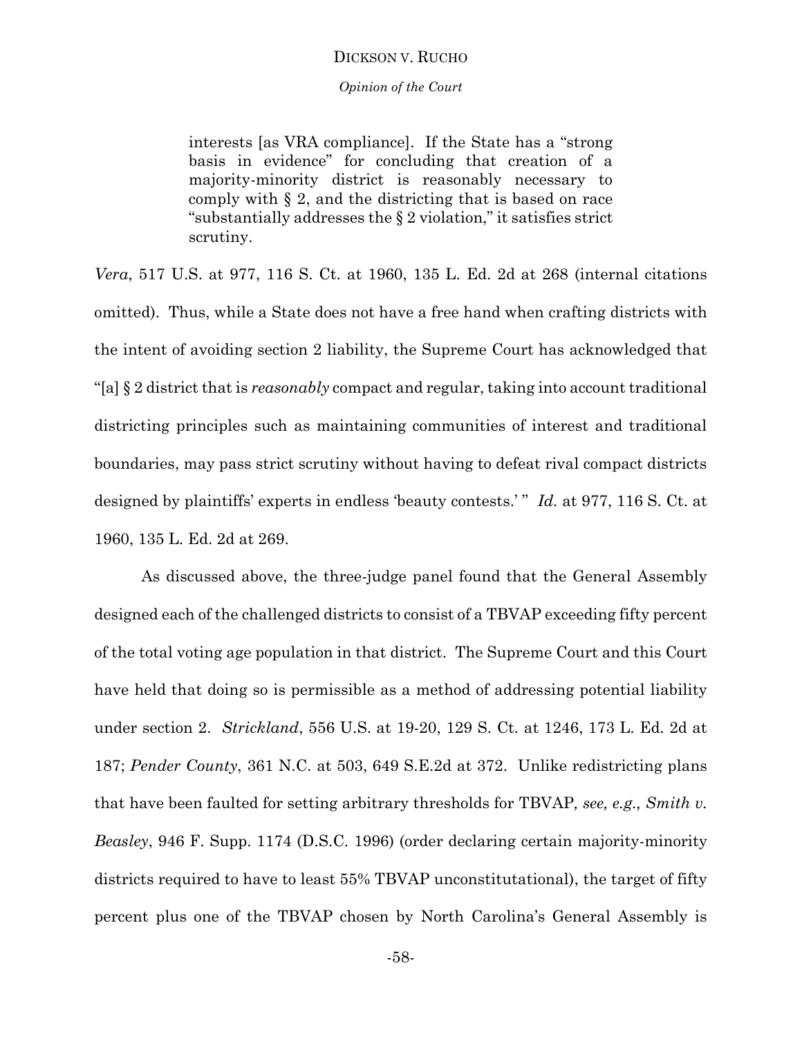> interests [as VRA compliance]. If the State has a "strong basis in evidence" for concluding that creation of a majority-minority district is reasonably necessary to comply with § 2, and the districting that is based on race "substantially addresses the § 2 violation," it satisfies strict scrutiny.

*Vera*, 517 U.S. at 977, 116 S. Ct. at 1960, 135 L. Ed. 2d at 268 (internal citations omitted). Thus, while a State does not have a free hand when crafting districts with the intent of avoiding section 2 liability, the Supreme Court has acknowledged that "[a] § 2 district that is *reasonably* compact and regular, taking into account traditional districting principles such as maintaining communities of interest and traditional boundaries, may pass strict scrutiny without having to defeat rival compact districts designed by plaintiffs' experts in endless 'beauty contests.' " *Id.* at 977, 116 S. Ct. at 1960, 135 L. Ed. 2d at 269.

As discussed above, the three-judge panel found that the General Assembly designed each of the challenged districts to consist of a TBVAP exceeding fifty percent of the total voting age population in that district. The Supreme Court and this Court have held that doing so is permissible as a method of addressing potential liability under section 2. *Strickland*, 556 U.S. at 19-20, 129 S. Ct. at 1246, 173 L. Ed. 2d at 187; *Pender County*, 361 N.C. at 503, 649 S.E.2d at 372. Unlike redistricting plans that have been faulted for setting arbitrary thresholds for TBVAP, *see, e.g., Smith v. Beasley*, 946 F. Supp. 1174 (D.S.C. 1996) (order declaring certain majority-minority districts required to have to least 55% TBVAP unconstitutational), the target of fifty percent plus one of the TBVAP chosen by North Carolina's General Assembly is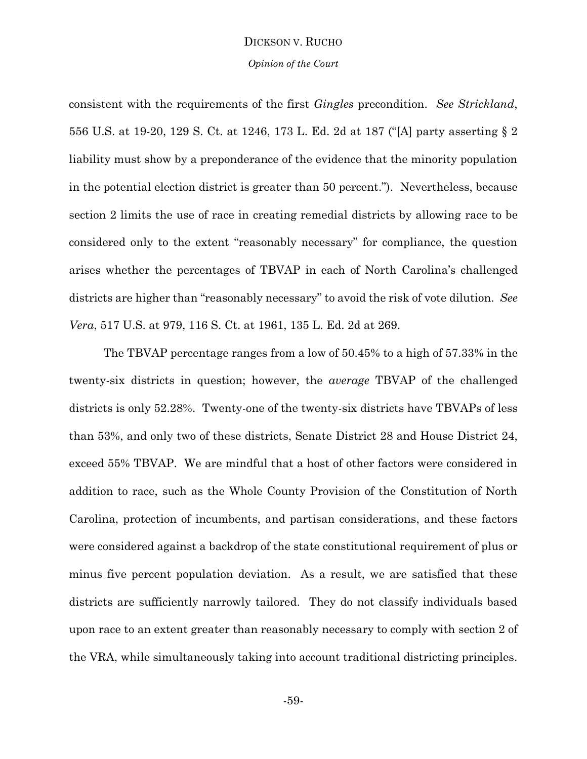consistent with the requirements of the first *Gingles* precondition. *See Strickland*, 556 U.S. at 19-20, 129 S. Ct. at 1246, 173 L. Ed. 2d at 187 ("[A] party asserting § 2 liability must show by a preponderance of the evidence that the minority population in the potential election district is greater than 50 percent."). Nevertheless, because section 2 limits the use of race in creating remedial districts by allowing race to be considered only to the extent "reasonably necessary" for compliance, the question arises whether the percentages of TBVAP in each of North Carolina's challenged districts are higher than "reasonably necessary" to avoid the risk of vote dilution. *See Vera*, 517 U.S. at 979, 116 S. Ct. at 1961, 135 L. Ed. 2d at 269.

The TBVAP percentage ranges from a low of 50.45% to a high of 57.33% in the twenty-six districts in question; however, the *average* TBVAP of the challenged districts is only 52.28%. Twenty-one of the twenty-six districts have TBVAPs of less than 53%, and only two of these districts, Senate District 28 and House District 24, exceed 55% TBVAP. We are mindful that a host of other factors were considered in addition to race, such as the Whole County Provision of the Constitution of North Carolina, protection of incumbents, and partisan considerations, and these factors were considered against a backdrop of the state constitutional requirement of plus or minus five percent population deviation. As a result, we are satisfied that these districts are sufficiently narrowly tailored. They do not classify individuals based upon race to an extent greater than reasonably necessary to comply with section 2 of the VRA, while simultaneously taking into account traditional districting principles.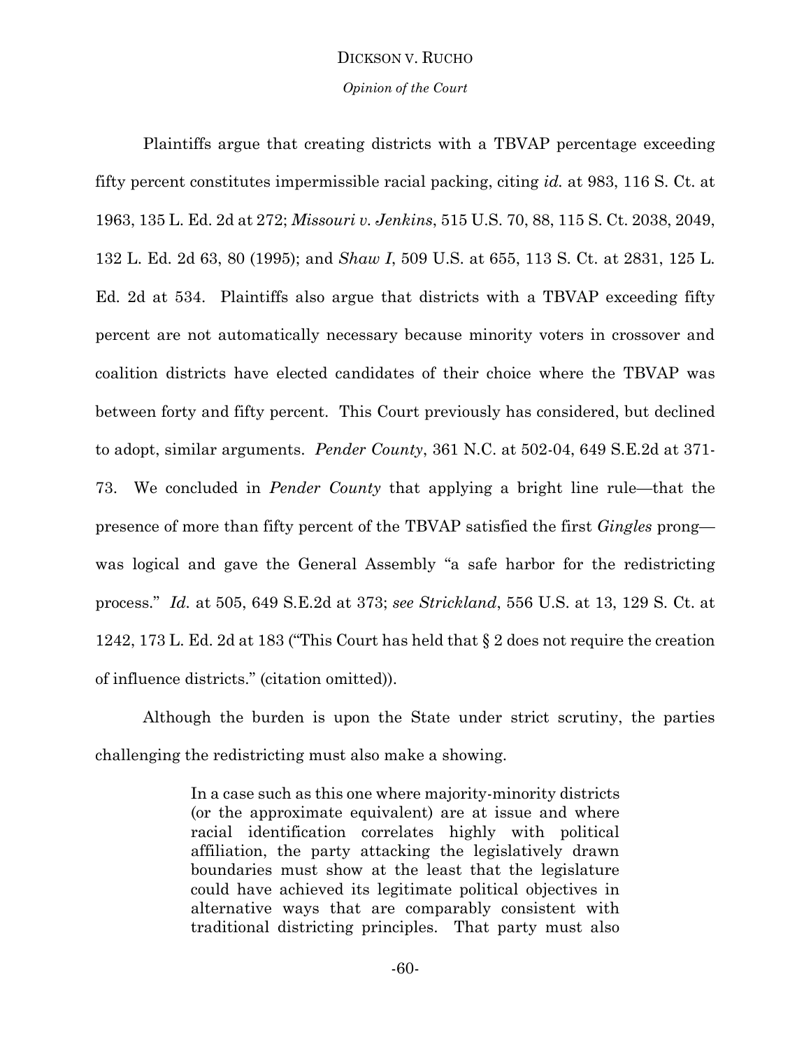Plaintiffs argue that creating districts with a TBVAP percentage exceeding fifty percent constitutes impermissible racial packing, citing *id.* at 983, 116 S. Ct. at 1963, 135 L. Ed. 2d at 272; *Missouri v. Jenkins*, 515 U.S. 70, 88, 115 S. Ct. 2038, 2049, 132 L. Ed. 2d 63, 80 (1995); and *Shaw I*, 509 U.S. at 655, 113 S. Ct. at 2831, 125 L. Ed. 2d at 534. Plaintiffs also argue that districts with a TBVAP exceeding fifty percent are not automatically necessary because minority voters in crossover and coalition districts have elected candidates of their choice where the TBVAP was between forty and fifty percent. This Court previously has considered, but declined to adopt, similar arguments. *Pender County*, 361 N.C. at 502-04, 649 S.E.2d at 371-73. We concluded in *Pender County* that applying a bright line rule—that the presence of more than fifty percent of the TBVAP satisfied the first *Gingles* prong—was logical and gave the General Assembly "a safe harbor for the redistricting process." *Id.* at 505, 649 S.E.2d at 373; *see Strickland*, 556 U.S. at 13, 129 S. Ct. at 1242, 173 L. Ed. 2d at 183 ("This Court has held that § 2 does not require the creation of influence districts." (citation omitted)).

Although the burden is upon the State under strict scrutiny, the parties challenging the redistricting must also make a showing.

> In a case such as this one where majority-minority districts (or the approximate equivalent) are at issue and where racial identification correlates highly with political affiliation, the party attacking the legislatively drawn boundaries must show at the least that the legislature could have achieved its legitimate political objectives in alternative ways that are comparably consistent with traditional districting principles. That party must also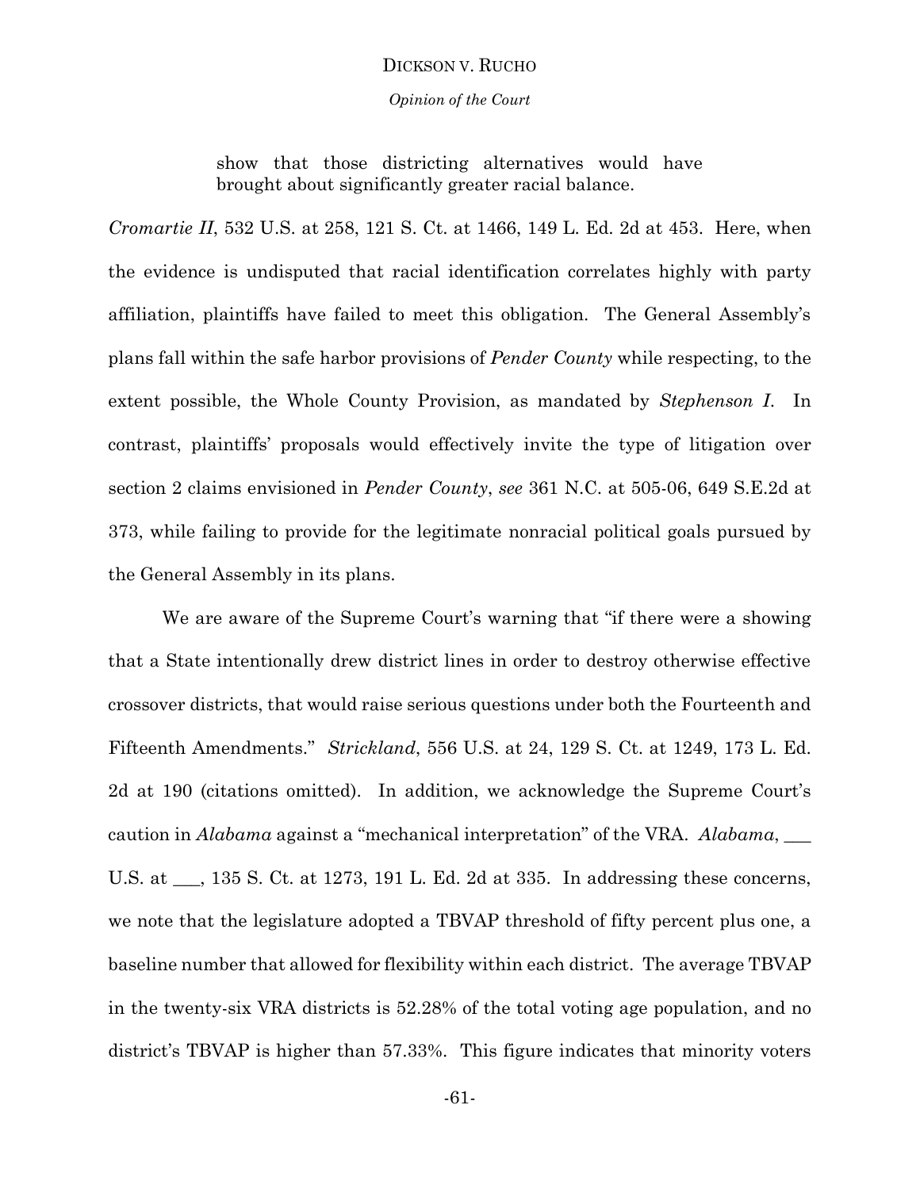> show that those districting alternatives would have brought about significantly greater racial balance.

*Cromartie II*, 532 U.S. at 258, 121 S. Ct. at 1466, 149 L. Ed. 2d at 453. Here, when the evidence is undisputed that racial identification correlates highly with party affiliation, plaintiffs have failed to meet this obligation. The General Assembly's plans fall within the safe harbor provisions of *Pender County* while respecting, to the extent possible, the Whole County Provision, as mandated by *Stephenson I*. In contrast, plaintiffs' proposals would effectively invite the type of litigation over section 2 claims envisioned in *Pender County*, *see* 361 N.C. at 505-06, 649 S.E.2d at 373, while failing to provide for the legitimate nonracial political goals pursued by the General Assembly in its plans.

We are aware of the Supreme Court's warning that "if there were a showing that a State intentionally drew district lines in order to destroy otherwise effective crossover districts, that would raise serious questions under both the Fourteenth and Fifteenth Amendments." *Strickland*, 556 U.S. at 24, 129 S. Ct. at 1249, 173 L. Ed. 2d at 190 (citations omitted). In addition, we acknowledge the Supreme Court's caution in *Alabama* against a "mechanical interpretation" of the VRA. *Alabama*, ___ U.S. at ___, 135 S. Ct. at 1273, 191 L. Ed. 2d at 335. In addressing these concerns, we note that the legislature adopted a TBVAP threshold of fifty percent plus one, a baseline number that allowed for flexibility within each district. The average TBVAP in the twenty-six VRA districts is 52.28% of the total voting age population, and no district's TBVAP is higher than 57.33%. This figure indicates that minority voters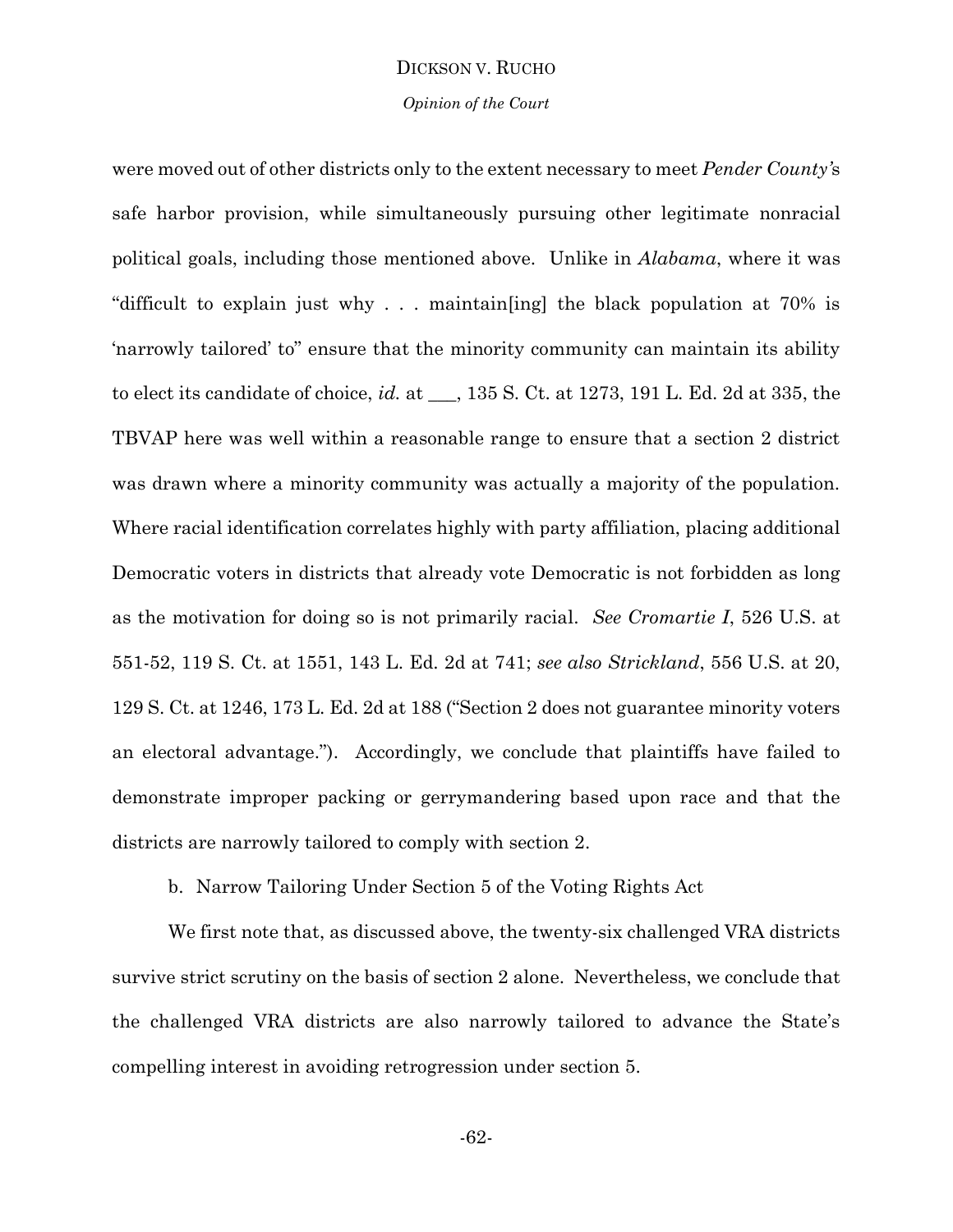were moved out of other districts only to the extent necessary to meet *Pender County*'s safe harbor provision, while simultaneously pursuing other legitimate nonracial political goals, including those mentioned above. Unlike in *Alabama*, where it was "difficult to explain just why . . . maintain[ing] the black population at 70% is 'narrowly tailored' to" ensure that the minority community can maintain its ability to elect its candidate of choice, *id.* at ___, 135 S. Ct. at 1273, 191 L. Ed. 2d at 335, the TBVAP here was well within a reasonable range to ensure that a section 2 district was drawn where a minority community was actually a majority of the population. Where racial identification correlates highly with party affiliation, placing additional Democratic voters in districts that already vote Democratic is not forbidden as long as the motivation for doing so is not primarily racial. *See Cromartie I*, 526 U.S. at 551-52, 119 S. Ct. at 1551, 143 L. Ed. 2d at 741; *see also Strickland*, 556 U.S. at 20, 129 S. Ct. at 1246, 173 L. Ed. 2d at 188 ("Section 2 does not guarantee minority voters an electoral advantage."). Accordingly, we conclude that plaintiffs have failed to demonstrate improper packing or gerrymandering based upon race and that the districts are narrowly tailored to comply with section 2.

b. Narrow Tailoring Under Section 5 of the Voting Rights Act

We first note that, as discussed above, the twenty-six challenged VRA districts survive strict scrutiny on the basis of section 2 alone. Nevertheless, we conclude that the challenged VRA districts are also narrowly tailored to advance the State's compelling interest in avoiding retrogression under section 5.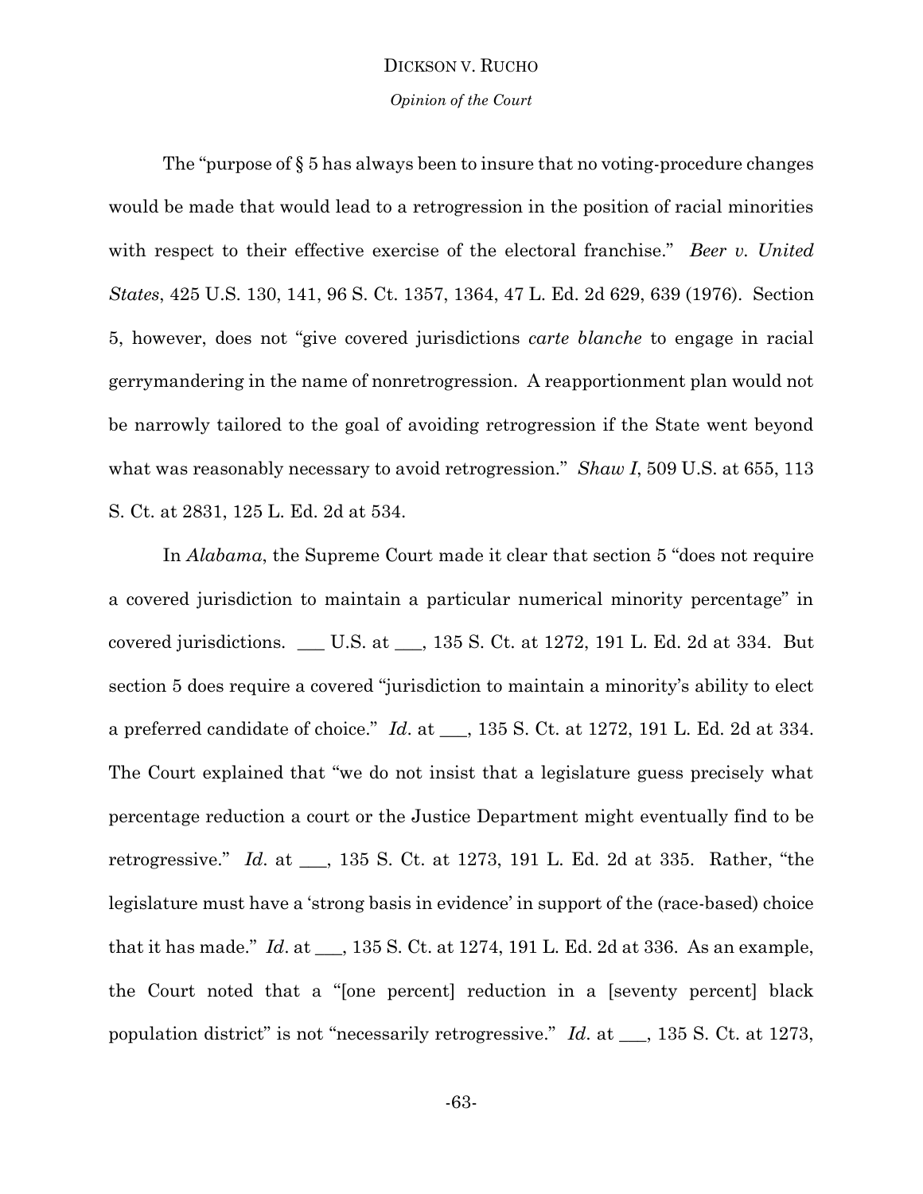The "purpose of § 5 has always been to insure that no voting-procedure changes would be made that would lead to a retrogression in the position of racial minorities with respect to their effective exercise of the electoral franchise." *Beer v. United States*, 425 U.S. 130, 141, 96 S. Ct. 1357, 1364, 47 L. Ed. 2d 629, 639 (1976). Section 5, however, does not "give covered jurisdictions *carte blanche* to engage in racial gerrymandering in the name of nonretrogression. A reapportionment plan would not be narrowly tailored to the goal of avoiding retrogression if the State went beyond what was reasonably necessary to avoid retrogression." *Shaw I*, 509 U.S. at 655, 113 S. Ct. at 2831, 125 L. Ed. 2d at 534.

In *Alabama*, the Supreme Court made it clear that section 5 "does not require a covered jurisdiction to maintain a particular numerical minority percentage" in covered jurisdictions. ___ U.S. at ___, 135 S. Ct. at 1272, 191 L. Ed. 2d at 334. But section 5 does require a covered "jurisdiction to maintain a minority's ability to elect a preferred candidate of choice." *Id*. at ___, 135 S. Ct. at 1272, 191 L. Ed. 2d at 334. The Court explained that "we do not insist that a legislature guess precisely what percentage reduction a court or the Justice Department might eventually find to be retrogressive." *Id*. at ___, 135 S. Ct. at 1273, 191 L. Ed. 2d at 335. Rather, "the legislature must have a 'strong basis in evidence' in support of the (race-based) choice that it has made." *Id*. at ___, 135 S. Ct. at 1274, 191 L. Ed. 2d at 336. As an example, the Court noted that a "[one percent] reduction in a [seventy percent] black population district" is not "necessarily retrogressive." *Id*. at ___, 135 S. Ct. at 1273,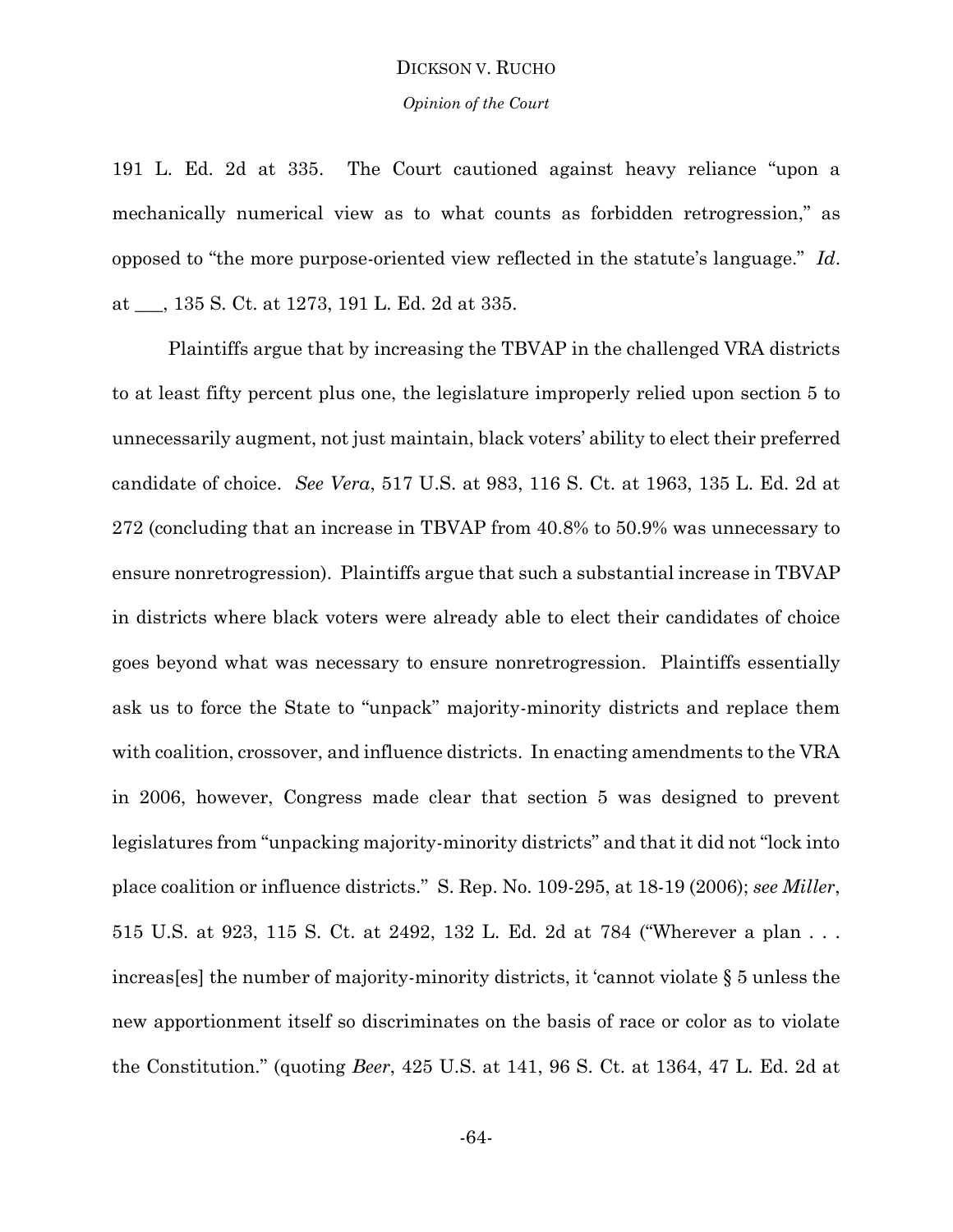191 L. Ed. 2d at 335. The Court cautioned against heavy reliance "upon a mechanically numerical view as to what counts as forbidden retrogression," as opposed to "the more purpose-oriented view reflected in the statute's language." *Id*. at ___, 135 S. Ct. at 1273, 191 L. Ed. 2d at 335.

Plaintiffs argue that by increasing the TBVAP in the challenged VRA districts to at least fifty percent plus one, the legislature improperly relied upon section 5 to unnecessarily augment, not just maintain, black voters' ability to elect their preferred candidate of choice. *See Vera*, 517 U.S. at 983, 116 S. Ct. at 1963, 135 L. Ed. 2d at 272 (concluding that an increase in TBVAP from 40.8% to 50.9% was unnecessary to ensure nonretrogression). Plaintiffs argue that such a substantial increase in TBVAP in districts where black voters were already able to elect their candidates of choice goes beyond what was necessary to ensure nonretrogression. Plaintiffs essentially ask us to force the State to "unpack" majority-minority districts and replace them with coalition, crossover, and influence districts. In enacting amendments to the VRA in 2006, however, Congress made clear that section 5 was designed to prevent legislatures from "unpacking majority-minority districts" and that it did not "lock into place coalition or influence districts." S. Rep. No. 109-295, at 18-19 (2006); *see Miller*, 515 U.S. at 923, 115 S. Ct. at 2492, 132 L. Ed. 2d at 784 ("Wherever a plan . . . increas[es] the number of majority-minority districts, it 'cannot violate § 5 unless the new apportionment itself so discriminates on the basis of race or color as to violate the Constitution." (quoting *Beer*, 425 U.S. at 141, 96 S. Ct. at 1364, 47 L. Ed. 2d at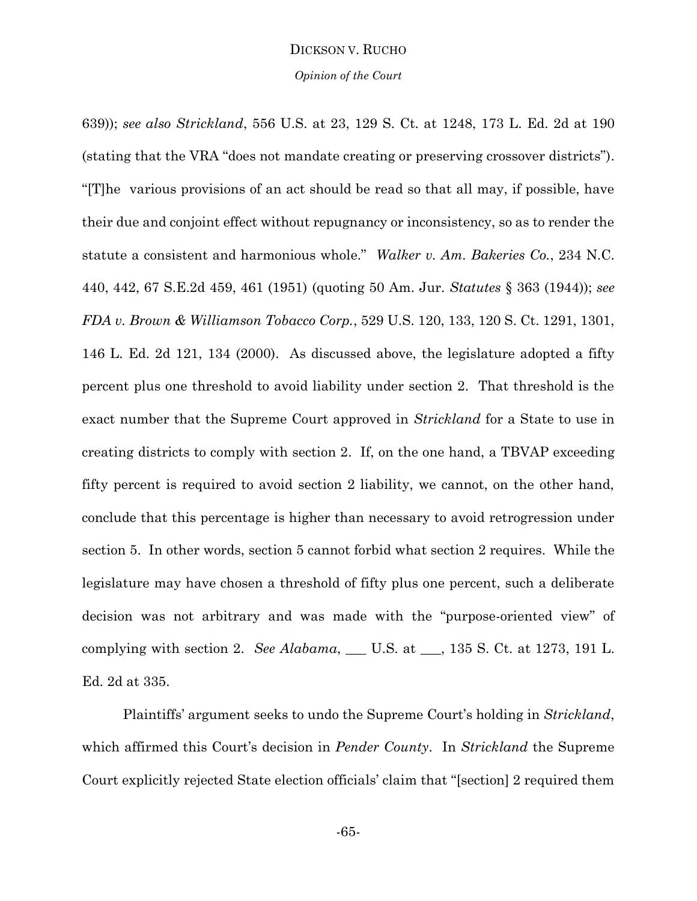639)); *see also Strickland*, 556 U.S. at 23, 129 S. Ct. at 1248, 173 L. Ed. 2d at 190 (stating that the VRA "does not mandate creating or preserving crossover districts"). "[T]he various provisions of an act should be read so that all may, if possible, have their due and conjoint effect without repugnancy or inconsistency, so as to render the statute a consistent and harmonious whole." *Walker v. Am. Bakeries Co.*, 234 N.C. 440, 442, 67 S.E.2d 459, 461 (1951) (quoting 50 Am. Jur. *Statutes* § 363 (1944)); *see FDA v. Brown & Williamson Tobacco Corp.*, 529 U.S. 120, 133, 120 S. Ct. 1291, 1301, 146 L. Ed. 2d 121, 134 (2000). As discussed above, the legislature adopted a fifty percent plus one threshold to avoid liability under section 2. That threshold is the exact number that the Supreme Court approved in *Strickland* for a State to use in creating districts to comply with section 2. If, on the one hand, a TBVAP exceeding fifty percent is required to avoid section 2 liability, we cannot, on the other hand, conclude that this percentage is higher than necessary to avoid retrogression under section 5. In other words, section 5 cannot forbid what section 2 requires. While the legislature may have chosen a threshold of fifty plus one percent, such a deliberate decision was not arbitrary and was made with the "purpose-oriented view" of complying with section 2. *See Alabama*, ___ U.S. at ___, 135 S. Ct. at 1273, 191 L. Ed. 2d at 335.

Plaintiffs' argument seeks to undo the Supreme Court's holding in *Strickland*, which affirmed this Court's decision in *Pender County*. In *Strickland* the Supreme Court explicitly rejected State election officials' claim that "[section] 2 required them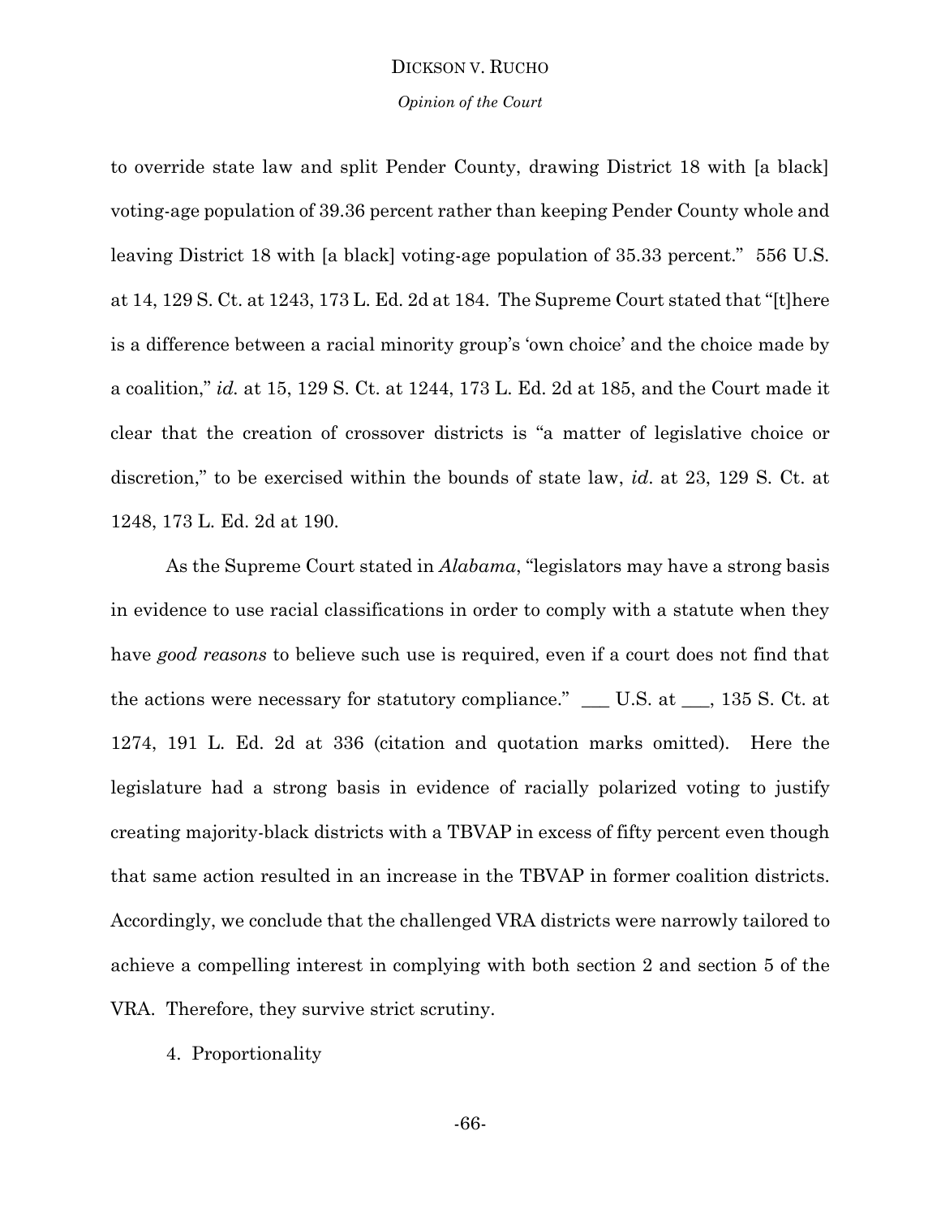to override state law and split Pender County, drawing District 18 with [a black] voting-age population of 39.36 percent rather than keeping Pender County whole and leaving District 18 with [a black] voting-age population of 35.33 percent." 556 U.S. at 14, 129 S. Ct. at 1243, 173 L. Ed. 2d at 184. The Supreme Court stated that "[t]here is a difference between a racial minority group's 'own choice' and the choice made by a coalition," *id.* at 15, 129 S. Ct. at 1244, 173 L. Ed. 2d at 185, and the Court made it clear that the creation of crossover districts is "a matter of legislative choice or discretion," to be exercised within the bounds of state law, *id*. at 23, 129 S. Ct. at 1248, 173 L. Ed. 2d at 190.

As the Supreme Court stated in *Alabama*, "legislators may have a strong basis in evidence to use racial classifications in order to comply with a statute when they have *good reasons* to believe such use is required, even if a court does not find that the actions were necessary for statutory compliance." ___ U.S. at ___, 135 S. Ct. at 1274, 191 L. Ed. 2d at 336 (citation and quotation marks omitted). Here the legislature had a strong basis in evidence of racially polarized voting to justify creating majority-black districts with a TBVAP in excess of fifty percent even though that same action resulted in an increase in the TBVAP in former coalition districts. Accordingly, we conclude that the challenged VRA districts were narrowly tailored to achieve a compelling interest in complying with both section 2 and section 5 of the VRA. Therefore, they survive strict scrutiny.

4. Proportionality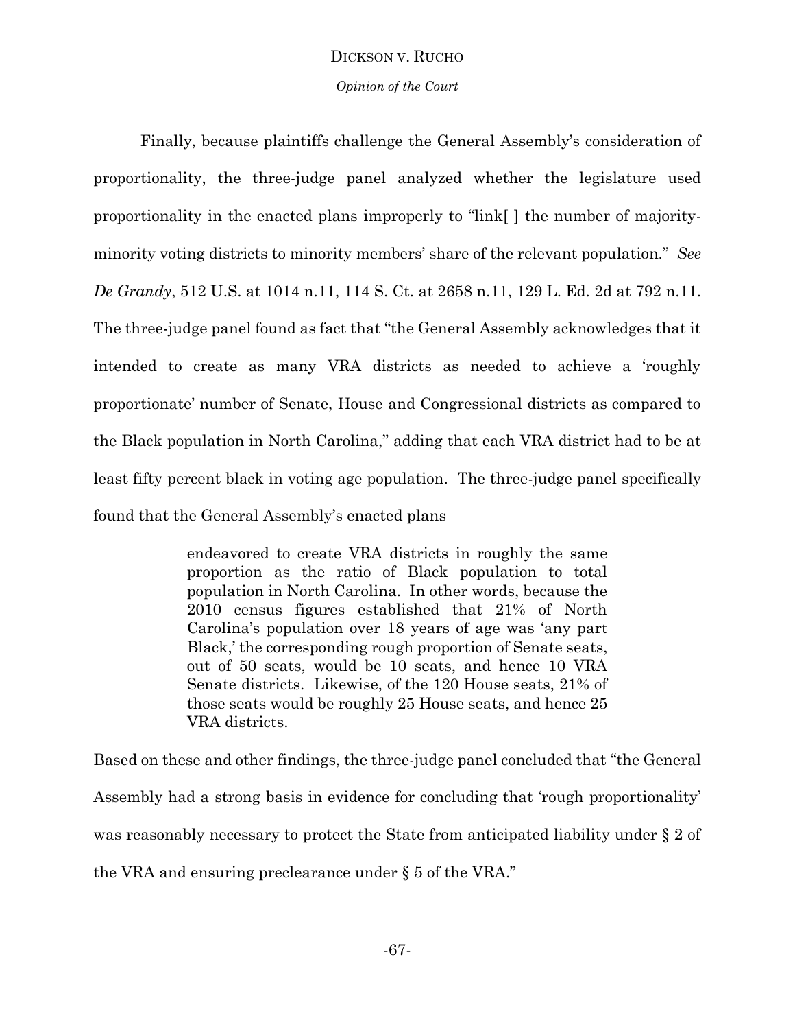Finally, because plaintiffs challenge the General Assembly's consideration of proportionality, the three-judge panel analyzed whether the legislature used proportionality in the enacted plans improperly to "link[ ] the number of majority-minority voting districts to minority members' share of the relevant population." *See De Grandy*, 512 U.S. at 1014 n.11, 114 S. Ct. at 2658 n.11, 129 L. Ed. 2d at 792 n.11. The three-judge panel found as fact that "the General Assembly acknowledges that it intended to create as many VRA districts as needed to achieve a 'roughly proportionate' number of Senate, House and Congressional districts as compared to the Black population in North Carolina," adding that each VRA district had to be at least fifty percent black in voting age population. The three-judge panel specifically found that the General Assembly's enacted plans

> endeavored to create VRA districts in roughly the same proportion as the ratio of Black population to total population in North Carolina. In other words, because the 2010 census figures established that 21% of North Carolina's population over 18 years of age was 'any part Black,' the corresponding rough proportion of Senate seats, out of 50 seats, would be 10 seats, and hence 10 VRA Senate districts. Likewise, of the 120 House seats, 21% of those seats would be roughly 25 House seats, and hence 25 VRA districts.

Based on these and other findings, the three-judge panel concluded that "the General Assembly had a strong basis in evidence for concluding that 'rough proportionality' was reasonably necessary to protect the State from anticipated liability under § 2 of the VRA and ensuring preclearance under § 5 of the VRA."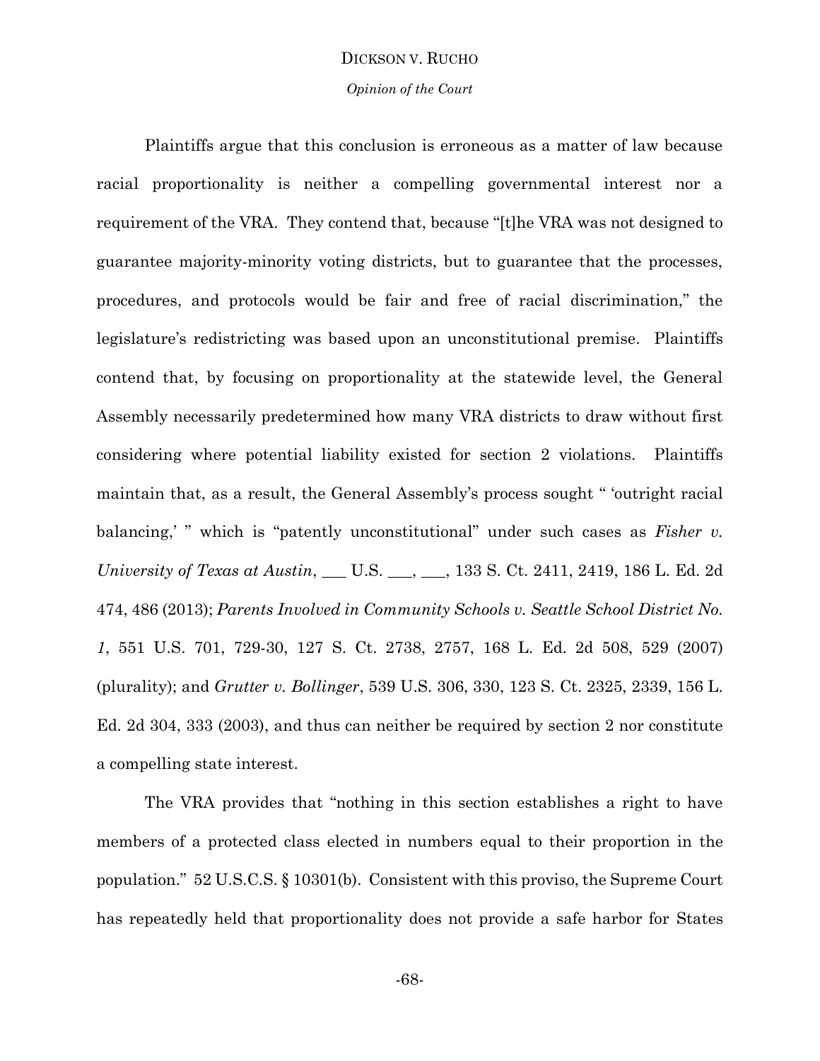Plaintiffs argue that this conclusion is erroneous as a matter of law because racial proportionality is neither a compelling governmental interest nor a requirement of the VRA. They contend that, because "[t]he VRA was not designed to guarantee majority-minority voting districts, but to guarantee that the processes, procedures, and protocols would be fair and free of racial discrimination," the legislature's redistricting was based upon an unconstitutional premise. Plaintiffs contend that, by focusing on proportionality at the statewide level, the General Assembly necessarily predetermined how many VRA districts to draw without first considering where potential liability existed for section 2 violations. Plaintiffs maintain that, as a result, the General Assembly's process sought " 'outright racial balancing,' " which is "patently unconstitutional" under such cases as *Fisher v. University of Texas at Austin*, ___ U.S. ___, ___, 133 S. Ct. 2411, 2419, 186 L. Ed. 2d 474, 486 (2013); *Parents Involved in Community Schools v. Seattle School District No. 1*, 551 U.S. 701, 729-30, 127 S. Ct. 2738, 2757, 168 L. Ed. 2d 508, 529 (2007) (plurality); and *Grutter v. Bollinger*, 539 U.S. 306, 330, 123 S. Ct. 2325, 2339, 156 L. Ed. 2d 304, 333 (2003), and thus can neither be required by section 2 nor constitute a compelling state interest.

The VRA provides that "nothing in this section establishes a right to have members of a protected class elected in numbers equal to their proportion in the population." 52 U.S.C.S. § 10301(b). Consistent with this proviso, the Supreme Court has repeatedly held that proportionality does not provide a safe harbor for States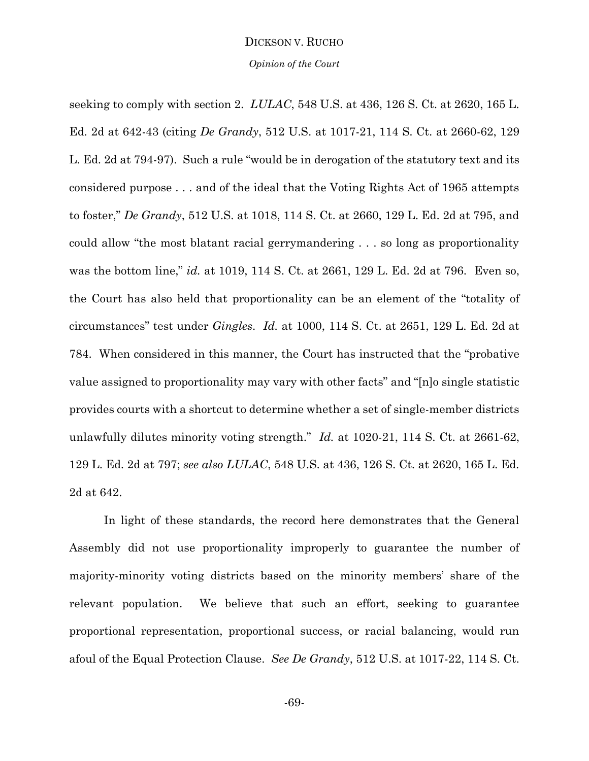seeking to comply with section 2. *LULAC*, 548 U.S. at 436, 126 S. Ct. at 2620, 165 L. Ed. 2d at 642-43 (citing *De Grandy*, 512 U.S. at 1017-21, 114 S. Ct. at 2660-62, 129 L. Ed. 2d at 794-97). Such a rule "would be in derogation of the statutory text and its considered purpose . . . and of the ideal that the Voting Rights Act of 1965 attempts to foster," *De Grandy*, 512 U.S. at 1018, 114 S. Ct. at 2660, 129 L. Ed. 2d at 795, and could allow "the most blatant racial gerrymandering . . . so long as proportionality was the bottom line," *id.* at 1019, 114 S. Ct. at 2661, 129 L. Ed. 2d at 796. Even so, the Court has also held that proportionality can be an element of the "totality of circumstances" test under *Gingles*. *Id.* at 1000, 114 S. Ct. at 2651, 129 L. Ed. 2d at 784. When considered in this manner, the Court has instructed that the "probative value assigned to proportionality may vary with other facts" and "[n]o single statistic provides courts with a shortcut to determine whether a set of single-member districts unlawfully dilutes minority voting strength." *Id.* at 1020-21, 114 S. Ct. at 2661-62, 129 L. Ed. 2d at 797; *see also LULAC*, 548 U.S. at 436, 126 S. Ct. at 2620, 165 L. Ed. 2d at 642.

In light of these standards, the record here demonstrates that the General Assembly did not use proportionality improperly to guarantee the number of majority-minority voting districts based on the minority members' share of the relevant population. We believe that such an effort, seeking to guarantee proportional representation, proportional success, or racial balancing, would run afoul of the Equal Protection Clause. *See De Grandy*, 512 U.S. at 1017-22, 114 S. Ct.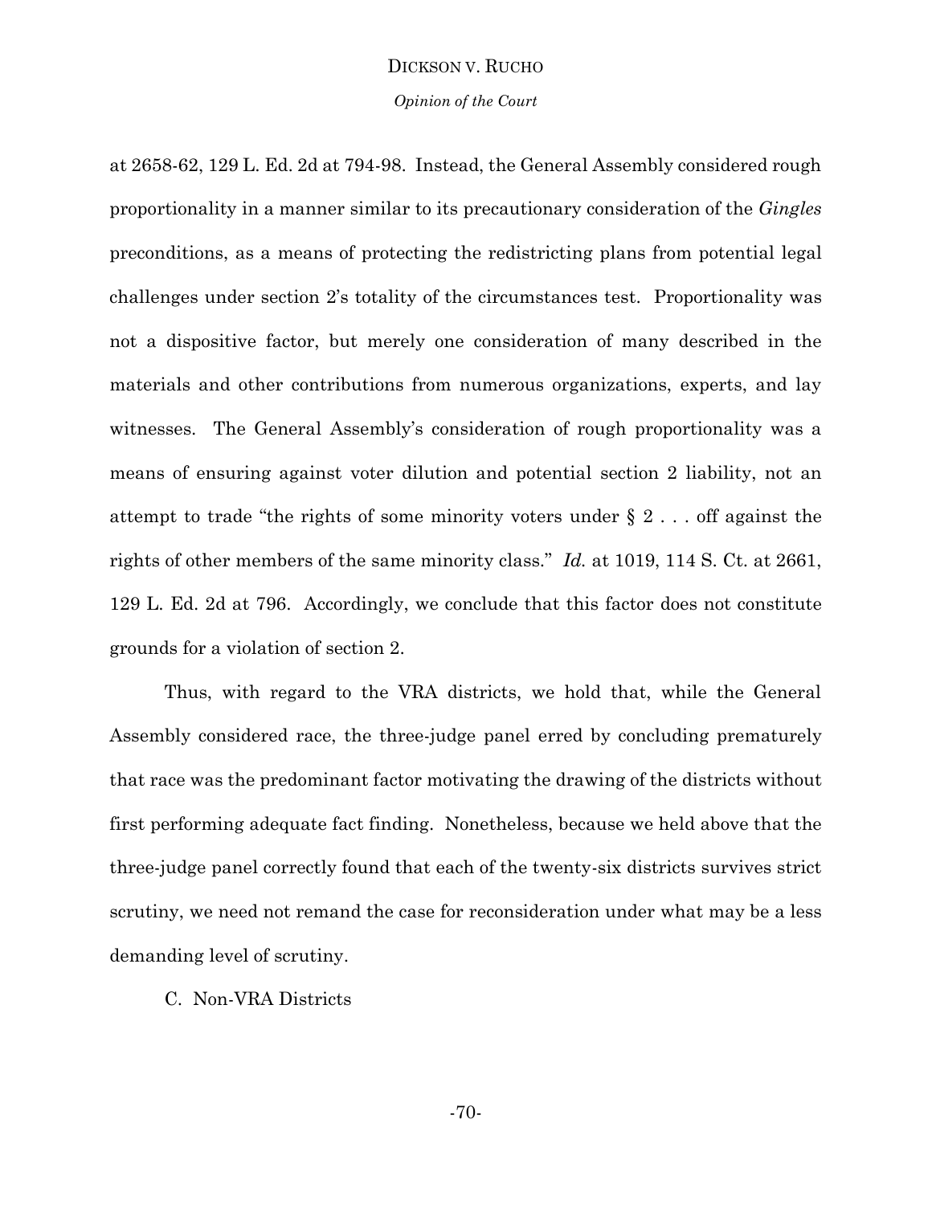at 2658-62, 129 L. Ed. 2d at 794-98. Instead, the General Assembly considered rough proportionality in a manner similar to its precautionary consideration of the *Gingles* preconditions, as a means of protecting the redistricting plans from potential legal challenges under section 2's totality of the circumstances test. Proportionality was not a dispositive factor, but merely one consideration of many described in the materials and other contributions from numerous organizations, experts, and lay witnesses. The General Assembly's consideration of rough proportionality was a means of ensuring against voter dilution and potential section 2 liability, not an attempt to trade "the rights of some minority voters under § 2 . . . off against the rights of other members of the same minority class." *Id.* at 1019, 114 S. Ct. at 2661, 129 L. Ed. 2d at 796. Accordingly, we conclude that this factor does not constitute grounds for a violation of section 2.

Thus, with regard to the VRA districts, we hold that, while the General Assembly considered race, the three-judge panel erred by concluding prematurely that race was the predominant factor motivating the drawing of the districts without first performing adequate fact finding. Nonetheless, because we held above that the three-judge panel correctly found that each of the twenty-six districts survives strict scrutiny, we need not remand the case for reconsideration under what may be a less demanding level of scrutiny.

C. Non-VRA Districts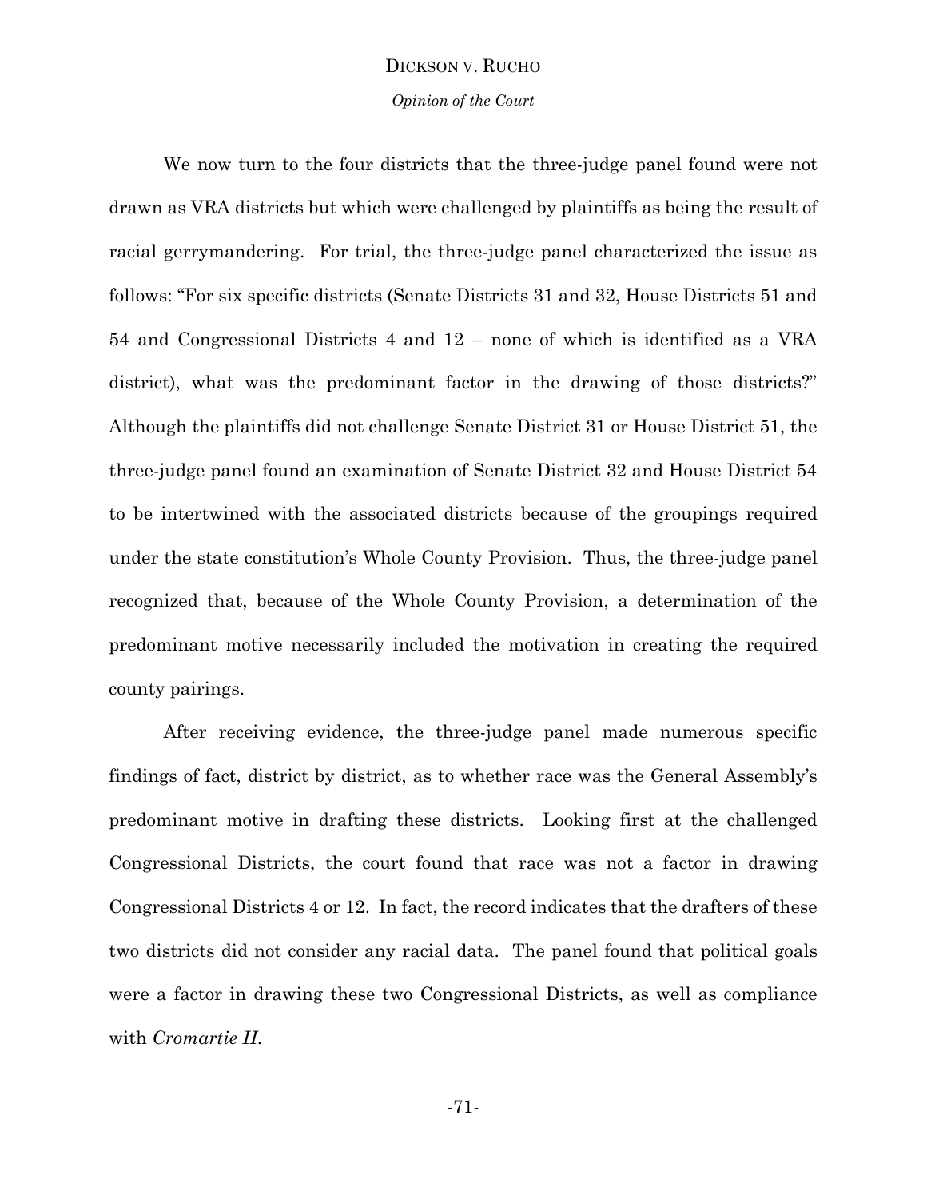We now turn to the four districts that the three-judge panel found were not drawn as VRA districts but which were challenged by plaintiffs as being the result of racial gerrymandering. For trial, the three-judge panel characterized the issue as follows: "For six specific districts (Senate Districts 31 and 32, House Districts 51 and 54 and Congressional Districts 4 and 12 – none of which is identified as a VRA district), what was the predominant factor in the drawing of those districts?" Although the plaintiffs did not challenge Senate District 31 or House District 51, the three-judge panel found an examination of Senate District 32 and House District 54 to be intertwined with the associated districts because of the groupings required under the state constitution's Whole County Provision. Thus, the three-judge panel recognized that, because of the Whole County Provision, a determination of the predominant motive necessarily included the motivation in creating the required county pairings.

After receiving evidence, the three-judge panel made numerous specific findings of fact, district by district, as to whether race was the General Assembly's predominant motive in drafting these districts. Looking first at the challenged Congressional Districts, the court found that race was not a factor in drawing Congressional Districts 4 or 12. In fact, the record indicates that the drafters of these two districts did not consider any racial data. The panel found that political goals were a factor in drawing these two Congressional Districts, as well as compliance with *Cromartie II*.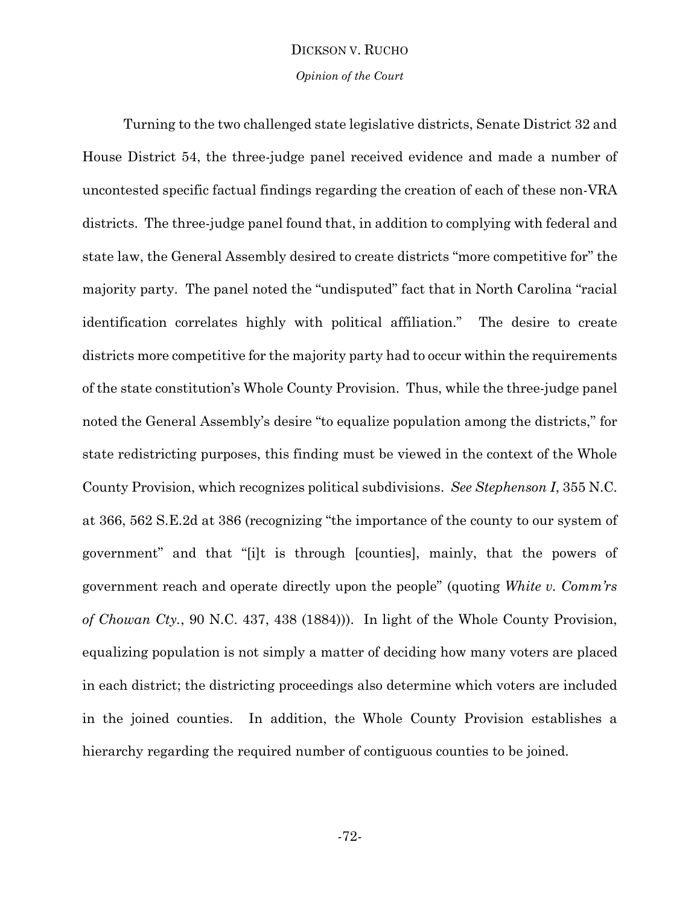Turning to the two challenged state legislative districts, Senate District 32 and House District 54, the three-judge panel received evidence and made a number of uncontested specific factual findings regarding the creation of each of these non-VRA districts. The three-judge panel found that, in addition to complying with federal and state law, the General Assembly desired to create districts "more competitive for" the majority party. The panel noted the "undisputed" fact that in North Carolina "racial identification correlates highly with political affiliation." The desire to create districts more competitive for the majority party had to occur within the requirements of the state constitution's Whole County Provision. Thus, while the three-judge panel noted the General Assembly's desire "to equalize population among the districts," for state redistricting purposes, this finding must be viewed in the context of the Whole County Provision, which recognizes political subdivisions. *See Stephenson I*, 355 N.C. at 366, 562 S.E.2d at 386 (recognizing "the importance of the county to our system of government" and that "[i]t is through [counties], mainly, that the powers of government reach and operate directly upon the people" (quoting *White v. Comm'rs of Chowan Cty.*, 90 N.C. 437, 438 (1884))). In light of the Whole County Provision, equalizing population is not simply a matter of deciding how many voters are placed in each district; the districting proceedings also determine which voters are included in the joined counties. In addition, the Whole County Provision establishes a hierarchy regarding the required number of contiguous counties to be joined.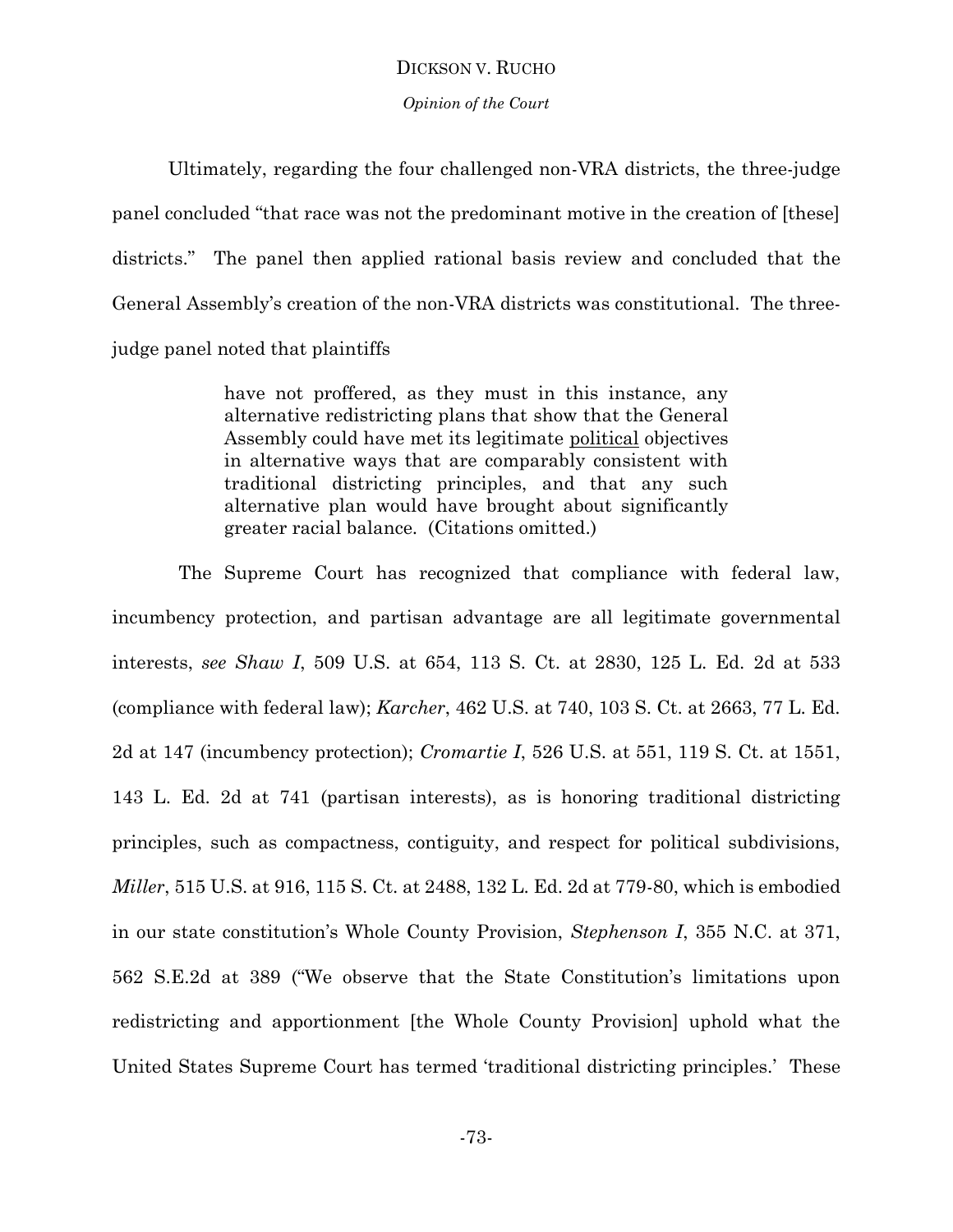Ultimately, regarding the four challenged non-VRA districts, the three-judge panel concluded "that race was not the predominant motive in the creation of [these] districts." The panel then applied rational basis review and concluded that the General Assembly's creation of the non-VRA districts was constitutional. The three-judge panel noted that plaintiffs

> have not proffered, as they must in this instance, any alternative redistricting plans that show that the General Assembly could have met its legitimate <u>political</u> objectives in alternative ways that are comparably consistent with traditional districting principles, and that any such alternative plan would have brought about significantly greater racial balance. (Citations omitted.)

The Supreme Court has recognized that compliance with federal law, incumbency protection, and partisan advantage are all legitimate governmental interests, *see Shaw I*, 509 U.S. at 654, 113 S. Ct. at 2830, 125 L. Ed. 2d at 533 (compliance with federal law); *Karcher*, 462 U.S. at 740, 103 S. Ct. at 2663, 77 L. Ed. 2d at 147 (incumbency protection); *Cromartie I*, 526 U.S. at 551, 119 S. Ct. at 1551, 143 L. Ed. 2d at 741 (partisan interests), as is honoring traditional districting principles, such as compactness, contiguity, and respect for political subdivisions, *Miller*, 515 U.S. at 916, 115 S. Ct. at 2488, 132 L. Ed. 2d at 779-80, which is embodied in our state constitution's Whole County Provision, *Stephenson I*, 355 N.C. at 371, 562 S.E.2d at 389 ("We observe that the State Constitution's limitations upon redistricting and apportionment [the Whole County Provision] uphold what the United States Supreme Court has termed 'traditional districting principles.' These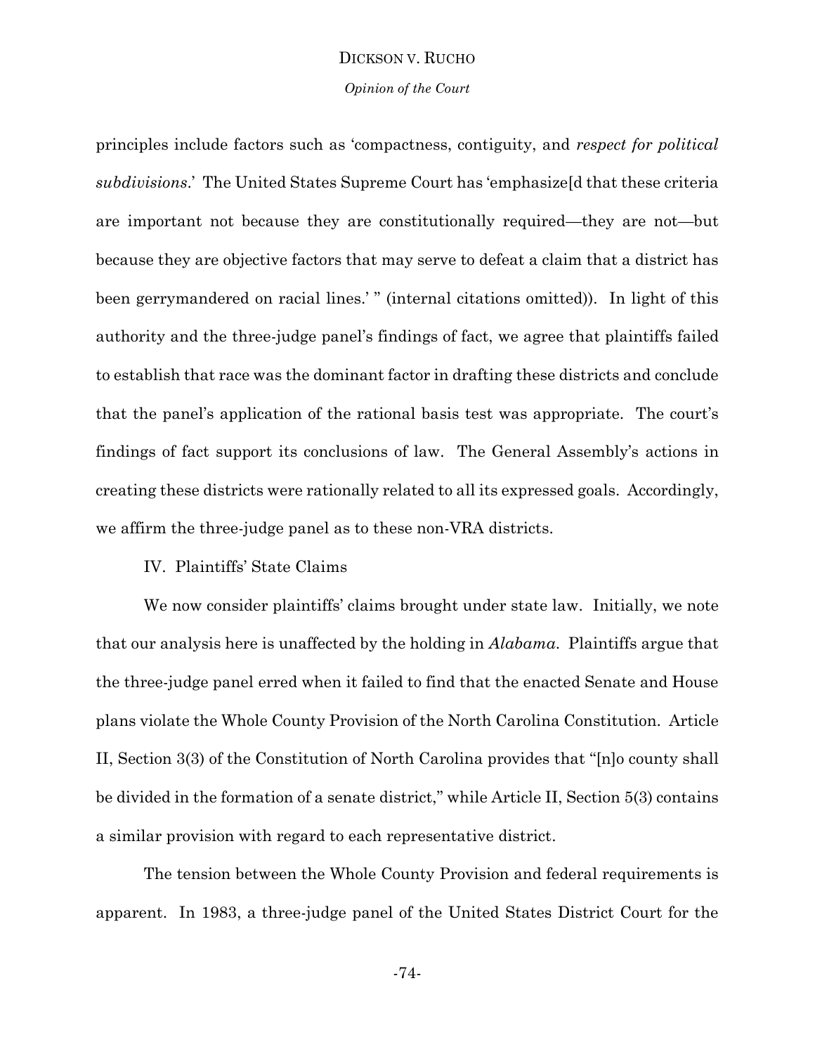principles include factors such as 'compactness, contiguity, and *respect for political subdivisions*.' The United States Supreme Court has 'emphasize[d that these criteria are important not because they are constitutionally required—they are not—but because they are objective factors that may serve to defeat a claim that a district has been gerrymandered on racial lines.' " (internal citations omitted)). In light of this authority and the three-judge panel's findings of fact, we agree that plaintiffs failed to establish that race was the dominant factor in drafting these districts and conclude that the panel's application of the rational basis test was appropriate. The court's findings of fact support its conclusions of law. The General Assembly's actions in creating these districts were rationally related to all its expressed goals. Accordingly, we affirm the three-judge panel as to these non-VRA districts.

IV. Plaintiffs' State Claims

We now consider plaintiffs' claims brought under state law. Initially, we note that our analysis here is unaffected by the holding in *Alabama*. Plaintiffs argue that the three-judge panel erred when it failed to find that the enacted Senate and House plans violate the Whole County Provision of the North Carolina Constitution. Article II, Section 3(3) of the Constitution of North Carolina provides that "[n]o county shall be divided in the formation of a senate district," while Article II, Section 5(3) contains a similar provision with regard to each representative district.

The tension between the Whole County Provision and federal requirements is apparent. In 1983, a three-judge panel of the United States District Court for the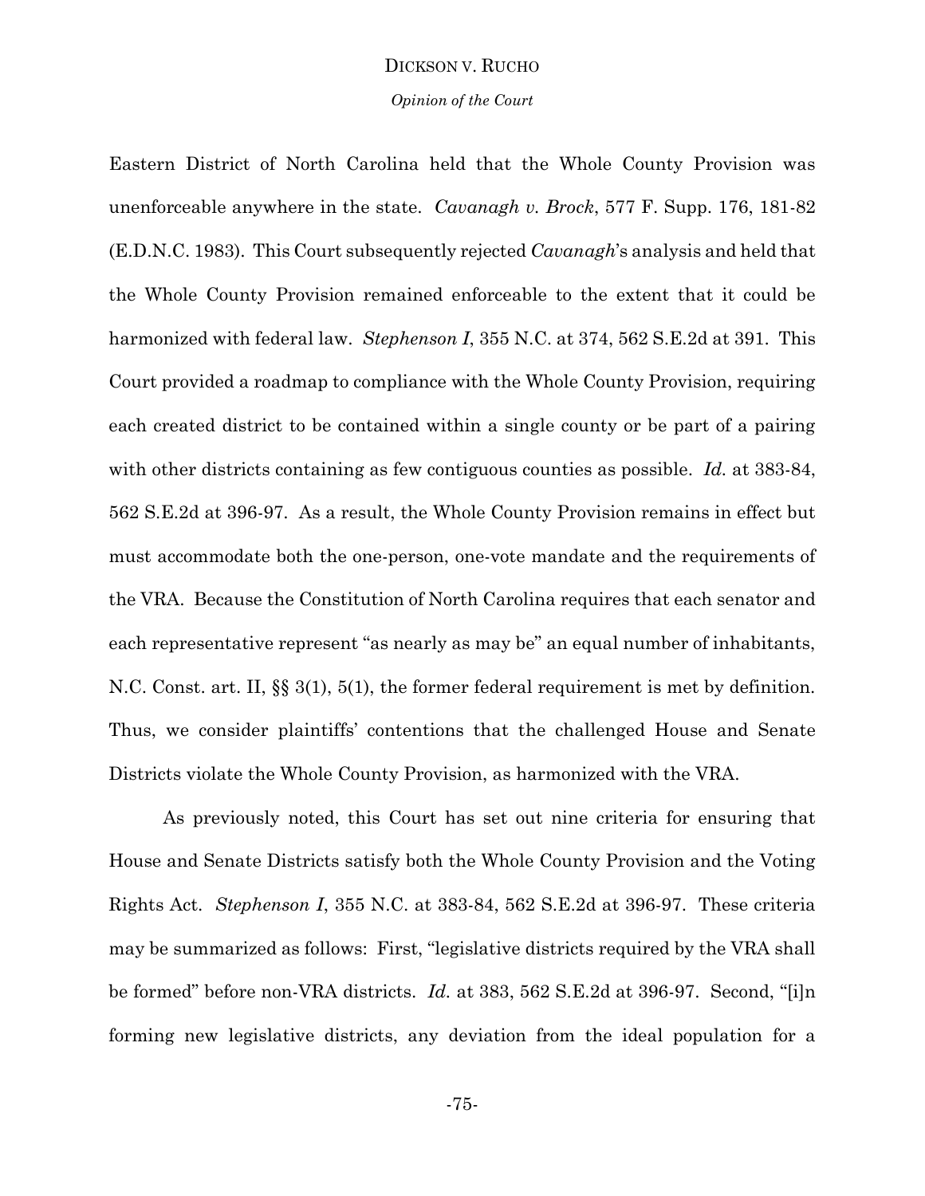Eastern District of North Carolina held that the Whole County Provision was unenforceable anywhere in the state. *Cavanagh v. Brock*, 577 F. Supp. 176, 181-82 (E.D.N.C. 1983). This Court subsequently rejected *Cavanagh*'s analysis and held that the Whole County Provision remained enforceable to the extent that it could be harmonized with federal law. *Stephenson I*, 355 N.C. at 374, 562 S.E.2d at 391. This Court provided a roadmap to compliance with the Whole County Provision, requiring each created district to be contained within a single county or be part of a pairing with other districts containing as few contiguous counties as possible. *Id.* at 383-84, 562 S.E.2d at 396-97. As a result, the Whole County Provision remains in effect but must accommodate both the one-person, one-vote mandate and the requirements of the VRA. Because the Constitution of North Carolina requires that each senator and each representative represent "as nearly as may be" an equal number of inhabitants, N.C. Const. art. II, §§ 3(1), 5(1), the former federal requirement is met by definition. Thus, we consider plaintiffs' contentions that the challenged House and Senate Districts violate the Whole County Provision, as harmonized with the VRA.

As previously noted, this Court has set out nine criteria for ensuring that House and Senate Districts satisfy both the Whole County Provision and the Voting Rights Act. *Stephenson I*, 355 N.C. at 383-84, 562 S.E.2d at 396-97. These criteria may be summarized as follows: First, "legislative districts required by the VRA shall be formed" before non-VRA districts. *Id.* at 383, 562 S.E.2d at 396-97. Second, "[i]n forming new legislative districts, any deviation from the ideal population for a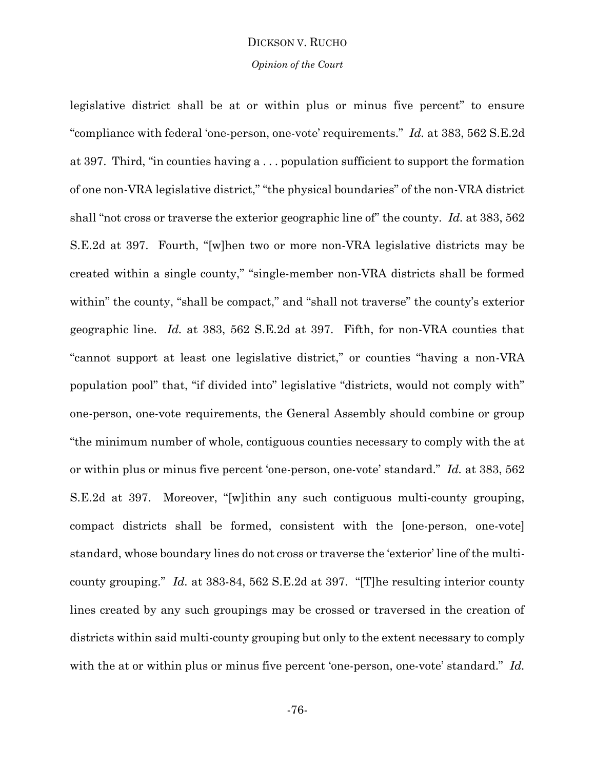legislative district shall be at or within plus or minus five percent" to ensure "compliance with federal 'one-person, one-vote' requirements." *Id.* at 383, 562 S.E.2d at 397. Third, "in counties having a . . . population sufficient to support the formation of one non-VRA legislative district," "the physical boundaries" of the non-VRA district shall "not cross or traverse the exterior geographic line of" the county. *Id.* at 383, 562 S.E.2d at 397. Fourth, "[w]hen two or more non-VRA legislative districts may be created within a single county," "single-member non-VRA districts shall be formed within" the county, "shall be compact," and "shall not traverse" the county's exterior geographic line. *Id.* at 383, 562 S.E.2d at 397. Fifth, for non-VRA counties that "cannot support at least one legislative district," or counties "having a non-VRA population pool" that, "if divided into" legislative "districts, would not comply with" one-person, one-vote requirements, the General Assembly should combine or group "the minimum number of whole, contiguous counties necessary to comply with the at or within plus or minus five percent 'one-person, one-vote' standard." *Id.* at 383, 562 S.E.2d at 397. Moreover, "[w]ithin any such contiguous multi-county grouping, compact districts shall be formed, consistent with the [one-person, one-vote] standard, whose boundary lines do not cross or traverse the 'exterior' line of the multi-county grouping." *Id.* at 383-84, 562 S.E.2d at 397. "[T]he resulting interior county lines created by any such groupings may be crossed or traversed in the creation of districts within said multi-county grouping but only to the extent necessary to comply with the at or within plus or minus five percent 'one-person, one-vote' standard." *Id.*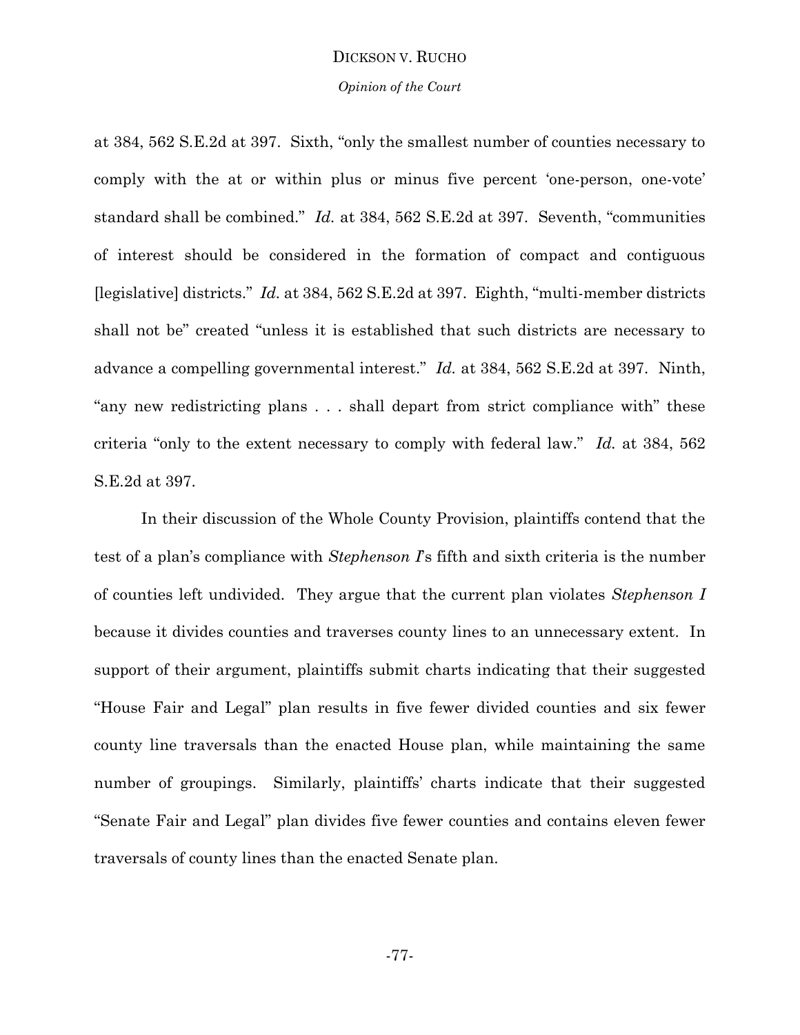at 384, 562 S.E.2d at 397. Sixth, "only the smallest number of counties necessary to comply with the at or within plus or minus five percent 'one-person, one-vote' standard shall be combined." *Id.* at 384, 562 S.E.2d at 397. Seventh, "communities of interest should be considered in the formation of compact and contiguous [legislative] districts." *Id.* at 384, 562 S.E.2d at 397. Eighth, "multi-member districts shall not be" created "unless it is established that such districts are necessary to advance a compelling governmental interest." *Id.* at 384, 562 S.E.2d at 397. Ninth, "any new redistricting plans . . . shall depart from strict compliance with" these criteria "only to the extent necessary to comply with federal law." *Id.* at 384, 562 S.E.2d at 397.

In their discussion of the Whole County Provision, plaintiffs contend that the test of a plan's compliance with *Stephenson I*'s fifth and sixth criteria is the number of counties left undivided. They argue that the current plan violates *Stephenson I* because it divides counties and traverses county lines to an unnecessary extent. In support of their argument, plaintiffs submit charts indicating that their suggested "House Fair and Legal" plan results in five fewer divided counties and six fewer county line traversals than the enacted House plan, while maintaining the same number of groupings. Similarly, plaintiffs' charts indicate that their suggested "Senate Fair and Legal" plan divides five fewer counties and contains eleven fewer traversals of county lines than the enacted Senate plan.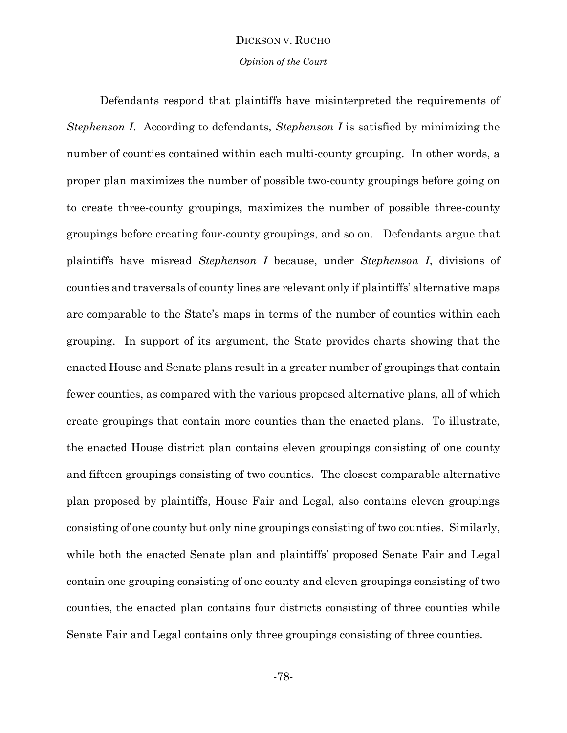Defendants respond that plaintiffs have misinterpreted the requirements of *Stephenson I*. According to defendants, *Stephenson I* is satisfied by minimizing the number of counties contained within each multi-county grouping. In other words, a proper plan maximizes the number of possible two-county groupings before going on to create three-county groupings, maximizes the number of possible three-county groupings before creating four-county groupings, and so on. Defendants argue that plaintiffs have misread *Stephenson I* because, under *Stephenson I*, divisions of counties and traversals of county lines are relevant only if plaintiffs' alternative maps are comparable to the State's maps in terms of the number of counties within each grouping. In support of its argument, the State provides charts showing that the enacted House and Senate plans result in a greater number of groupings that contain fewer counties, as compared with the various proposed alternative plans, all of which create groupings that contain more counties than the enacted plans. To illustrate, the enacted House district plan contains eleven groupings consisting of one county and fifteen groupings consisting of two counties. The closest comparable alternative plan proposed by plaintiffs, House Fair and Legal, also contains eleven groupings consisting of one county but only nine groupings consisting of two counties. Similarly, while both the enacted Senate plan and plaintiffs' proposed Senate Fair and Legal contain one grouping consisting of one county and eleven groupings consisting of two counties, the enacted plan contains four districts consisting of three counties while Senate Fair and Legal contains only three groupings consisting of three counties.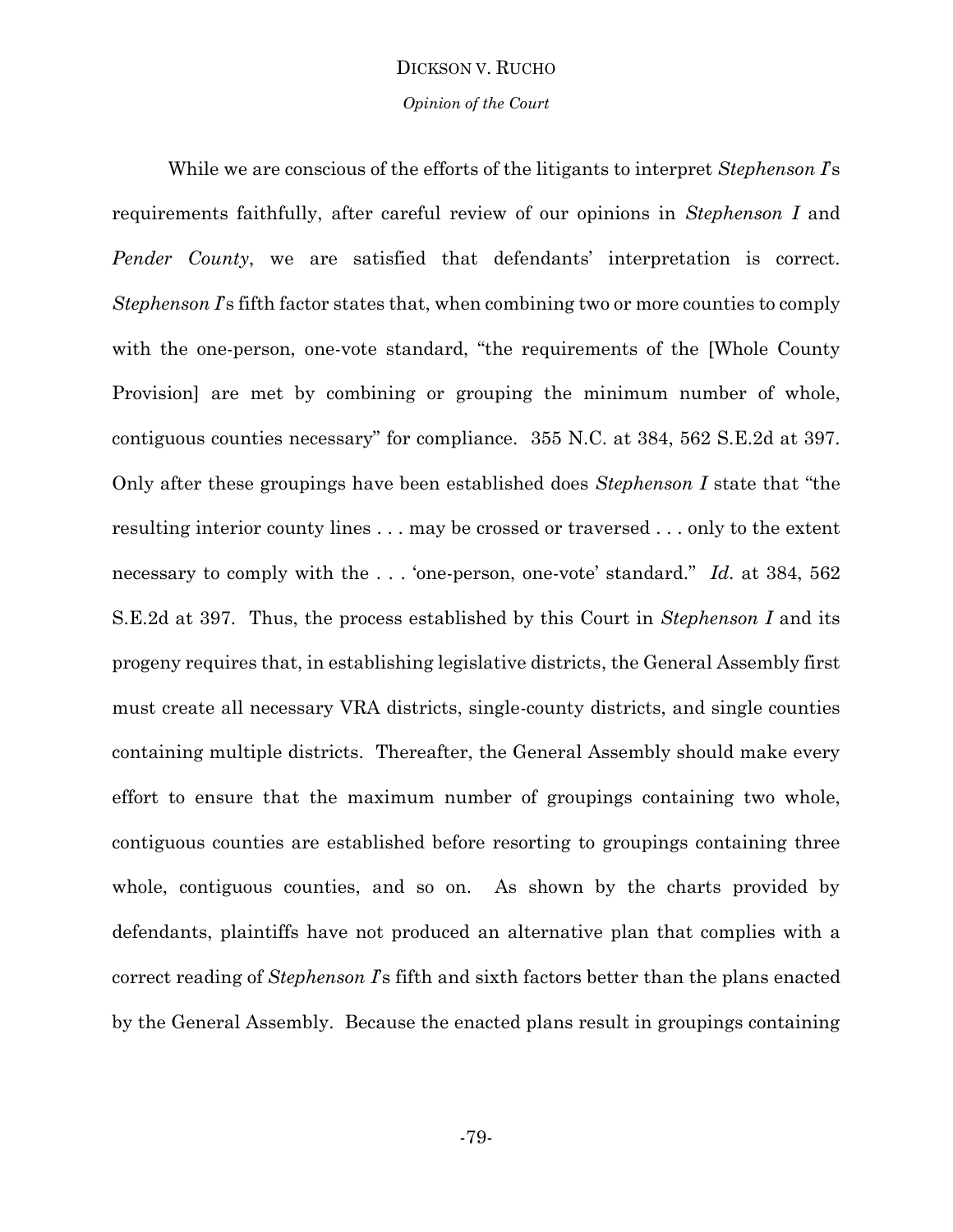While we are conscious of the efforts of the litigants to interpret *Stephenson I*'s requirements faithfully, after careful review of our opinions in *Stephenson I* and *Pender County*, we are satisfied that defendants' interpretation is correct. *Stephenson I*'s fifth factor states that, when combining two or more counties to comply with the one-person, one-vote standard, "the requirements of the [Whole County Provision] are met by combining or grouping the minimum number of whole, contiguous counties necessary" for compliance. 355 N.C. at 384, 562 S.E.2d at 397. Only after these groupings have been established does *Stephenson I* state that "the resulting interior county lines . . . may be crossed or traversed . . . only to the extent necessary to comply with the . . . 'one-person, one-vote' standard." *Id.* at 384, 562 S.E.2d at 397. Thus, the process established by this Court in *Stephenson I* and its progeny requires that, in establishing legislative districts, the General Assembly first must create all necessary VRA districts, single-county districts, and single counties containing multiple districts. Thereafter, the General Assembly should make every effort to ensure that the maximum number of groupings containing two whole, contiguous counties are established before resorting to groupings containing three whole, contiguous counties, and so on. As shown by the charts provided by defendants, plaintiffs have not produced an alternative plan that complies with a correct reading of *Stephenson I*'s fifth and sixth factors better than the plans enacted by the General Assembly. Because the enacted plans result in groupings containing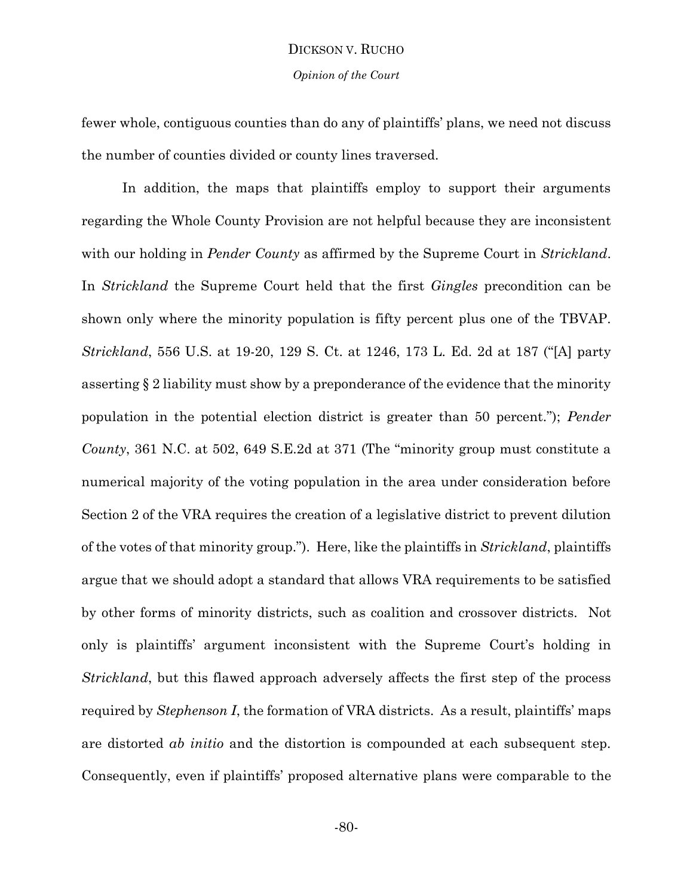fewer whole, contiguous counties than do any of plaintiffs' plans, we need not discuss the number of counties divided or county lines traversed.

In addition, the maps that plaintiffs employ to support their arguments regarding the Whole County Provision are not helpful because they are inconsistent with our holding in *Pender County* as affirmed by the Supreme Court in *Strickland*. In *Strickland* the Supreme Court held that the first *Gingles* precondition can be shown only where the minority population is fifty percent plus one of the TBVAP. *Strickland*, 556 U.S. at 19-20, 129 S. Ct. at 1246, 173 L. Ed. 2d at 187 ("[A] party asserting § 2 liability must show by a preponderance of the evidence that the minority population in the potential election district is greater than 50 percent."); *Pender County*, 361 N.C. at 502, 649 S.E.2d at 371 (The "minority group must constitute a numerical majority of the voting population in the area under consideration before Section 2 of the VRA requires the creation of a legislative district to prevent dilution of the votes of that minority group."). Here, like the plaintiffs in *Strickland*, plaintiffs argue that we should adopt a standard that allows VRA requirements to be satisfied by other forms of minority districts, such as coalition and crossover districts. Not only is plaintiffs' argument inconsistent with the Supreme Court's holding in *Strickland*, but this flawed approach adversely affects the first step of the process required by *Stephenson I*, the formation of VRA districts. As a result, plaintiffs' maps are distorted *ab initio* and the distortion is compounded at each subsequent step. Consequently, even if plaintiffs' proposed alternative plans were comparable to the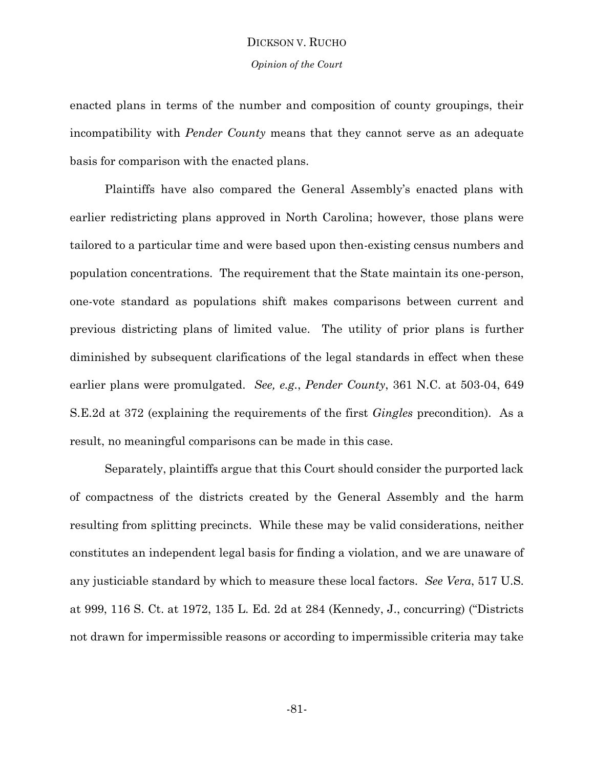enacted plans in terms of the number and composition of county groupings, their incompatibility with *Pender County* means that they cannot serve as an adequate basis for comparison with the enacted plans.

Plaintiffs have also compared the General Assembly's enacted plans with earlier redistricting plans approved in North Carolina; however, those plans were tailored to a particular time and were based upon then-existing census numbers and population concentrations. The requirement that the State maintain its one-person, one-vote standard as populations shift makes comparisons between current and previous districting plans of limited value. The utility of prior plans is further diminished by subsequent clarifications of the legal standards in effect when these earlier plans were promulgated. *See, e.g.*, *Pender County*, 361 N.C. at 503-04, 649 S.E.2d at 372 (explaining the requirements of the first *Gingles* precondition). As a result, no meaningful comparisons can be made in this case.

Separately, plaintiffs argue that this Court should consider the purported lack of compactness of the districts created by the General Assembly and the harm resulting from splitting precincts. While these may be valid considerations, neither constitutes an independent legal basis for finding a violation, and we are unaware of any justiciable standard by which to measure these local factors. *See Vera*, 517 U.S. at 999, 116 S. Ct. at 1972, 135 L. Ed. 2d at 284 (Kennedy, J., concurring) ("Districts not drawn for impermissible reasons or according to impermissible criteria may take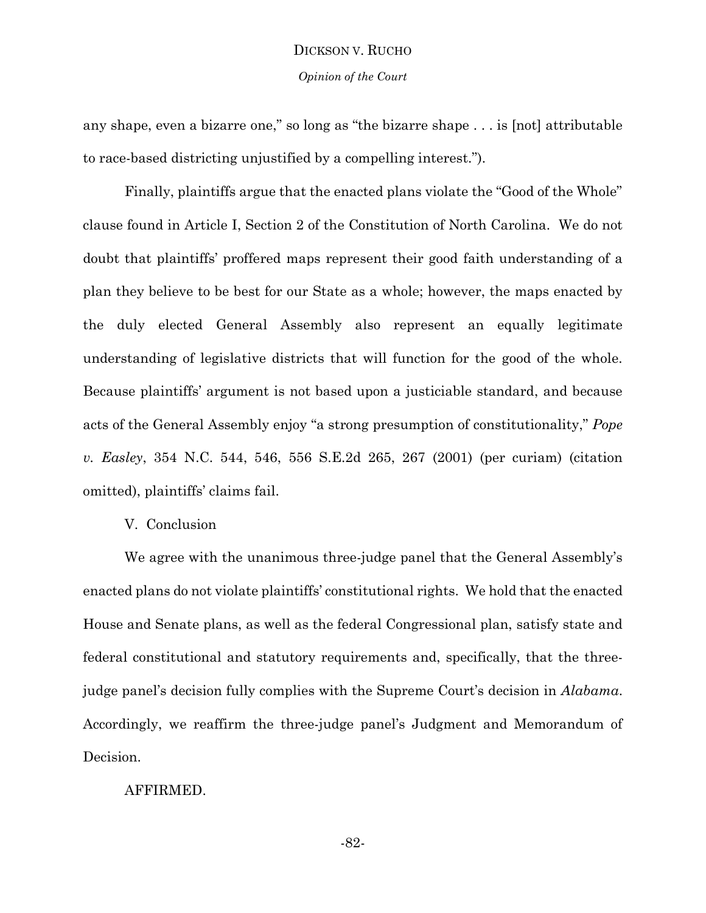any shape, even a bizarre one," so long as "the bizarre shape . . . is [not] attributable to race-based districting unjustified by a compelling interest.").

Finally, plaintiffs argue that the enacted plans violate the "Good of the Whole" clause found in Article I, Section 2 of the Constitution of North Carolina. We do not doubt that plaintiffs' proffered maps represent their good faith understanding of a plan they believe to be best for our State as a whole; however, the maps enacted by the duly elected General Assembly also represent an equally legitimate understanding of legislative districts that will function for the good of the whole. Because plaintiffs' argument is not based upon a justiciable standard, and because acts of the General Assembly enjoy "a strong presumption of constitutionality," *Pope v. Easley*, 354 N.C. 544, 546, 556 S.E.2d 265, 267 (2001) (per curiam) (citation omitted), plaintiffs' claims fail.

## V. Conclusion

We agree with the unanimous three-judge panel that the General Assembly's enacted plans do not violate plaintiffs' constitutional rights. We hold that the enacted House and Senate plans, as well as the federal Congressional plan, satisfy state and federal constitutional and statutory requirements and, specifically, that the three-judge panel's decision fully complies with the Supreme Court's decision in *Alabama*. Accordingly, we reaffirm the three-judge panel's Judgment and Memorandum of Decision.

AFFIRMED.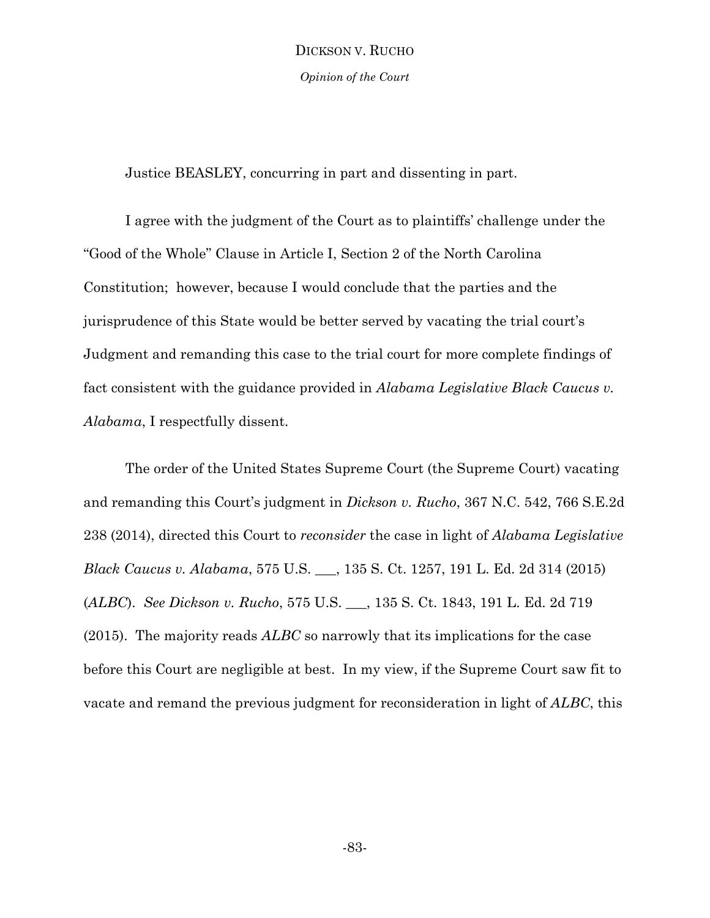Justice BEASLEY, concurring in part and dissenting in part.

I agree with the judgment of the Court as to plaintiffs' challenge under the "Good of the Whole" Clause in Article I, Section 2 of the North Carolina Constitution; however, because I would conclude that the parties and the jurisprudence of this State would be better served by vacating the trial court's Judgment and remanding this case to the trial court for more complete findings of fact consistent with the guidance provided in *Alabama Legislative Black Caucus v. Alabama*, I respectfully dissent.

The order of the United States Supreme Court (the Supreme Court) vacating and remanding this Court's judgment in *Dickson v. Rucho*, 367 N.C. 542, 766 S.E.2d 238 (2014), directed this Court to *reconsider* the case in light of *Alabama Legislative Black Caucus v. Alabama*, 575 U.S. ___, 135 S. Ct. 1257, 191 L. Ed. 2d 314 (2015) (*ALBC*). *See Dickson v. Rucho*, 575 U.S. ___, 135 S. Ct. 1843, 191 L. Ed. 2d 719 (2015). The majority reads *ALBC* so narrowly that its implications for the case before this Court are negligible at best. In my view, if the Supreme Court saw fit to vacate and remand the previous judgment for reconsideration in light of *ALBC*, this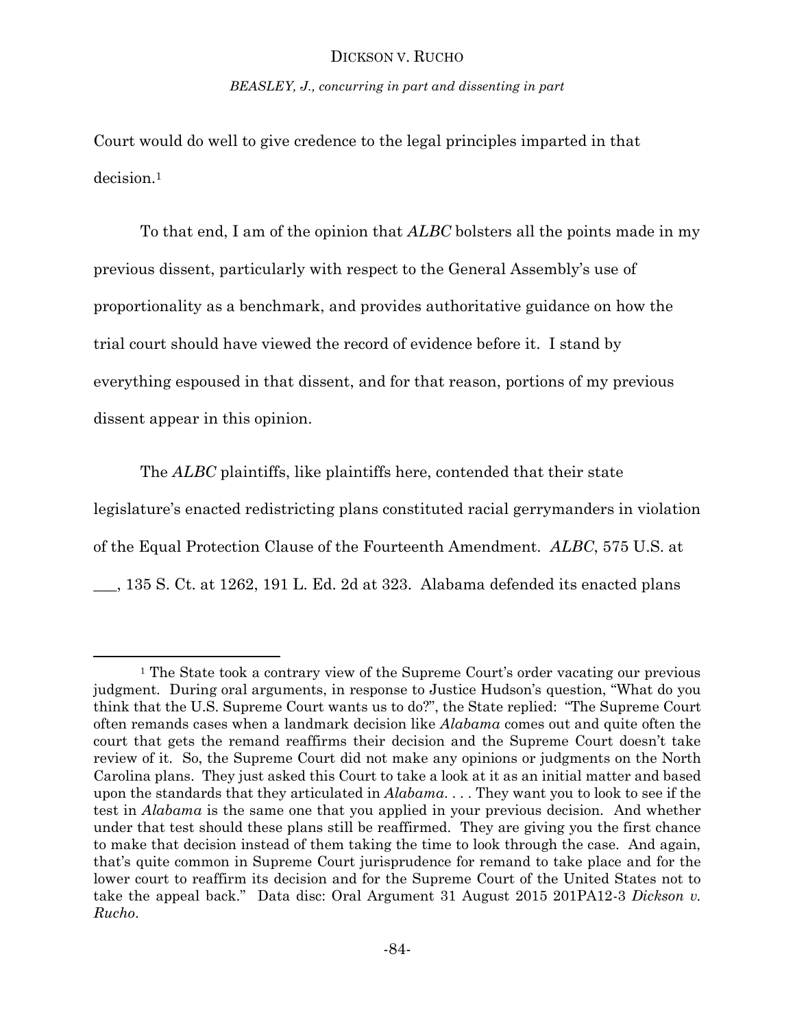Court would do well to give credence to the legal principles imparted in that decision.[1]

To that end, I am of the opinion that *ALBC* bolsters all the points made in my previous dissent, particularly with respect to the General Assembly's use of proportionality as a benchmark, and provides authoritative guidance on how the trial court should have viewed the record of evidence before it. I stand by everything espoused in that dissent, and for that reason, portions of my previous dissent appear in this opinion.

The *ALBC* plaintiffs, like plaintiffs here, contended that their state legislature's enacted redistricting plans constituted racial gerrymanders in violation of the Equal Protection Clause of the Fourteenth Amendment. *ALBC*, 575 U.S. at ___, 135 S. Ct. at 1262, 191 L. Ed. 2d at 323. Alabama defended its enacted plans

---

[1] The State took a contrary view of the Supreme Court's order vacating our previous judgment. During oral arguments, in response to Justice Hudson's question, "What do you think that the U.S. Supreme Court wants us to do?", the State replied: "The Supreme Court often remands cases when a landmark decision like *Alabama* comes out and quite often the court that gets the remand reaffirms their decision and the Supreme Court doesn't take review of it. So, the Supreme Court did not make any opinions or judgments on the North Carolina plans. They just asked this Court to take a look at it as an initial matter and based upon the standards that they articulated in *Alabama*. . . . They want you to look to see if the test in *Alabama* is the same one that you applied in your previous decision. And whether under that test should these plans still be reaffirmed. They are giving you the first chance to make that decision instead of them taking the time to look through the case. And again, that's quite common in Supreme Court jurisprudence for remand to take place and for the lower court to reaffirm its decision and for the Supreme Court of the United States not to take the appeal back." Data disc: Oral Argument 31 August 2015 201PA12-3 *Dickson v. Rucho*.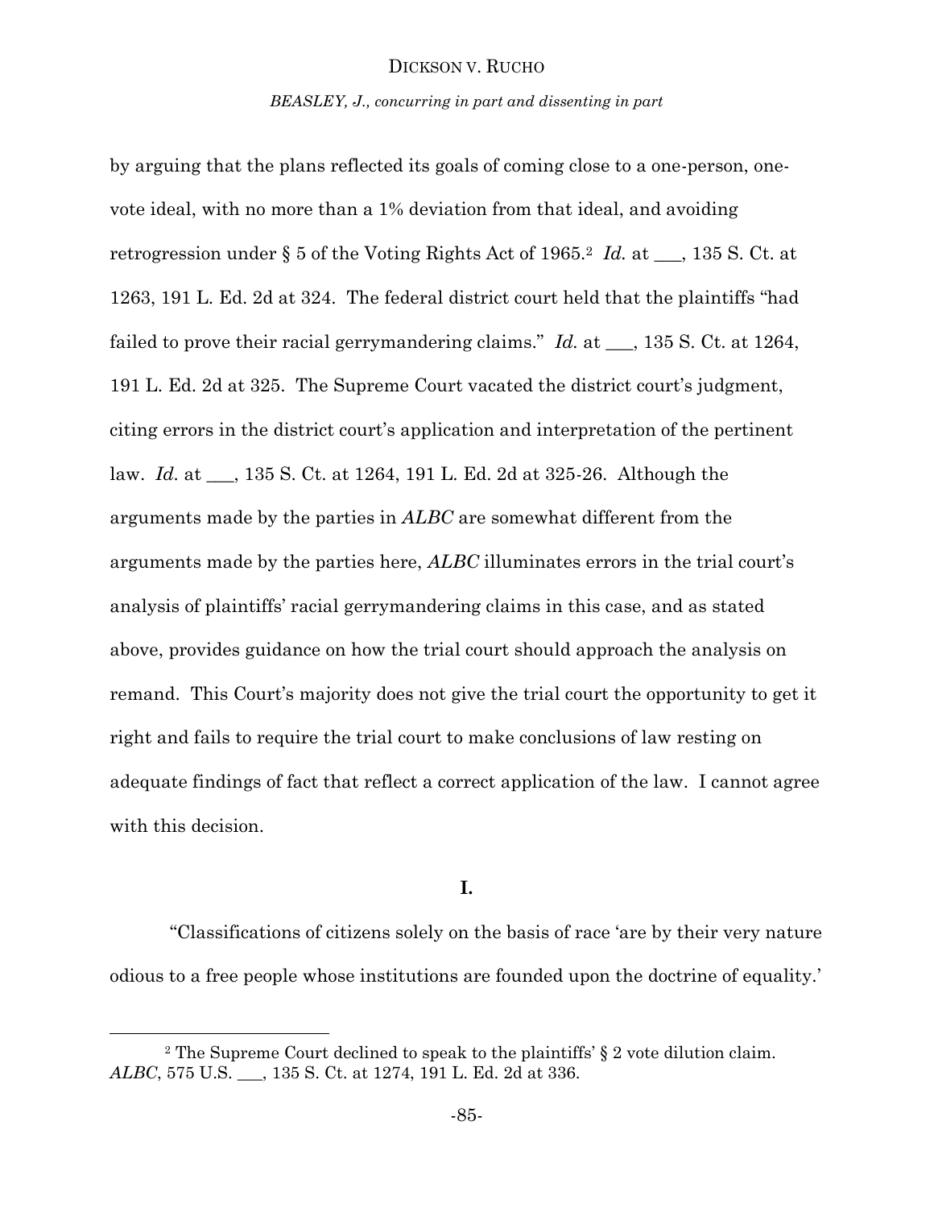by arguing that the plans reflected its goals of coming close to a one-person, one-vote ideal, with no more than a 1% deviation from that ideal, and avoiding retrogression under § 5 of the Voting Rights Act of 1965.[2] *Id.* at ___, 135 S. Ct. at 1263, 191 L. Ed. 2d at 324. The federal district court held that the plaintiffs "had failed to prove their racial gerrymandering claims." *Id.* at ___, 135 S. Ct. at 1264, 191 L. Ed. 2d at 325. The Supreme Court vacated the district court's judgment, citing errors in the district court's application and interpretation of the pertinent law. *Id.* at ___, 135 S. Ct. at 1264, 191 L. Ed. 2d at 325-26. Although the arguments made by the parties in *ALBC* are somewhat different from the arguments made by the parties here, *ALBC* illuminates errors in the trial court's analysis of plaintiffs' racial gerrymandering claims in this case, and as stated above, provides guidance on how the trial court should approach the analysis on remand. This Court's majority does not give the trial court the opportunity to get it right and fails to require the trial court to make conclusions of law resting on adequate findings of fact that reflect a correct application of the law. I cannot agree with this decision.

## I.

"Classifications of citizens solely on the basis of race 'are by their very nature odious to a free people whose institutions are founded upon the doctrine of equality.'

---

[2] The Supreme Court declined to speak to the plaintiffs' § 2 vote dilution claim. *ALBC*, 575 U.S. ___, 135 S. Ct. at 1274, 191 L. Ed. 2d at 336.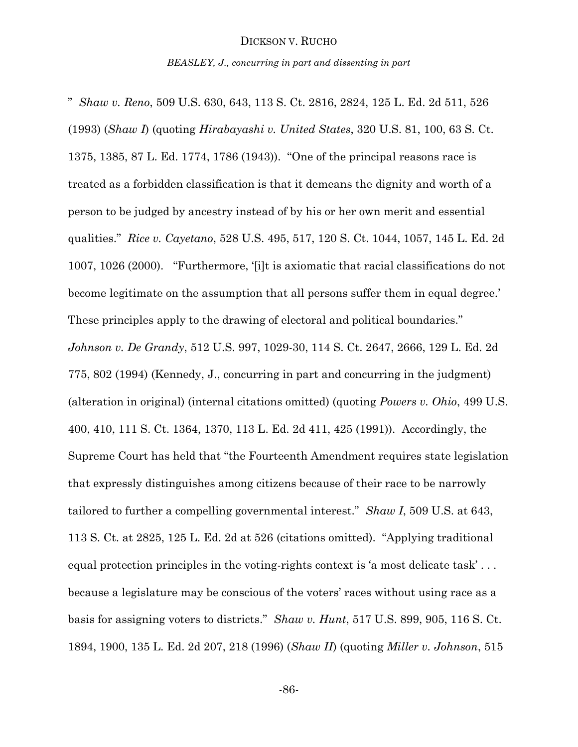" *Shaw v. Reno*, 509 U.S. 630, 643, 113 S. Ct. 2816, 2824, 125 L. Ed. 2d 511, 526 (1993) (*Shaw I*) (quoting *Hirabayashi v. United States*, 320 U.S. 81, 100, 63 S. Ct. 1375, 1385, 87 L. Ed. 1774, 1786 (1943)). "One of the principal reasons race is treated as a forbidden classification is that it demeans the dignity and worth of a person to be judged by ancestry instead of by his or her own merit and essential qualities." *Rice v. Cayetano*, 528 U.S. 495, 517, 120 S. Ct. 1044, 1057, 145 L. Ed. 2d 1007, 1026 (2000). "Furthermore, '[i]t is axiomatic that racial classifications do not become legitimate on the assumption that all persons suffer them in equal degree.' These principles apply to the drawing of electoral and political boundaries." *Johnson v. De Grandy*, 512 U.S. 997, 1029-30, 114 S. Ct. 2647, 2666, 129 L. Ed. 2d 775, 802 (1994) (Kennedy, J., concurring in part and concurring in the judgment) (alteration in original) (internal citations omitted) (quoting *Powers v. Ohio*, 499 U.S. 400, 410, 111 S. Ct. 1364, 1370, 113 L. Ed. 2d 411, 425 (1991)). Accordingly, the Supreme Court has held that "the Fourteenth Amendment requires state legislation that expressly distinguishes among citizens because of their race to be narrowly tailored to further a compelling governmental interest." *Shaw I*, 509 U.S. at 643, 113 S. Ct. at 2825, 125 L. Ed. 2d at 526 (citations omitted). "Applying traditional equal protection principles in the voting-rights context is 'a most delicate task' . . . because a legislature may be conscious of the voters' races without using race as a basis for assigning voters to districts." *Shaw v. Hunt*, 517 U.S. 899, 905, 116 S. Ct. 1894, 1900, 135 L. Ed. 2d 207, 218 (1996) (*Shaw II*) (quoting *Miller v. Johnson*, 515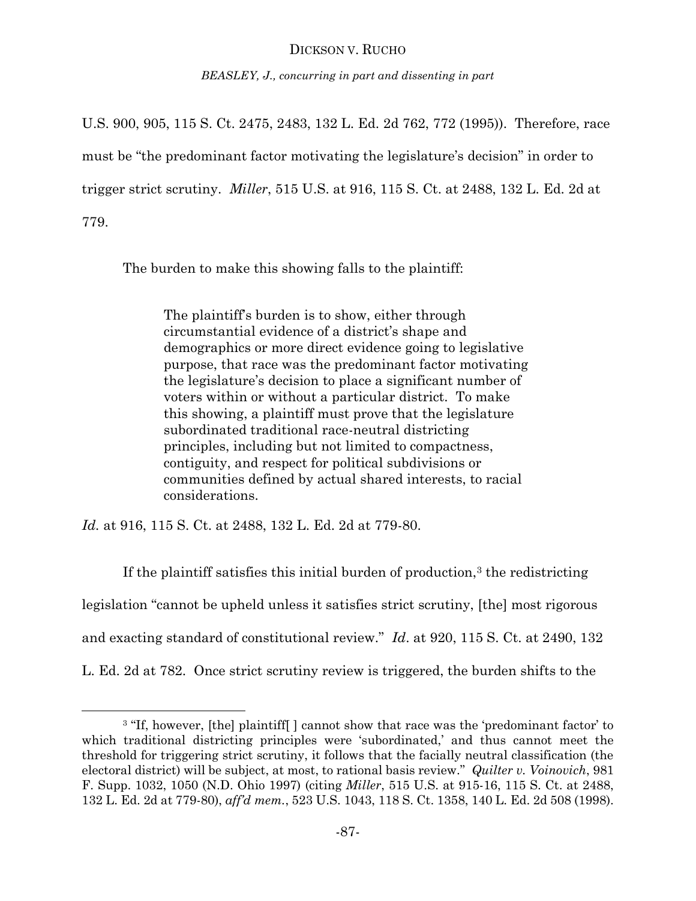U.S. 900, 905, 115 S. Ct. 2475, 2483, 132 L. Ed. 2d 762, 772 (1995)). Therefore, race must be "the predominant factor motivating the legislature's decision" in order to trigger strict scrutiny. *Miller*, 515 U.S. at 916, 115 S. Ct. at 2488, 132 L. Ed. 2d at 779.

The burden to make this showing falls to the plaintiff:

> The plaintiff's burden is to show, either through circumstantial evidence of a district's shape and demographics or more direct evidence going to legislative purpose, that race was the predominant factor motivating the legislature's decision to place a significant number of voters within or without a particular district. To make this showing, a plaintiff must prove that the legislature subordinated traditional race-neutral districting principles, including but not limited to compactness, contiguity, and respect for political subdivisions or communities defined by actual shared interests, to racial considerations.

*Id.* at 916, 115 S. Ct. at 2488, 132 L. Ed. 2d at 779-80.

If the plaintiff satisfies this initial burden of production,[3] the redistricting legislation "cannot be upheld unless it satisfies strict scrutiny, [the] most rigorous and exacting standard of constitutional review." *Id*. at 920, 115 S. Ct. at 2490, 132 L. Ed. 2d at 782. Once strict scrutiny review is triggered, the burden shifts to the

---

[3] "If, however, [the] plaintiff[ ] cannot show that race was the 'predominant factor' to which traditional districting principles were 'subordinated,' and thus cannot meet the threshold for triggering strict scrutiny, it follows that the facially neutral classification (the electoral district) will be subject, at most, to rational basis review." *Quilter v. Voinovich*, 981 F. Supp. 1032, 1050 (N.D. Ohio 1997) (citing *Miller*, 515 U.S. at 915-16, 115 S. Ct. at 2488, 132 L. Ed. 2d at 779-80), *aff'd mem.*, 523 U.S. 1043, 118 S. Ct. 1358, 140 L. Ed. 2d 508 (1998).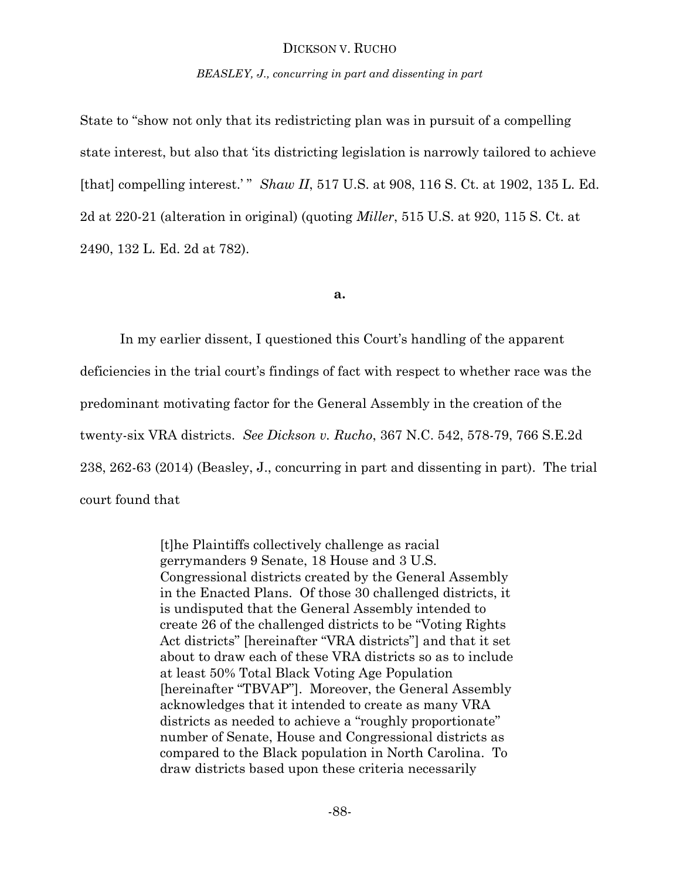State to "show not only that its redistricting plan was in pursuit of a compelling state interest, but also that 'its districting legislation is narrowly tailored to achieve [that] compelling interest.' " *Shaw II*, 517 U.S. at 908, 116 S. Ct. at 1902, 135 L. Ed. 2d at 220-21 (alteration in original) (quoting *Miller*, 515 U.S. at 920, 115 S. Ct. at 2490, 132 L. Ed. 2d at 782).

**a.**

In my earlier dissent, I questioned this Court's handling of the apparent deficiencies in the trial court's findings of fact with respect to whether race was the predominant motivating factor for the General Assembly in the creation of the twenty-six VRA districts. *See Dickson v. Rucho*, 367 N.C. 542, 578-79, 766 S.E.2d 238, 262-63 (2014) (Beasley, J., concurring in part and dissenting in part). The trial court found that

> [t]he Plaintiffs collectively challenge as racial gerrymanders 9 Senate, 18 House and 3 U.S. Congressional districts created by the General Assembly in the Enacted Plans. Of those 30 challenged districts, it is undisputed that the General Assembly intended to create 26 of the challenged districts to be "Voting Rights Act districts" [hereinafter "VRA districts"] and that it set about to draw each of these VRA districts so as to include at least 50% Total Black Voting Age Population [hereinafter "TBVAP"]. Moreover, the General Assembly acknowledges that it intended to create as many VRA districts as needed to achieve a "roughly proportionate" number of Senate, House and Congressional districts as compared to the Black population in North Carolina. To draw districts based upon these criteria necessarily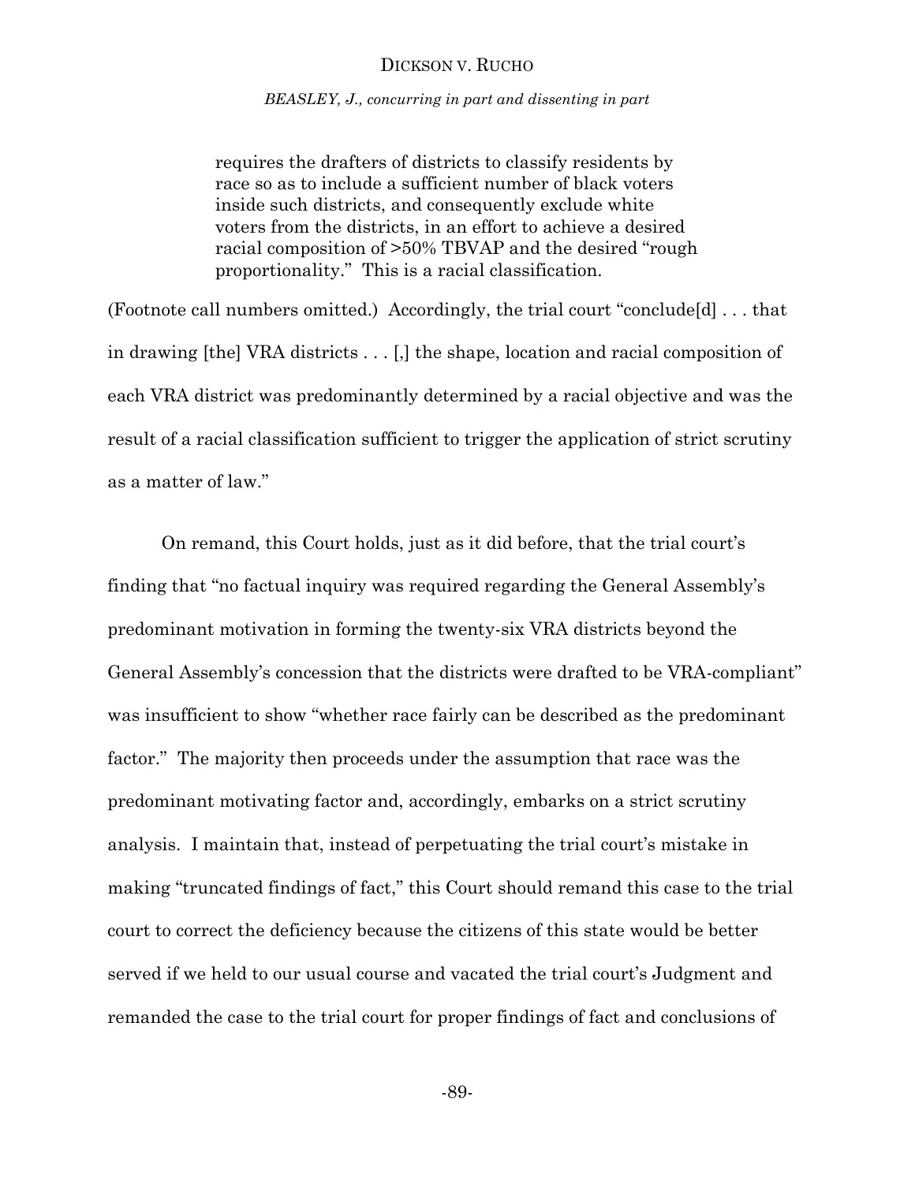> requires the drafters of districts to classify residents by race so as to include a sufficient number of black voters inside such districts, and consequently exclude white voters from the districts, in an effort to achieve a desired racial composition of >50% TBVAP and the desired "rough proportionality." This is a racial classification.

(Footnote call numbers omitted.) Accordingly, the trial court "conclude[d] . . . that in drawing [the] VRA districts . . . [,] the shape, location and racial composition of each VRA district was predominantly determined by a racial objective and was the result of a racial classification sufficient to trigger the application of strict scrutiny as a matter of law."

On remand, this Court holds, just as it did before, that the trial court's finding that "no factual inquiry was required regarding the General Assembly's predominant motivation in forming the twenty-six VRA districts beyond the General Assembly's concession that the districts were drafted to be VRA-compliant" was insufficient to show "whether race fairly can be described as the predominant factor." The majority then proceeds under the assumption that race was the predominant motivating factor and, accordingly, embarks on a strict scrutiny analysis. I maintain that, instead of perpetuating the trial court's mistake in making "truncated findings of fact," this Court should remand this case to the trial court to correct the deficiency because the citizens of this state would be better served if we held to our usual course and vacated the trial court's Judgment and remanded the case to the trial court for proper findings of fact and conclusions of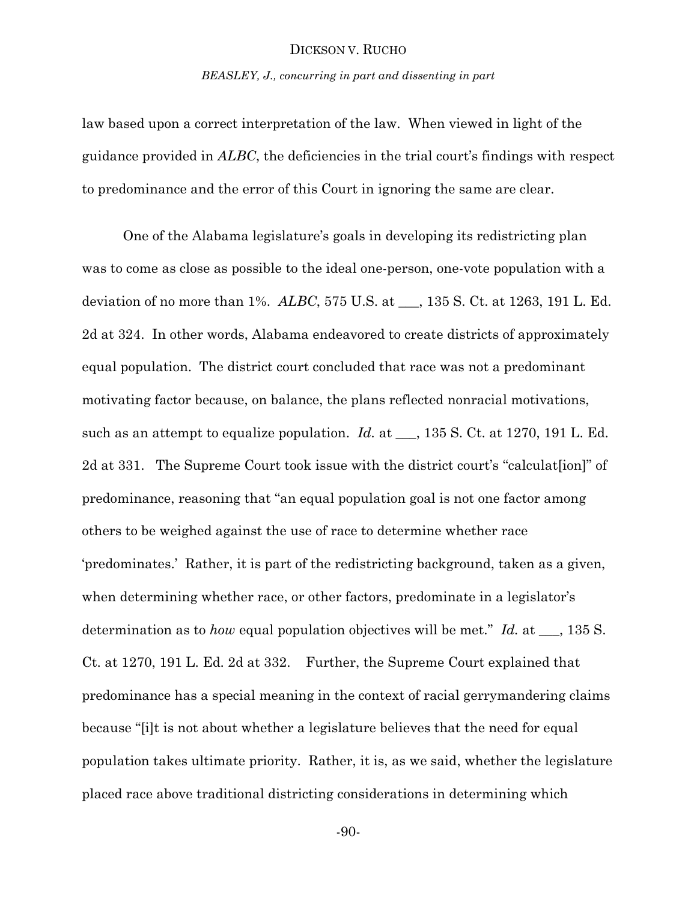law based upon a correct interpretation of the law. When viewed in light of the guidance provided in *ALBC*, the deficiencies in the trial court's findings with respect to predominance and the error of this Court in ignoring the same are clear.

One of the Alabama legislature's goals in developing its redistricting plan was to come as close as possible to the ideal one-person, one-vote population with a deviation of no more than 1%. *ALBC*, 575 U.S. at ___, 135 S. Ct. at 1263, 191 L. Ed. 2d at 324. In other words, Alabama endeavored to create districts of approximately equal population. The district court concluded that race was not a predominant motivating factor because, on balance, the plans reflected nonracial motivations, such as an attempt to equalize population. *Id.* at ___, 135 S. Ct. at 1270, 191 L. Ed. 2d at 331. The Supreme Court took issue with the district court's "calculat[ion]" of predominance, reasoning that "an equal population goal is not one factor among others to be weighed against the use of race to determine whether race 'predominates.' Rather, it is part of the redistricting background, taken as a given, when determining whether race, or other factors, predominate in a legislator's determination as to *how* equal population objectives will be met." *Id.* at ___, 135 S. Ct. at 1270, 191 L. Ed. 2d at 332. Further, the Supreme Court explained that predominance has a special meaning in the context of racial gerrymandering claims because "[i]t is not about whether a legislature believes that the need for equal population takes ultimate priority. Rather, it is, as we said, whether the legislature placed race above traditional districting considerations in determining which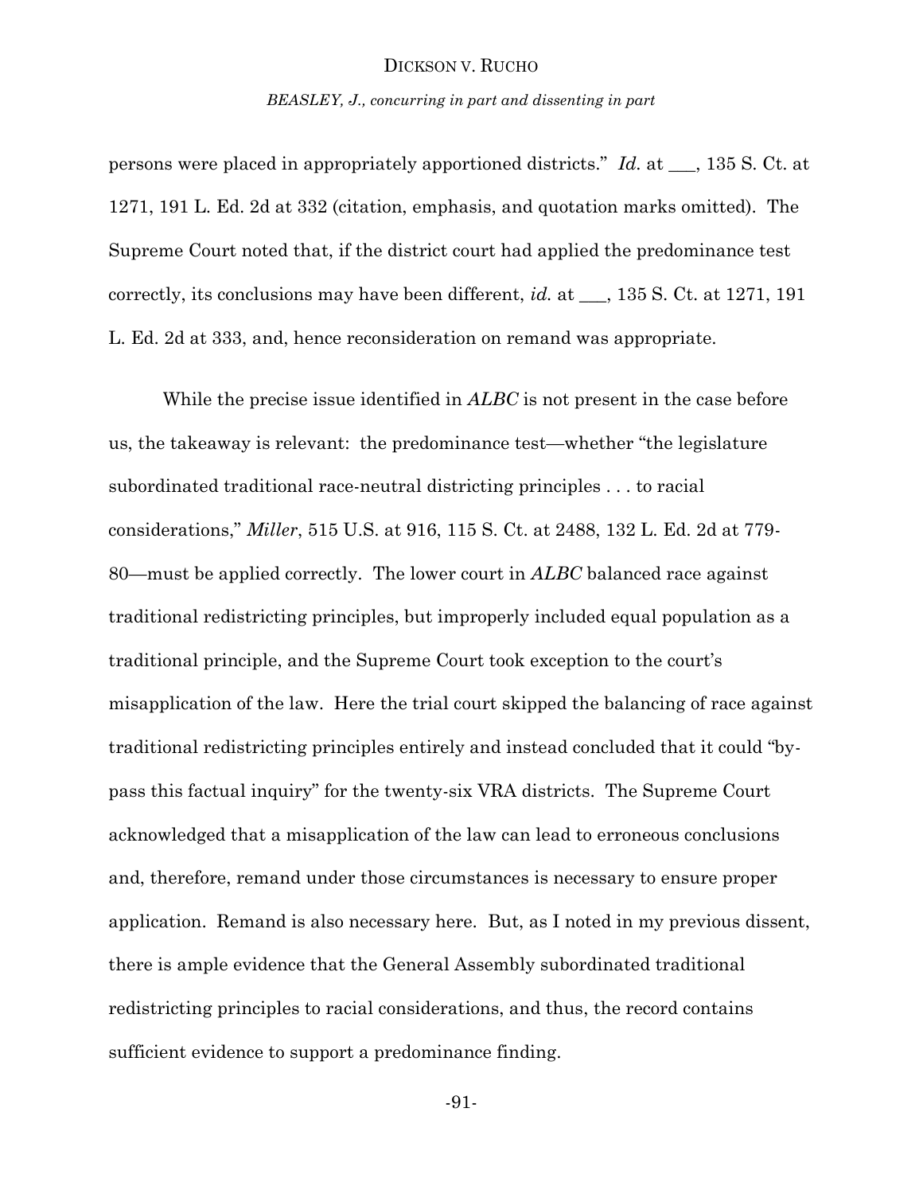persons were placed in appropriately apportioned districts." *Id.* at ___, 135 S. Ct. at 1271, 191 L. Ed. 2d at 332 (citation, emphasis, and quotation marks omitted). The Supreme Court noted that, if the district court had applied the predominance test correctly, its conclusions may have been different, *id.* at ___, 135 S. Ct. at 1271, 191 L. Ed. 2d at 333, and, hence reconsideration on remand was appropriate.

While the precise issue identified in *ALBC* is not present in the case before us, the takeaway is relevant: the predominance test—whether "the legislature subordinated traditional race-neutral districting principles . . . to racial considerations," *Miller*, 515 U.S. at 916, 115 S. Ct. at 2488, 132 L. Ed. 2d at 779-80—must be applied correctly. The lower court in *ALBC* balanced race against traditional redistricting principles, but improperly included equal population as a traditional principle, and the Supreme Court took exception to the court's misapplication of the law. Here the trial court skipped the balancing of race against traditional redistricting principles entirely and instead concluded that it could "by-pass this factual inquiry" for the twenty-six VRA districts. The Supreme Court acknowledged that a misapplication of the law can lead to erroneous conclusions and, therefore, remand under those circumstances is necessary to ensure proper application. Remand is also necessary here. But, as I noted in my previous dissent, there is ample evidence that the General Assembly subordinated traditional redistricting principles to racial considerations, and thus, the record contains sufficient evidence to support a predominance finding.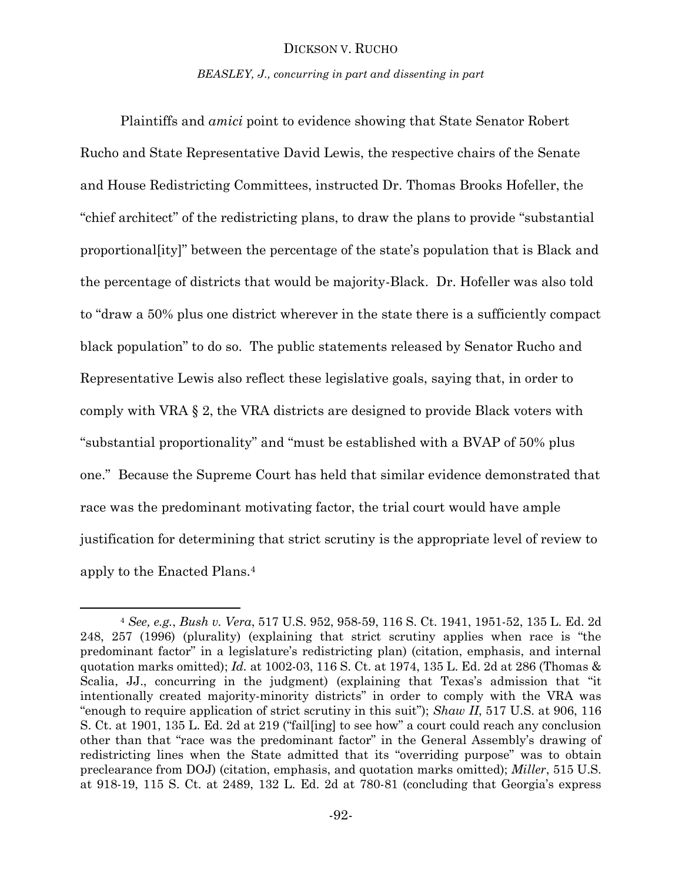Plaintiffs and *amici* point to evidence showing that State Senator Robert Rucho and State Representative David Lewis, the respective chairs of the Senate and House Redistricting Committees, instructed Dr. Thomas Brooks Hofeller, the "chief architect" of the redistricting plans, to draw the plans to provide "substantial proportional[ity]" between the percentage of the state's population that is Black and the percentage of districts that would be majority-Black. Dr. Hofeller was also told to "draw a 50% plus one district wherever in the state there is a sufficiently compact black population" to do so. The public statements released by Senator Rucho and Representative Lewis also reflect these legislative goals, saying that, in order to comply with VRA § 2, the VRA districts are designed to provide Black voters with "substantial proportionality" and "must be established with a BVAP of 50% plus one." Because the Supreme Court has held that similar evidence demonstrated that race was the predominant motivating factor, the trial court would have ample justification for determining that strict scrutiny is the appropriate level of review to apply to the Enacted Plans.[4]

---

[4] *See, e.g.*, *Bush v. Vera*, 517 U.S. 952, 958-59, 116 S. Ct. 1941, 1951-52, 135 L. Ed. 2d 248, 257 (1996) (plurality) (explaining that strict scrutiny applies when race is "the predominant factor" in a legislature's redistricting plan) (citation, emphasis, and internal quotation marks omitted); *Id.* at 1002-03, 116 S. Ct. at 1974, 135 L. Ed. 2d at 286 (Thomas & Scalia, JJ., concurring in the judgment) (explaining that Texas's admission that "it intentionally created majority-minority districts" in order to comply with the VRA was "enough to require application of strict scrutiny in this suit"); *Shaw II*, 517 U.S. at 906, 116 S. Ct. at 1901, 135 L. Ed. 2d at 219 ("fail[ing] to see how" a court could reach any conclusion other than that "race was the predominant factor" in the General Assembly's drawing of redistricting lines when the State admitted that its "overriding purpose" was to obtain preclearance from DOJ) (citation, emphasis, and quotation marks omitted); *Miller*, 515 U.S. at 918-19, 115 S. Ct. at 2489, 132 L. Ed. 2d at 780-81 (concluding that Georgia's express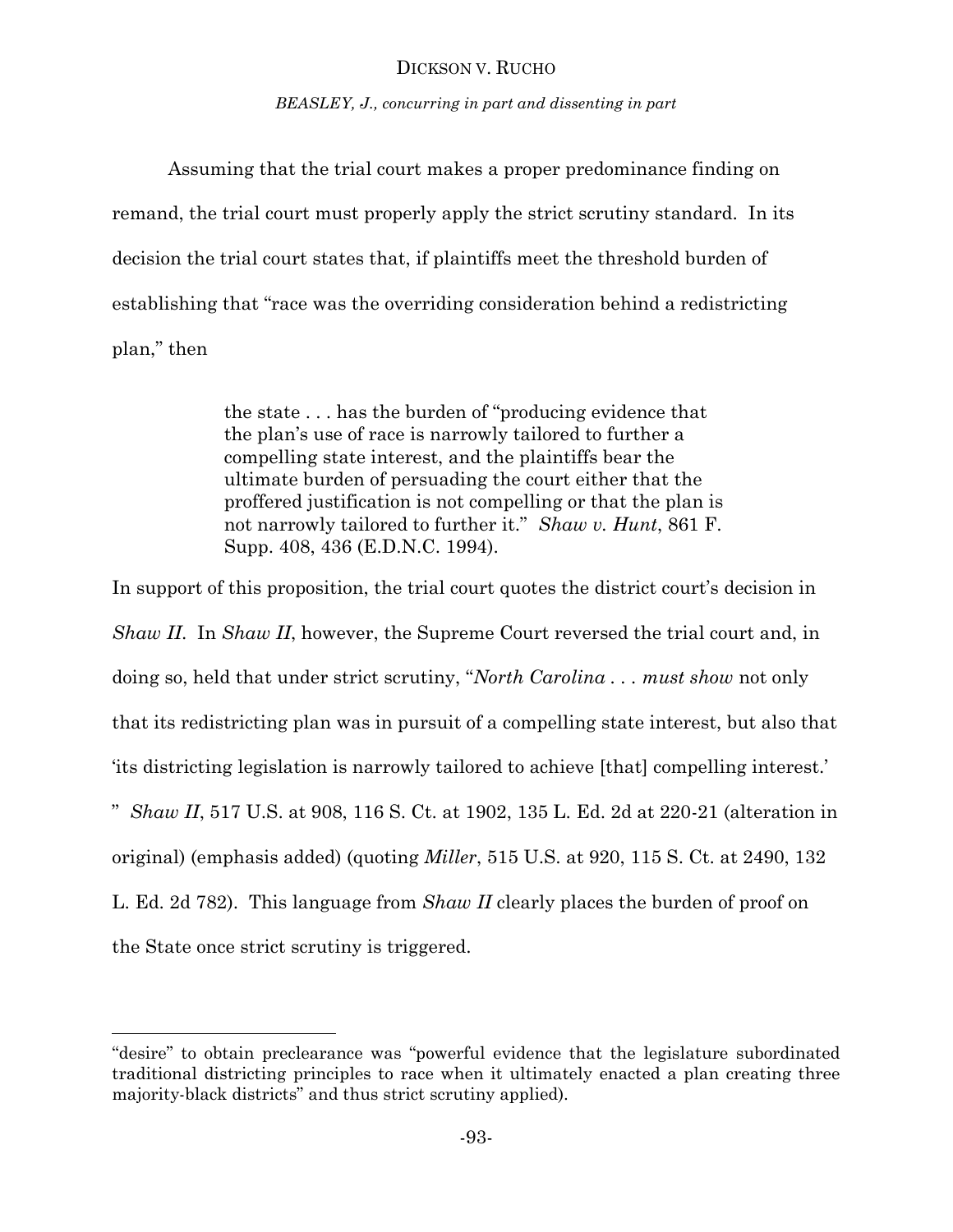Assuming that the trial court makes a proper predominance finding on remand, the trial court must properly apply the strict scrutiny standard. In its decision the trial court states that, if plaintiffs meet the threshold burden of establishing that "race was the overriding consideration behind a redistricting plan," then

> the state . . . has the burden of "producing evidence that the plan's use of race is narrowly tailored to further a compelling state interest, and the plaintiffs bear the ultimate burden of persuading the court either that the proffered justification is not compelling or that the plan is not narrowly tailored to further it." *Shaw v. Hunt*, 861 F. Supp. 408, 436 (E.D.N.C. 1994).

In support of this proposition, the trial court quotes the district court's decision in *Shaw II*. In *Shaw II*, however, the Supreme Court reversed the trial court and, in doing so, held that under strict scrutiny, "*North Carolina . . . must show* not only that its redistricting plan was in pursuit of a compelling state interest, but also that 'its districting legislation is narrowly tailored to achieve [that] compelling interest.' " *Shaw II*, 517 U.S. at 908, 116 S. Ct. at 1902, 135 L. Ed. 2d at 220-21 (alteration in original) (emphasis added) (quoting *Miller*, 515 U.S. at 920, 115 S. Ct. at 2490, 132 L. Ed. 2d 782). This language from *Shaw II* clearly places the burden of proof on the State once strict scrutiny is triggered.

---

"desire" to obtain preclearance was "powerful evidence that the legislature subordinated traditional districting principles to race when it ultimately enacted a plan creating three majority-black districts" and thus strict scrutiny applied).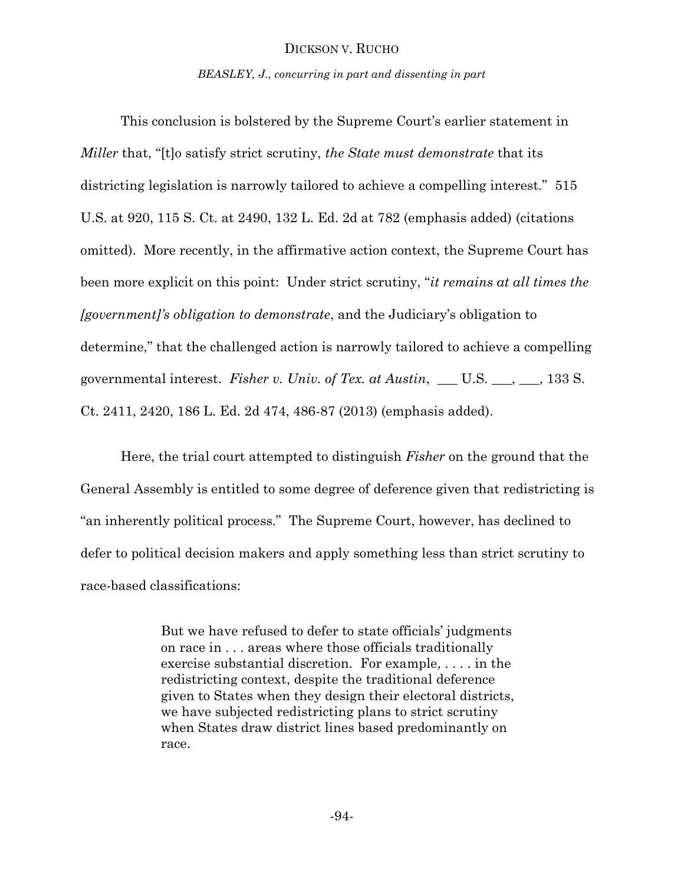This conclusion is bolstered by the Supreme Court's earlier statement in *Miller* that, "[t]o satisfy strict scrutiny, *the State must demonstrate* that its districting legislation is narrowly tailored to achieve a compelling interest." 515 U.S. at 920, 115 S. Ct. at 2490, 132 L. Ed. 2d at 782 (emphasis added) (citations omitted). More recently, in the affirmative action context, the Supreme Court has been more explicit on this point: Under strict scrutiny, "*it remains at all times the [government]'s obligation to demonstrate*, and the Judiciary's obligation to determine," that the challenged action is narrowly tailored to achieve a compelling governmental interest. *Fisher v. Univ. of Tex. at Austin*, ___ U.S. ___, ___, 133 S. Ct. 2411, 2420, 186 L. Ed. 2d 474, 486-87 (2013) (emphasis added).

Here, the trial court attempted to distinguish *Fisher* on the ground that the General Assembly is entitled to some degree of deference given that redistricting is "an inherently political process." The Supreme Court, however, has declined to defer to political decision makers and apply something less than strict scrutiny to race-based classifications:

> But we have refused to defer to state officials' judgments on race in . . . areas where those officials traditionally exercise substantial discretion. For example, . . . . in the redistricting context, despite the traditional deference given to States when they design their electoral districts, we have subjected redistricting plans to strict scrutiny when States draw district lines based predominantly on race.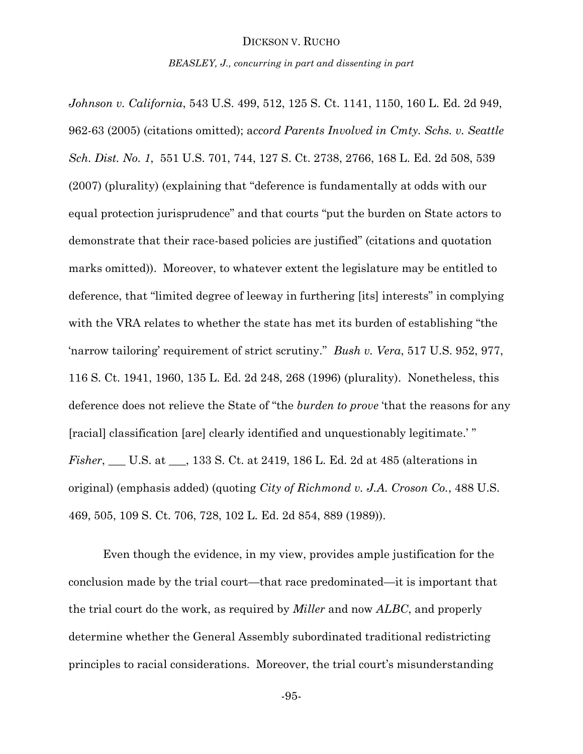*Johnson v. California*, 543 U.S. 499, 512, 125 S. Ct. 1141, 1150, 160 L. Ed. 2d 949, 962-63 (2005) (citations omitted); a*ccord Parents Involved in Cmty. Schs. v. Seattle Sch. Dist. No. 1*, 551 U.S. 701, 744, 127 S. Ct. 2738, 2766, 168 L. Ed. 2d 508, 539 (2007) (plurality) (explaining that "deference is fundamentally at odds with our equal protection jurisprudence" and that courts "put the burden on State actors to demonstrate that their race-based policies are justified" (citations and quotation marks omitted)). Moreover, to whatever extent the legislature may be entitled to deference, that "limited degree of leeway in furthering [its] interests" in complying with the VRA relates to whether the state has met its burden of establishing "the 'narrow tailoring' requirement of strict scrutiny." *Bush v. Vera*, 517 U.S. 952, 977, 116 S. Ct. 1941, 1960, 135 L. Ed. 2d 248, 268 (1996) (plurality). Nonetheless, this deference does not relieve the State of "the *burden to prove* 'that the reasons for any [racial] classification [are] clearly identified and unquestionably legitimate.' " *Fisher*, ___ U.S. at ___, 133 S. Ct. at 2419, 186 L. Ed. 2d at 485 (alterations in original) (emphasis added) (quoting *City of Richmond v. J.A. Croson Co.*, 488 U.S. 469, 505, 109 S. Ct. 706, 728, 102 L. Ed. 2d 854, 889 (1989)).

Even though the evidence, in my view, provides ample justification for the conclusion made by the trial court—that race predominated—it is important that the trial court do the work, as required by *Miller* and now *ALBC*, and properly determine whether the General Assembly subordinated traditional redistricting principles to racial considerations. Moreover, the trial court's misunderstanding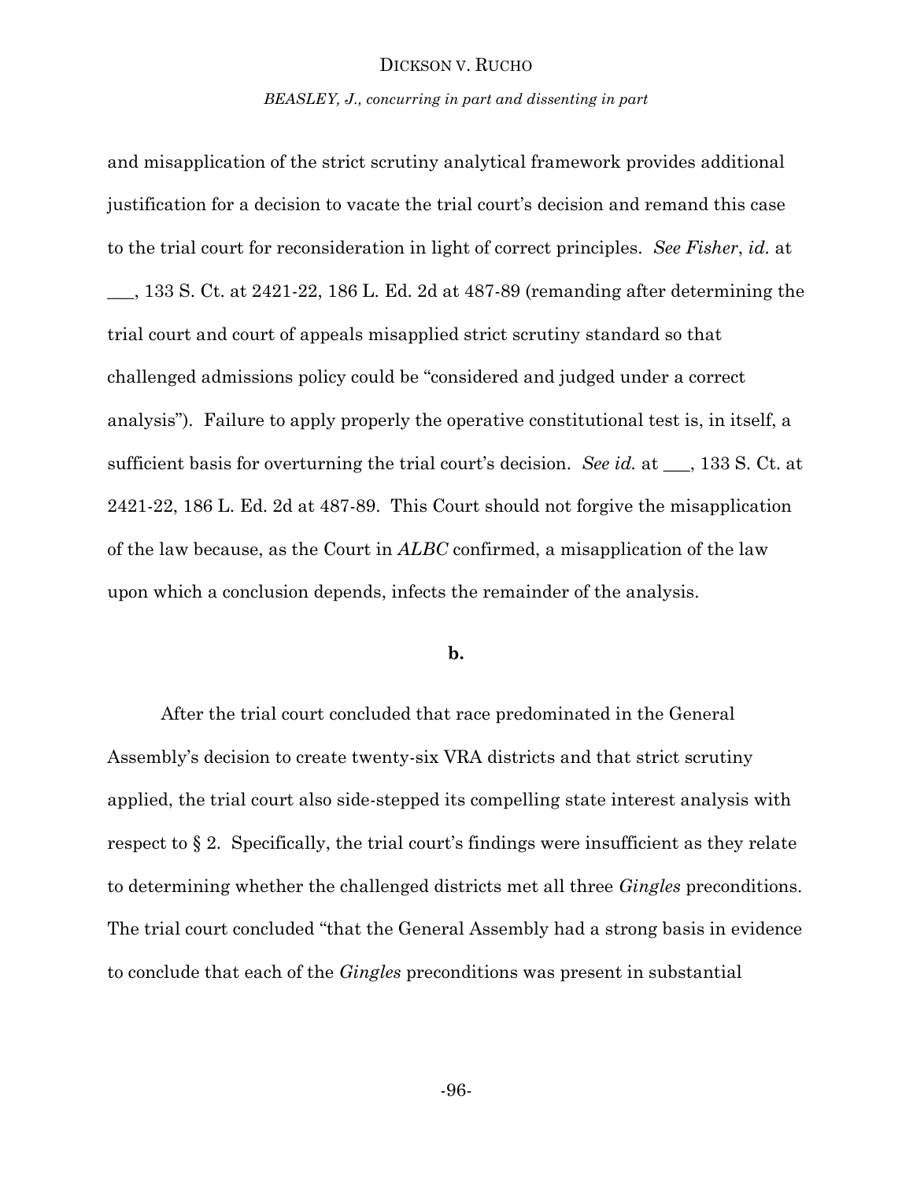and misapplication of the strict scrutiny analytical framework provides additional justification for a decision to vacate the trial court's decision and remand this case to the trial court for reconsideration in light of correct principles. *See Fisher*, *id.* at ___, 133 S. Ct. at 2421-22, 186 L. Ed. 2d at 487-89 (remanding after determining the trial court and court of appeals misapplied strict scrutiny standard so that challenged admissions policy could be "considered and judged under a correct analysis"). Failure to apply properly the operative constitutional test is, in itself, a sufficient basis for overturning the trial court's decision. *See id.* at ___, 133 S. Ct. at 2421-22, 186 L. Ed. 2d at 487-89. This Court should not forgive the misapplication of the law because, as the Court in *ALBC* confirmed, a misapplication of the law upon which a conclusion depends, infects the remainder of the analysis.

**b.**

After the trial court concluded that race predominated in the General Assembly's decision to create twenty-six VRA districts and that strict scrutiny applied, the trial court also side-stepped its compelling state interest analysis with respect to § 2. Specifically, the trial court's findings were insufficient as they relate to determining whether the challenged districts met all three *Gingles* preconditions. The trial court concluded "that the General Assembly had a strong basis in evidence to conclude that each of the *Gingles* preconditions was present in substantial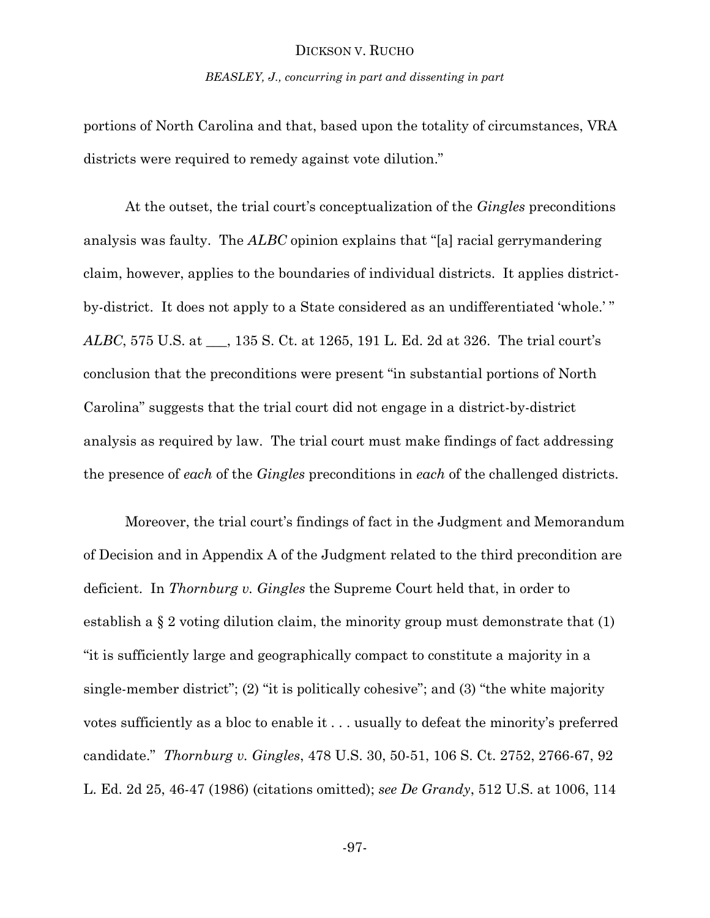portions of North Carolina and that, based upon the totality of circumstances, VRA districts were required to remedy against vote dilution."

At the outset, the trial court's conceptualization of the *Gingles* preconditions analysis was faulty. The *ALBC* opinion explains that "[a] racial gerrymandering claim, however, applies to the boundaries of individual districts. It applies district-by-district. It does not apply to a State considered as an undifferentiated 'whole.' " *ALBC*, 575 U.S. at ___, 135 S. Ct. at 1265, 191 L. Ed. 2d at 326. The trial court's conclusion that the preconditions were present "in substantial portions of North Carolina" suggests that the trial court did not engage in a district-by-district analysis as required by law. The trial court must make findings of fact addressing the presence of *each* of the *Gingles* preconditions in *each* of the challenged districts.

Moreover, the trial court's findings of fact in the Judgment and Memorandum of Decision and in Appendix A of the Judgment related to the third precondition are deficient. In *Thornburg v. Gingles* the Supreme Court held that, in order to establish a § 2 voting dilution claim, the minority group must demonstrate that (1) "it is sufficiently large and geographically compact to constitute a majority in a single-member district"; (2) "it is politically cohesive"; and (3) "the white majority votes sufficiently as a bloc to enable it . . . usually to defeat the minority's preferred candidate." *Thornburg v. Gingles*, 478 U.S. 30, 50-51, 106 S. Ct. 2752, 2766-67, 92 L. Ed. 2d 25, 46-47 (1986) (citations omitted); *see De Grandy*, 512 U.S. at 1006, 114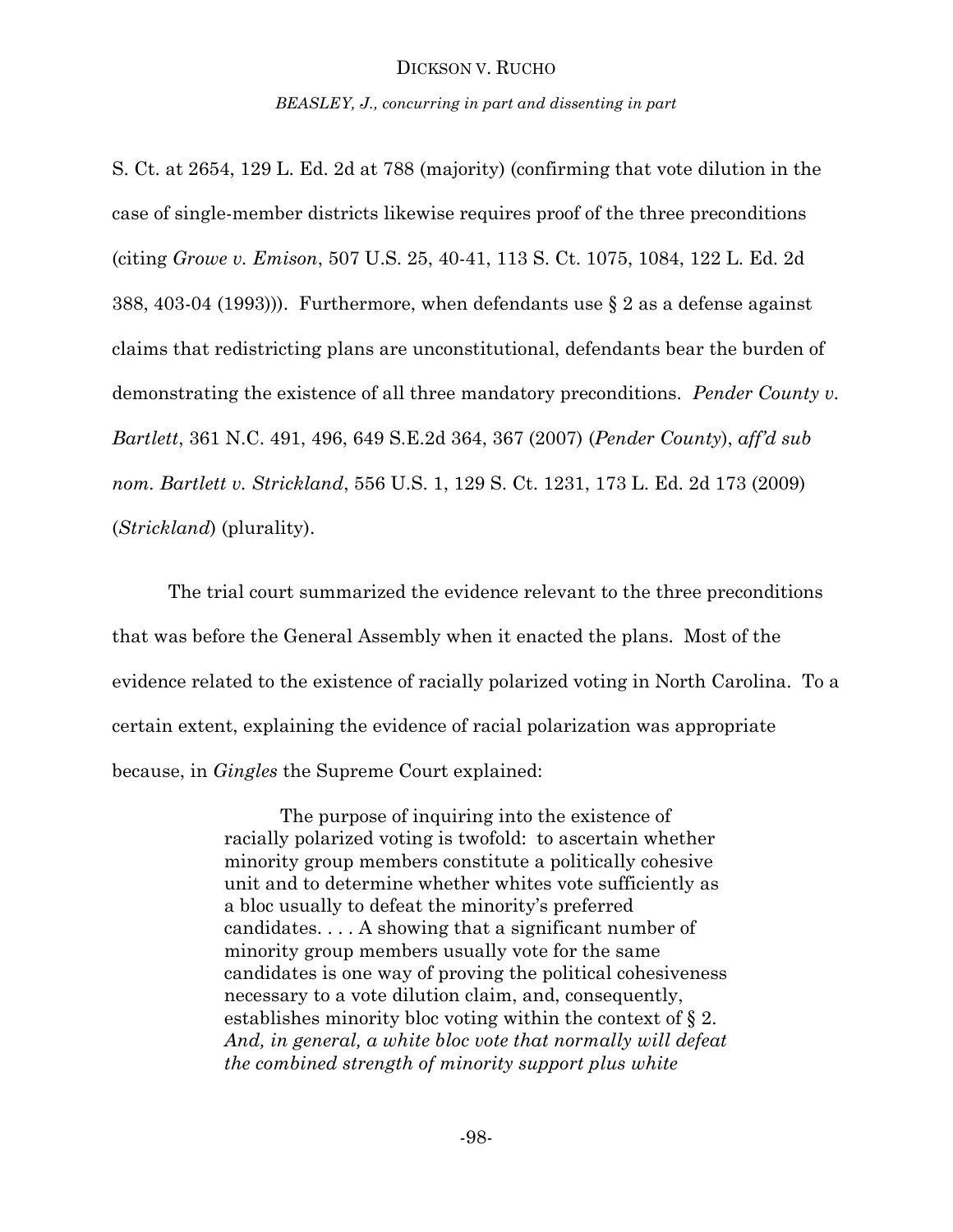S. Ct. at 2654, 129 L. Ed. 2d at 788 (majority) (confirming that vote dilution in the case of single-member districts likewise requires proof of the three preconditions (citing *Growe v. Emison*, 507 U.S. 25, 40-41, 113 S. Ct. 1075, 1084, 122 L. Ed. 2d 388, 403-04 (1993))). Furthermore, when defendants use § 2 as a defense against claims that redistricting plans are unconstitutional, defendants bear the burden of demonstrating the existence of all three mandatory preconditions. *Pender County v. Bartlett*, 361 N.C. 491, 496, 649 S.E.2d 364, 367 (2007) (*Pender County*), *aff'd sub nom. Bartlett v. Strickland*, 556 U.S. 1, 129 S. Ct. 1231, 173 L. Ed. 2d 173 (2009) (*Strickland*) (plurality).

The trial court summarized the evidence relevant to the three preconditions that was before the General Assembly when it enacted the plans. Most of the evidence related to the existence of racially polarized voting in North Carolina. To a certain extent, explaining the evidence of racial polarization was appropriate because, in *Gingles* the Supreme Court explained:

> The purpose of inquiring into the existence of racially polarized voting is twofold: to ascertain whether minority group members constitute a politically cohesive unit and to determine whether whites vote sufficiently as a bloc usually to defeat the minority's preferred candidates. . . . A showing that a significant number of minority group members usually vote for the same candidates is one way of proving the political cohesiveness necessary to a vote dilution claim, and, consequently, establishes minority bloc voting within the context of § 2. *And, in general, a white bloc vote that normally will defeat the combined strength of minority support plus white*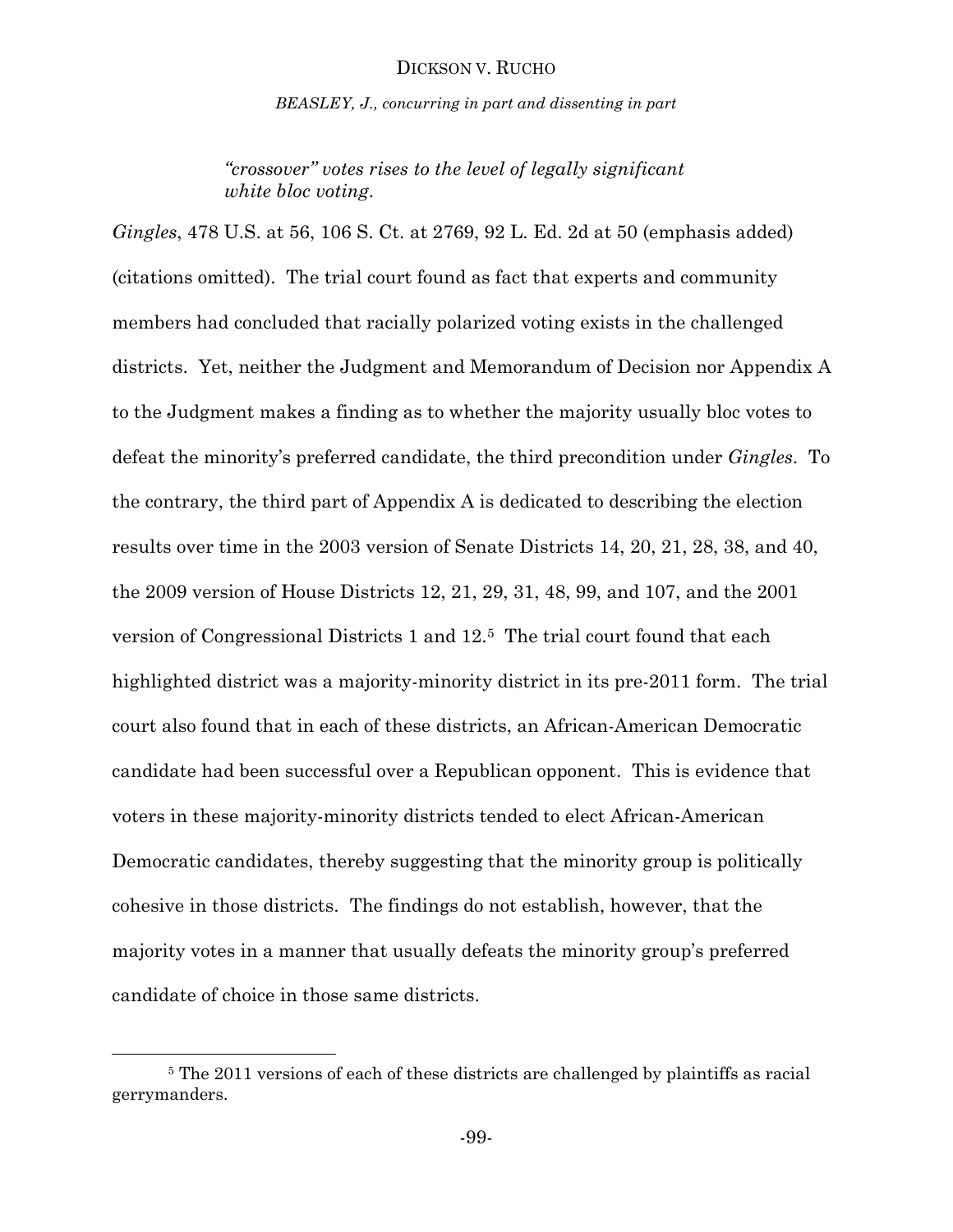> *"crossover" votes rises to the level of legally significant white bloc voting.*

*Gingles*, 478 U.S. at 56, 106 S. Ct. at 2769, 92 L. Ed. 2d at 50 (emphasis added) (citations omitted). The trial court found as fact that experts and community members had concluded that racially polarized voting exists in the challenged districts. Yet, neither the Judgment and Memorandum of Decision nor Appendix A to the Judgment makes a finding as to whether the majority usually bloc votes to defeat the minority's preferred candidate, the third precondition under *Gingles*. To the contrary, the third part of Appendix A is dedicated to describing the election results over time in the 2003 version of Senate Districts 14, 20, 21, 28, 38, and 40, the 2009 version of House Districts 12, 21, 29, 31, 48, 99, and 107, and the 2001 version of Congressional Districts 1 and 12.[5] The trial court found that each highlighted district was a majority-minority district in its pre-2011 form. The trial court also found that in each of these districts, an African-American Democratic candidate had been successful over a Republican opponent. This is evidence that voters in these majority-minority districts tended to elect African-American Democratic candidates, thereby suggesting that the minority group is politically cohesive in those districts. The findings do not establish, however, that the majority votes in a manner that usually defeats the minority group's preferred candidate of choice in those same districts.

[5] The 2011 versions of each of these districts are challenged by plaintiffs as racial gerrymanders.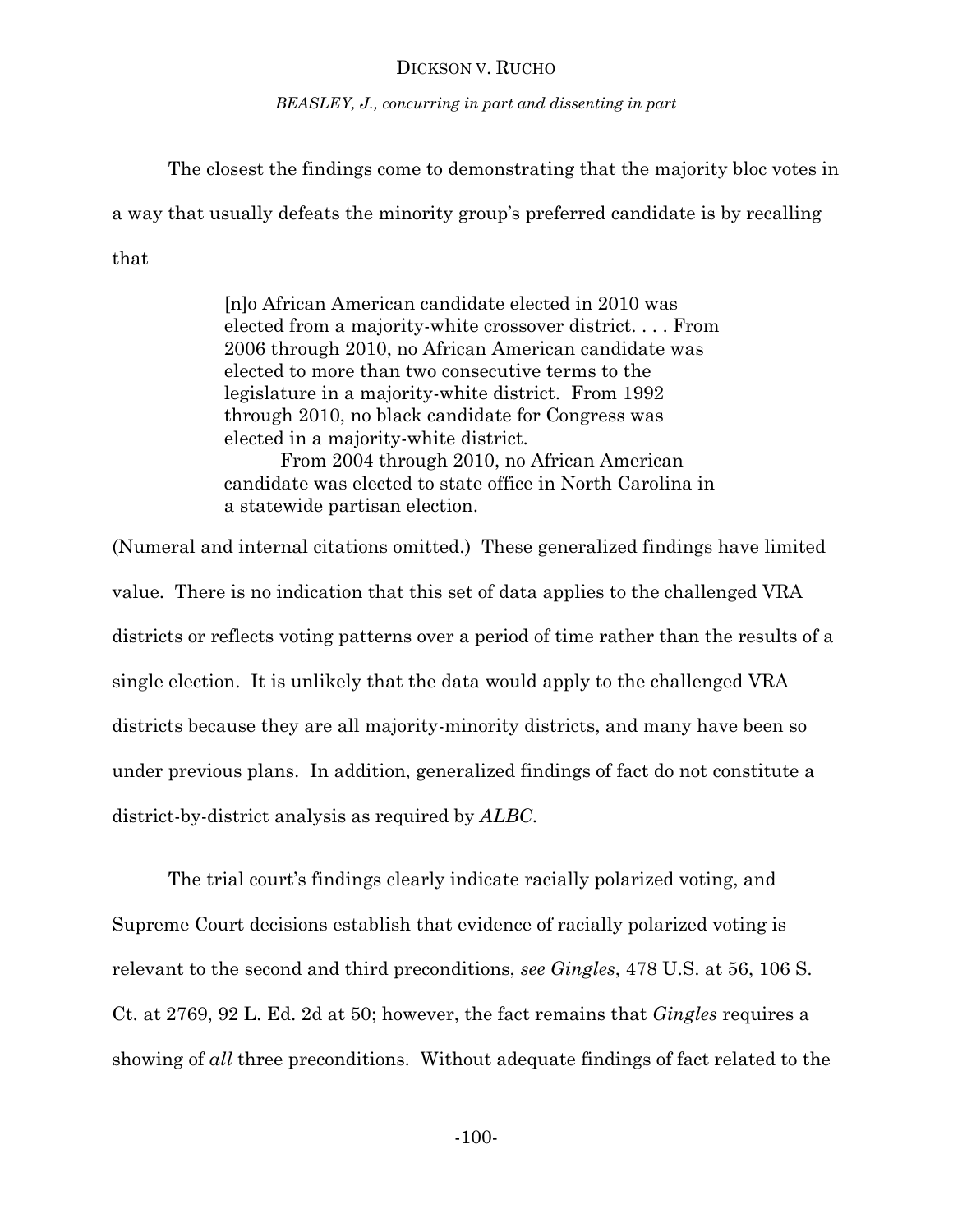The closest the findings come to demonstrating that the majority bloc votes in a way that usually defeats the minority group's preferred candidate is by recalling that

> [n]o African American candidate elected in 2010 was elected from a majority-white crossover district. . . . From 2006 through 2010, no African American candidate was elected to more than two consecutive terms to the legislature in a majority-white district. From 1992 through 2010, no black candidate for Congress was elected in a majority-white district.
>
> From 2004 through 2010, no African American candidate was elected to state office in North Carolina in a statewide partisan election.

(Numeral and internal citations omitted.) These generalized findings have limited value. There is no indication that this set of data applies to the challenged VRA districts or reflects voting patterns over a period of time rather than the results of a single election. It is unlikely that the data would apply to the challenged VRA districts because they are all majority-minority districts, and many have been so under previous plans. In addition, generalized findings of fact do not constitute a district-by-district analysis as required by *ALBC*.

The trial court's findings clearly indicate racially polarized voting, and Supreme Court decisions establish that evidence of racially polarized voting is relevant to the second and third preconditions, *see Gingles*, 478 U.S. at 56, 106 S. Ct. at 2769, 92 L. Ed. 2d at 50; however, the fact remains that *Gingles* requires a showing of *all* three preconditions. Without adequate findings of fact related to the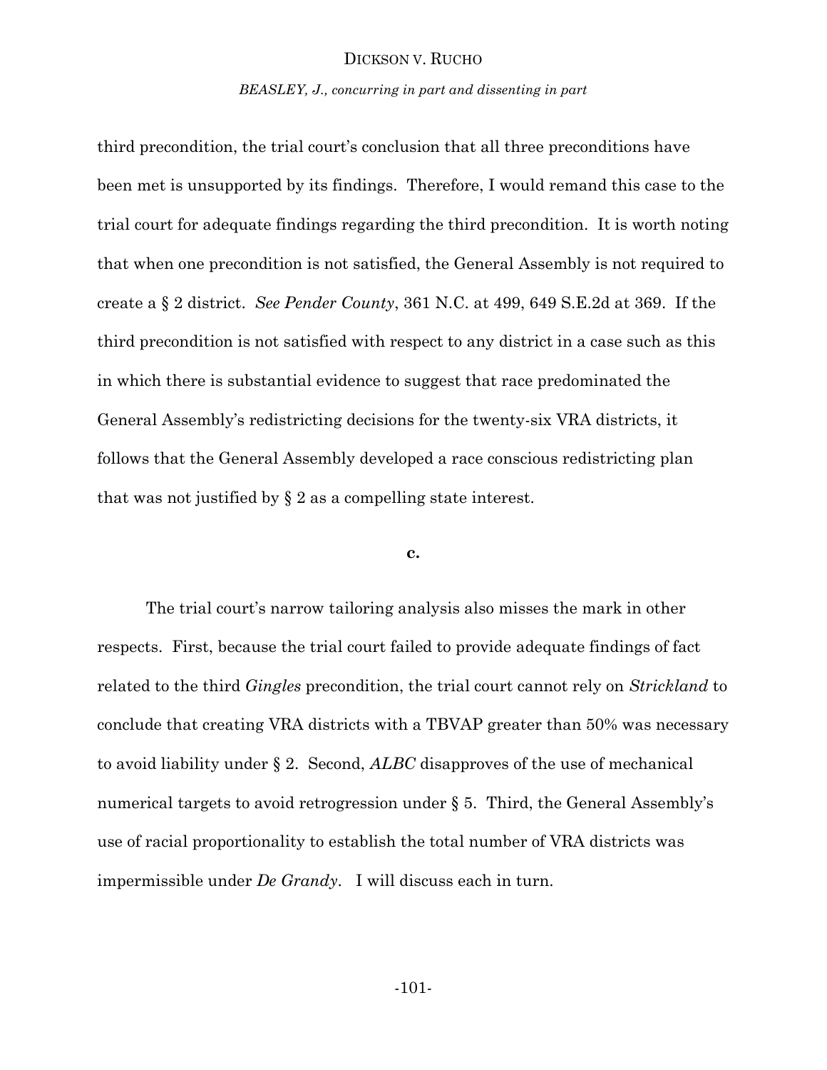third precondition, the trial court's conclusion that all three preconditions have been met is unsupported by its findings. Therefore, I would remand this case to the trial court for adequate findings regarding the third precondition. It is worth noting that when one precondition is not satisfied, the General Assembly is not required to create a § 2 district. *See Pender County*, 361 N.C. at 499, 649 S.E.2d at 369. If the third precondition is not satisfied with respect to any district in a case such as this in which there is substantial evidence to suggest that race predominated the General Assembly's redistricting decisions for the twenty-six VRA districts, it follows that the General Assembly developed a race conscious redistricting plan that was not justified by § 2 as a compelling state interest.

### c.

The trial court's narrow tailoring analysis also misses the mark in other respects. First, because the trial court failed to provide adequate findings of fact related to the third *Gingles* precondition, the trial court cannot rely on *Strickland* to conclude that creating VRA districts with a TBVAP greater than 50% was necessary to avoid liability under § 2. Second, *ALBC* disapproves of the use of mechanical numerical targets to avoid retrogression under § 5. Third, the General Assembly's use of racial proportionality to establish the total number of VRA districts was impermissible under *De Grandy*. I will discuss each in turn.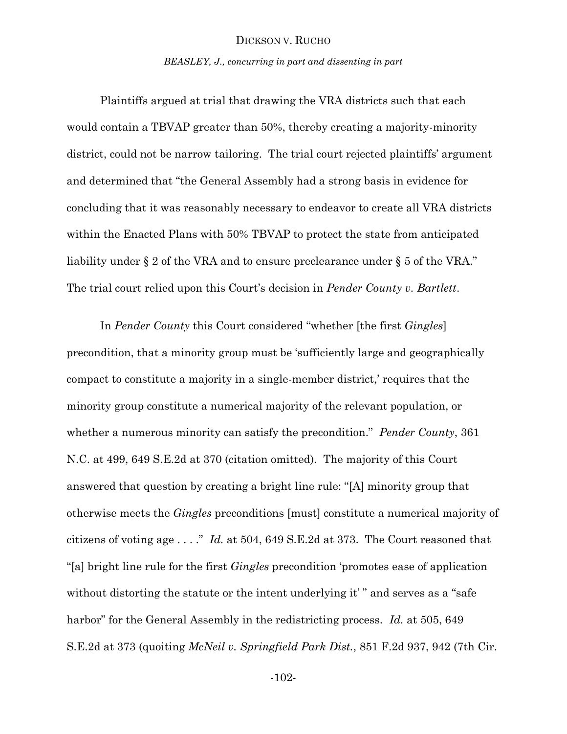Plaintiffs argued at trial that drawing the VRA districts such that each would contain a TBVAP greater than 50%, thereby creating a majority-minority district, could not be narrow tailoring. The trial court rejected plaintiffs' argument and determined that "the General Assembly had a strong basis in evidence for concluding that it was reasonably necessary to endeavor to create all VRA districts within the Enacted Plans with 50% TBVAP to protect the state from anticipated liability under § 2 of the VRA and to ensure preclearance under § 5 of the VRA." The trial court relied upon this Court's decision in *Pender County v. Bartlett*.

In *Pender County* this Court considered "whether [the first *Gingles*] precondition, that a minority group must be 'sufficiently large and geographically compact to constitute a majority in a single-member district,' requires that the minority group constitute a numerical majority of the relevant population, or whether a numerous minority can satisfy the precondition." *Pender County*, 361 N.C. at 499, 649 S.E.2d at 370 (citation omitted). The majority of this Court answered that question by creating a bright line rule: "[A] minority group that otherwise meets the *Gingles* preconditions [must] constitute a numerical majority of citizens of voting age . . . ." *Id.* at 504, 649 S.E.2d at 373. The Court reasoned that "[a] bright line rule for the first *Gingles* precondition 'promotes ease of application without distorting the statute or the intent underlying it' " and serves as a "safe harbor" for the General Assembly in the redistricting process. *Id.* at 505, 649 S.E.2d at 373 (quoting *McNeil v. Springfield Park Dist.*, 851 F.2d 937, 942 (7th Cir.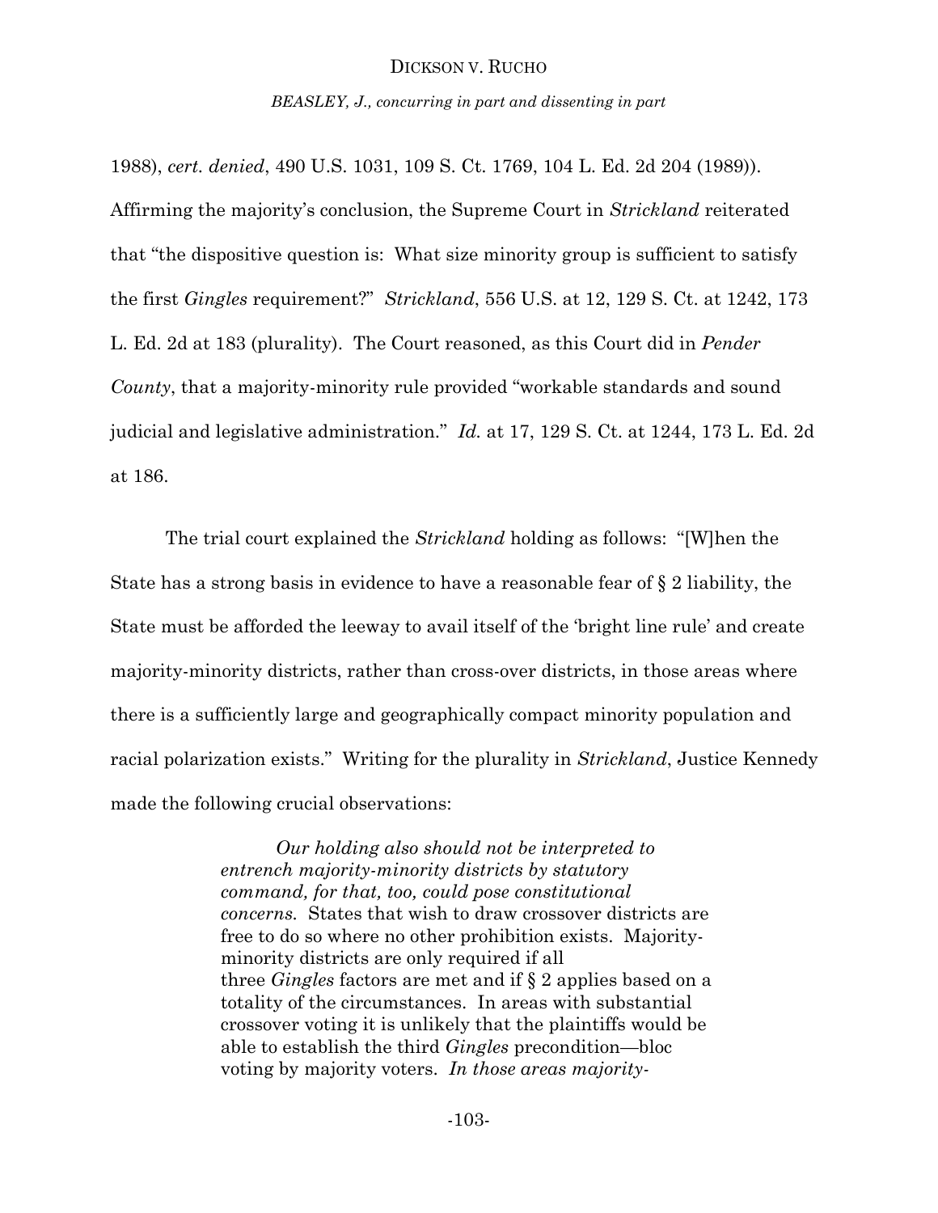1988), *cert. denied*, 490 U.S. 1031, 109 S. Ct. 1769, 104 L. Ed. 2d 204 (1989)). Affirming the majority's conclusion, the Supreme Court in *Strickland* reiterated that "the dispositive question is: What size minority group is sufficient to satisfy the first *Gingles* requirement?" *Strickland*, 556 U.S. at 12, 129 S. Ct. at 1242, 173 L. Ed. 2d at 183 (plurality). The Court reasoned, as this Court did in *Pender County*, that a majority-minority rule provided "workable standards and sound judicial and legislative administration." *Id.* at 17, 129 S. Ct. at 1244, 173 L. Ed. 2d at 186.

The trial court explained the *Strickland* holding as follows: "[W]hen the State has a strong basis in evidence to have a reasonable fear of § 2 liability, the State must be afforded the leeway to avail itself of the 'bright line rule' and create majority-minority districts, rather than cross-over districts, in those areas where there is a sufficiently large and geographically compact minority population and racial polarization exists." Writing for the plurality in *Strickland*, Justice Kennedy made the following crucial observations:

> *Our holding also should not be interpreted to entrench majority-minority districts by statutory command, for that, too, could pose constitutional concerns.* States that wish to draw crossover districts are free to do so where no other prohibition exists. Majority-minority districts are only required if all three *Gingles* factors are met and if § 2 applies based on a totality of the circumstances. In areas with substantial crossover voting it is unlikely that the plaintiffs would be able to establish the third *Gingles* precondition—bloc voting by majority voters. *In those areas majority-*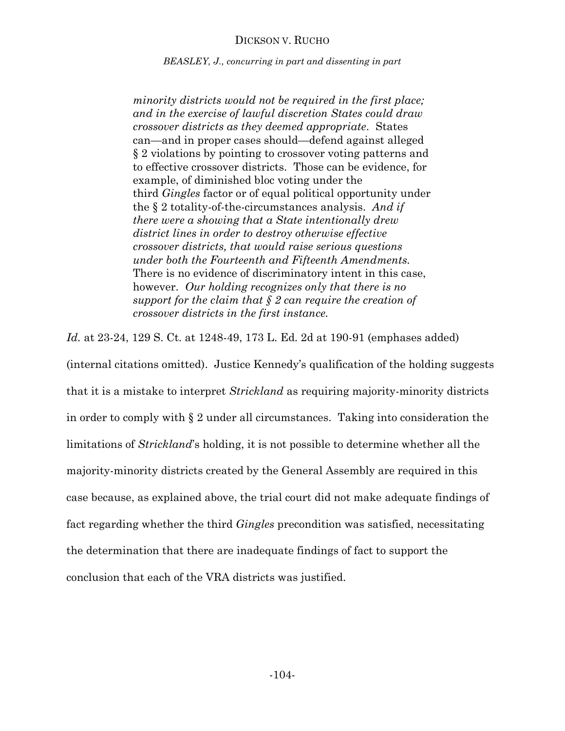> *minority districts would not be required in the first place; and in the exercise of lawful discretion States could draw crossover districts as they deemed appropriate*. States can—and in proper cases should—defend against alleged § 2 violations by pointing to crossover voting patterns and to effective crossover districts. Those can be evidence, for example, of diminished bloc voting under the third *Gingles* factor or of equal political opportunity under the § 2 totality-of-the-circumstances analysis. *And if there were a showing that a State intentionally drew district lines in order to destroy otherwise effective crossover districts, that would raise serious questions under both the Fourteenth and Fifteenth Amendments.* There is no evidence of discriminatory intent in this case, however. *Our holding recognizes only that there is no support for the claim that § 2 can require the creation of crossover districts in the first instance.*

*Id.* at 23-24, 129 S. Ct. at 1248-49, 173 L. Ed. 2d at 190-91 (emphases added) (internal citations omitted). Justice Kennedy's qualification of the holding suggests that it is a mistake to interpret *Strickland* as requiring majority-minority districts in order to comply with § 2 under all circumstances. Taking into consideration the limitations of *Strickland*'s holding, it is not possible to determine whether all the majority-minority districts created by the General Assembly are required in this case because, as explained above, the trial court did not make adequate findings of fact regarding whether the third *Gingles* precondition was satisfied, necessitating the determination that there are inadequate findings of fact to support the conclusion that each of the VRA districts was justified.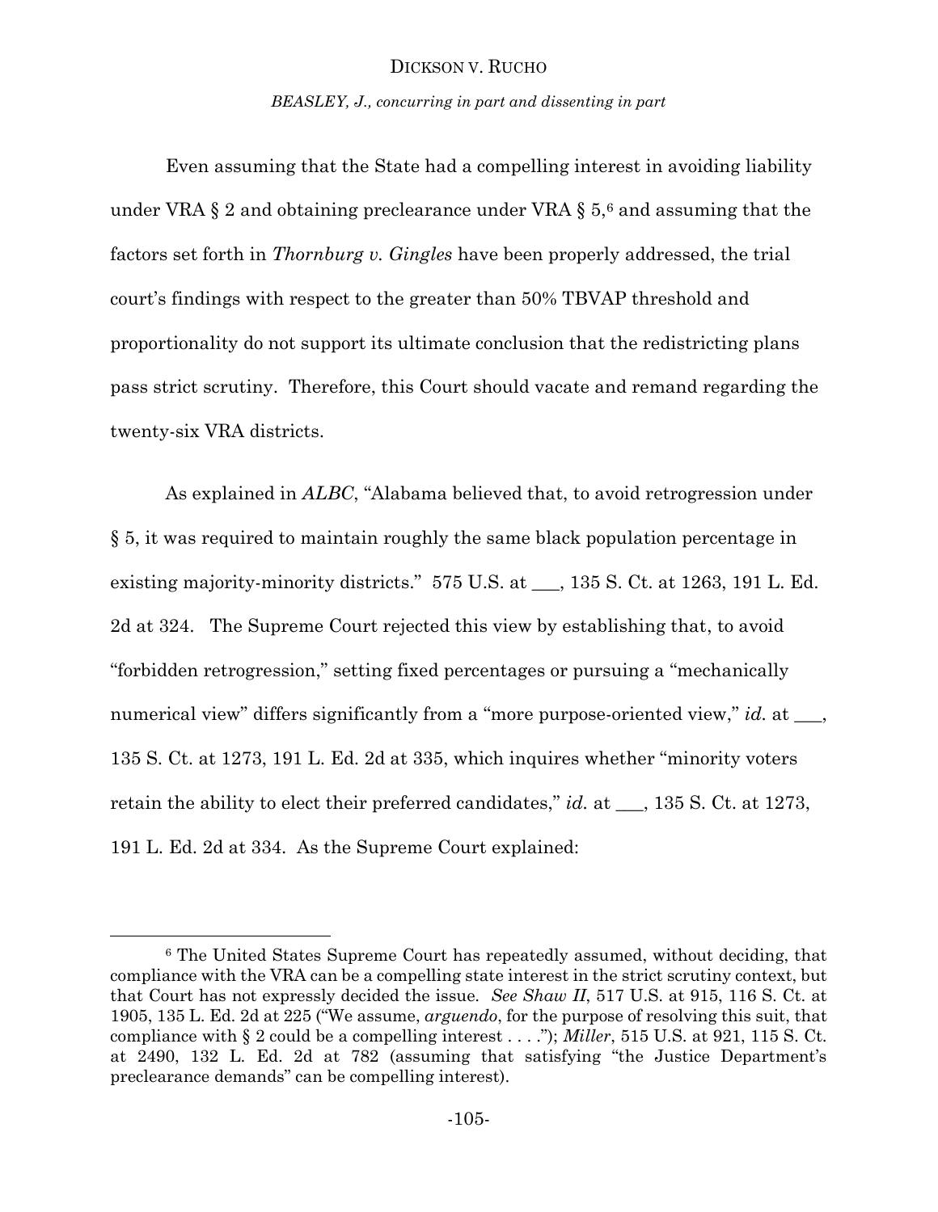Even assuming that the State had a compelling interest in avoiding liability under VRA § 2 and obtaining preclearance under VRA § 5,[6] and assuming that the factors set forth in *Thornburg v. Gingles* have been properly addressed, the trial court's findings with respect to the greater than 50% TBVAP threshold and proportionality do not support its ultimate conclusion that the redistricting plans pass strict scrutiny. Therefore, this Court should vacate and remand regarding the twenty-six VRA districts.

As explained in *ALBC*, "Alabama believed that, to avoid retrogression under § 5, it was required to maintain roughly the same black population percentage in existing majority-minority districts." 575 U.S. at ___, 135 S. Ct. at 1263, 191 L. Ed. 2d at 324. The Supreme Court rejected this view by establishing that, to avoid "forbidden retrogression," setting fixed percentages or pursuing a "mechanically numerical view" differs significantly from a "more purpose-oriented view," *id.* at ___, 135 S. Ct. at 1273, 191 L. Ed. 2d at 335, which inquires whether "minority voters retain the ability to elect their preferred candidates," *id.* at ___, 135 S. Ct. at 1273, 191 L. Ed. 2d at 334. As the Supreme Court explained:

---

[6] The United States Supreme Court has repeatedly assumed, without deciding, that compliance with the VRA can be a compelling state interest in the strict scrutiny context, but that Court has not expressly decided the issue. *See Shaw II*, 517 U.S. at 915, 116 S. Ct. at 1905, 135 L. Ed. 2d at 225 ("We assume, *arguendo*, for the purpose of resolving this suit, that compliance with § 2 could be a compelling interest . . . ."); *Miller*, 515 U.S. at 921, 115 S. Ct. at 2490, 132 L. Ed. 2d at 782 (assuming that satisfying "the Justice Department's preclearance demands" can be compelling interest).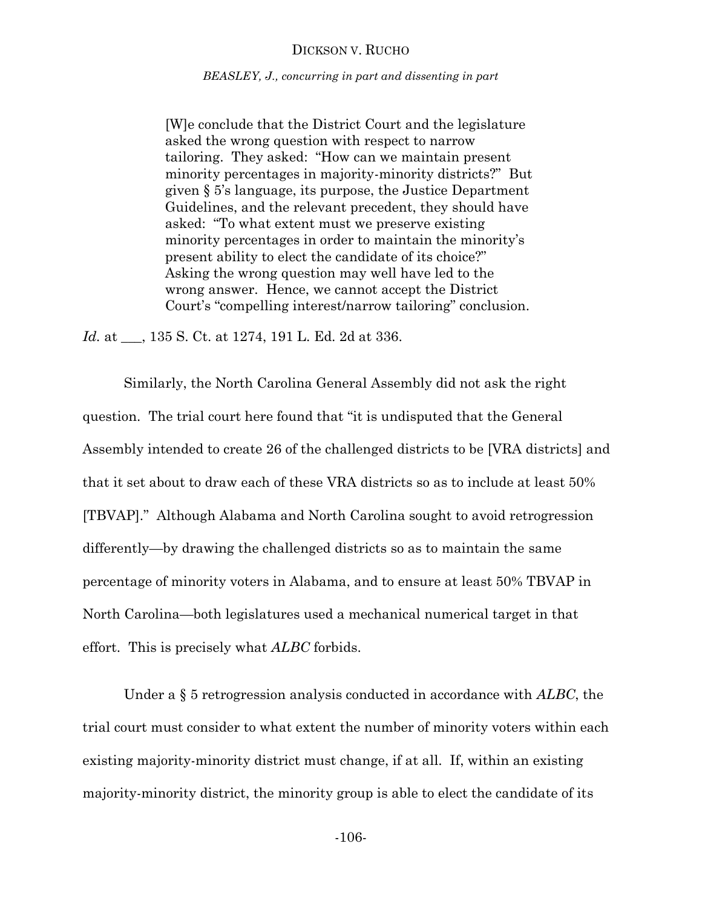> [W]e conclude that the District Court and the legislature asked the wrong question with respect to narrow tailoring. They asked: "How can we maintain present minority percentages in majority-minority districts?" But given § 5's language, its purpose, the Justice Department Guidelines, and the relevant precedent, they should have asked: "To what extent must we preserve existing minority percentages in order to maintain the minority's present ability to elect the candidate of its choice?" Asking the wrong question may well have led to the wrong answer. Hence, we cannot accept the District Court's "compelling interest/narrow tailoring" conclusion.

*Id.* at ___, 135 S. Ct. at 1274, 191 L. Ed. 2d at 336.

Similarly, the North Carolina General Assembly did not ask the right question. The trial court here found that "it is undisputed that the General Assembly intended to create 26 of the challenged districts to be [VRA districts] and that it set about to draw each of these VRA districts so as to include at least 50% [TBVAP]." Although Alabama and North Carolina sought to avoid retrogression differently—by drawing the challenged districts so as to maintain the same percentage of minority voters in Alabama, and to ensure at least 50% TBVAP in North Carolina—both legislatures used a mechanical numerical target in that effort. This is precisely what *ALBC* forbids.

Under a § 5 retrogression analysis conducted in accordance with *ALBC*, the trial court must consider to what extent the number of minority voters within each existing majority-minority district must change, if at all. If, within an existing majority-minority district, the minority group is able to elect the candidate of its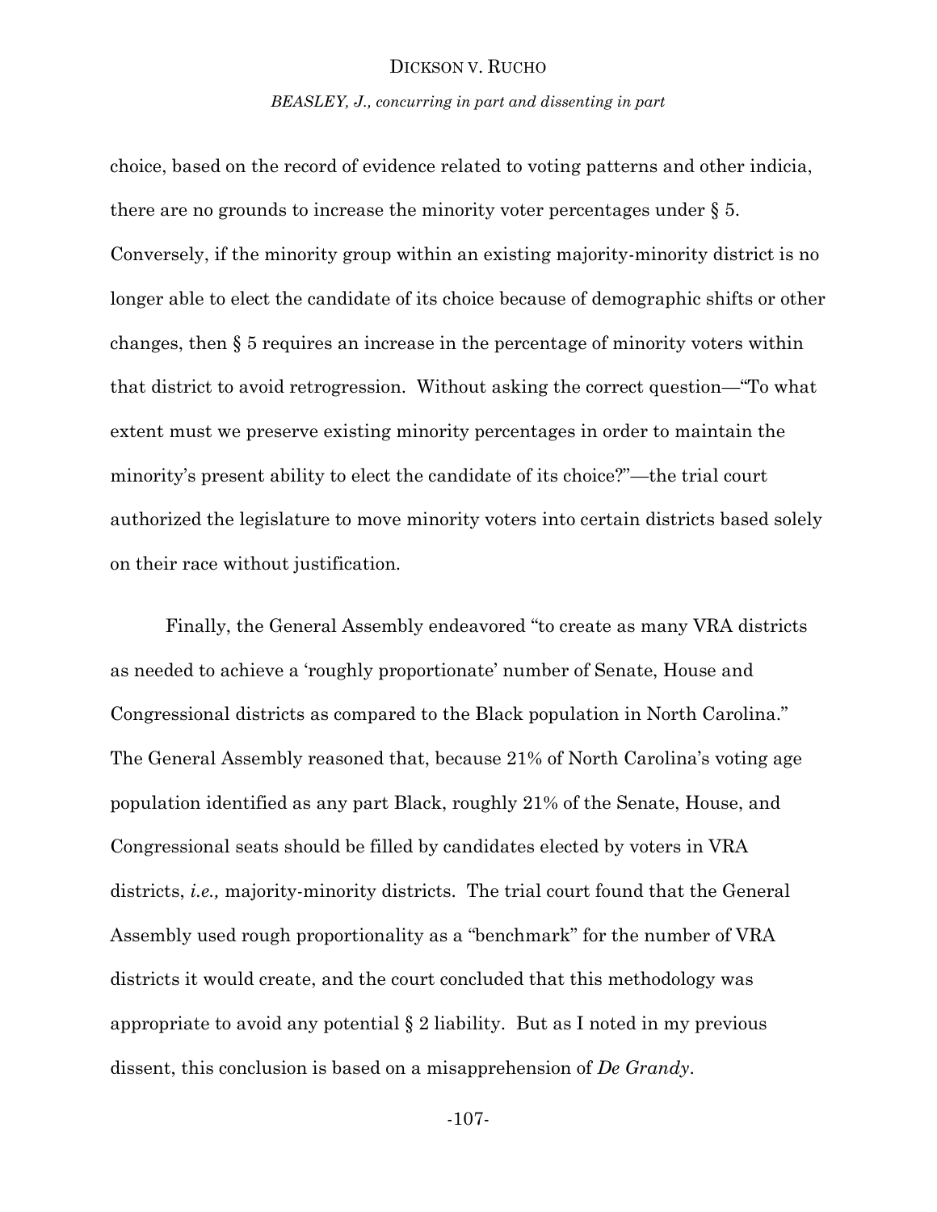choice, based on the record of evidence related to voting patterns and other indicia, there are no grounds to increase the minority voter percentages under § 5. Conversely, if the minority group within an existing majority-minority district is no longer able to elect the candidate of its choice because of demographic shifts or other changes, then § 5 requires an increase in the percentage of minority voters within that district to avoid retrogression. Without asking the correct question—"To what extent must we preserve existing minority percentages in order to maintain the minority's present ability to elect the candidate of its choice?"—the trial court authorized the legislature to move minority voters into certain districts based solely on their race without justification.

Finally, the General Assembly endeavored "to create as many VRA districts as needed to achieve a 'roughly proportionate' number of Senate, House and Congressional districts as compared to the Black population in North Carolina." The General Assembly reasoned that, because 21% of North Carolina's voting age population identified as any part Black, roughly 21% of the Senate, House, and Congressional seats should be filled by candidates elected by voters in VRA districts, *i.e.,* majority-minority districts. The trial court found that the General Assembly used rough proportionality as a "benchmark" for the number of VRA districts it would create, and the court concluded that this methodology was appropriate to avoid any potential § 2 liability. But as I noted in my previous dissent, this conclusion is based on a misapprehension of *De Grandy*.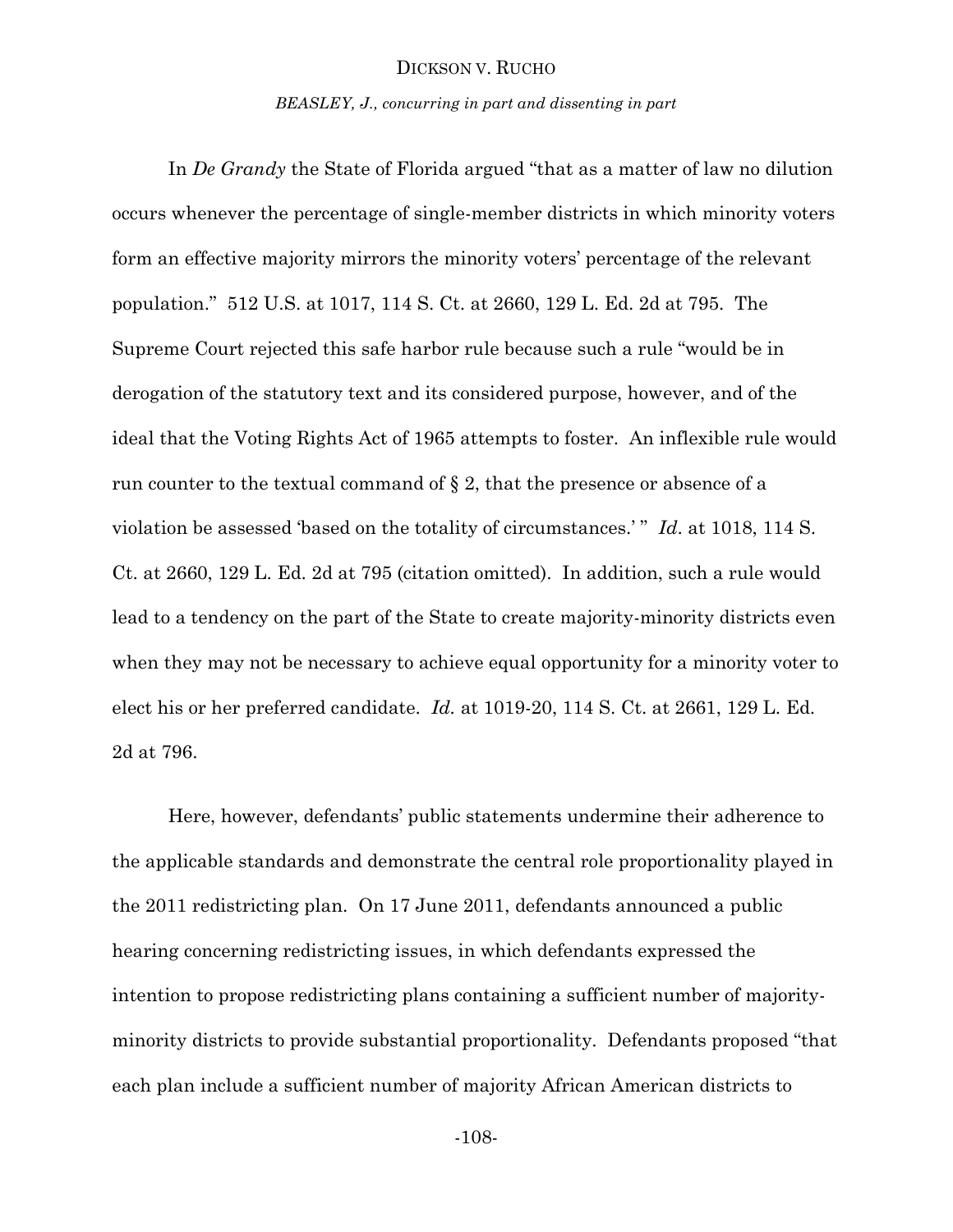In *De Grandy* the State of Florida argued "that as a matter of law no dilution occurs whenever the percentage of single-member districts in which minority voters form an effective majority mirrors the minority voters' percentage of the relevant population." 512 U.S. at 1017, 114 S. Ct. at 2660, 129 L. Ed. 2d at 795. The Supreme Court rejected this safe harbor rule because such a rule "would be in derogation of the statutory text and its considered purpose, however, and of the ideal that the Voting Rights Act of 1965 attempts to foster. An inflexible rule would run counter to the textual command of § 2, that the presence or absence of a violation be assessed 'based on the totality of circumstances.' " *Id*. at 1018, 114 S. Ct. at 2660, 129 L. Ed. 2d at 795 (citation omitted). In addition, such a rule would lead to a tendency on the part of the State to create majority-minority districts even when they may not be necessary to achieve equal opportunity for a minority voter to elect his or her preferred candidate. *Id.* at 1019-20, 114 S. Ct. at 2661, 129 L. Ed. 2d at 796.

Here, however, defendants' public statements undermine their adherence to the applicable standards and demonstrate the central role proportionality played in the 2011 redistricting plan. On 17 June 2011, defendants announced a public hearing concerning redistricting issues, in which defendants expressed the intention to propose redistricting plans containing a sufficient number of majority-minority districts to provide substantial proportionality. Defendants proposed "that each plan include a sufficient number of majority African American districts to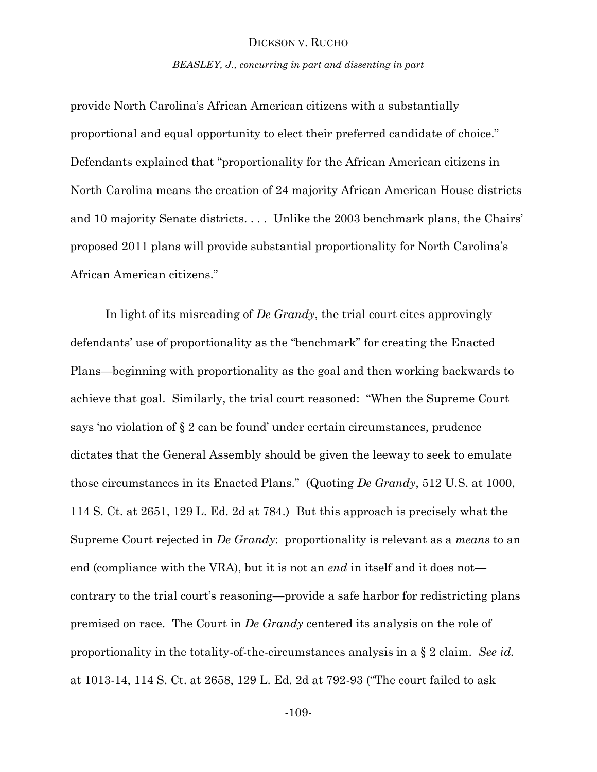provide North Carolina's African American citizens with a substantially proportional and equal opportunity to elect their preferred candidate of choice." Defendants explained that "proportionality for the African American citizens in North Carolina means the creation of 24 majority African American House districts and 10 majority Senate districts. . . . Unlike the 2003 benchmark plans, the Chairs' proposed 2011 plans will provide substantial proportionality for North Carolina's African American citizens."

In light of its misreading of *De Grandy*, the trial court cites approvingly defendants' use of proportionality as the "benchmark" for creating the Enacted Plans—beginning with proportionality as the goal and then working backwards to achieve that goal. Similarly, the trial court reasoned: "When the Supreme Court says 'no violation of § 2 can be found' under certain circumstances, prudence dictates that the General Assembly should be given the leeway to seek to emulate those circumstances in its Enacted Plans." (Quoting *De Grandy*, 512 U.S. at 1000, 114 S. Ct. at 2651, 129 L. Ed. 2d at 784.) But this approach is precisely what the Supreme Court rejected in *De Grandy*: proportionality is relevant as a *means* to an end (compliance with the VRA), but it is not an *end* in itself and it does not—contrary to the trial court's reasoning—provide a safe harbor for redistricting plans premised on race. The Court in *De Grandy* centered its analysis on the role of proportionality in the totality-of-the-circumstances analysis in a § 2 claim. *See id.* at 1013-14, 114 S. Ct. at 2658, 129 L. Ed. 2d at 792-93 ("The court failed to ask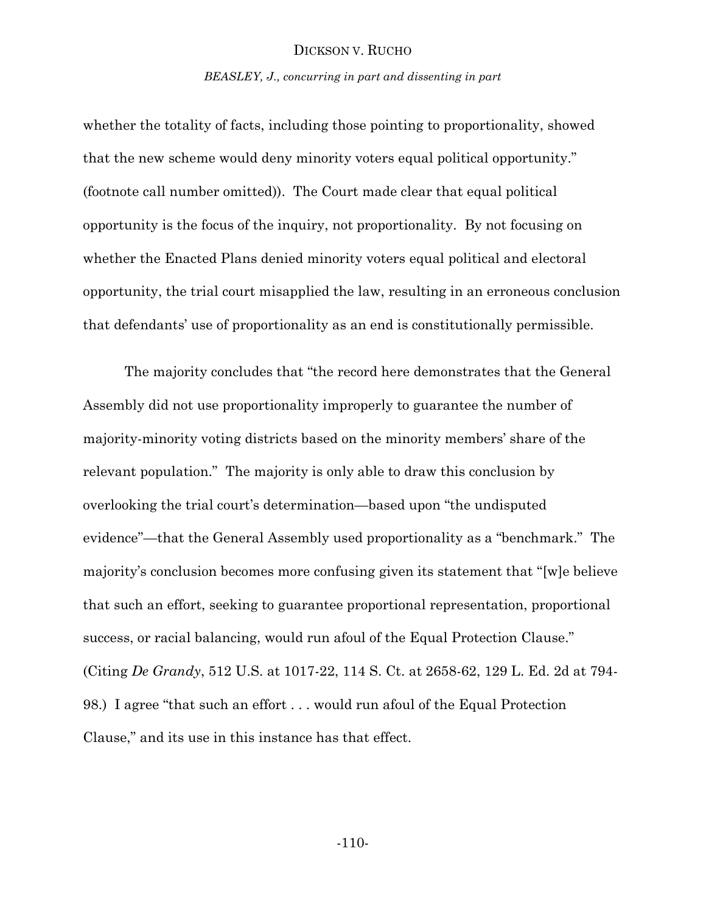whether the totality of facts, including those pointing to proportionality, showed that the new scheme would deny minority voters equal political opportunity." (footnote call number omitted)). The Court made clear that equal political opportunity is the focus of the inquiry, not proportionality. By not focusing on whether the Enacted Plans denied minority voters equal political and electoral opportunity, the trial court misapplied the law, resulting in an erroneous conclusion that defendants' use of proportionality as an end is constitutionally permissible.

The majority concludes that "the record here demonstrates that the General Assembly did not use proportionality improperly to guarantee the number of majority-minority voting districts based on the minority members' share of the relevant population." The majority is only able to draw this conclusion by overlooking the trial court's determination—based upon "the undisputed evidence"—that the General Assembly used proportionality as a "benchmark." The majority's conclusion becomes more confusing given its statement that "[w]e believe that such an effort, seeking to guarantee proportional representation, proportional success, or racial balancing, would run afoul of the Equal Protection Clause." (Citing *De Grandy*, 512 U.S. at 1017-22, 114 S. Ct. at 2658-62, 129 L. Ed. 2d at 794-98.) I agree "that such an effort . . . would run afoul of the Equal Protection Clause," and its use in this instance has that effect.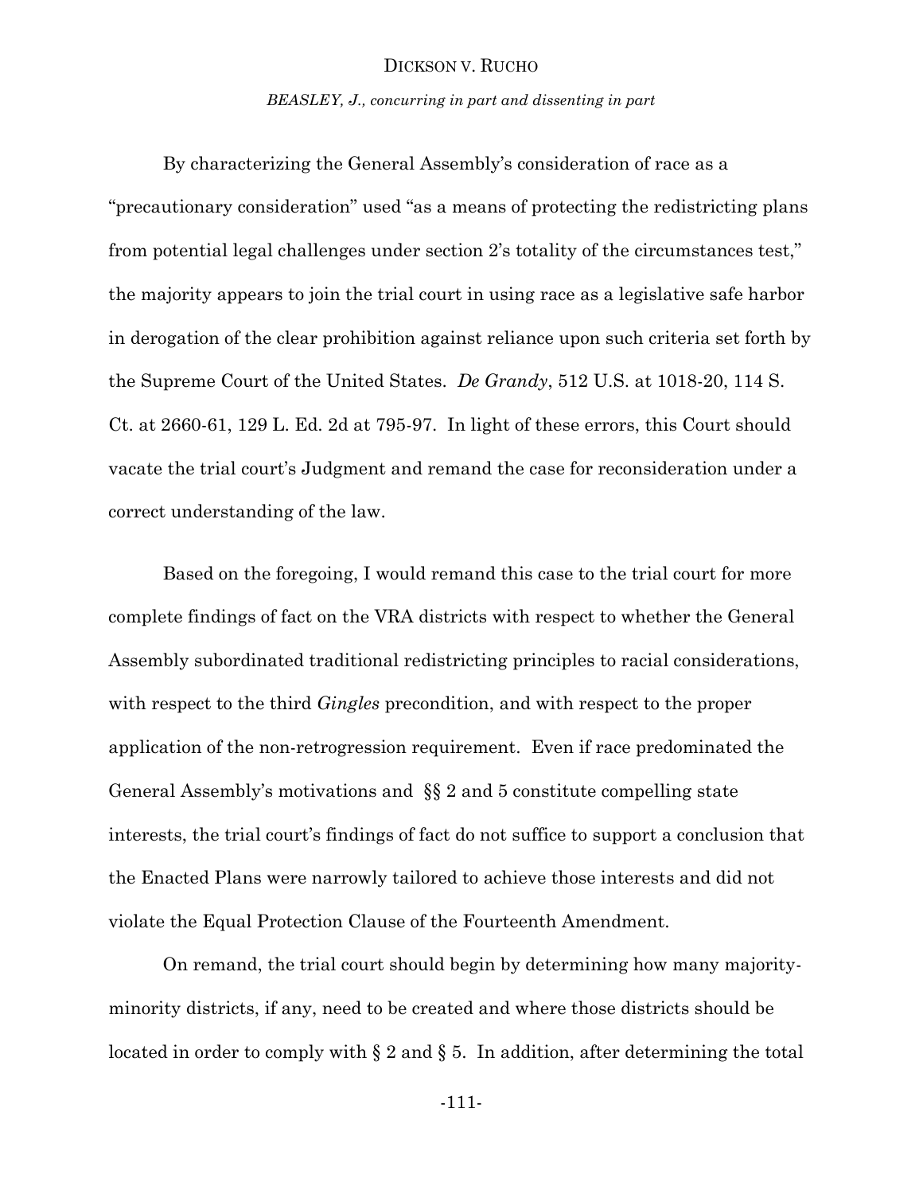By characterizing the General Assembly's consideration of race as a "precautionary consideration" used "as a means of protecting the redistricting plans from potential legal challenges under section 2's totality of the circumstances test," the majority appears to join the trial court in using race as a legislative safe harbor in derogation of the clear prohibition against reliance upon such criteria set forth by the Supreme Court of the United States. *De Grandy*, 512 U.S. at 1018-20, 114 S. Ct. at 2660-61, 129 L. Ed. 2d at 795-97. In light of these errors, this Court should vacate the trial court's Judgment and remand the case for reconsideration under a correct understanding of the law.

Based on the foregoing, I would remand this case to the trial court for more complete findings of fact on the VRA districts with respect to whether the General Assembly subordinated traditional redistricting principles to racial considerations, with respect to the third *Gingles* precondition, and with respect to the proper application of the non-retrogression requirement. Even if race predominated the General Assembly's motivations and §§ 2 and 5 constitute compelling state interests, the trial court's findings of fact do not suffice to support a conclusion that the Enacted Plans were narrowly tailored to achieve those interests and did not violate the Equal Protection Clause of the Fourteenth Amendment.

On remand, the trial court should begin by determining how many majority-minority districts, if any, need to be created and where those districts should be located in order to comply with § 2 and § 5. In addition, after determining the total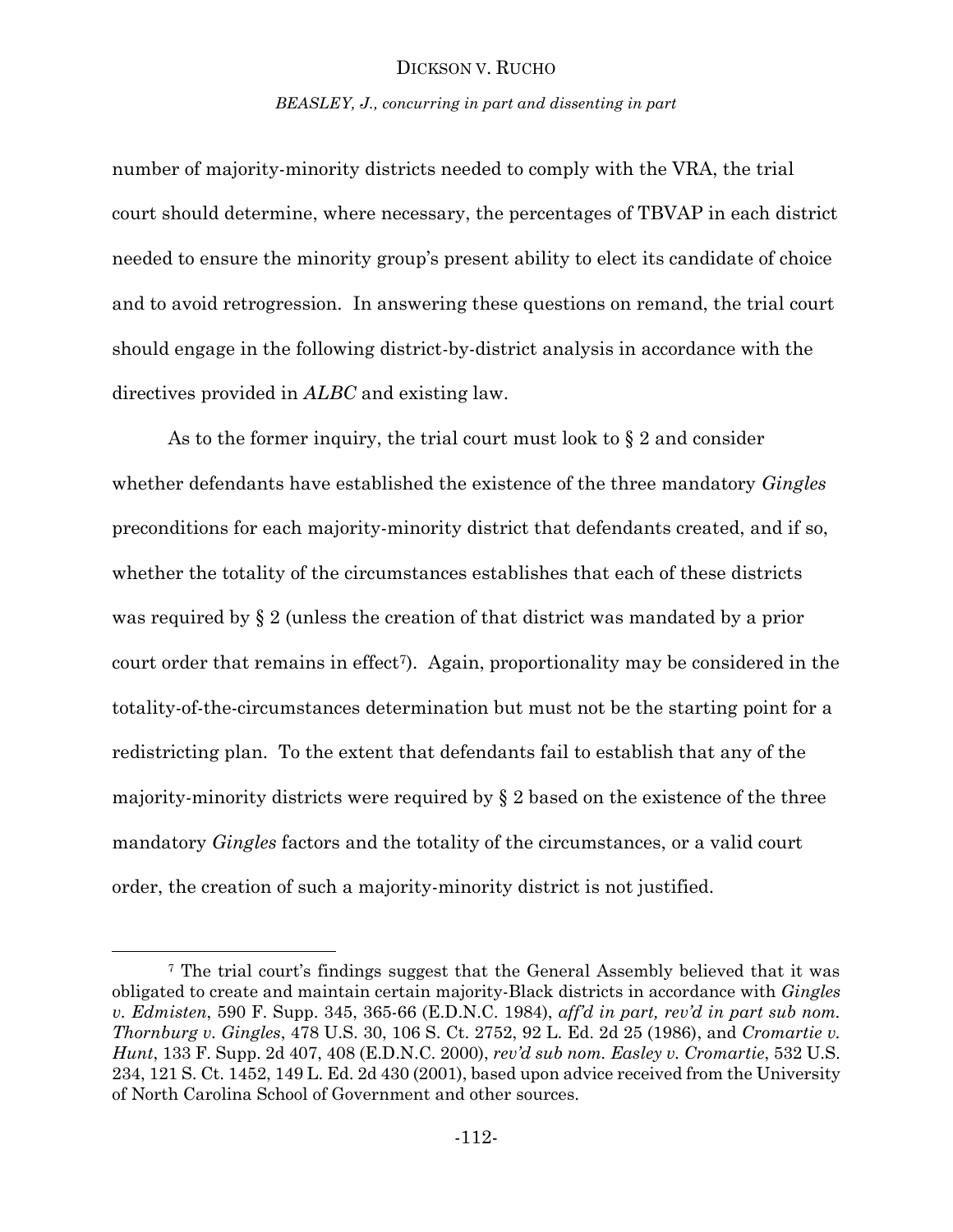number of majority-minority districts needed to comply with the VRA, the trial court should determine, where necessary, the percentages of TBVAP in each district needed to ensure the minority group's present ability to elect its candidate of choice and to avoid retrogression. In answering these questions on remand, the trial court should engage in the following district-by-district analysis in accordance with the directives provided in *ALBC* and existing law.

As to the former inquiry, the trial court must look to § 2 and consider whether defendants have established the existence of the three mandatory *Gingles* preconditions for each majority-minority district that defendants created, and if so, whether the totality of the circumstances establishes that each of these districts was required by § 2 (unless the creation of that district was mandated by a prior court order that remains in effect[7]). Again, proportionality may be considered in the totality-of-the-circumstances determination but must not be the starting point for a redistricting plan. To the extent that defendants fail to establish that any of the majority-minority districts were required by § 2 based on the existence of the three mandatory *Gingles* factors and the totality of the circumstances, or a valid court order, the creation of such a majority-minority district is not justified.

[7] The trial court's findings suggest that the General Assembly believed that it was obligated to create and maintain certain majority-Black districts in accordance with *Gingles v. Edmisten*, 590 F. Supp. 345, 365-66 (E.D.N.C. 1984), *aff'd in part, rev'd in part sub nom. Thornburg v. Gingles*, 478 U.S. 30, 106 S. Ct. 2752, 92 L. Ed. 2d 25 (1986), and *Cromartie v. Hunt*, 133 F. Supp. 2d 407, 408 (E.D.N.C. 2000), *rev'd sub nom. Easley v. Cromartie*, 532 U.S. 234, 121 S. Ct. 1452, 149 L. Ed. 2d 430 (2001), based upon advice received from the University of North Carolina School of Government and other sources.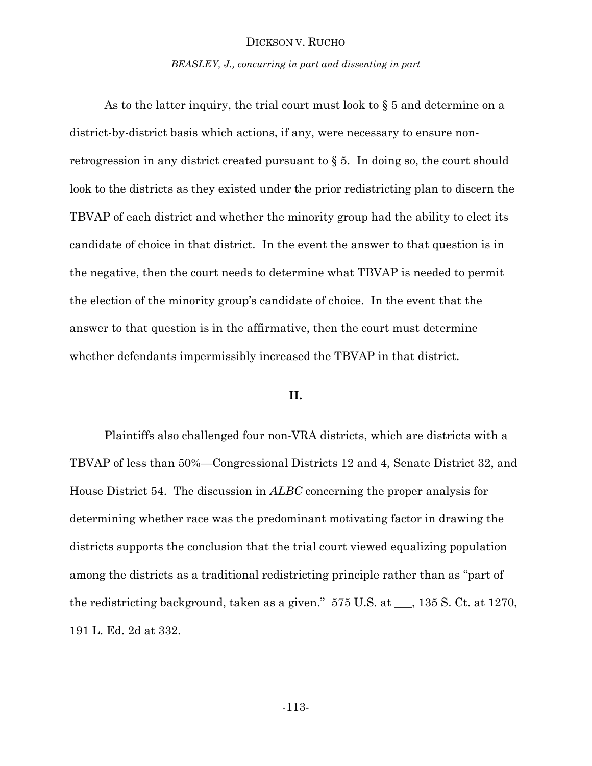As to the latter inquiry, the trial court must look to § 5 and determine on a district-by-district basis which actions, if any, were necessary to ensure non-retrogression in any district created pursuant to § 5. In doing so, the court should look to the districts as they existed under the prior redistricting plan to discern the TBVAP of each district and whether the minority group had the ability to elect its candidate of choice in that district. In the event the answer to that question is in the negative, then the court needs to determine what TBVAP is needed to permit the election of the minority group's candidate of choice. In the event that the answer to that question is in the affirmative, then the court must determine whether defendants impermissibly increased the TBVAP in that district.

## II.

Plaintiffs also challenged four non-VRA districts, which are districts with a TBVAP of less than 50%—Congressional Districts 12 and 4, Senate District 32, and House District 54. The discussion in *ALBC* concerning the proper analysis for determining whether race was the predominant motivating factor in drawing the districts supports the conclusion that the trial court viewed equalizing population among the districts as a traditional redistricting principle rather than as "part of the redistricting background, taken as a given." 575 U.S. at ___, 135 S. Ct. at 1270, 191 L. Ed. 2d at 332.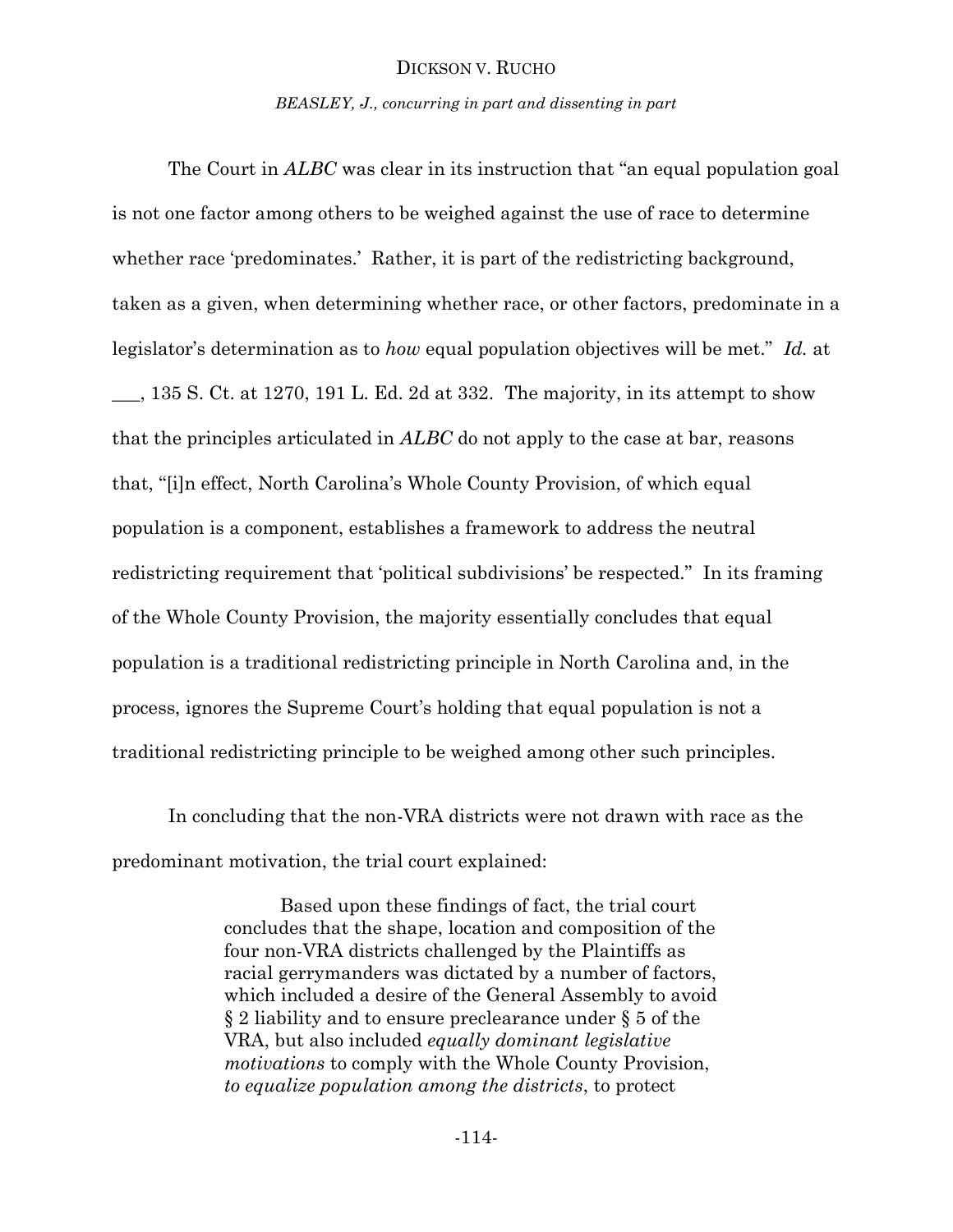The Court in *ALBC* was clear in its instruction that "an equal population goal is not one factor among others to be weighed against the use of race to determine whether race 'predominates.' Rather, it is part of the redistricting background, taken as a given, when determining whether race, or other factors, predominate in a legislator's determination as to *how* equal population objectives will be met." *Id.* at ___, 135 S. Ct. at 1270, 191 L. Ed. 2d at 332. The majority, in its attempt to show that the principles articulated in *ALBC* do not apply to the case at bar, reasons that, "[i]n effect, North Carolina's Whole County Provision, of which equal population is a component, establishes a framework to address the neutral redistricting requirement that 'political subdivisions' be respected." In its framing of the Whole County Provision, the majority essentially concludes that equal population is a traditional redistricting principle in North Carolina and, in the process, ignores the Supreme Court's holding that equal population is not a traditional redistricting principle to be weighed among other such principles.

In concluding that the non-VRA districts were not drawn with race as the predominant motivation, the trial court explained:

> Based upon these findings of fact, the trial court concludes that the shape, location and composition of the four non-VRA districts challenged by the Plaintiffs as racial gerrymanders was dictated by a number of factors, which included a desire of the General Assembly to avoid § 2 liability and to ensure preclearance under § 5 of the VRA, but also included *equally dominant legislative motivations* to comply with the Whole County Provision, *to equalize population among the districts*, to protect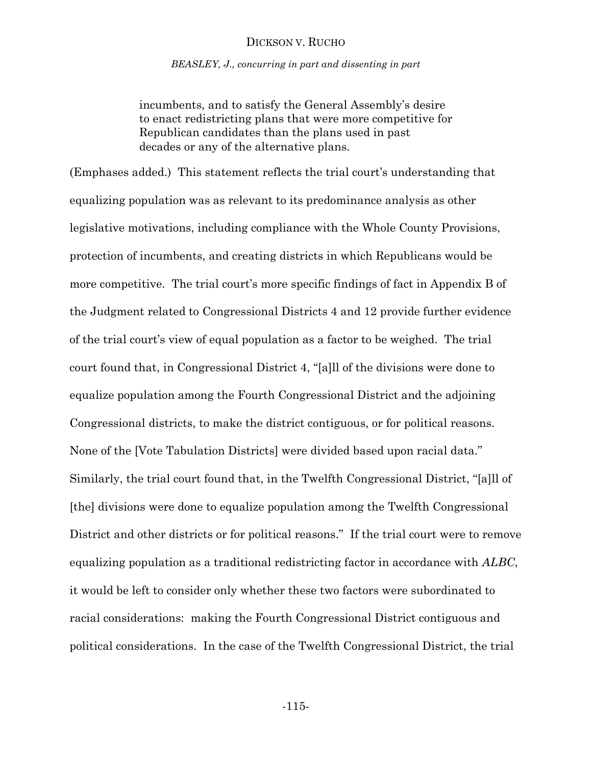> incumbents, and to satisfy the General Assembly's desire to enact redistricting plans that were more competitive for Republican candidates than the plans used in past decades or any of the alternative plans.

(Emphases added.) This statement reflects the trial court's understanding that equalizing population was as relevant to its predominance analysis as other legislative motivations, including compliance with the Whole County Provisions, protection of incumbents, and creating districts in which Republicans would be more competitive. The trial court's more specific findings of fact in Appendix B of the Judgment related to Congressional Districts 4 and 12 provide further evidence of the trial court's view of equal population as a factor to be weighed. The trial court found that, in Congressional District 4, "[a]ll of the divisions were done to equalize population among the Fourth Congressional District and the adjoining Congressional districts, to make the district contiguous, or for political reasons. None of the [Vote Tabulation Districts] were divided based upon racial data." Similarly, the trial court found that, in the Twelfth Congressional District, "[a]ll of [the] divisions were done to equalize population among the Twelfth Congressional District and other districts or for political reasons." If the trial court were to remove equalizing population as a traditional redistricting factor in accordance with *ALBC*, it would be left to consider only whether these two factors were subordinated to racial considerations: making the Fourth Congressional District contiguous and political considerations. In the case of the Twelfth Congressional District, the trial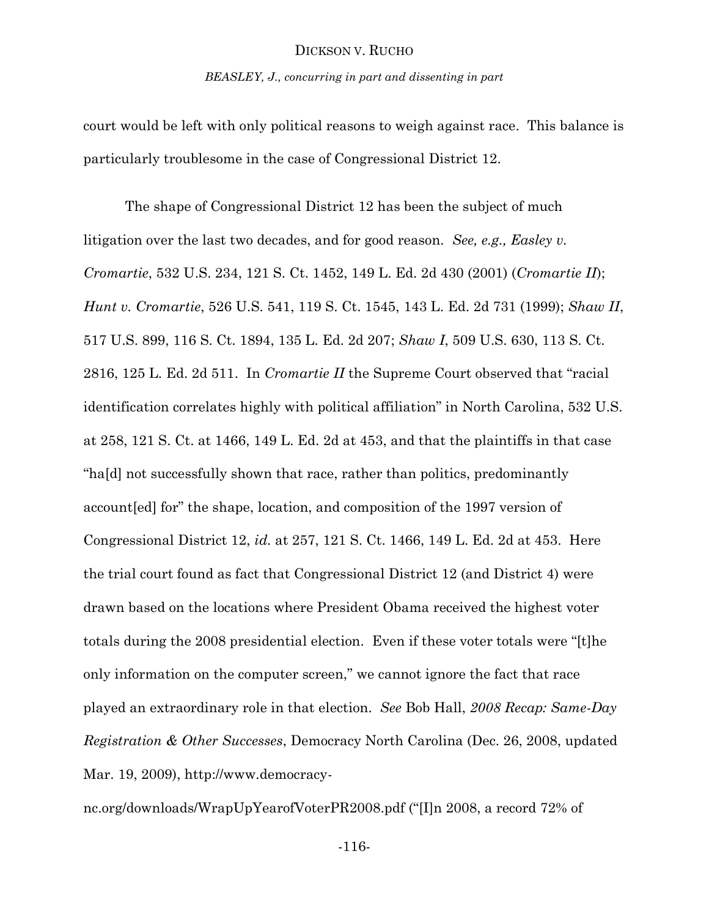court would be left with only political reasons to weigh against race. This balance is particularly troublesome in the case of Congressional District 12.

The shape of Congressional District 12 has been the subject of much litigation over the last two decades, and for good reason. *See, e.g., Easley v. Cromartie*, 532 U.S. 234, 121 S. Ct. 1452, 149 L. Ed. 2d 430 (2001) (*Cromartie II*); *Hunt v. Cromartie*, 526 U.S. 541, 119 S. Ct. 1545, 143 L. Ed. 2d 731 (1999); *Shaw II*, 517 U.S. 899, 116 S. Ct. 1894, 135 L. Ed. 2d 207; *Shaw I*, 509 U.S. 630, 113 S. Ct. 2816, 125 L. Ed. 2d 511. In *Cromartie II* the Supreme Court observed that "racial identification correlates highly with political affiliation" in North Carolina, 532 U.S. at 258, 121 S. Ct. at 1466, 149 L. Ed. 2d at 453, and that the plaintiffs in that case "ha[d] not successfully shown that race, rather than politics, predominantly account[ed] for" the shape, location, and composition of the 1997 version of Congressional District 12, *id.* at 257, 121 S. Ct. 1466, 149 L. Ed. 2d at 453. Here the trial court found as fact that Congressional District 12 (and District 4) were drawn based on the locations where President Obama received the highest voter totals during the 2008 presidential election. Even if these voter totals were "[t]he only information on the computer screen," we cannot ignore the fact that race played an extraordinary role in that election. *See* Bob Hall, *2008 Recap: Same-Day Registration & Other Successes*, Democracy North Carolina (Dec. 26, 2008, updated Mar. 19, 2009), http://www.democracy-nc.org/downloads/WrapUpYearofVoterPR2008.pdf ("[I]n 2008, a record 72% of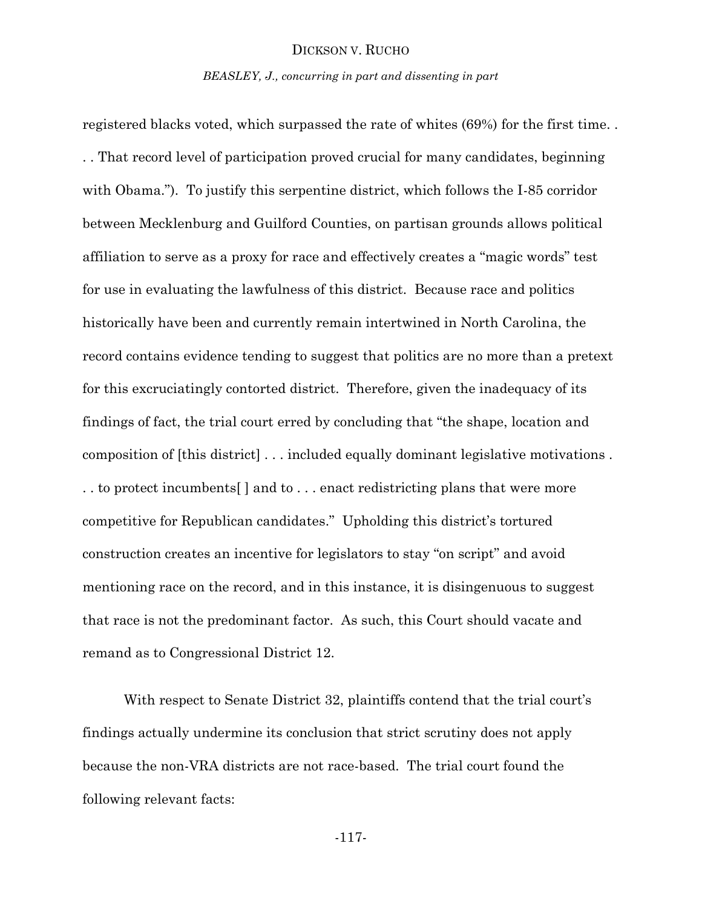registered blacks voted, which surpassed the rate of whites (69%) for the first time. . . . That record level of participation proved crucial for many candidates, beginning with Obama."). To justify this serpentine district, which follows the I-85 corridor between Mecklenburg and Guilford Counties, on partisan grounds allows political affiliation to serve as a proxy for race and effectively creates a "magic words" test for use in evaluating the lawfulness of this district. Because race and politics historically have been and currently remain intertwined in North Carolina, the record contains evidence tending to suggest that politics are no more than a pretext for this excruciatingly contorted district. Therefore, given the inadequacy of its findings of fact, the trial court erred by concluding that "the shape, location and composition of [this district] . . . included equally dominant legislative motivations . . . to protect incumbents[ ] and to . . . enact redistricting plans that were more competitive for Republican candidates." Upholding this district's tortured construction creates an incentive for legislators to stay "on script" and avoid mentioning race on the record, and in this instance, it is disingenuous to suggest that race is not the predominant factor. As such, this Court should vacate and remand as to Congressional District 12.

With respect to Senate District 32, plaintiffs contend that the trial court's findings actually undermine its conclusion that strict scrutiny does not apply because the non-VRA districts are not race-based. The trial court found the following relevant facts: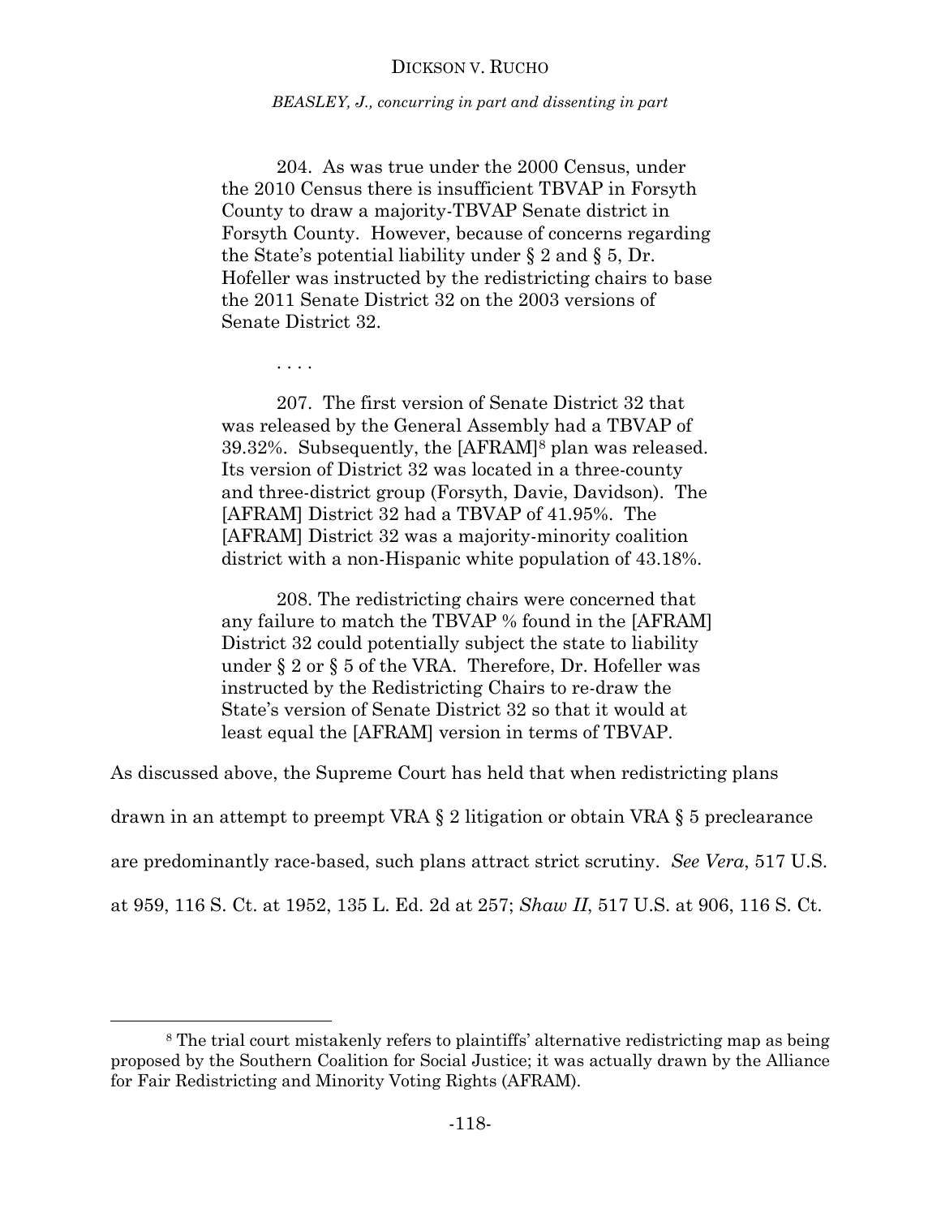> 204. As was true under the 2000 Census, under the 2010 Census there is insufficient TBVAP in Forsyth County to draw a majority-TBVAP Senate district in Forsyth County. However, because of concerns regarding the State's potential liability under § 2 and § 5, Dr. Hofeller was instructed by the redistricting chairs to base the 2011 Senate District 32 on the 2003 versions of Senate District 32.
>
> . . . .
>
> 207. The first version of Senate District 32 that was released by the General Assembly had a TBVAP of 39.32%. Subsequently, the [AFRAM][8] plan was released. Its version of District 32 was located in a three-county and three-district group (Forsyth, Davie, Davidson). The [AFRAM] District 32 had a TBVAP of 41.95%. The [AFRAM] District 32 was a majority-minority coalition district with a non-Hispanic white population of 43.18%.
>
> 208. The redistricting chairs were concerned that any failure to match the TBVAP % found in the [AFRAM] District 32 could potentially subject the state to liability under § 2 or § 5 of the VRA. Therefore, Dr. Hofeller was instructed by the Redistricting Chairs to re-draw the State's version of Senate District 32 so that it would at least equal the [AFRAM] version in terms of TBVAP.

As discussed above, the Supreme Court has held that when redistricting plans drawn in an attempt to preempt VRA § 2 litigation or obtain VRA § 5 preclearance are predominantly race-based, such plans attract strict scrutiny. *See Vera*, 517 U.S. at 959, 116 S. Ct. at 1952, 135 L. Ed. 2d at 257; *Shaw II*, 517 U.S. at 906, 116 S. Ct.

[8] The trial court mistakenly refers to plaintiffs' alternative redistricting map as being proposed by the Southern Coalition for Social Justice; it was actually drawn by the Alliance for Fair Redistricting and Minority Voting Rights (AFRAM).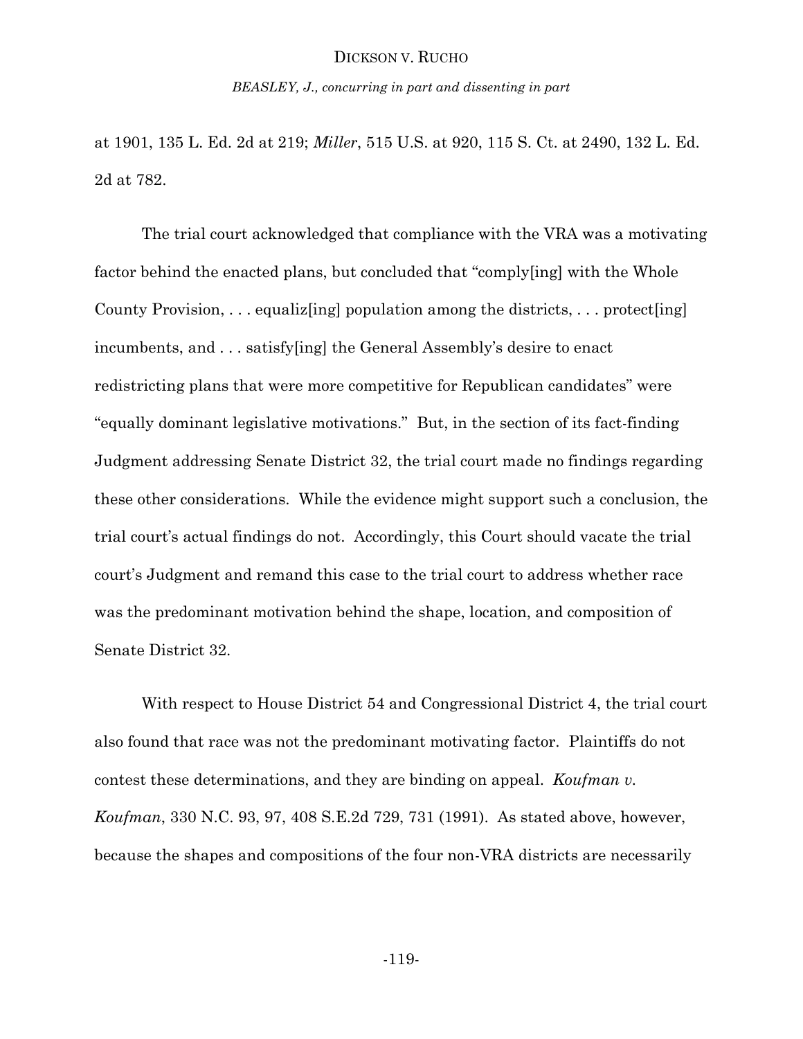at 1901, 135 L. Ed. 2d at 219; *Miller*, 515 U.S. at 920, 115 S. Ct. at 2490, 132 L. Ed. 2d at 782.

The trial court acknowledged that compliance with the VRA was a motivating factor behind the enacted plans, but concluded that "comply[ing] with the Whole County Provision, . . . equaliz[ing] population among the districts, . . . protect[ing] incumbents, and . . . satisfy[ing] the General Assembly's desire to enact redistricting plans that were more competitive for Republican candidates" were "equally dominant legislative motivations." But, in the section of its fact-finding Judgment addressing Senate District 32, the trial court made no findings regarding these other considerations. While the evidence might support such a conclusion, the trial court's actual findings do not. Accordingly, this Court should vacate the trial court's Judgment and remand this case to the trial court to address whether race was the predominant motivation behind the shape, location, and composition of Senate District 32.

With respect to House District 54 and Congressional District 4, the trial court also found that race was not the predominant motivating factor. Plaintiffs do not contest these determinations, and they are binding on appeal. *Koufman v. Koufman*, 330 N.C. 93, 97, 408 S.E.2d 729, 731 (1991). As stated above, however, because the shapes and compositions of the four non-VRA districts are necessarily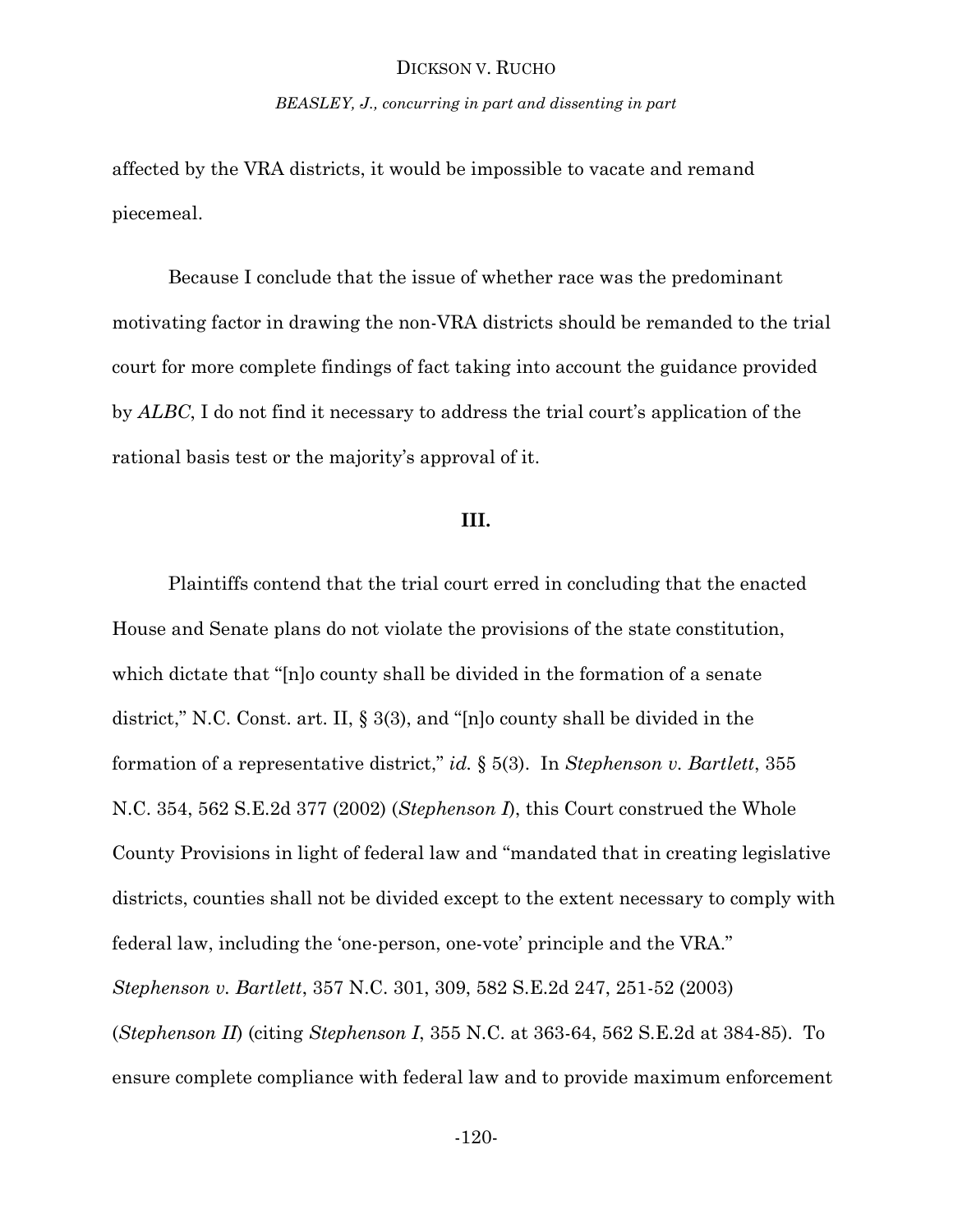affected by the VRA districts, it would be impossible to vacate and remand piecemeal.

Because I conclude that the issue of whether race was the predominant motivating factor in drawing the non-VRA districts should be remanded to the trial court for more complete findings of fact taking into account the guidance provided by *ALBC*, I do not find it necessary to address the trial court's application of the rational basis test or the majority's approval of it.

## III.

Plaintiffs contend that the trial court erred in concluding that the enacted House and Senate plans do not violate the provisions of the state constitution, which dictate that "[n]o county shall be divided in the formation of a senate district," N.C. Const. art. II, § 3(3), and "[n]o county shall be divided in the formation of a representative district," *id.* § 5(3). In *Stephenson v. Bartlett*, 355 N.C. 354, 562 S.E.2d 377 (2002) (*Stephenson I*), this Court construed the Whole County Provisions in light of federal law and "mandated that in creating legislative districts, counties shall not be divided except to the extent necessary to comply with federal law, including the 'one-person, one-vote' principle and the VRA." *Stephenson v. Bartlett*, 357 N.C. 301, 309, 582 S.E.2d 247, 251-52 (2003) (*Stephenson II*) (citing *Stephenson I*, 355 N.C. at 363-64, 562 S.E.2d at 384-85). To ensure complete compliance with federal law and to provide maximum enforcement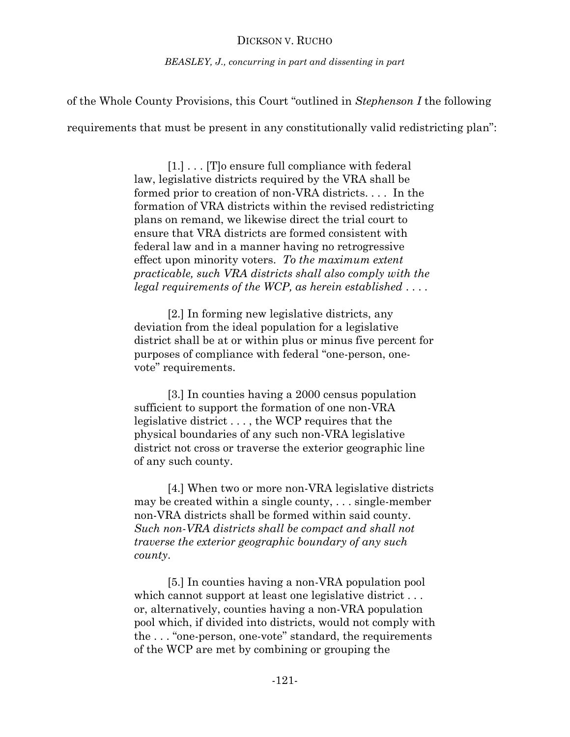of the Whole County Provisions, this Court "outlined in *Stephenson I* the following requirements that must be present in any constitutionally valid redistricting plan":

> [1.] . . . [T]o ensure full compliance with federal law, legislative districts required by the VRA shall be formed prior to creation of non-VRA districts. . . . In the formation of VRA districts within the revised redistricting plans on remand, we likewise direct the trial court to ensure that VRA districts are formed consistent with federal law and in a manner having no retrogressive effect upon minority voters. *To the maximum extent practicable, such VRA districts shall also comply with the legal requirements of the WCP, as herein established* . . . .
>
> [2.] In forming new legislative districts, any deviation from the ideal population for a legislative district shall be at or within plus or minus five percent for purposes of compliance with federal "one-person, one-vote" requirements.
>
> [3.] In counties having a 2000 census population sufficient to support the formation of one non-VRA legislative district . . . , the WCP requires that the physical boundaries of any such non-VRA legislative district not cross or traverse the exterior geographic line of any such county.
>
> [4.] When two or more non-VRA legislative districts may be created within a single county, . . . single-member non-VRA districts shall be formed within said county. *Such non-VRA districts shall be compact and shall not traverse the exterior geographic boundary of any such county*.
>
> [5.] In counties having a non-VRA population pool which cannot support at least one legislative district . . . or, alternatively, counties having a non-VRA population pool which, if divided into districts, would not comply with the . . . "one-person, one-vote" standard, the requirements of the WCP are met by combining or grouping the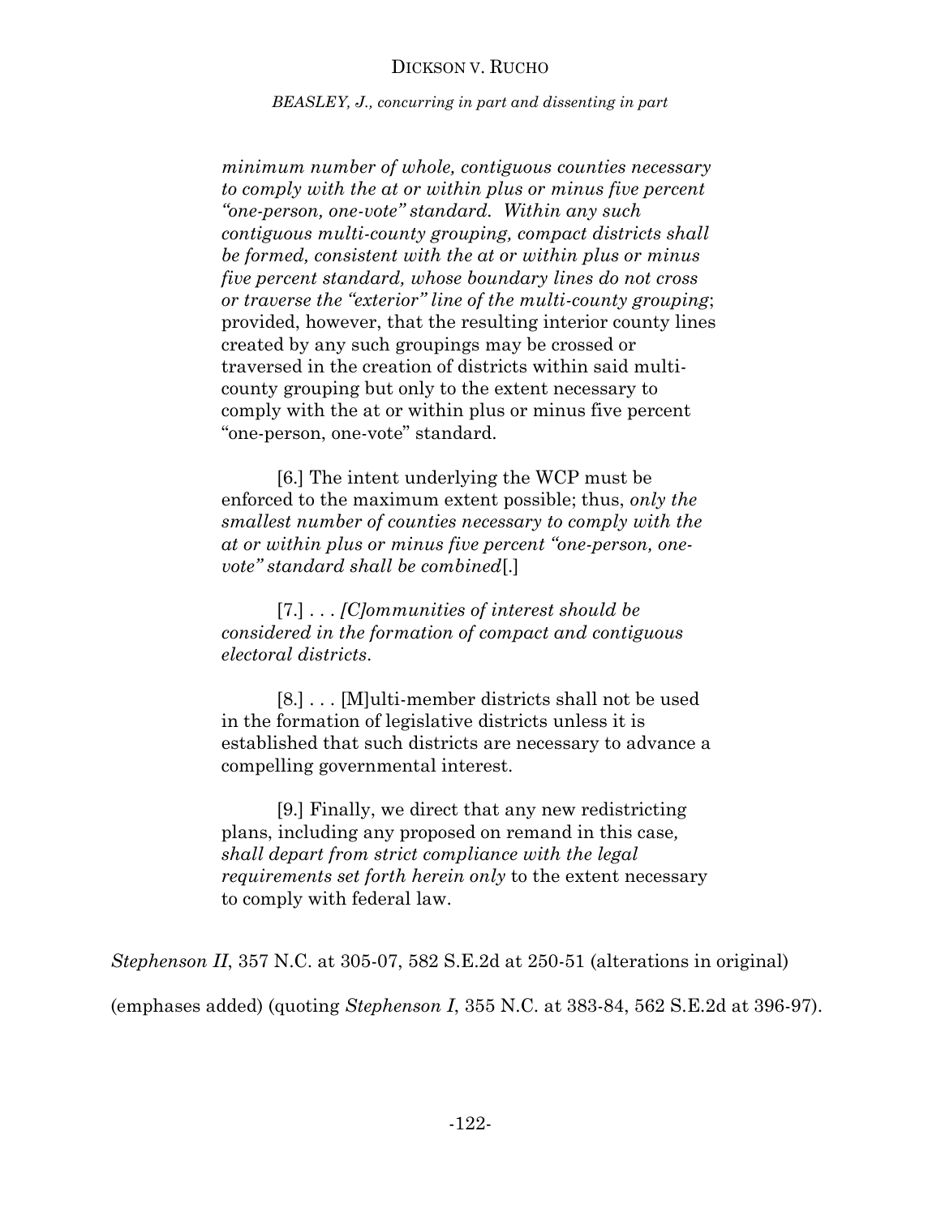> *minimum number of whole, contiguous counties necessary to comply with the at or within plus or minus five percent "one-person, one-vote" standard. Within any such contiguous multi-county grouping, compact districts shall be formed, consistent with the at or within plus or minus five percent standard, whose boundary lines do not cross or traverse the "exterior" line of the multi-county grouping*; provided, however, that the resulting interior county lines created by any such groupings may be crossed or traversed in the creation of districts within said multi-county grouping but only to the extent necessary to comply with the at or within plus or minus five percent "one-person, one-vote" standard.
>
> [6.] The intent underlying the WCP must be enforced to the maximum extent possible; thus, *only the smallest number of counties necessary to comply with the at or within plus or minus five percent "one-person, one-vote" standard shall be combined*[.]
>
> [7.] . . . *[C]ommunities of interest should be considered in the formation of compact and contiguous electoral districts*.
>
> [8.] . . . [M]ulti-member districts shall not be used in the formation of legislative districts unless it is established that such districts are necessary to advance a compelling governmental interest.
>
> [9.] Finally, we direct that any new redistricting plans, including any proposed on remand in this case, *shall depart from strict compliance with the legal requirements set forth herein only* to the extent necessary to comply with federal law.

*Stephenson II*, 357 N.C. at 305-07, 582 S.E.2d at 250-51 (alterations in original) (emphases added) (quoting *Stephenson I*, 355 N.C. at 383-84, 562 S.E.2d at 396-97).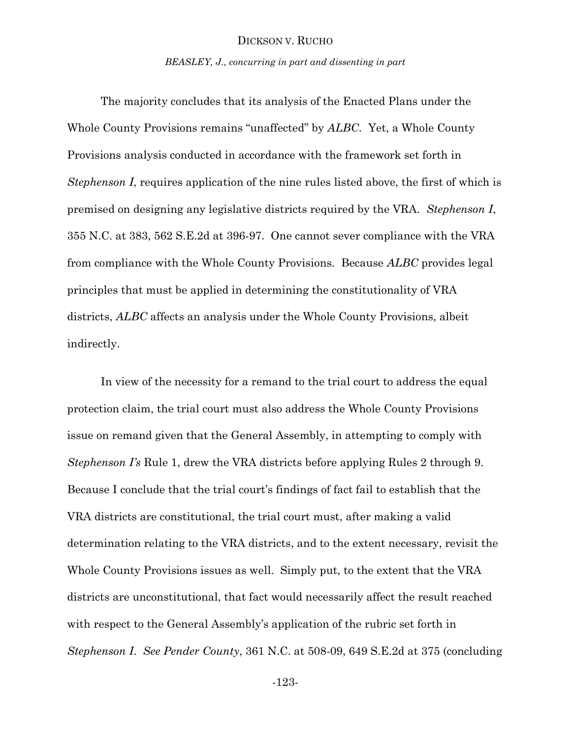The majority concludes that its analysis of the Enacted Plans under the Whole County Provisions remains "unaffected" by *ALBC*. Yet, a Whole County Provisions analysis conducted in accordance with the framework set forth in *Stephenson I*, requires application of the nine rules listed above, the first of which is premised on designing any legislative districts required by the VRA. *Stephenson I*, 355 N.C. at 383, 562 S.E.2d at 396-97. One cannot sever compliance with the VRA from compliance with the Whole County Provisions. Because *ALBC* provides legal principles that must be applied in determining the constitutionality of VRA districts, *ALBC* affects an analysis under the Whole County Provisions, albeit indirectly.

In view of the necessity for a remand to the trial court to address the equal protection claim, the trial court must also address the Whole County Provisions issue on remand given that the General Assembly, in attempting to comply with *Stephenson I's* Rule 1, drew the VRA districts before applying Rules 2 through 9. Because I conclude that the trial court's findings of fact fail to establish that the VRA districts are constitutional, the trial court must, after making a valid determination relating to the VRA districts, and to the extent necessary, revisit the Whole County Provisions issues as well. Simply put, to the extent that the VRA districts are unconstitutional, that fact would necessarily affect the result reached with respect to the General Assembly's application of the rubric set forth in *Stephenson I*. *See Pender County*, 361 N.C. at 508-09, 649 S.E.2d at 375 (concluding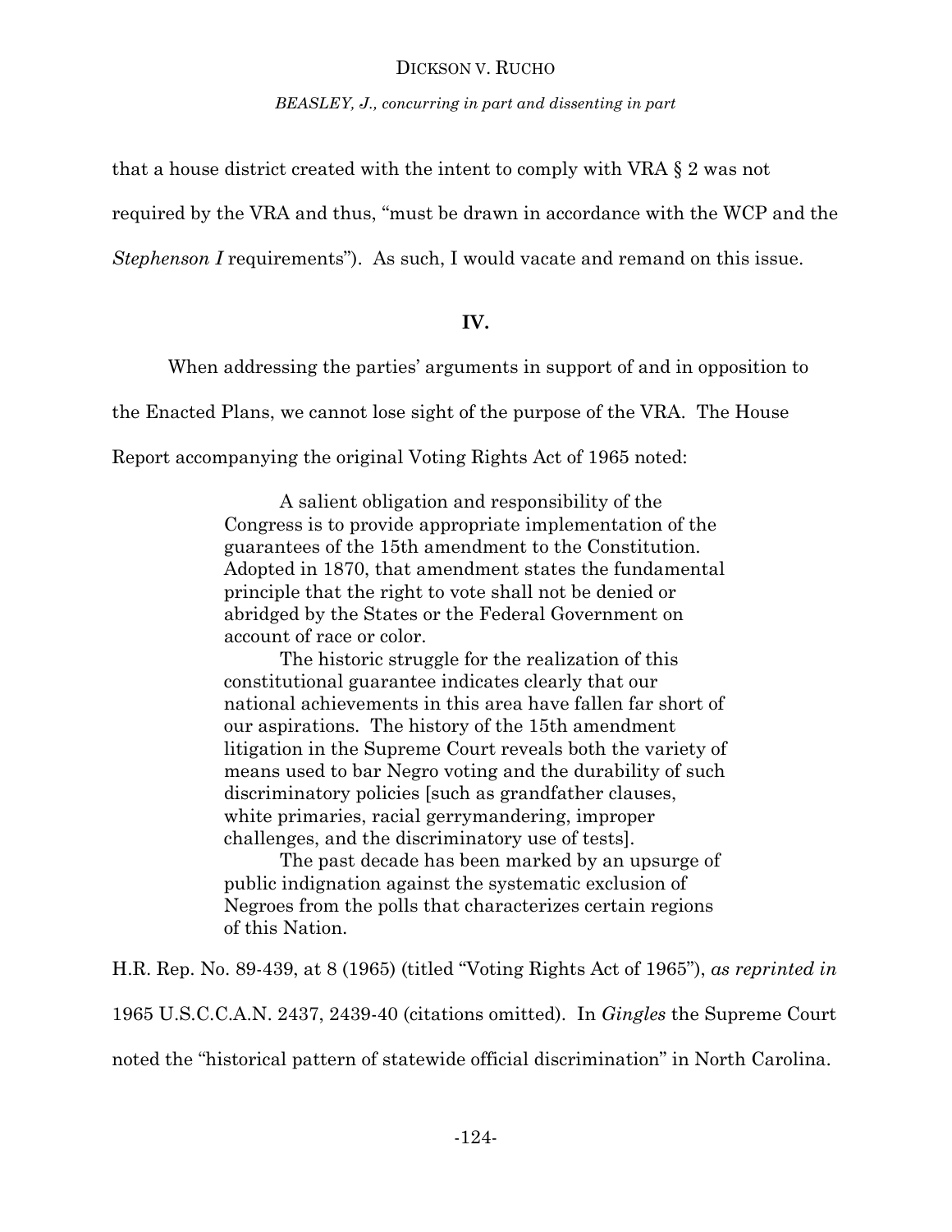that a house district created with the intent to comply with VRA § 2 was not required by the VRA and thus, "must be drawn in accordance with the WCP and the *Stephenson I* requirements"). As such, I would vacate and remand on this issue.

## IV.

When addressing the parties' arguments in support of and in opposition to the Enacted Plans, we cannot lose sight of the purpose of the VRA. The House Report accompanying the original Voting Rights Act of 1965 noted:

> A salient obligation and responsibility of the Congress is to provide appropriate implementation of the guarantees of the 15th amendment to the Constitution. Adopted in 1870, that amendment states the fundamental principle that the right to vote shall not be denied or abridged by the States or the Federal Government on account of race or color.
>
> The historic struggle for the realization of this constitutional guarantee indicates clearly that our national achievements in this area have fallen far short of our aspirations. The history of the 15th amendment litigation in the Supreme Court reveals both the variety of means used to bar Negro voting and the durability of such discriminatory policies [such as grandfather clauses, white primaries, racial gerrymandering, improper challenges, and the discriminatory use of tests].
>
> The past decade has been marked by an upsurge of public indignation against the systematic exclusion of Negroes from the polls that characterizes certain regions of this Nation.

H.R. Rep. No. 89-439, at 8 (1965) (titled "Voting Rights Act of 1965"), *as reprinted in* 1965 U.S.C.C.A.N. 2437, 2439-40 (citations omitted). In *Gingles* the Supreme Court noted the "historical pattern of statewide official discrimination" in North Carolina.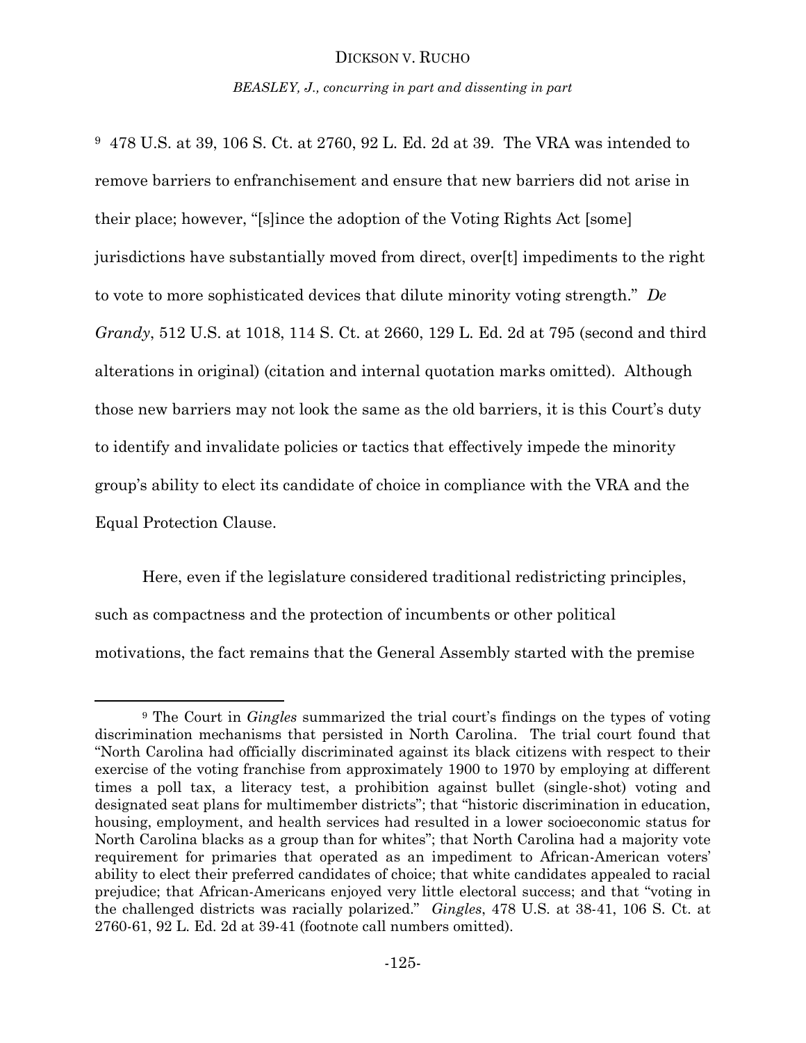[9] 478 U.S. at 39, 106 S. Ct. at 2760, 92 L. Ed. 2d at 39. The VRA was intended to remove barriers to enfranchisement and ensure that new barriers did not arise in their place; however, "[s]ince the adoption of the Voting Rights Act [some] jurisdictions have substantially moved from direct, over[t] impediments to the right to vote to more sophisticated devices that dilute minority voting strength." *De Grandy*, 512 U.S. at 1018, 114 S. Ct. at 2660, 129 L. Ed. 2d at 795 (second and third alterations in original) (citation and internal quotation marks omitted). Although those new barriers may not look the same as the old barriers, it is this Court's duty to identify and invalidate policies or tactics that effectively impede the minority group's ability to elect its candidate of choice in compliance with the VRA and the Equal Protection Clause.

Here, even if the legislature considered traditional redistricting principles, such as compactness and the protection of incumbents or other political motivations, the fact remains that the General Assembly started with the premise

---

[9] The Court in *Gingles* summarized the trial court's findings on the types of voting discrimination mechanisms that persisted in North Carolina. The trial court found that "North Carolina had officially discriminated against its black citizens with respect to their exercise of the voting franchise from approximately 1900 to 1970 by employing at different times a poll tax, a literacy test, a prohibition against bullet (single-shot) voting and designated seat plans for multimember districts"; that "historic discrimination in education, housing, employment, and health services had resulted in a lower socioeconomic status for North Carolina blacks as a group than for whites"; that North Carolina had a majority vote requirement for primaries that operated as an impediment to African-American voters' ability to elect their preferred candidates of choice; that white candidates appealed to racial prejudice; that African-Americans enjoyed very little electoral success; and that "voting in the challenged districts was racially polarized." *Gingles*, 478 U.S. at 38-41, 106 S. Ct. at 2760-61, 92 L. Ed. 2d at 39-41 (footnote call numbers omitted).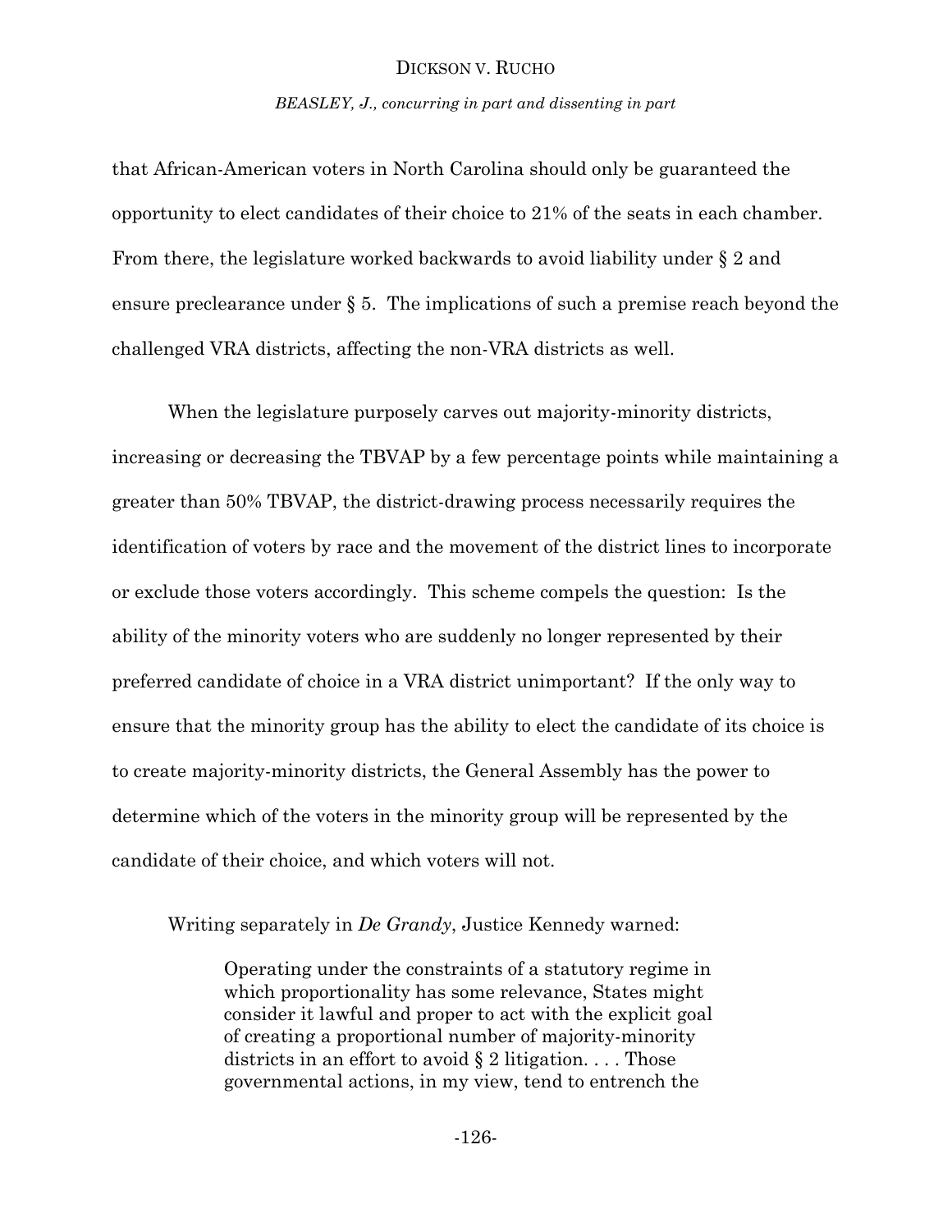that African-American voters in North Carolina should only be guaranteed the opportunity to elect candidates of their choice to 21% of the seats in each chamber. From there, the legislature worked backwards to avoid liability under § 2 and ensure preclearance under § 5. The implications of such a premise reach beyond the challenged VRA districts, affecting the non-VRA districts as well.

When the legislature purposely carves out majority-minority districts, increasing or decreasing the TBVAP by a few percentage points while maintaining a greater than 50% TBVAP, the district-drawing process necessarily requires the identification of voters by race and the movement of the district lines to incorporate or exclude those voters accordingly. This scheme compels the question: Is the ability of the minority voters who are suddenly no longer represented by their preferred candidate of choice in a VRA district unimportant? If the only way to ensure that the minority group has the ability to elect the candidate of its choice is to create majority-minority districts, the General Assembly has the power to determine which of the voters in the minority group will be represented by the candidate of their choice, and which voters will not.

Writing separately in *De Grandy*, Justice Kennedy warned:

> Operating under the constraints of a statutory regime in which proportionality has some relevance, States might consider it lawful and proper to act with the explicit goal of creating a proportional number of majority-minority districts in an effort to avoid § 2 litigation. . . . Those governmental actions, in my view, tend to entrench the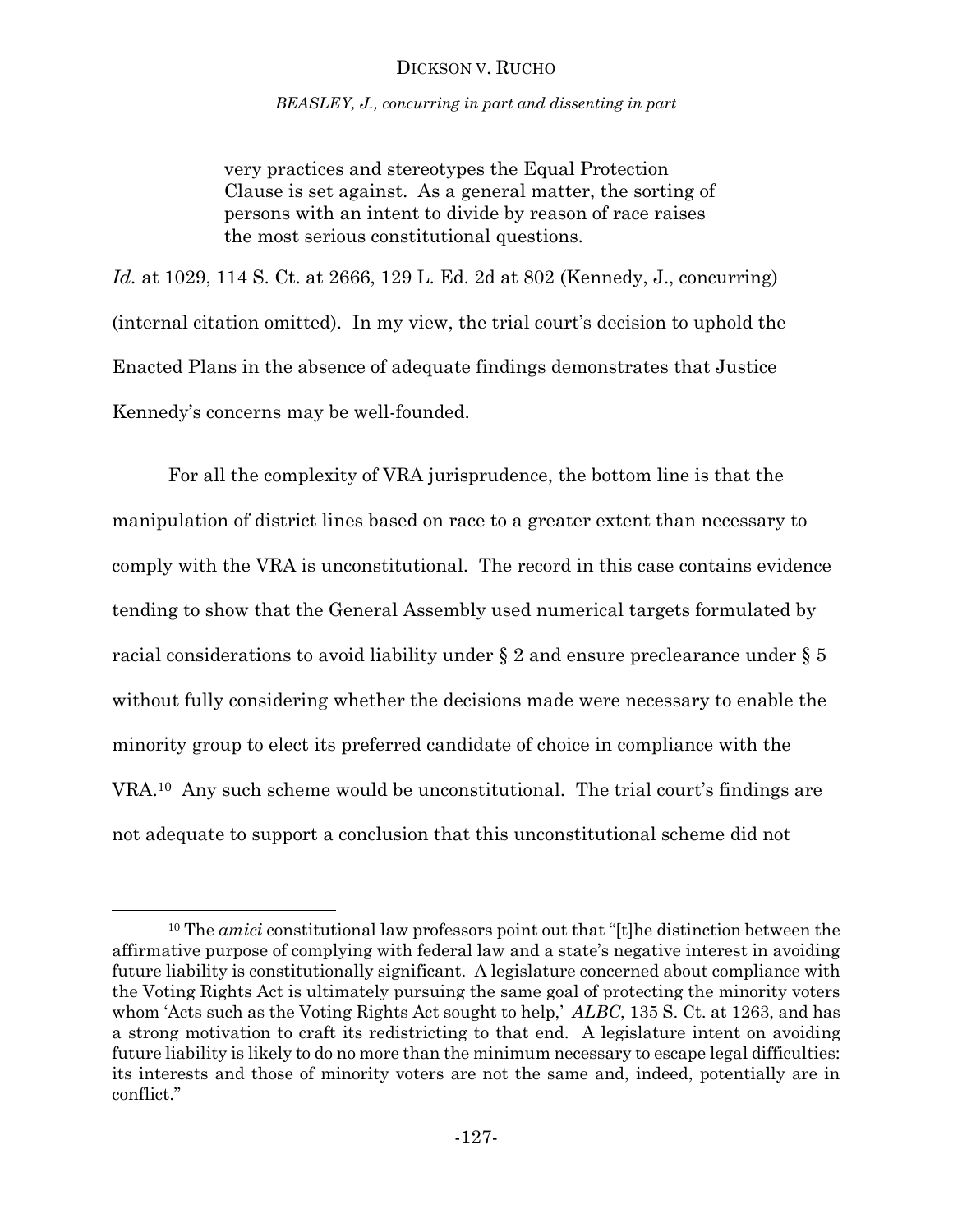> very practices and stereotypes the Equal Protection Clause is set against. As a general matter, the sorting of persons with an intent to divide by reason of race raises the most serious constitutional questions.

*Id.* at 1029, 114 S. Ct. at 2666, 129 L. Ed. 2d at 802 (Kennedy, J., concurring) (internal citation omitted). In my view, the trial court's decision to uphold the Enacted Plans in the absence of adequate findings demonstrates that Justice Kennedy's concerns may be well-founded.

For all the complexity of VRA jurisprudence, the bottom line is that the manipulation of district lines based on race to a greater extent than necessary to comply with the VRA is unconstitutional. The record in this case contains evidence tending to show that the General Assembly used numerical targets formulated by racial considerations to avoid liability under § 2 and ensure preclearance under § 5 without fully considering whether the decisions made were necessary to enable the minority group to elect its preferred candidate of choice in compliance with the VRA.[10] Any such scheme would be unconstitutional. The trial court's findings are not adequate to support a conclusion that this unconstitutional scheme did not

---

[10] The *amici* constitutional law professors point out that "[t]he distinction between the affirmative purpose of complying with federal law and a state's negative interest in avoiding future liability is constitutionally significant. A legislature concerned about compliance with the Voting Rights Act is ultimately pursuing the same goal of protecting the minority voters whom 'Acts such as the Voting Rights Act sought to help,' *ALBC*, 135 S. Ct. at 1263, and has a strong motivation to craft its redistricting to that end. A legislature intent on avoiding future liability is likely to do no more than the minimum necessary to escape legal difficulties: its interests and those of minority voters are not the same and, indeed, potentially are in conflict."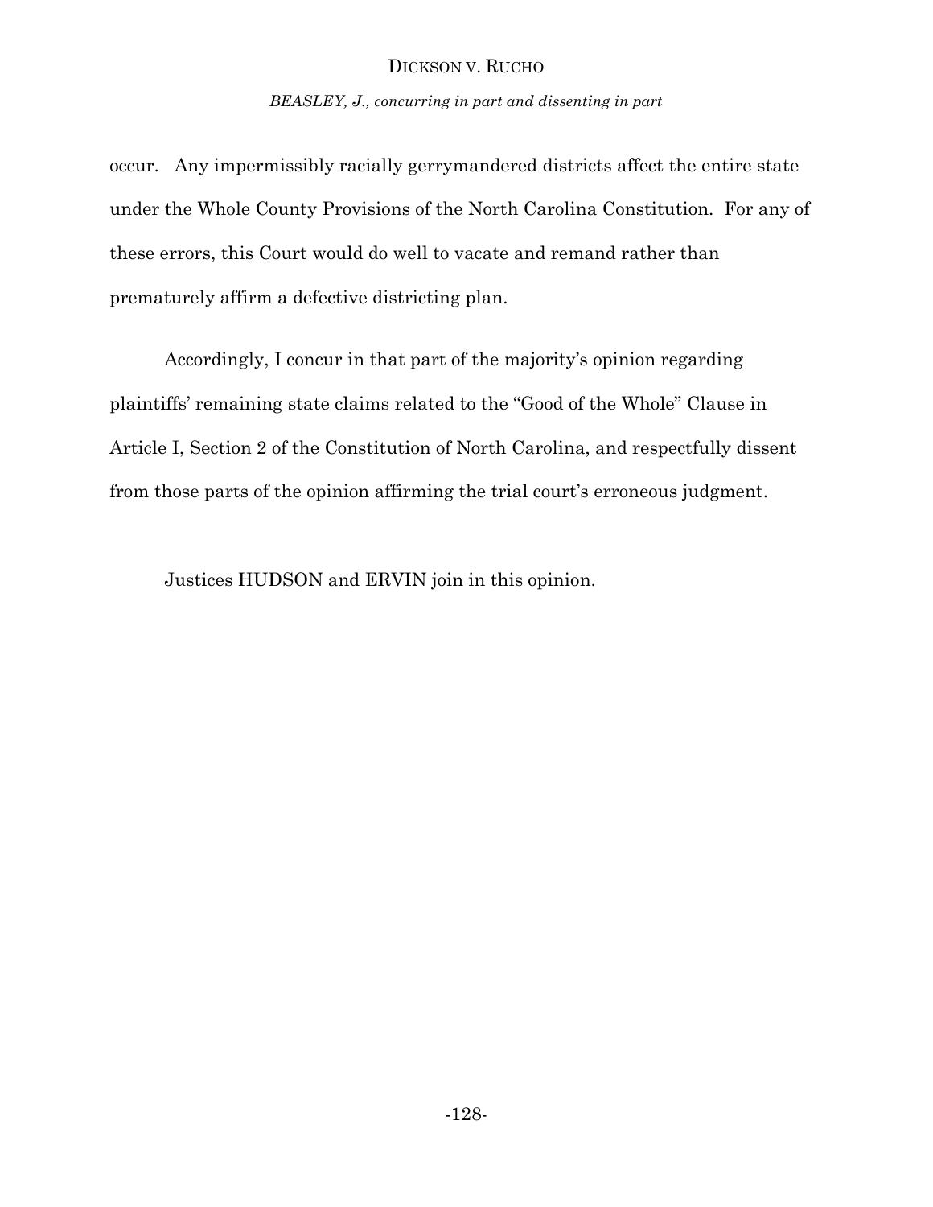occur. Any impermissibly racially gerrymandered districts affect the entire state under the Whole County Provisions of the North Carolina Constitution. For any of these errors, this Court would do well to vacate and remand rather than prematurely affirm a defective districting plan.

Accordingly, I concur in that part of the majority's opinion regarding plaintiffs' remaining state claims related to the "Good of the Whole" Clause in Article I, Section 2 of the Constitution of North Carolina, and respectfully dissent from those parts of the opinion affirming the trial court's erroneous judgment.

Justices HUDSON and ERVIN join in this opinion.